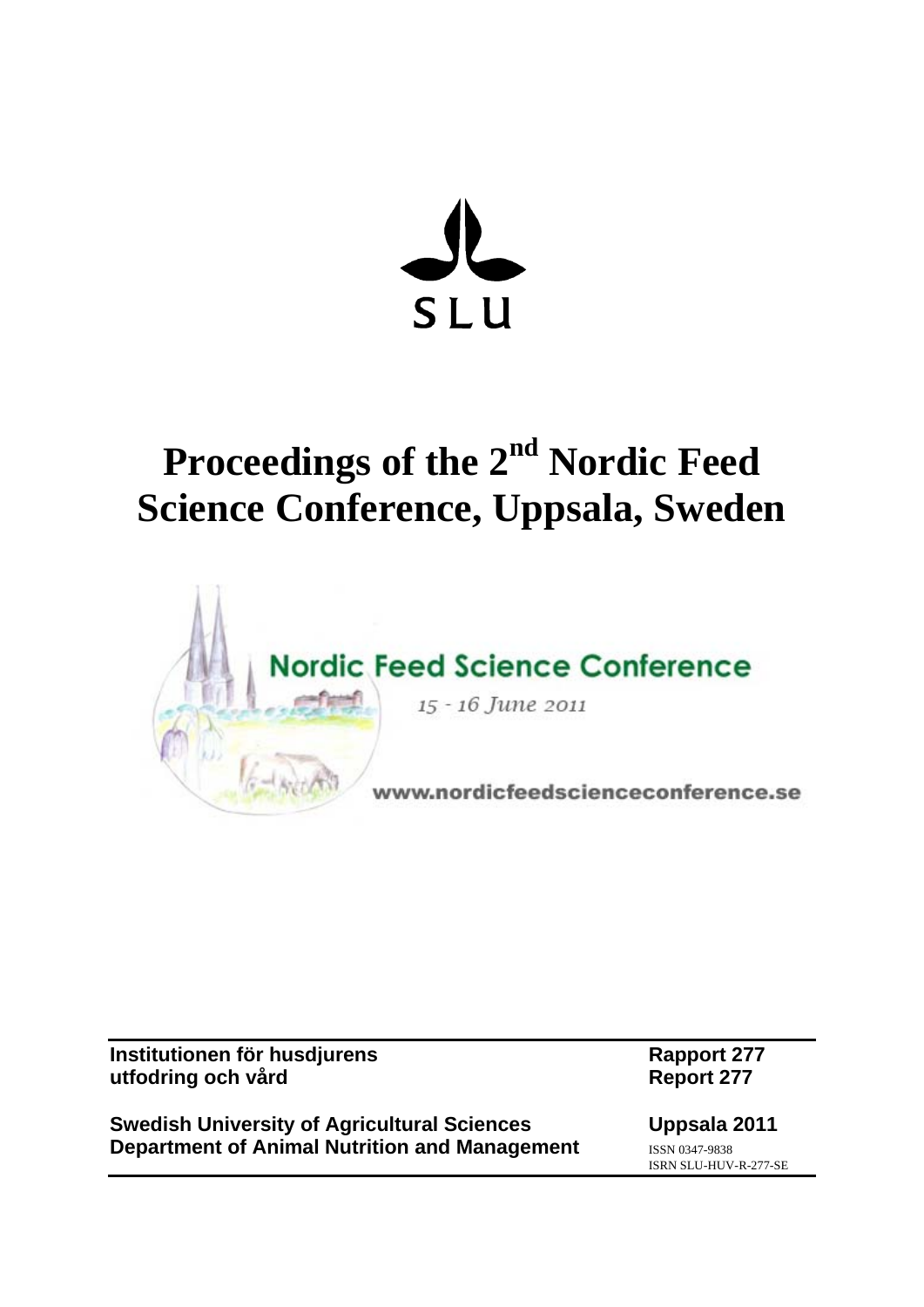SLU

# Proceedings of the 2nd Nordic Feed Science Conference, Uppsala, Sweden

Nordic Feed Science Conference

*15 - 16 June 2011*

www.nordicfeedscienceconference.se

| **Institutionen för husdjurens utfodring och vård** | **Rapport 277** **Report 277** |
|---|---|
| **Swedish University of Agricultural Sciences** **Department of Animal Nutrition and Management** | **Uppsala 2011** ISSN 0347-9838 ISRN SLU-HUV-R-277-SE |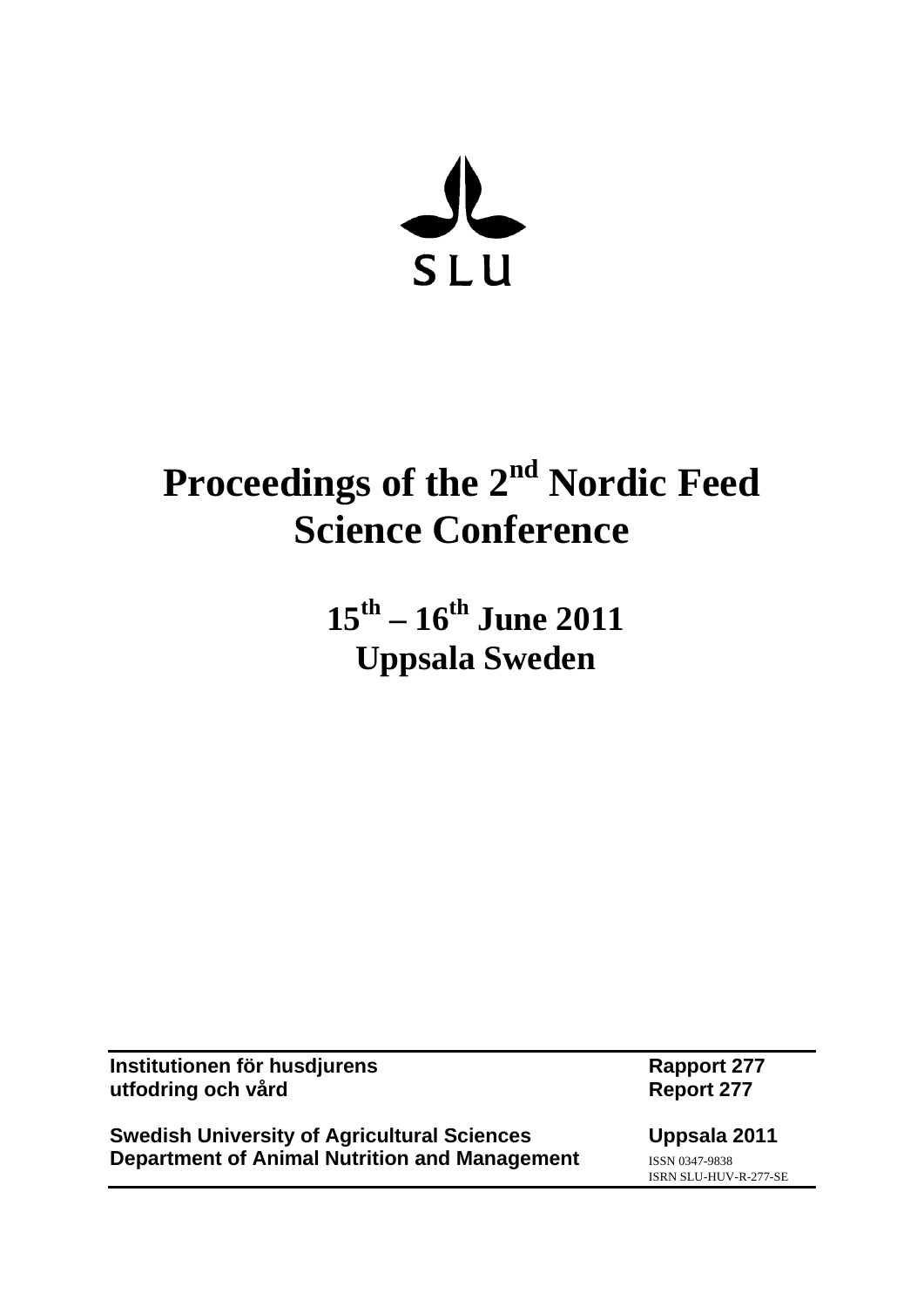SLU

# Proceedings of the 2nd Nordic Feed Science Conference

## 15th – 16th June 2011
## Uppsala Sweden

| | |
|---|---|
| **Institutionen för husdjurens utfodring och vård** | **Rapport 277** **Report 277** |
| **Swedish University of Agricultural Sciences** **Department of Animal Nutrition and Management** | **Uppsala 2011** ISSN 0347-9838 ISRN SLU-HUV-R-277-SE |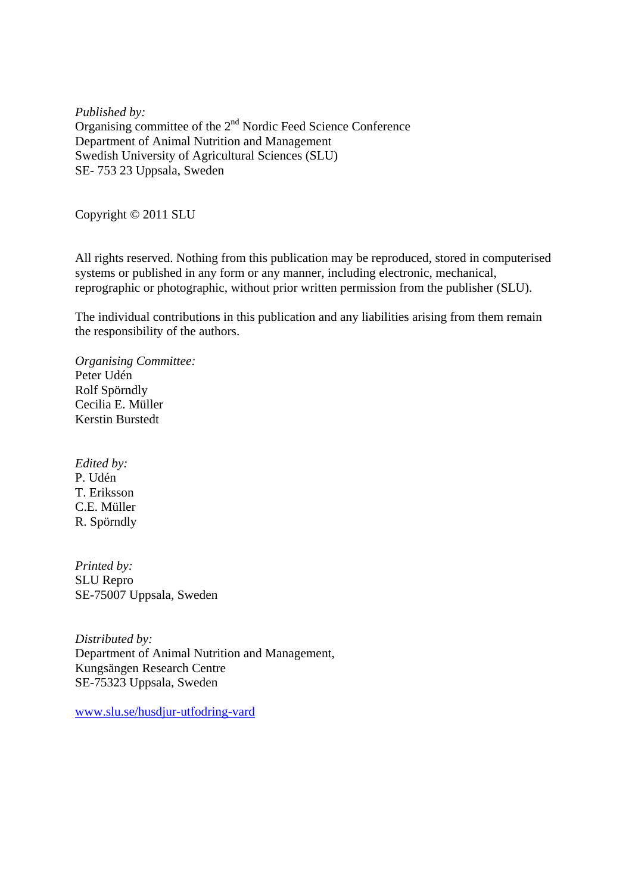*Published by:*
Organising committee of the 2nd Nordic Feed Science Conference
Department of Animal Nutrition and Management
Swedish University of Agricultural Sciences (SLU)
SE- 753 23 Uppsala, Sweden

Copyright © 2011 SLU

All rights reserved. Nothing from this publication may be reproduced, stored in computerised systems or published in any form or any manner, including electronic, mechanical, reprographic or photographic, without prior written permission from the publisher (SLU).

The individual contributions in this publication and any liabilities arising from them remain the responsibility of the authors.

*Organising Committee:*
Peter Udén
Rolf Spörndly
Cecilia E. Müller
Kerstin Burstedt

*Edited by:*
P. Udén
T. Eriksson
C.E. Müller
R. Spörndly

*Printed by:*
SLU Repro
SE-75007 Uppsala, Sweden

*Distributed by:*
Department of Animal Nutrition and Management,
Kungsängen Research Centre
SE-75323 Uppsala, Sweden

www.slu.se/husdjur-utfodring-vard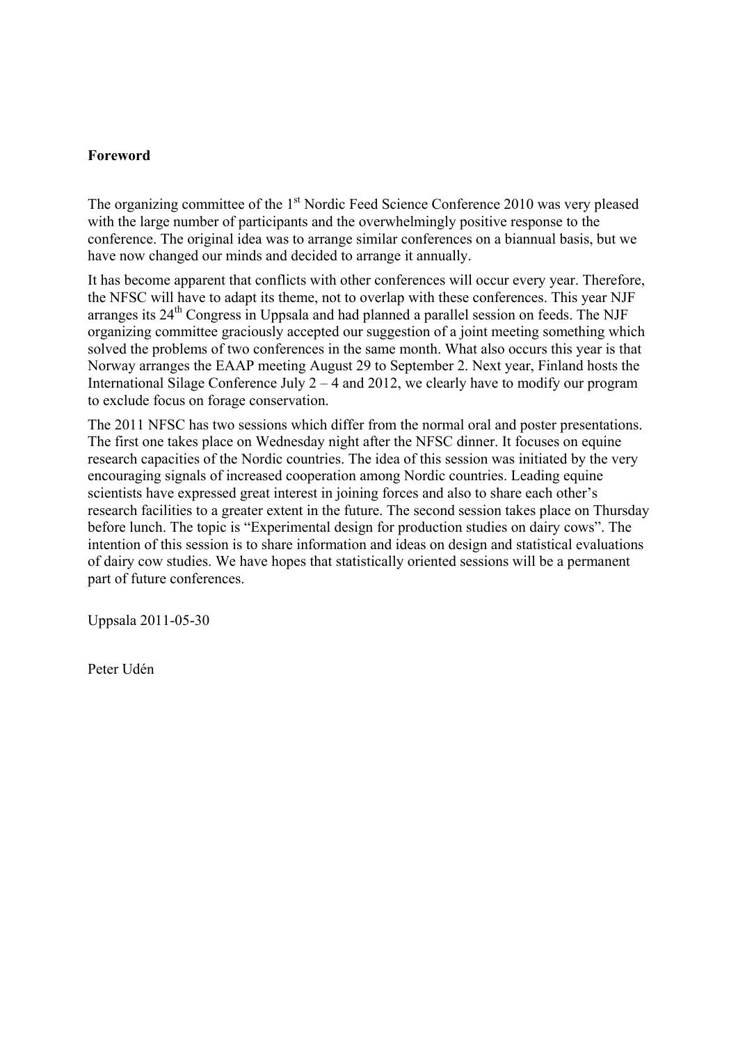**Foreword**

The organizing committee of the 1st Nordic Feed Science Conference 2010 was very pleased with the large number of participants and the overwhelmingly positive response to the conference. The original idea was to arrange similar conferences on a biannual basis, but we have now changed our minds and decided to arrange it annually.

It has become apparent that conflicts with other conferences will occur every year. Therefore, the NFSC will have to adapt its theme, not to overlap with these conferences. This year NJF arranges its 24th Congress in Uppsala and had planned a parallel session on feeds. The NJF organizing committee graciously accepted our suggestion of a joint meeting something which solved the problems of two conferences in the same month. What also occurs this year is that Norway arranges the EAAP meeting August 29 to September 2. Next year, Finland hosts the International Silage Conference July 2 – 4 and 2012, we clearly have to modify our program to exclude focus on forage conservation.

The 2011 NFSC has two sessions which differ from the normal oral and poster presentations. The first one takes place on Wednesday night after the NFSC dinner. It focuses on equine research capacities of the Nordic countries. The idea of this session was initiated by the very encouraging signals of increased cooperation among Nordic countries. Leading equine scientists have expressed great interest in joining forces and also to share each other's research facilities to a greater extent in the future. The second session takes place on Thursday before lunch. The topic is "Experimental design for production studies on dairy cows". The intention of this session is to share information and ideas on design and statistical evaluations of dairy cow studies. We have hopes that statistically oriented sessions will be a permanent part of future conferences.

Uppsala 2011-05-30

Peter Udén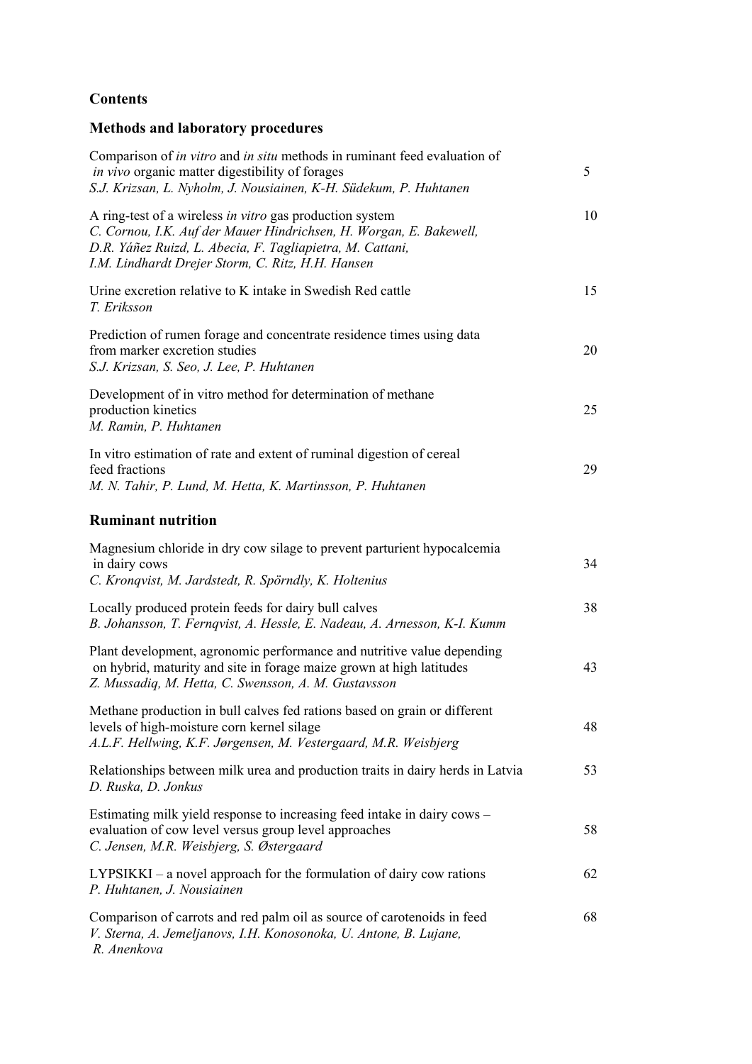## Contents

### Methods and laboratory procedures

| | |
|---|---|
| Comparison of *in vitro* and *in situ* methods in ruminant feed evaluation of *in vivo* organic matter digestibility of forages<br>*S.J. Krizsan, L. Nyholm, J. Nousiainen, K-H. Südekum, P. Huhtanen* | 5 |
| A ring-test of a wireless *in vitro* gas production system<br>*C. Cornou, I.K. Auf der Mauer Hindrichsen, H. Worgan, E. Bakewell, D.R. Yáñez Ruizd, L. Abecia, F. Tagliapietra, M. Cattani, I.M. Lindhardt Drejer Storm, C. Ritz, H.H. Hansen* | 10 |
| Urine excretion relative to K intake in Swedish Red cattle<br>*T. Eriksson* | 15 |
| Prediction of rumen forage and concentrate residence times using data from marker excretion studies<br>*S.J. Krizsan, S. Seo, J. Lee, P. Huhtanen* | 20 |
| Development of in vitro method for determination of methane production kinetics<br>*M. Ramin, P. Huhtanen* | 25 |
| In vitro estimation of rate and extent of ruminal digestion of cereal feed fractions<br>*M. N. Tahir, P. Lund, M. Hetta, K. Martinsson, P. Huhtanen* | 29 |

### Ruminant nutrition

| | |
|---|---|
| Magnesium chloride in dry cow silage to prevent parturient hypocalcemia in dairy cows<br>*C. Kronqvist, M. Jardstedt, R. Spörndly, K. Holtenius* | 34 |
| Locally produced protein feeds for dairy bull calves<br>*B. Johansson, T. Fernqvist, A. Hessle, E. Nadeau, A. Arnesson, K-I. Kumm* | 38 |
| Plant development, agronomic performance and nutritive value depending on hybrid, maturity and site in forage maize grown at high latitudes<br>*Z. Mussadiq, M. Hetta, C. Swensson, A. M. Gustavsson* | 43 |
| Methane production in bull calves fed rations based on grain or different levels of high-moisture corn kernel silage<br>*A.L.F. Hellwing, K.F. Jørgensen, M. Vestergaard, M.R. Weisbjerg* | 48 |
| Relationships between milk urea and production traits in dairy herds in Latvia<br>*D. Ruska, D. Jonkus* | 53 |
| Estimating milk yield response to increasing feed intake in dairy cows – evaluation of cow level versus group level approaches<br>*C. Jensen, M.R. Weisbjerg, S. Østergaard* | 58 |
| LYPSIKKI – a novel approach for the formulation of dairy cow rations<br>*P. Huhtanen, J. Nousiainen* | 62 |
| Comparison of carrots and red palm oil as source of carotenoids in feed<br>*V. Sterna, A. Jemeljanovs, I.H. Konosonoka, U. Antone, B. Lujane, R. Anenkova* | 68 |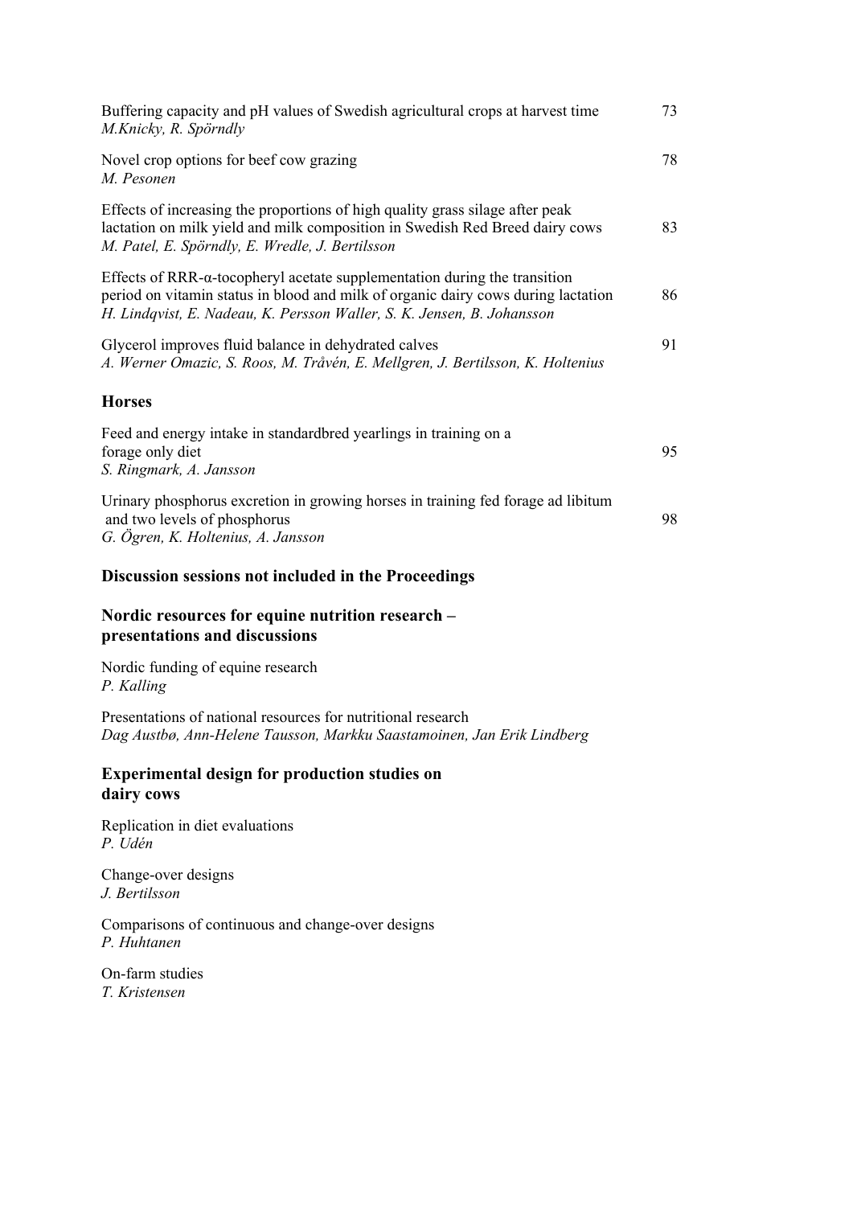Buffering capacity and pH values of Swedish agricultural crops at harvest time 73
*M.Knicky, R. Spörndly*

Novel crop options for beef cow grazing 78
*M. Pesonen*

Effects of increasing the proportions of high quality grass silage after peak lactation on milk yield and milk composition in Swedish Red Breed dairy cows 83
*M. Patel, E. Spörndly, E. Wredle, J. Bertilsson*

Effects of RRR-α-tocopheryl acetate supplementation during the transition period on vitamin status in blood and milk of organic dairy cows during lactation 86
*H. Lindqvist, E. Nadeau, K. Persson Waller, S. K. Jensen, B. Johansson*

Glycerol improves fluid balance in dehydrated calves 91
*A. Werner Omazic, S. Roos, M. Tråvén, E. Mellgren, J. Bertilsson, K. Holtenius*

## Horses

Feed and energy intake in standardbred yearlings in training on a forage only diet 95
*S. Ringmark, A. Jansson*

Urinary phosphorus excretion in growing horses in training fed forage ad libitum and two levels of phosphorus 98
*G. Ögren, K. Holtenius, A. Jansson*

## Discussion sessions not included in the Proceedings

### Nordic resources for equine nutrition research – presentations and discussions

Nordic funding of equine research
*P. Kalling*

Presentations of national resources for nutritional research
*Dag Austbø, Ann-Helene Tausson, Markku Saastamoinen, Jan Erik Lindberg*

### Experimental design for production studies on dairy cows

Replication in diet evaluations
*P. Udén*

Change-over designs
*J. Bertilsson*

Comparisons of continuous and change-over designs
*P. Huhtanen*

On-farm studies
*T. Kristensen*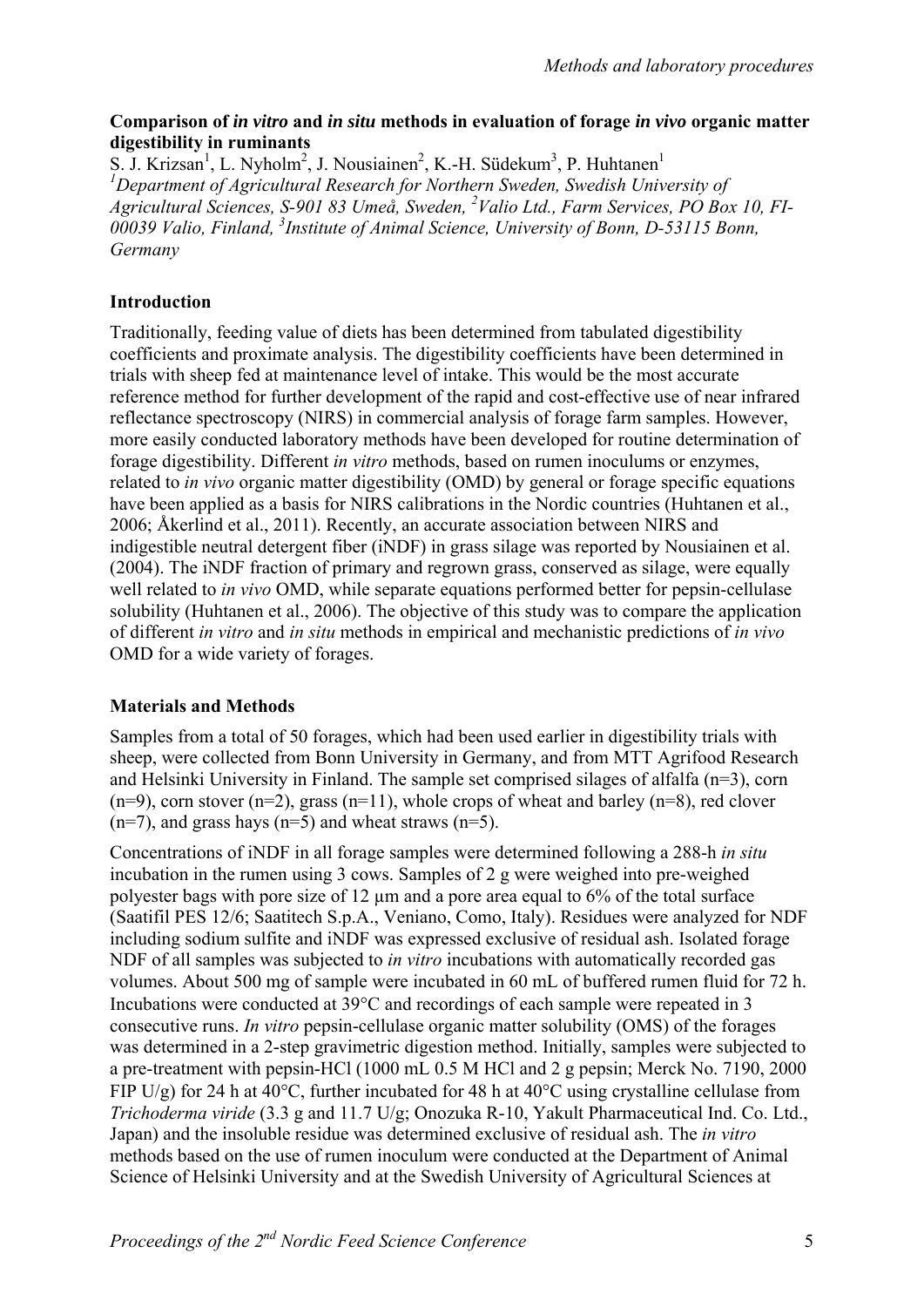**Comparison of *in vitro* and *in situ* methods in evaluation of forage *in vivo* organic matter digestibility in ruminants**

S. J. Krizsan[1], L. Nyholm[2], J. Nousiainen[2], K.-H. Südekum[3], P. Huhtanen[1]

[1]*Department of Agricultural Research for Northern Sweden, Swedish University of Agricultural Sciences, S-901 83 Umeå, Sweden,* [2]*Valio Ltd., Farm Services, PO Box 10, FI-00039 Valio, Finland,* [3]*Institute of Animal Science, University of Bonn, D-53115 Bonn, Germany*

## Introduction

Traditionally, feeding value of diets has been determined from tabulated digestibility coefficients and proximate analysis. The digestibility coefficients have been determined in trials with sheep fed at maintenance level of intake. This would be the most accurate reference method for further development of the rapid and cost-effective use of near infrared reflectance spectroscopy (NIRS) in commercial analysis of forage farm samples. However, more easily conducted laboratory methods have been developed for routine determination of forage digestibility. Different *in vitro* methods, based on rumen inoculums or enzymes, related to *in vivo* organic matter digestibility (OMD) by general or forage specific equations have been applied as a basis for NIRS calibrations in the Nordic countries (Huhtanen et al., 2006; Åkerlind et al., 2011). Recently, an accurate association between NIRS and indigestible neutral detergent fiber (iNDF) in grass silage was reported by Nousiainen et al. (2004). The iNDF fraction of primary and regrown grass, conserved as silage, were equally well related to *in vivo* OMD, while separate equations performed better for pepsin-cellulase solubility (Huhtanen et al., 2006). The objective of this study was to compare the application of different *in vitro* and *in situ* methods in empirical and mechanistic predictions of *in vivo* OMD for a wide variety of forages.

## Materials and Methods

Samples from a total of 50 forages, which had been used earlier in digestibility trials with sheep, were collected from Bonn University in Germany, and from MTT Agrifood Research and Helsinki University in Finland. The sample set comprised silages of alfalfa (n=3), corn (n=9), corn stover (n=2), grass (n=11), whole crops of wheat and barley (n=8), red clover (n=7), and grass hays (n=5) and wheat straws (n=5).

Concentrations of iNDF in all forage samples were determined following a 288-h *in situ* incubation in the rumen using 3 cows. Samples of 2 g were weighed into pre-weighed polyester bags with pore size of 12 µm and a pore area equal to 6% of the total surface (Saatifil PES 12/6; Saatitech S.p.A., Veniano, Como, Italy). Residues were analyzed for NDF including sodium sulfite and iNDF was expressed exclusive of residual ash. Isolated forage NDF of all samples was subjected to *in vitro* incubations with automatically recorded gas volumes. About 500 mg of sample were incubated in 60 mL of buffered rumen fluid for 72 h. Incubations were conducted at 39°C and recordings of each sample were repeated in 3 consecutive runs. *In vitro* pepsin-cellulase organic matter solubility (OMS) of the forages was determined in a 2-step gravimetric digestion method. Initially, samples were subjected to a pre-treatment with pepsin-HCl (1000 mL 0.5 M HCl and 2 g pepsin; Merck No. 7190, 2000 FIP U/g) for 24 h at 40°C, further incubated for 48 h at 40°C using crystalline cellulase from *Trichoderma viride* (3.3 g and 11.7 U/g; Onozuka R-10, Yakult Pharmaceutical Ind. Co. Ltd., Japan) and the insoluble residue was determined exclusive of residual ash. The *in vitro* methods based on the use of rumen inoculum were conducted at the Department of Animal Science of Helsinki University and at the Swedish University of Agricultural Sciences at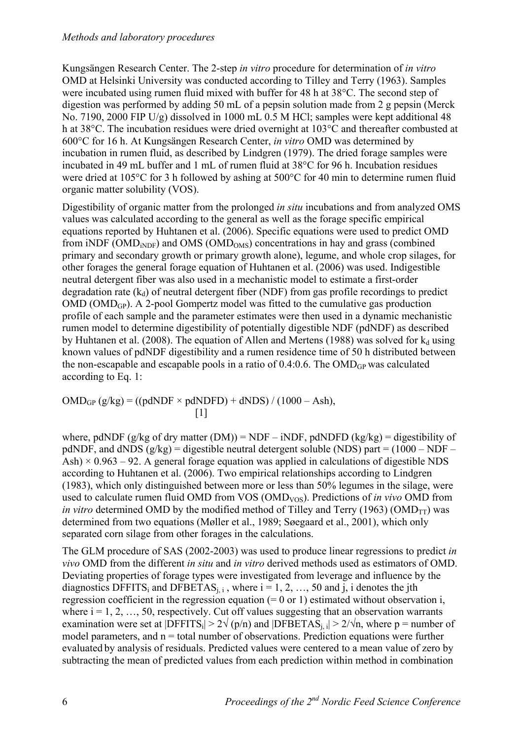Kungsängen Research Center. The 2-step *in vitro* procedure for determination of *in vitro* OMD at Helsinki University was conducted according to Tilley and Terry (1963). Samples were incubated using rumen fluid mixed with buffer for 48 h at 38°C. The second step of digestion was performed by adding 50 mL of a pepsin solution made from 2 g pepsin (Merck No. 7190, 2000 FIP U/g) dissolved in 1000 mL 0.5 M HCl; samples were kept additional 48 h at 38°C. The incubation residues were dried overnight at 103°C and thereafter combusted at 600°C for 16 h. At Kungsängen Research Center, *in vitro* OMD was determined by incubation in rumen fluid, as described by Lindgren (1979). The dried forage samples were incubated in 49 mL buffer and 1 mL of rumen fluid at 38°C for 96 h. Incubation residues were dried at 105°C for 3 h followed by ashing at 500°C for 40 min to determine rumen fluid organic matter solubility (VOS).

Digestibility of organic matter from the prolonged *in situ* incubations and from analyzed OMS values was calculated according to the general as well as the forage specific empirical equations reported by Huhtanen et al. (2006). Specific equations were used to predict OMD from iNDF ($OMD_{iNDF}$) and OMS ($OMD_{OMS}$) concentrations in hay and grass (combined primary and secondary growth or primary growth alone), legume, and whole crop silages, for other forages the general forage equation of Huhtanen et al. (2006) was used. Indigestible neutral detergent fiber was also used in a mechanistic model to estimate a first-order degradation rate ($k_d$) of neutral detergent fiber (NDF) from gas profile recordings to predict OMD ($OMD_{GP}$). A 2-pool Gompertz model was fitted to the cumulative gas production profile of each sample and the parameter estimates were then used in a dynamic mechanistic rumen model to determine digestibility of potentially digestible NDF (pdNDF) as described by Huhtanen et al. (2008). The equation of Allen and Mertens (1988) was solved for $k_d$ using known values of pdNDF digestibility and a rumen residence time of 50 h distributed between the non-escapable and escapable pools in a ratio of 0.4:0.6. The $OMD_{GP}$ was calculated according to Eq. 1:

$$OMD_{GP}\ (g/kg) = ((pdNDF \times pdNDFD) + dNDS) / (1000 - Ash), \quad [1]$$

where, pdNDF (g/kg of dry matter (DM)) = NDF – iNDF, pdNDFD (kg/kg) = digestibility of pdNDF, and dNDS (g/kg) = digestible neutral detergent soluble (NDS) part = (1000 – NDF – Ash) × 0.963 – 92. A general forage equation was applied in calculations of digestible NDS according to Huhtanen et al. (2006). Two empirical relationships according to Lindgren (1983), which only distinguished between more or less than 50% legumes in the silage, were used to calculate rumen fluid OMD from VOS ($OMD_{VOS}$). Predictions of *in vivo* OMD from *in vitro* determined OMD by the modified method of Tilley and Terry (1963) ($OMD_{TT}$) was determined from two equations (Møller et al., 1989; Søegaard et al., 2001), which only separated corn silage from other forages in the calculations.

The GLM procedure of SAS (2002-2003) was used to produce linear regressions to predict *in vivo* OMD from the different *in situ* and *in vitro* derived methods used as estimators of OMD. Deviating properties of forage types were investigated from leverage and influence by the diagnostics $DFFITS_i$ and $DFBETAS_{j,i}$ , where i = 1, 2, …, 50 and j, i denotes the jth regression coefficient in the regression equation (= 0 or 1) estimated without observation i, where i = 1, 2, …, 50, respectively. Cut off values suggesting that an observation warrants examination were set at $|DFFITS_i| > 2\sqrt{(p/n)}$ and $|DFBETAS_{j,i}| > 2/\sqrt{n}$, where p = number of model parameters, and n = total number of observations. Prediction equations were further evaluated by analysis of residuals. Predicted values were centered to a mean value of zero by subtracting the mean of predicted values from each prediction within method in combination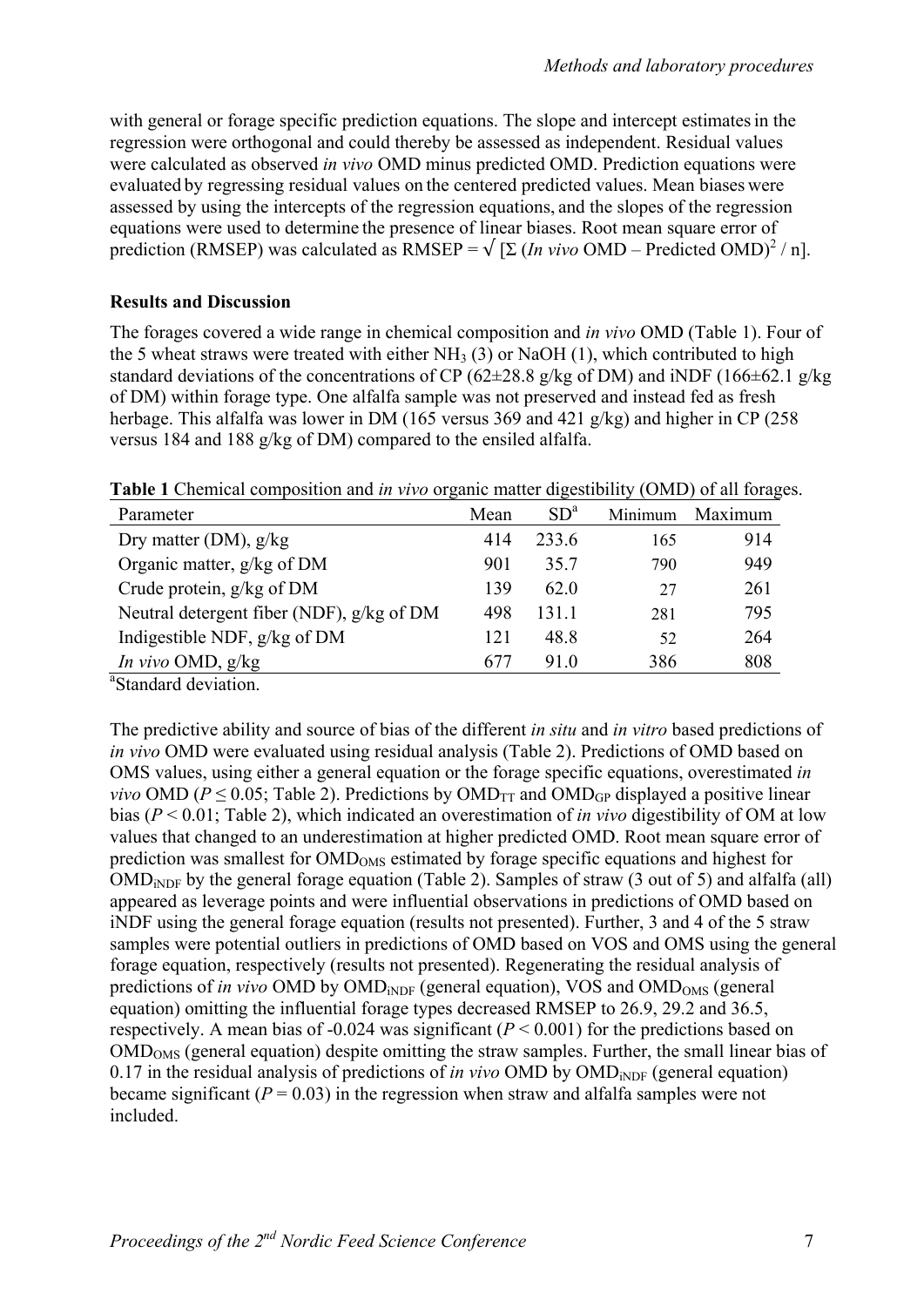with general or forage specific prediction equations. The slope and intercept estimates in the regression were orthogonal and could thereby be assessed as independent. Residual values were calculated as observed *in vivo* OMD minus predicted OMD. Prediction equations were evaluated by regressing residual values on the centered predicted values. Mean biases were assessed by using the intercepts of the regression equations, and the slopes of the regression equations were used to determine the presence of linear biases. Root mean square error of prediction (RMSEP) was calculated as RMSEP = $\sqrt{[\Sigma (\textit{In vivo} \text{ OMD} - \text{Predicted OMD})^2 / n]}$.

**Results and Discussion**

The forages covered a wide range in chemical composition and *in vivo* OMD (Table 1). Four of the 5 wheat straws were treated with either $NH_3$ (3) or NaOH (1), which contributed to high standard deviations of the concentrations of CP (62±28.8 g/kg of DM) and iNDF (166±62.1 g/kg of DM) within forage type. One alfalfa sample was not preserved and instead fed as fresh herbage. This alfalfa was lower in DM (165 versus 369 and 421 g/kg) and higher in CP (258 versus 184 and 188 g/kg of DM) compared to the ensiled alfalfa.

**Table 1** Chemical composition and *in vivo* organic matter digestibility (OMD) of all forages.

| Parameter | Mean | SD[a] | Minimum | Maximum |
|---|---|---|---|---|
| Dry matter (DM), g/kg | 414 | 233.6 | 165 | 914 |
| Organic matter, g/kg of DM | 901 | 35.7 | 790 | 949 |
| Crude protein, g/kg of DM | 139 | 62.0 | 27 | 261 |
| Neutral detergent fiber (NDF), g/kg of DM | 498 | 131.1 | 281 | 795 |
| Indigestible NDF, g/kg of DM | 121 | 48.8 | 52 | 264 |
| *In vivo* OMD, g/kg | 677 | 91.0 | 386 | 808 |

[a]Standard deviation.

The predictive ability and source of bias of the different *in situ* and *in vitro* based predictions of *in vivo* OMD were evaluated using residual analysis (Table 2). Predictions of OMD based on OMS values, using either a general equation or the forage specific equations, overestimated *in vivo* OMD ($P \leq 0.05$; Table 2). Predictions by $OMD_{TT}$ and $OMD_{GP}$ displayed a positive linear bias ($P < 0.01$; Table 2), which indicated an overestimation of *in vivo* digestibility of OM at low values that changed to an underestimation at higher predicted OMD. Root mean square error of prediction was smallest for $OMD_{OMS}$ estimated by forage specific equations and highest for $OMD_{iNDF}$ by the general forage equation (Table 2). Samples of straw (3 out of 5) and alfalfa (all) appeared as leverage points and were influential observations in predictions of OMD based on iNDF using the general forage equation (results not presented). Further, 3 and 4 of the 5 straw samples were potential outliers in predictions of OMD based on VOS and OMS using the general forage equation, respectively (results not presented). Regenerating the residual analysis of predictions of *in vivo* OMD by $OMD_{iNDF}$ (general equation), VOS and $OMD_{OMS}$ (general equation) omitting the influential forage types decreased RMSEP to 26.9, 29.2 and 36.5, respectively. A mean bias of -0.024 was significant ($P < 0.001$) for the predictions based on $OMD_{OMS}$ (general equation) despite omitting the straw samples. Further, the small linear bias of 0.17 in the residual analysis of predictions of *in vivo* OMD by $OMD_{iNDF}$ (general equation) became significant ($P = 0.03$) in the regression when straw and alfalfa samples were not included.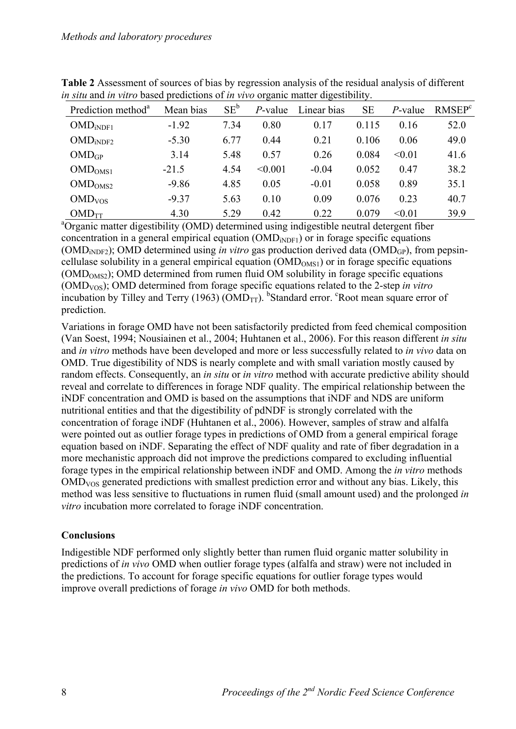**Table 2** Assessment of sources of bias by regression analysis of the residual analysis of different *in situ* and *in vitro* based predictions of *in vivo* organic matter digestibility.

| Prediction method[a] | Mean bias | SE[b] | *P*-value | Linear bias | SE | *P*-value | RMSEP[c] |
|---|---|---|---|---|---|---|---|
| $OMD_{iNDF1}$ | -1.92 | 7.34 | 0.80 | 0.17 | 0.115 | 0.16 | 52.0 |
| $OMD_{iNDF2}$ | -5.30 | 6.77 | 0.44 | 0.21 | 0.106 | 0.06 | 49.0 |
| $OMD_{GP}$ | 3.14 | 5.48 | 0.57 | 0.26 | 0.084 | <0.01 | 41.6 |
| $OMD_{OMS1}$ | -21.5 | 4.54 | <0.001 | -0.04 | 0.052 | 0.47 | 38.2 |
| $OMD_{OMS2}$ | -9.86 | 4.85 | 0.05 | -0.01 | 0.058 | 0.89 | 35.1 |
| $OMD_{VOS}$ | -9.37 | 5.63 | 0.10 | 0.09 | 0.076 | 0.23 | 40.7 |
| $OMD_{TT}$ | 4.30 | 5.29 | 0.42 | 0.22 | 0.079 | <0.01 | 39.9 |

[a]Organic matter digestibility (OMD) determined using indigestible neutral detergent fiber concentration in a general empirical equation ($OMD_{iNDF1}$) or in forage specific equations ($OMD_{iNDF2}$); OMD determined using *in vitro* gas production derived data ($OMD_{GP}$), from pepsin-cellulase solubility in a general empirical equation ($OMD_{OMS1}$) or in forage specific equations ($OMD_{OMS2}$); OMD determined from rumen fluid OM solubility in forage specific equations ($OMD_{VOS}$); OMD determined from forage specific equations related to the 2-step *in vitro* incubation by Tilley and Terry (1963) ($OMD_{TT}$). [b]Standard error. [c]Root mean square error of prediction.

Variations in forage OMD have not been satisfactorily predicted from feed chemical composition (Van Soest, 1994; Nousiainen et al., 2004; Huhtanen et al., 2006). For this reason different *in situ* and *in vitro* methods have been developed and more or less successfully related to *in vivo* data on OMD. True digestibility of NDS is nearly complete and with small variation mostly caused by random effects. Consequently, an *in situ* or *in vitro* method with accurate predictive ability should reveal and correlate to differences in forage NDF quality. The empirical relationship between the iNDF concentration and OMD is based on the assumptions that iNDF and NDS are uniform nutritional entities and that the digestibility of pdNDF is strongly correlated with the concentration of forage iNDF (Huhtanen et al., 2006). However, samples of straw and alfalfa were pointed out as outlier forage types in predictions of OMD from a general empirical forage equation based on iNDF. Separating the effect of NDF quality and rate of fiber degradation in a more mechanistic approach did not improve the predictions compared to excluding influential forage types in the empirical relationship between iNDF and OMD. Among the *in vitro* methods $OMD_{VOS}$ generated predictions with smallest prediction error and without any bias. Likely, this method was less sensitive to fluctuations in rumen fluid (small amount used) and the prolonged *in vitro* incubation more correlated to forage iNDF concentration.

## Conclusions

Indigestible NDF performed only slightly better than rumen fluid organic matter solubility in predictions of *in vivo* OMD when outlier forage types (alfalfa and straw) were not included in the predictions. To account for forage specific equations for outlier forage types would improve overall predictions of forage *in vivo* OMD for both methods.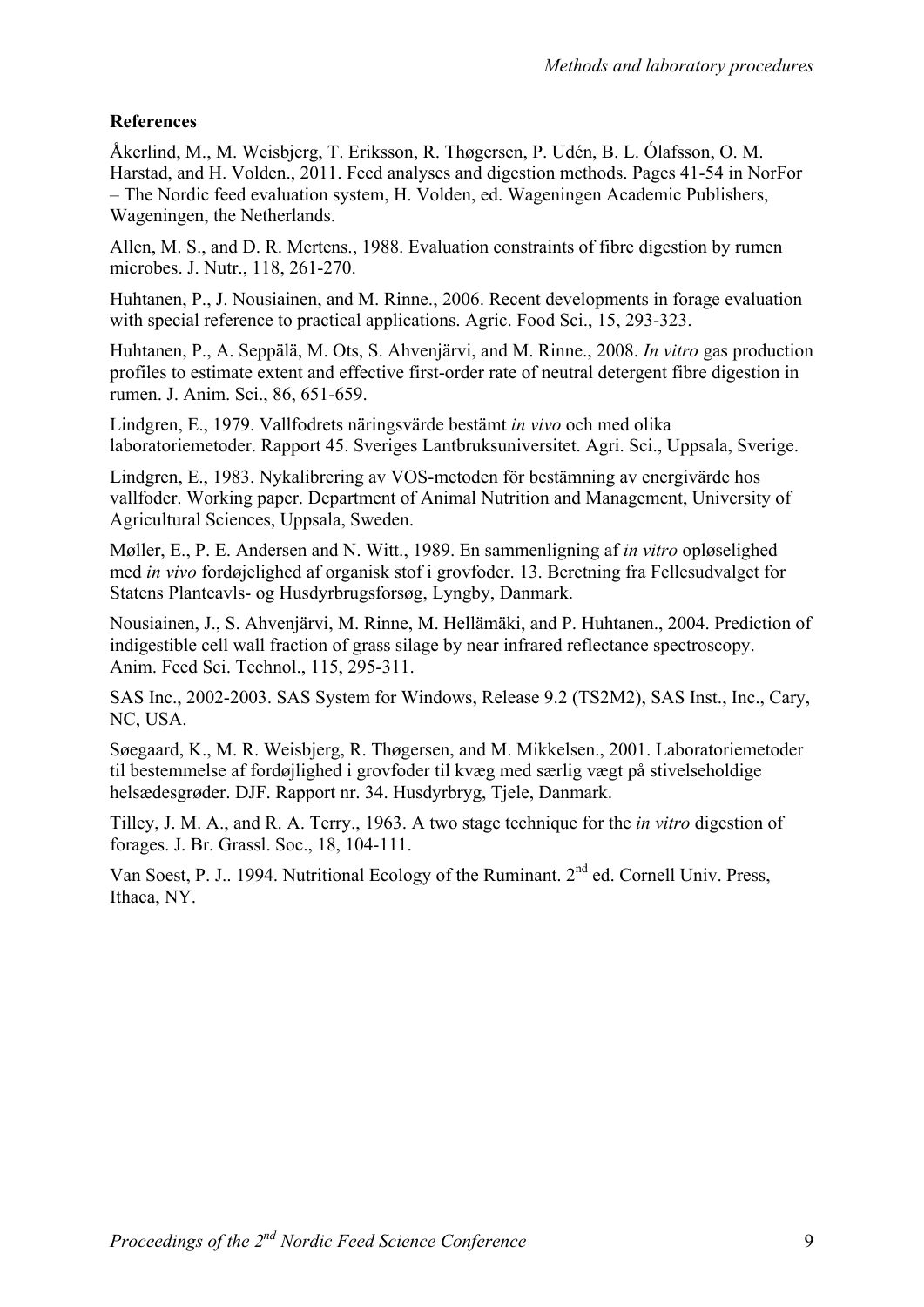**References**

Åkerlind, M., M. Weisbjerg, T. Eriksson, R. Thøgersen, P. Udén, B. L. Ólafsson, O. M. Harstad, and H. Volden., 2011. Feed analyses and digestion methods. Pages 41-54 in NorFor – The Nordic feed evaluation system, H. Volden, ed. Wageningen Academic Publishers, Wageningen, the Netherlands.

Allen, M. S., and D. R. Mertens., 1988. Evaluation constraints of fibre digestion by rumen microbes. J. Nutr., 118, 261-270.

Huhtanen, P., J. Nousiainen, and M. Rinne., 2006. Recent developments in forage evaluation with special reference to practical applications. Agric. Food Sci., 15, 293-323.

Huhtanen, P., A. Seppälä, M. Ots, S. Ahvenjärvi, and M. Rinne., 2008. *In vitro* gas production profiles to estimate extent and effective first-order rate of neutral detergent fibre digestion in rumen. J. Anim. Sci., 86, 651-659.

Lindgren, E., 1979. Vallfodrets näringsvärde bestämt *in vivo* och med olika laboratoriemetoder. Rapport 45. Sveriges Lantbruksuniversitet. Agri. Sci., Uppsala, Sverige.

Lindgren, E., 1983. Nykalibrering av VOS-metoden för bestämning av energivärde hos vallfoder. Working paper. Department of Animal Nutrition and Management, University of Agricultural Sciences, Uppsala, Sweden.

Møller, E., P. E. Andersen and N. Witt., 1989. En sammenligning af *in vitro* opløselighed med *in vivo* fordøjelighed af organisk stof i grovfoder. 13. Beretning fra Fellesudvalget for Statens Planteavls- og Husdyrbrugsforsøg, Lyngby, Danmark.

Nousiainen, J., S. Ahvenjärvi, M. Rinne, M. Hellämäki, and P. Huhtanen., 2004. Prediction of indigestible cell wall fraction of grass silage by near infrared reflectance spectroscopy. Anim. Feed Sci. Technol., 115, 295-311.

SAS Inc., 2002-2003. SAS System for Windows, Release 9.2 (TS2M2), SAS Inst., Inc., Cary, NC, USA.

Søegaard, K., M. R. Weisbjerg, R. Thøgersen, and M. Mikkelsen., 2001. Laboratoriemetoder til bestemmelse af fordøjlighed i grovfoder til kvæg med særlig vægt på stivelseholdige helsædesgrøder. DJF. Rapport nr. 34. Husdyrbryg, Tjele, Danmark.

Tilley, J. M. A., and R. A. Terry., 1963. A two stage technique for the *in vitro* digestion of forages. J. Br. Grassl. Soc., 18, 104-111.

Van Soest, P. J.. 1994. Nutritional Ecology of the Ruminant. 2nd ed. Cornell Univ. Press, Ithaca, NY.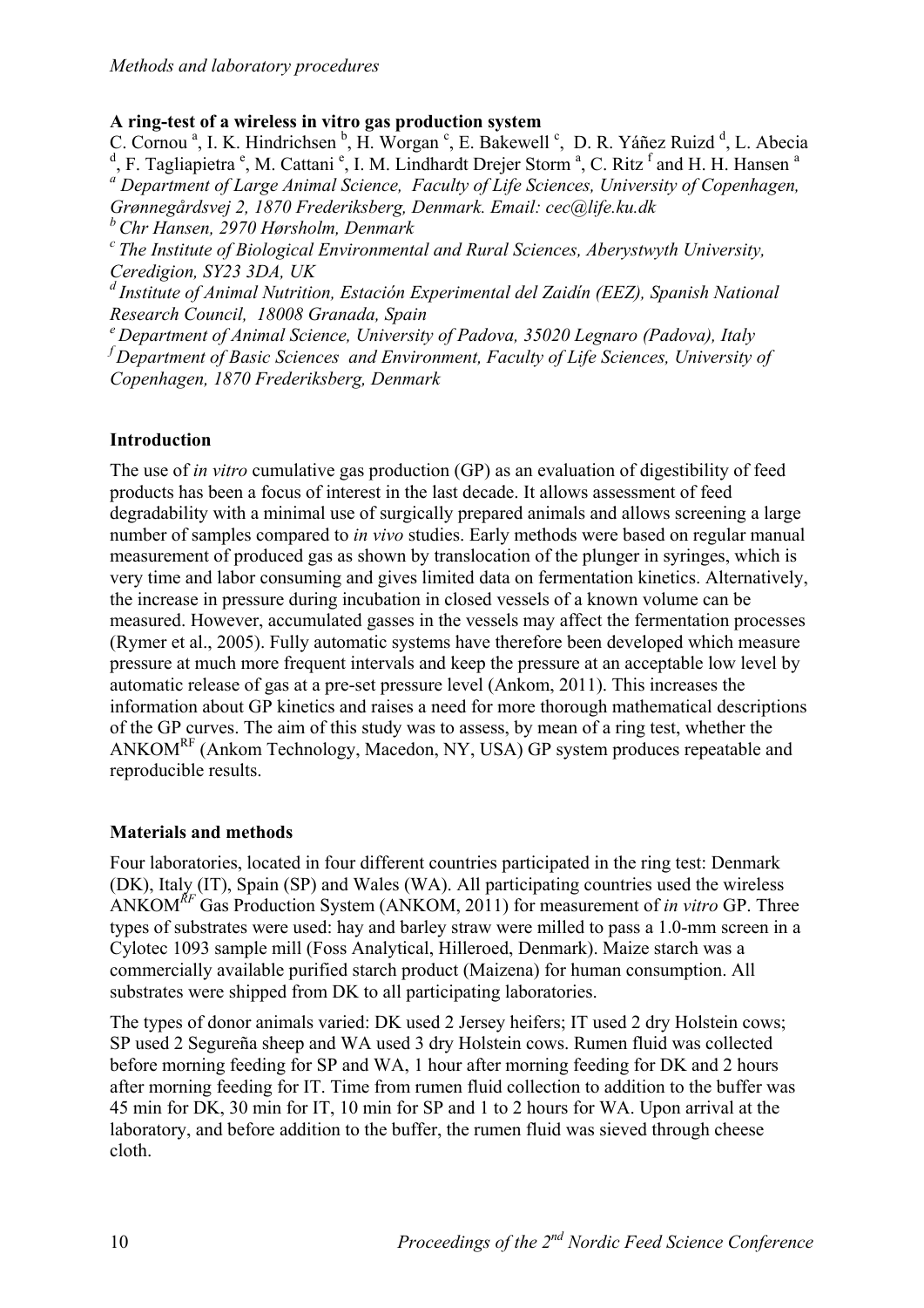## A ring-test of a wireless in vitro gas production system

C. Cornou [a], I. K. Hindrichsen [b], H. Worgan [c], E. Bakewell [c], D. R. Yáñez Ruizd [d], L. Abecia [d], F. Tagliapietra [e], M. Cattani [e], I. M. Lindhardt Drejer Storm [a], C. Ritz [f] and H. H. Hansen [a]

[a] *Department of Large Animal Science, Faculty of Life Sciences, University of Copenhagen, Grønnegårdsvej 2, 1870 Frederiksberg, Denmark. Email: cec@life.ku.dk*

[b] *Chr Hansen, 2970 Hørsholm, Denmark*

[c] *The Institute of Biological Environmental and Rural Sciences, Aberystwyth University, Ceredigion, SY23 3DA, UK*

[d] *Institute of Animal Nutrition, Estación Experimental del Zaidín (EEZ), Spanish National Research Council, 18008 Granada, Spain*

[e] *Department of Animal Science, University of Padova, 35020 Legnaro (Padova), Italy*

[f] *Department of Basic Sciences and Environment, Faculty of Life Sciences, University of Copenhagen, 1870 Frederiksberg, Denmark*

### Introduction

The use of *in vitro* cumulative gas production (GP) as an evaluation of digestibility of feed products has been a focus of interest in the last decade. It allows assessment of feed degradability with a minimal use of surgically prepared animals and allows screening a large number of samples compared to *in vivo* studies. Early methods were based on regular manual measurement of produced gas as shown by translocation of the plunger in syringes, which is very time and labor consuming and gives limited data on fermentation kinetics. Alternatively, the increase in pressure during incubation in closed vessels of a known volume can be measured. However, accumulated gasses in the vessels may affect the fermentation processes (Rymer et al., 2005). Fully automatic systems have therefore been developed which measure pressure at much more frequent intervals and keep the pressure at an acceptable low level by automatic release of gas at a pre-set pressure level (Ankom, 2011). This increases the information about GP kinetics and raises a need for more thorough mathematical descriptions of the GP curves. The aim of this study was to assess, by mean of a ring test, whether the ANKOM[RF] (Ankom Technology, Macedon, NY, USA) GP system produces repeatable and reproducible results.

### Materials and methods

Four laboratories, located in four different countries participated in the ring test: Denmark (DK), Italy (IT), Spain (SP) and Wales (WA). All participating countries used the wireless ANKOM[RF] Gas Production System (ANKOM, 2011) for measurement of *in vitro* GP. Three types of substrates were used: hay and barley straw were milled to pass a 1.0-mm screen in a Cylotec 1093 sample mill (Foss Analytical, Hilleroed, Denmark). Maize starch was a commercially available purified starch product (Maizena) for human consumption. All substrates were shipped from DK to all participating laboratories.

The types of donor animals varied: DK used 2 Jersey heifers; IT used 2 dry Holstein cows; SP used 2 Segureña sheep and WA used 3 dry Holstein cows. Rumen fluid was collected before morning feeding for SP and WA, 1 hour after morning feeding for DK and 2 hours after morning feeding for IT. Time from rumen fluid collection to addition to the buffer was 45 min for DK, 30 min for IT, 10 min for SP and 1 to 2 hours for WA. Upon arrival at the laboratory, and before addition to the buffer, the rumen fluid was sieved through cheese cloth.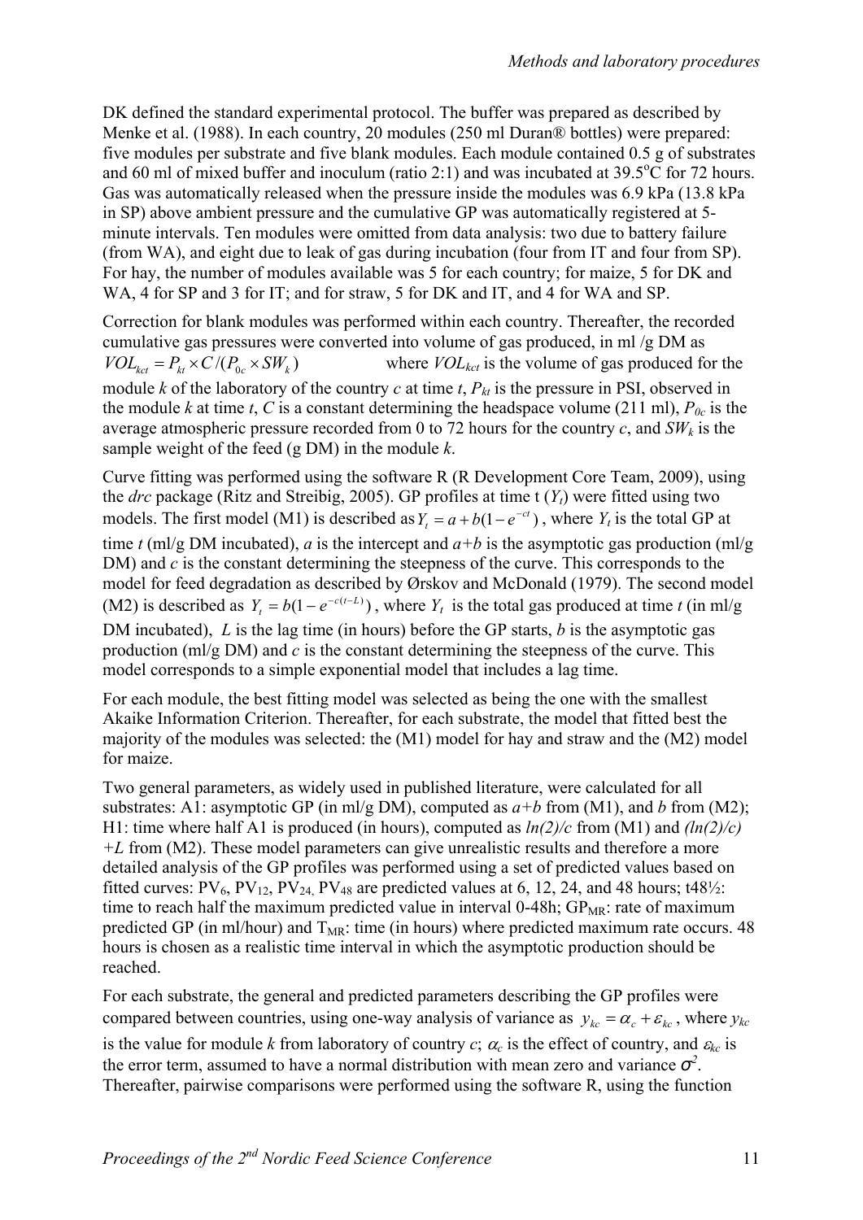DK defined the standard experimental protocol. The buffer was prepared as described by Menke et al. (1988). In each country, 20 modules (250 ml Duran® bottles) were prepared: five modules per substrate and five blank modules. Each module contained 0.5 g of substrates and 60 ml of mixed buffer and inoculum (ratio 2:1) and was incubated at 39.5°C for 72 hours. Gas was automatically released when the pressure inside the modules was 6.9 kPa (13.8 kPa in SP) above ambient pressure and the cumulative GP was automatically registered at 5-minute intervals. Ten modules were omitted from data analysis: two due to battery failure (from WA), and eight due to leak of gas during incubation (four from IT and four from SP). For hay, the number of modules available was 5 for each country; for maize, 5 for DK and WA, 4 for SP and 3 for IT; and for straw, 5 for DK and IT, and 4 for WA and SP.

Correction for blank modules was performed within each country. Thereafter, the recorded cumulative gas pressures were converted into volume of gas produced, in ml /g DM as $VOL_{kct} = P_{kt} \times C / (P_{0c} \times SW_k)$ where $VOL_{kct}$ is the volume of gas produced for the module *k* of the laboratory of the country *c* at time *t*, $P_{kt}$ is the pressure in PSI, observed in the module *k* at time *t*, *C* is a constant determining the headspace volume (211 ml), $P_{0c}$ is the average atmospheric pressure recorded from 0 to 72 hours for the country *c*, and $SW_k$ is the sample weight of the feed (g DM) in the module *k*.

Curve fitting was performed using the software R (R Development Core Team, 2009), using the *drc* package (Ritz and Streibig, 2005). GP profiles at time t ($Y_t$) were fitted using two models. The first model (M1) is described as $Y_t = a + b(1 - e^{-ct})$, where $Y_t$ is the total GP at time *t* (ml/g DM incubated), *a* is the intercept and *a+b* is the asymptotic gas production (ml/g DM) and *c* is the constant determining the steepness of the curve. This corresponds to the model for feed degradation as described by Ørskov and McDonald (1979). The second model (M2) is described as $Y_t = b(1 - e^{-c(t-L)})$, where $Y_t$ is the total gas produced at time *t* (in ml/g DM incubated), *L* is the lag time (in hours) before the GP starts, *b* is the asymptotic gas production (ml/g DM) and *c* is the constant determining the steepness of the curve. This model corresponds to a simple exponential model that includes a lag time.

For each module, the best fitting model was selected as being the one with the smallest Akaike Information Criterion. Thereafter, for each substrate, the model that fitted best the majority of the modules was selected: the (M1) model for hay and straw and the (M2) model for maize.

Two general parameters, as widely used in published literature, were calculated for all substrates: A1: asymptotic GP (in ml/g DM), computed as *a+b* from (M1), and *b* from (M2); H1: time where half A1 is produced (in hours), computed as *ln(2)/c* from (M1) and *(ln(2)/c) +L* from (M2). These model parameters can give unrealistic results and therefore a more detailed analysis of the GP profiles was performed using a set of predicted values based on fitted curves: $PV_6$, $PV_{12}$, $PV_{24}$, $PV_{48}$ are predicted values at 6, 12, 24, and 48 hours; t48½: time to reach half the maximum predicted value in interval 0-48h; $GP_{MR}$: rate of maximum predicted GP (in ml/hour) and $T_{MR}$: time (in hours) where predicted maximum rate occurs. 48 hours is chosen as a realistic time interval in which the asymptotic production should be reached.

For each substrate, the general and predicted parameters describing the GP profiles were compared between countries, using one-way analysis of variance as $y_{kc} = \alpha_c + \varepsilon_{kc}$, where $y_{kc}$ is the value for module *k* from laboratory of country *c*; $\alpha_c$ is the effect of country, and $\varepsilon_{kc}$ is the error term, assumed to have a normal distribution with mean zero and variance $\sigma^2$. Thereafter, pairwise comparisons were performed using the software R, using the function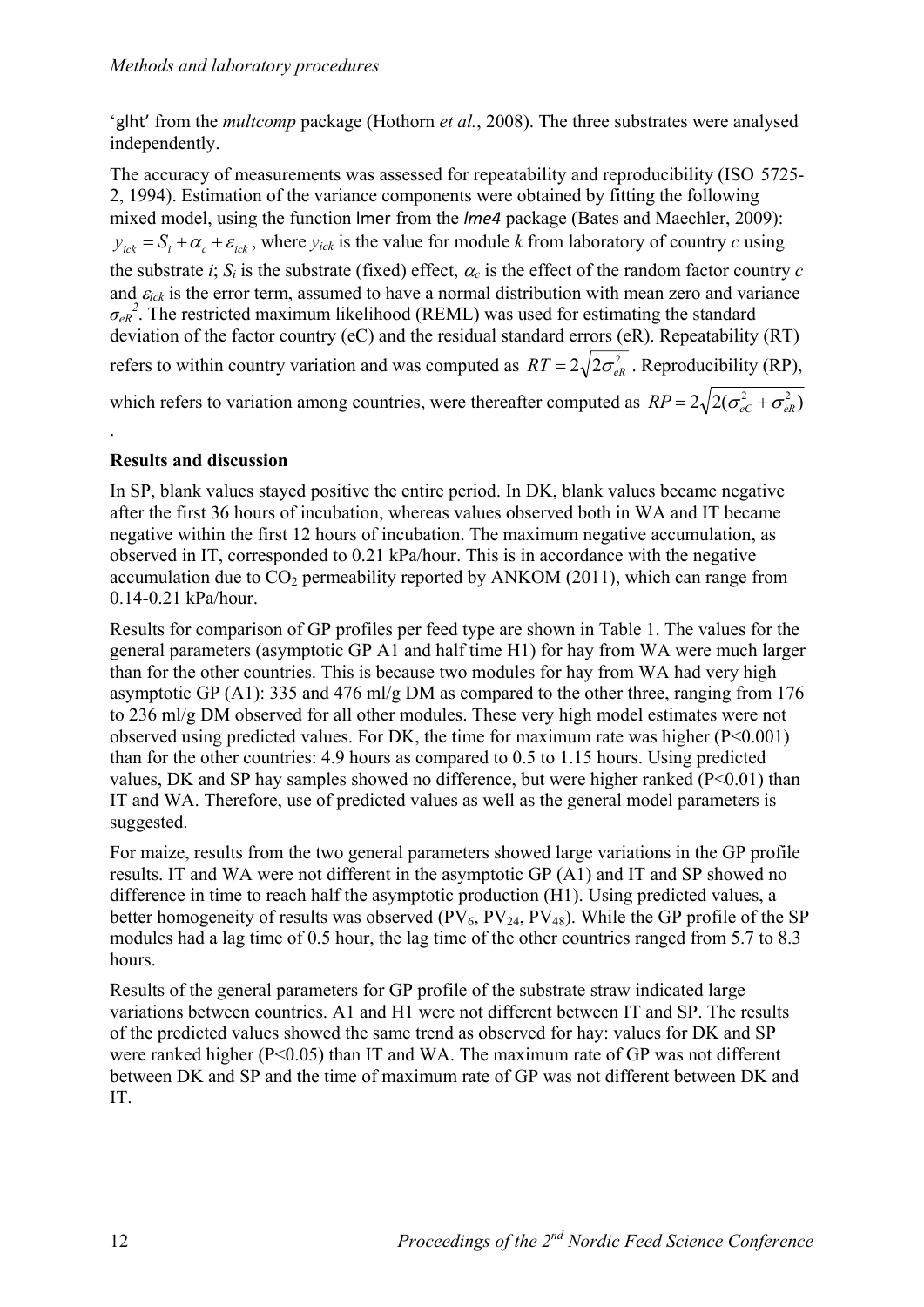'glht' from the *multcomp* package (Hothorn *et al.*, 2008). The three substrates were analysed independently.

The accuracy of measurements was assessed for repeatability and reproducibility (ISO 5725-2, 1994). Estimation of the variance components were obtained by fitting the following mixed model, using the function lmer from the *lme4* package (Bates and Maechler, 2009): $y_{ick} = S_i + \alpha_c + \varepsilon_{ick}$, where $y_{ick}$ is the value for module *k* from laboratory of country *c* using the substrate *i*; $S_i$ is the substrate (fixed) effect, $\alpha_c$ is the effect of the random factor country *c* and $\varepsilon_{ick}$ is the error term, assumed to have a normal distribution with mean zero and variance $\sigma_{eR}^2$. The restricted maximum likelihood (REML) was used for estimating the standard deviation of the factor country (eC) and the residual standard errors (eR). Repeatability (RT) refers to within country variation and was computed as $RT = 2\sqrt{2\sigma_{eR}^2}$. Reproducibility (RP), which refers to variation among countries, were thereafter computed as $RP = 2\sqrt{2(\sigma_{eC}^2 + \sigma_{eR}^2)}$ .

**Results and discussion**

In SP, blank values stayed positive the entire period. In DK, blank values became negative after the first 36 hours of incubation, whereas values observed both in WA and IT became negative within the first 12 hours of incubation. The maximum negative accumulation, as observed in IT, corresponded to 0.21 kPa/hour. This is in accordance with the negative accumulation due to $CO_2$ permeability reported by ANKOM (2011), which can range from 0.14-0.21 kPa/hour.

Results for comparison of GP profiles per feed type are shown in Table 1. The values for the general parameters (asymptotic GP A1 and half time H1) for hay from WA were much larger than for the other countries. This is because two modules for hay from WA had very high asymptotic GP (A1): 335 and 476 ml/g DM as compared to the other three, ranging from 176 to 236 ml/g DM observed for all other modules. These very high model estimates were not observed using predicted values. For DK, the time for maximum rate was higher ($P<0.001$) than for the other countries: 4.9 hours as compared to 0.5 to 1.15 hours. Using predicted values, DK and SP hay samples showed no difference, but were higher ranked ($P<0.01$) than IT and WA. Therefore, use of predicted values as well as the general model parameters is suggested.

For maize, results from the two general parameters showed large variations in the GP profile results. IT and WA were not different in the asymptotic GP (A1) and IT and SP showed no difference in time to reach half the asymptotic production (H1). Using predicted values, a better homogeneity of results was observed ($PV_6$, $PV_{24}$, $PV_{48}$). While the GP profile of the SP modules had a lag time of 0.5 hour, the lag time of the other countries ranged from 5.7 to 8.3 hours.

Results of the general parameters for GP profile of the substrate straw indicated large variations between countries. A1 and H1 were not different between IT and SP. The results of the predicted values showed the same trend as observed for hay: values for DK and SP were ranked higher ($P<0.05$) than IT and WA. The maximum rate of GP was not different between DK and SP and the time of maximum rate of GP was not different between DK and IT.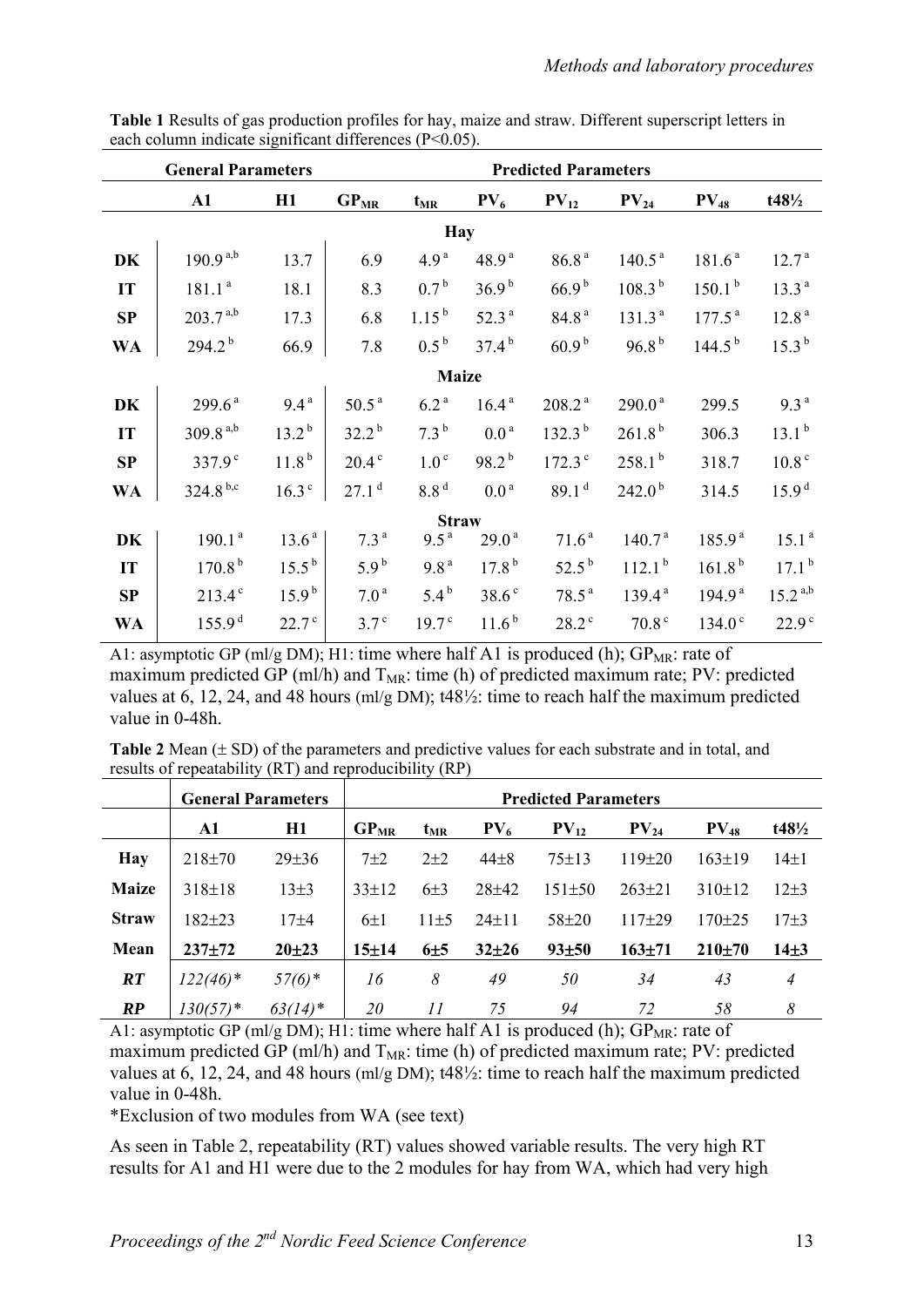**Table 1** Results of gas production profiles for hay, maize and straw. Different superscript letters in each column indicate significant differences (P<0.05).

| | General Parameters | | Predicted Parameters | | | | | | |
|---|---|---|---|---|---|---|---|---|---|
| | A1 | H1 | $GP_{MR}$ | $t_{MR}$ | $PV_6$ | $PV_{12}$ | $PV_{24}$ | $PV_{48}$ | t48½ |
| | | | | **Hay** | | | | | |
| **DK** | $190.9^{a,b}$ | 13.7 | 6.9 | $4.9^{a}$ | $48.9^{a}$ | $86.8^{a}$ | $140.5^{a}$ | $181.6^{a}$ | $12.7^{a}$ |
| **IT** | $181.1^{a}$ | 18.1 | 8.3 | $0.7^{b}$ | $36.9^{b}$ | $66.9^{b}$ | $108.3^{b}$ | $150.1^{b}$ | $13.3^{a}$ |
| **SP** | $203.7^{a,b}$ | 17.3 | 6.8 | $1.15^{b}$ | $52.3^{a}$ | $84.8^{a}$ | $131.3^{a}$ | $177.5^{a}$ | $12.8^{a}$ |
| **WA** | $294.2^{b}$ | 66.9 | 7.8 | $0.5^{b}$ | $37.4^{b}$ | $60.9^{b}$ | $96.8^{b}$ | $144.5^{b}$ | $15.3^{b}$ |
| | | | | **Maize** | | | | | |
| **DK** | $299.6^{a}$ | $9.4^{a}$ | $50.5^{a}$ | $6.2^{a}$ | $16.4^{a}$ | $208.2^{a}$ | $290.0^{a}$ | 299.5 | $9.3^{a}$ |
| **IT** | $309.8^{a,b}$ | $13.2^{b}$ | $32.2^{b}$ | $7.3^{b}$ | $0.0^{a}$ | $132.3^{b}$ | $261.8^{b}$ | 306.3 | $13.1^{b}$ |
| **SP** | $337.9^{c}$ | $11.8^{b}$ | $20.4^{c}$ | $1.0^{c}$ | $98.2^{b}$ | $172.3^{c}$ | $258.1^{b}$ | 318.7 | $10.8^{c}$ |
| **WA** | $324.8^{b,c}$ | $16.3^{c}$ | $27.1^{d}$ | $8.8^{d}$ | $0.0^{a}$ | $89.1^{d}$ | $242.0^{b}$ | 314.5 | $15.9^{d}$ |
| | | | | **Straw** | | | | | |
| **DK** | $190.1^{a}$ | $13.6^{a}$ | $7.3^{a}$ | $9.5^{a}$ | $29.0^{a}$ | $71.6^{a}$ | $140.7^{a}$ | $185.9^{a}$ | $15.1^{a}$ |
| **IT** | $170.8^{b}$ | $15.5^{b}$ | $5.9^{b}$ | $9.8^{a}$ | $17.8^{b}$ | $52.5^{b}$ | $112.1^{b}$ | $161.8^{b}$ | $17.1^{b}$ |
| **SP** | $213.4^{c}$ | $15.9^{b}$ | $7.0^{a}$ | $5.4^{b}$ | $38.6^{c}$ | $78.5^{a}$ | $139.4^{a}$ | $194.9^{a}$ | $15.2^{a,b}$ |
| **WA** | $155.9^{d}$ | $22.7^{c}$ | $3.7^{c}$ | $19.7^{c}$ | $11.6^{b}$ | $28.2^{c}$ | $70.8^{c}$ | $134.0^{c}$ | $22.9^{c}$ |

A1: asymptotic GP (ml/g DM); H1: time where half A1 is produced (h); $GP_{MR}$: rate of maximum predicted GP (ml/h) and $T_{MR}$: time (h) of predicted maximum rate; PV: predicted values at 6, 12, 24, and 48 hours (ml/g DM); t48½: time to reach half the maximum predicted value in 0-48h.

**Table 2** Mean (± SD) of the parameters and predictive values for each substrate and in total, and results of repeatability (RT) and reproducibility (RP)

| | General Parameters | | Predicted Parameters | | | | | | |
|---|---|---|---|---|---|---|---|---|---|
| | A1 | H1 | $GP_{MR}$ | $t_{MR}$ | $PV_6$ | $PV_{12}$ | $PV_{24}$ | $PV_{48}$ | t48½ |
| **Hay** | 218±70 | 29±36 | 7±2 | 2±2 | 44±8 | 75±13 | 119±20 | 163±19 | 14±1 |
| **Maize** | 318±18 | 13±3 | 33±12 | 6±3 | 28±42 | 151±50 | 263±21 | 310±12 | 12±3 |
| **Straw** | 182±23 | 17±4 | 6±1 | 11±5 | 24±11 | 58±20 | 117±29 | 170±25 | 17±3 |
| **Mean** | **237±72** | **20±23** | **15±14** | **6±5** | **32±26** | **93±50** | **163±71** | **210±70** | **14±3** |
| ***RT*** | *122(46)** | *57(6)** | *16* | *8* | *49* | *50* | *34* | *43* | *4* |
| ***RP*** | *130(57)** | *63(14)** | *20* | *11* | *75* | *94* | *72* | *58* | *8* |

A1: asymptotic GP (ml/g DM); H1: time where half A1 is produced (h); $GP_{MR}$: rate of maximum predicted GP (ml/h) and $T_{MR}$: time (h) of predicted maximum rate; PV: predicted values at 6, 12, 24, and 48 hours (ml/g DM); t48½: time to reach half the maximum predicted value in 0-48h.

*Exclusion of two modules from WA (see text)

As seen in Table 2, repeatability (RT) values showed variable results. The very high RT results for A1 and H1 were due to the 2 modules for hay from WA, which had very high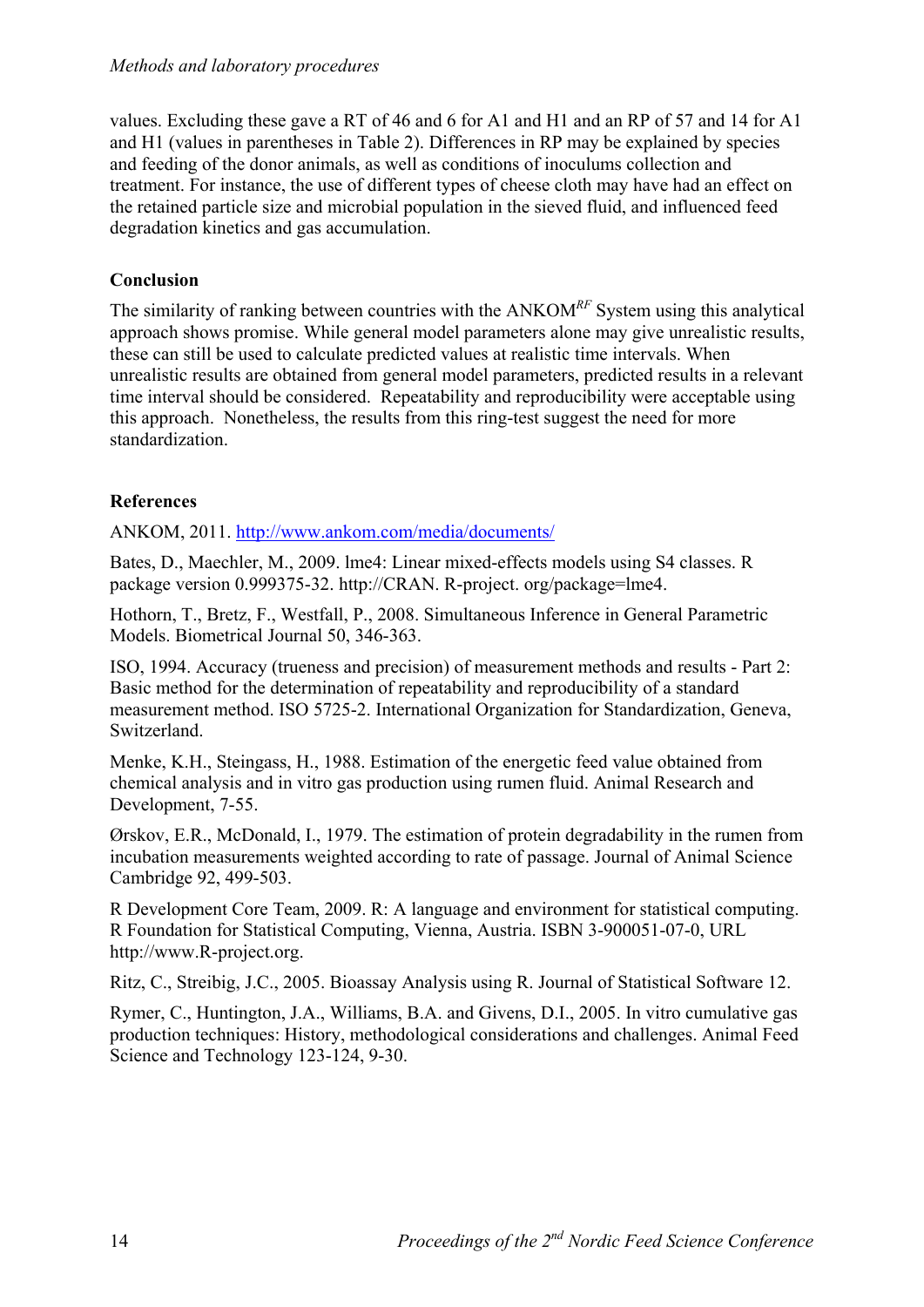values. Excluding these gave a RT of 46 and 6 for A1 and H1 and an RP of 57 and 14 for A1 and H1 (values in parentheses in Table 2). Differences in RP may be explained by species and feeding of the donor animals, as well as conditions of inoculums collection and treatment. For instance, the use of different types of cheese cloth may have had an effect on the retained particle size and microbial population in the sieved fluid, and influenced feed degradation kinetics and gas accumulation.

## Conclusion

The similarity of ranking between countries with the ANKOM$^{RF}$ System using this analytical approach shows promise. While general model parameters alone may give unrealistic results, these can still be used to calculate predicted values at realistic time intervals. When unrealistic results are obtained from general model parameters, predicted results in a relevant time interval should be considered. Repeatability and reproducibility were acceptable using this approach. Nonetheless, the results from this ring-test suggest the need for more standardization.

## References

ANKOM, 2011. http://www.ankom.com/media/documents/

Bates, D., Maechler, M., 2009. lme4: Linear mixed-effects models using S4 classes. R package version 0.999375-32. http://CRAN. R-project. org/package=lme4.

Hothorn, T., Bretz, F., Westfall, P., 2008. Simultaneous Inference in General Parametric Models. Biometrical Journal 50, 346-363.

ISO, 1994. Accuracy (trueness and precision) of measurement methods and results - Part 2: Basic method for the determination of repeatability and reproducibility of a standard measurement method. ISO 5725-2. International Organization for Standardization, Geneva, Switzerland.

Menke, K.H., Steingass, H., 1988. Estimation of the energetic feed value obtained from chemical analysis and in vitro gas production using rumen fluid. Animal Research and Development, 7-55.

Ørskov, E.R., McDonald, I., 1979. The estimation of protein degradability in the rumen from incubation measurements weighted according to rate of passage. Journal of Animal Science Cambridge 92, 499-503.

R Development Core Team, 2009. R: A language and environment for statistical computing. R Foundation for Statistical Computing, Vienna, Austria. ISBN 3-900051-07-0, URL http://www.R-project.org.

Ritz, C., Streibig, J.C., 2005. Bioassay Analysis using R. Journal of Statistical Software 12.

Rymer, C., Huntington, J.A., Williams, B.A. and Givens, D.I., 2005. In vitro cumulative gas production techniques: History, methodological considerations and challenges. Animal Feed Science and Technology 123-124, 9-30.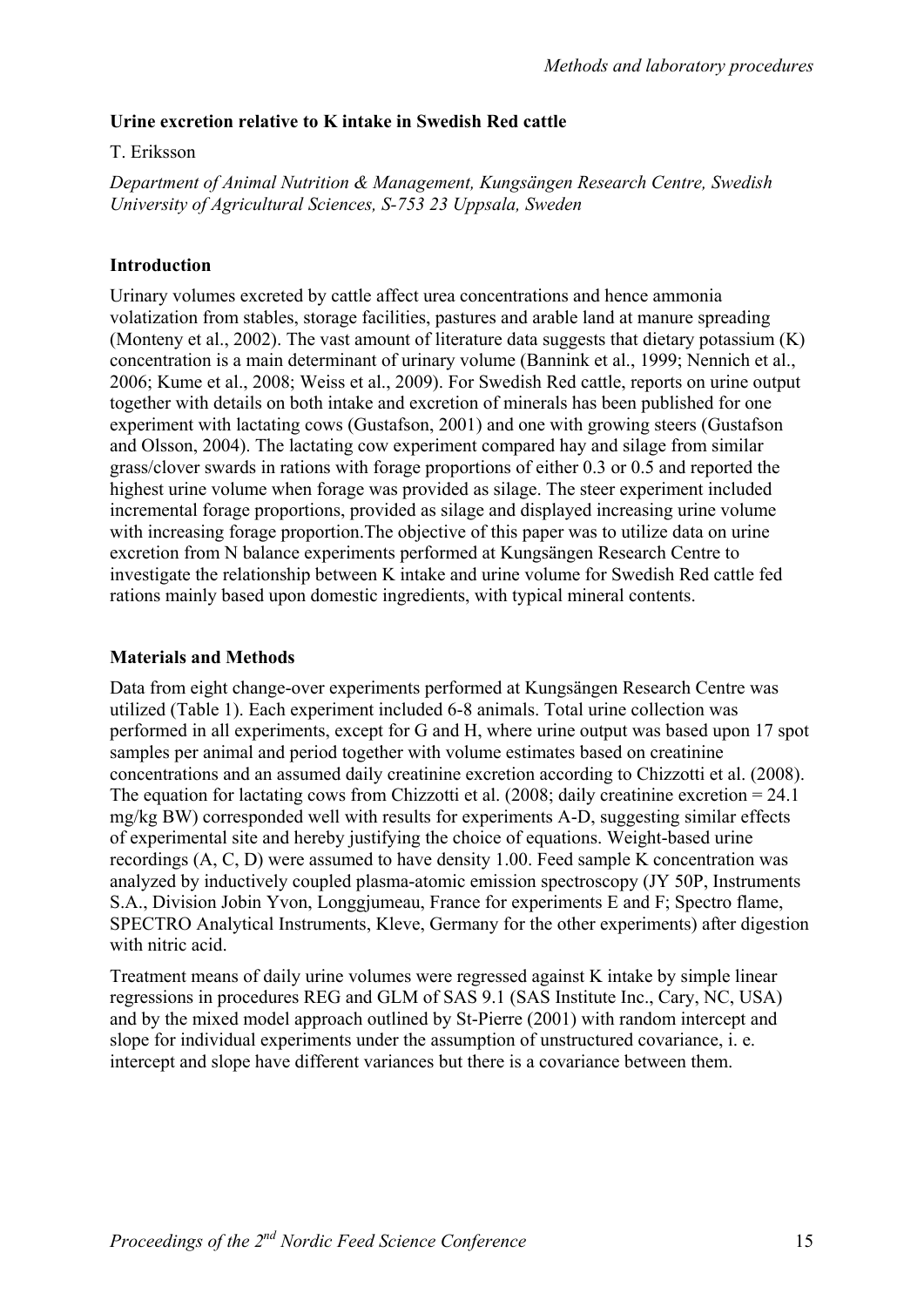## Urine excretion relative to K intake in Swedish Red cattle

T. Eriksson

*Department of Animal Nutrition & Management, Kungsängen Research Centre, Swedish University of Agricultural Sciences, S-753 23 Uppsala, Sweden*

### Introduction

Urinary volumes excreted by cattle affect urea concentrations and hence ammonia volatization from stables, storage facilities, pastures and arable land at manure spreading (Monteny et al., 2002). The vast amount of literature data suggests that dietary potassium (K) concentration is a main determinant of urinary volume (Bannink et al., 1999; Nennich et al., 2006; Kume et al., 2008; Weiss et al., 2009). For Swedish Red cattle, reports on urine output together with details on both intake and excretion of minerals has been published for one experiment with lactating cows (Gustafson, 2001) and one with growing steers (Gustafson and Olsson, 2004). The lactating cow experiment compared hay and silage from similar grass/clover swards in rations with forage proportions of either 0.3 or 0.5 and reported the highest urine volume when forage was provided as silage. The steer experiment included incremental forage proportions, provided as silage and displayed increasing urine volume with increasing forage proportion.The objective of this paper was to utilize data on urine excretion from N balance experiments performed at Kungsängen Research Centre to investigate the relationship between K intake and urine volume for Swedish Red cattle fed rations mainly based upon domestic ingredients, with typical mineral contents.

### Materials and Methods

Data from eight change-over experiments performed at Kungsängen Research Centre was utilized (Table 1). Each experiment included 6-8 animals. Total urine collection was performed in all experiments, except for G and H, where urine output was based upon 17 spot samples per animal and period together with volume estimates based on creatinine concentrations and an assumed daily creatinine excretion according to Chizzotti et al. (2008). The equation for lactating cows from Chizzotti et al. (2008; daily creatinine excretion = 24.1 mg/kg BW) corresponded well with results for experiments A-D, suggesting similar effects of experimental site and hereby justifying the choice of equations. Weight-based urine recordings (A, C, D) were assumed to have density 1.00. Feed sample K concentration was analyzed by inductively coupled plasma-atomic emission spectroscopy (JY 50P, Instruments S.A., Division Jobin Yvon, Longgjumeau, France for experiments E and F; Spectro flame, SPECTRO Analytical Instruments, Kleve, Germany for the other experiments) after digestion with nitric acid.

Treatment means of daily urine volumes were regressed against K intake by simple linear regressions in procedures REG and GLM of SAS 9.1 (SAS Institute Inc., Cary, NC, USA) and by the mixed model approach outlined by St-Pierre (2001) with random intercept and slope for individual experiments under the assumption of unstructured covariance, i. e. intercept and slope have different variances but there is a covariance between them.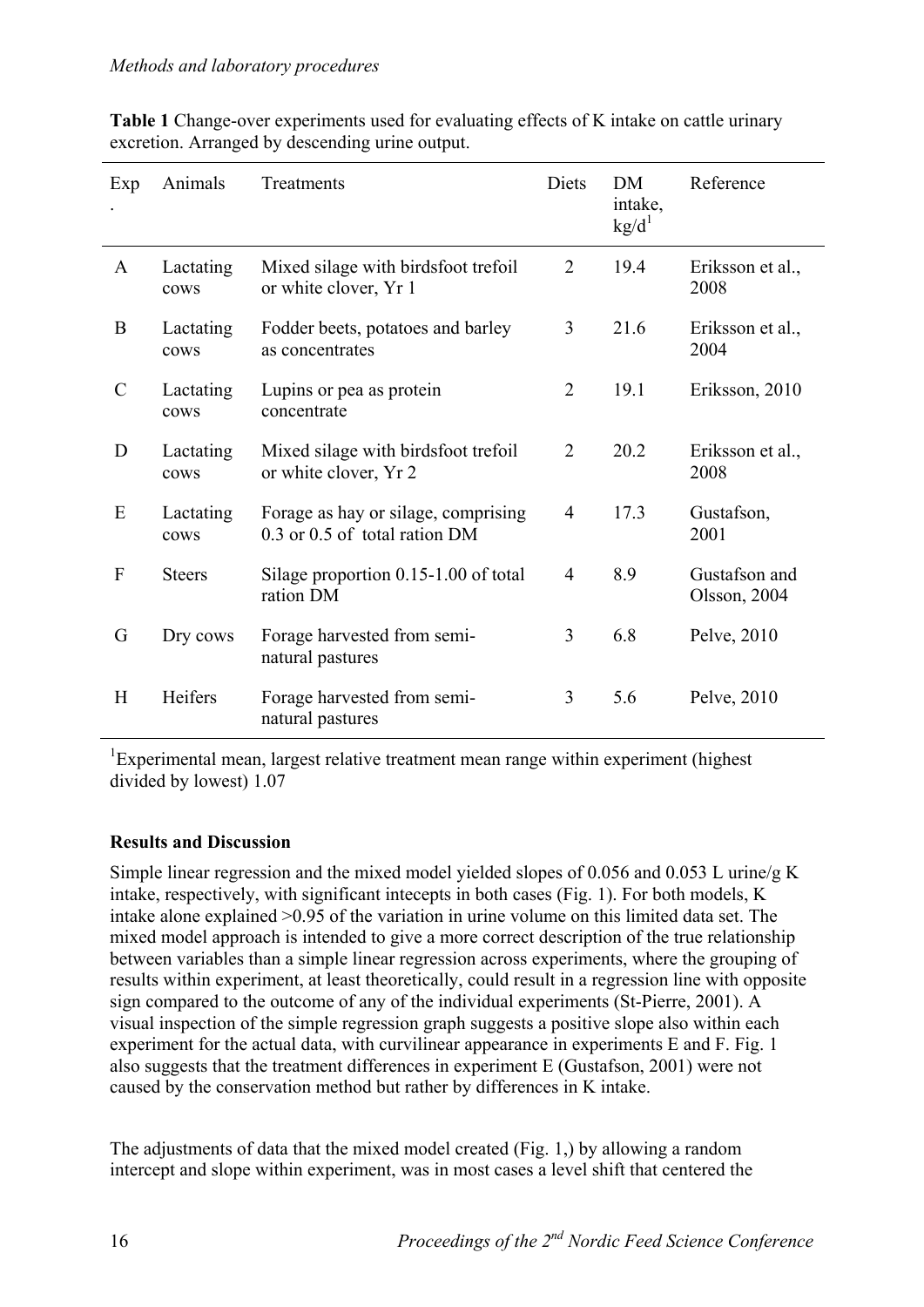*Methods and laboratory procedures*

**Table 1** Change-over experiments used for evaluating effects of K intake on cattle urinary excretion. Arranged by descending urine output.

| Exp. | Animals | Treatments | Diets | DM intake, kg/d[1] | Reference |
|---|---|---|---|---|---|
| A | Lactating cows | Mixed silage with birdsfoot trefoil or white clover, Yr 1 | 2 | 19.4 | Eriksson et al., 2008 |
| B | Lactating cows | Fodder beets, potatoes and barley as concentrates | 3 | 21.6 | Eriksson et al., 2004 |
| C | Lactating cows | Lupins or pea as protein concentrate | 2 | 19.1 | Eriksson, 2010 |
| D | Lactating cows | Mixed silage with birdsfoot trefoil or white clover, Yr 2 | 2 | 20.2 | Eriksson et al., 2008 |
| E | Lactating cows | Forage as hay or silage, comprising 0.3 or 0.5 of total ration DM | 4 | 17.3 | Gustafson, 2001 |
| F | Steers | Silage proportion 0.15-1.00 of total ration DM | 4 | 8.9 | Gustafson and Olsson, 2004 |
| G | Dry cows | Forage harvested from semi-natural pastures | 3 | 6.8 | Pelve, 2010 |
| H | Heifers | Forage harvested from semi-natural pastures | 3 | 5.6 | Pelve, 2010 |

[1]Experimental mean, largest relative treatment mean range within experiment (highest divided by lowest) 1.07

**Results and Discussion**

Simple linear regression and the mixed model yielded slopes of 0.056 and 0.053 L urine/g K intake, respectively, with significant intecepts in both cases (Fig. 1). For both models, K intake alone explained >0.95 of the variation in urine volume on this limited data set. The mixed model approach is intended to give a more correct description of the true relationship between variables than a simple linear regression across experiments, where the grouping of results within experiment, at least theoretically, could result in a regression line with opposite sign compared to the outcome of any of the individual experiments (St-Pierre, 2001). A visual inspection of the simple regression graph suggests a positive slope also within each experiment for the actual data, with curvilinear appearance in experiments E and F. Fig. 1 also suggests that the treatment differences in experiment E (Gustafson, 2001) were not caused by the conservation method but rather by differences in K intake.

The adjustments of data that the mixed model created (Fig. 1,) by allowing a random intercept and slope within experiment, was in most cases a level shift that centered the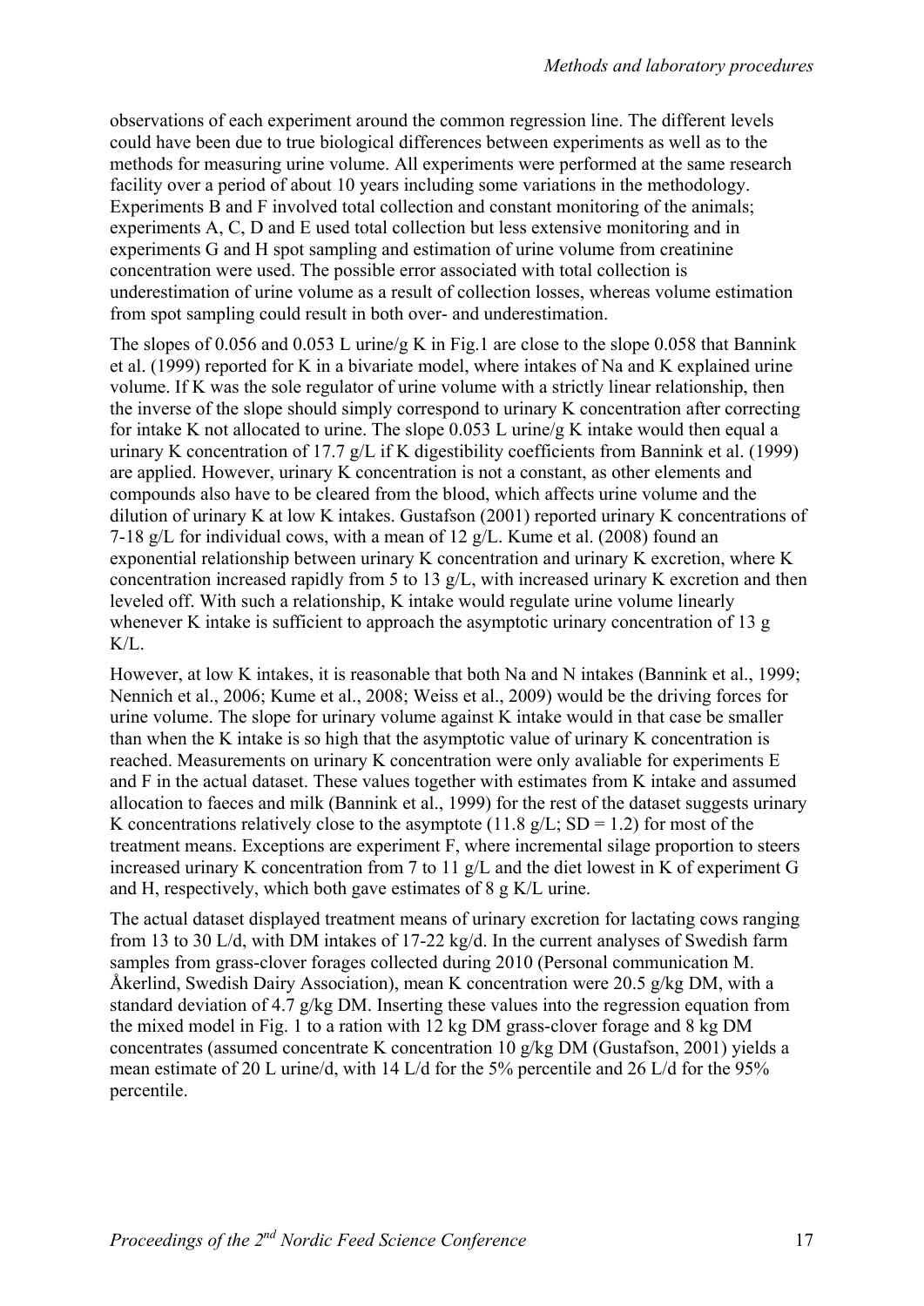observations of each experiment around the common regression line. The different levels could have been due to true biological differences between experiments as well as to the methods for measuring urine volume. All experiments were performed at the same research facility over a period of about 10 years including some variations in the methodology. Experiments B and F involved total collection and constant monitoring of the animals; experiments A, C, D and E used total collection but less extensive monitoring and in experiments G and H spot sampling and estimation of urine volume from creatinine concentration were used. The possible error associated with total collection is underestimation of urine volume as a result of collection losses, whereas volume estimation from spot sampling could result in both over- and underestimation.

The slopes of 0.056 and 0.053 L urine/g K in Fig.1 are close to the slope 0.058 that Bannink et al. (1999) reported for K in a bivariate model, where intakes of Na and K explained urine volume. If K was the sole regulator of urine volume with a strictly linear relationship, then the inverse of the slope should simply correspond to urinary K concentration after correcting for intake K not allocated to urine. The slope 0.053 L urine/g K intake would then equal a urinary K concentration of 17.7 g/L if K digestibility coefficients from Bannink et al. (1999) are applied. However, urinary K concentration is not a constant, as other elements and compounds also have to be cleared from the blood, which affects urine volume and the dilution of urinary K at low K intakes. Gustafson (2001) reported urinary K concentrations of 7-18 g/L for individual cows, with a mean of 12 g/L. Kume et al. (2008) found an exponential relationship between urinary K concentration and urinary K excretion, where K concentration increased rapidly from 5 to 13 g/L, with increased urinary K excretion and then leveled off. With such a relationship, K intake would regulate urine volume linearly whenever K intake is sufficient to approach the asymptotic urinary concentration of 13 g K/L.

However, at low K intakes, it is reasonable that both Na and N intakes (Bannink et al., 1999; Nennich et al., 2006; Kume et al., 2008; Weiss et al., 2009) would be the driving forces for urine volume. The slope for urinary volume against K intake would in that case be smaller than when the K intake is so high that the asymptotic value of urinary K concentration is reached. Measurements on urinary K concentration were only avaliable for experiments E and F in the actual dataset. These values together with estimates from K intake and assumed allocation to faeces and milk (Bannink et al., 1999) for the rest of the dataset suggests urinary K concentrations relatively close to the asymptote (11.8 g/L; SD = 1.2) for most of the treatment means. Exceptions are experiment F, where incremental silage proportion to steers increased urinary K concentration from 7 to 11 g/L and the diet lowest in K of experiment G and H, respectively, which both gave estimates of 8 g K/L urine.

The actual dataset displayed treatment means of urinary excretion for lactating cows ranging from 13 to 30 L/d, with DM intakes of 17-22 kg/d. In the current analyses of Swedish farm samples from grass-clover forages collected during 2010 (Personal communication M. Åkerlind, Swedish Dairy Association), mean K concentration were 20.5 g/kg DM, with a standard deviation of 4.7 g/kg DM. Inserting these values into the regression equation from the mixed model in Fig. 1 to a ration with 12 kg DM grass-clover forage and 8 kg DM concentrates (assumed concentrate K concentration 10 g/kg DM (Gustafson, 2001) yields a mean estimate of 20 L urine/d, with 14 L/d for the 5% percentile and 26 L/d for the 95% percentile.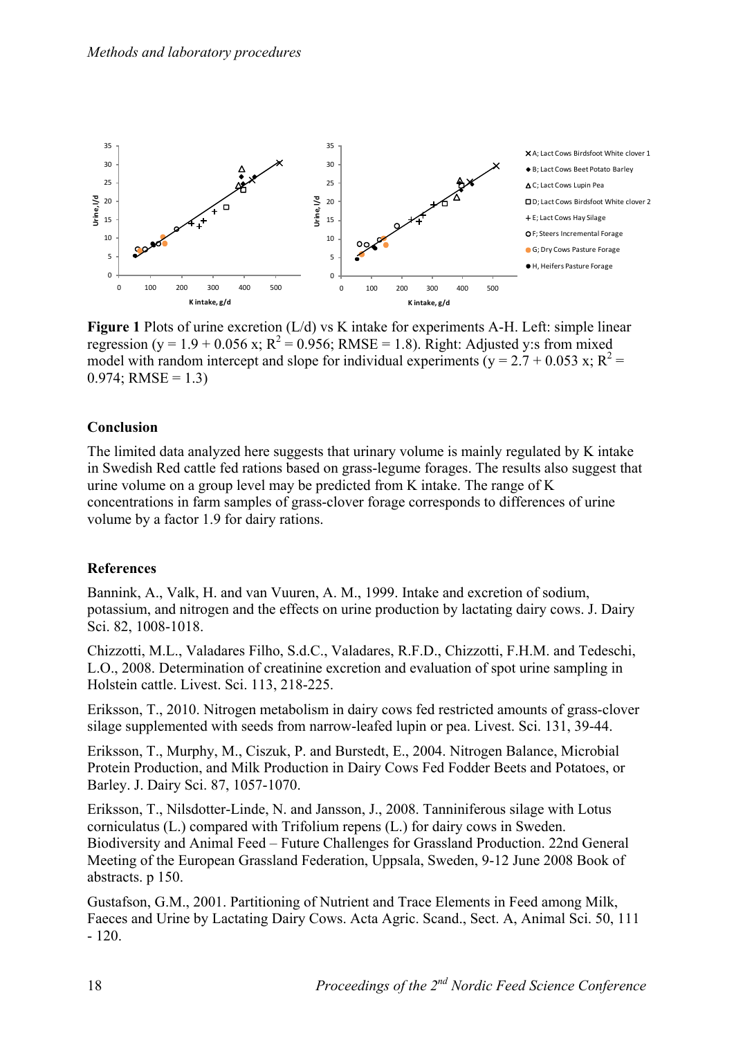**Figure 1** Plots of urine excretion (L/d) vs K intake for experiments A-H. Left: simple linear regression ($y = 1.9 + 0.056\ x$; $R^2 = 0.956$; RMSE = 1.8). Right: Adjusted y:s from mixed model with random intercept and slope for individual experiments ($y = 2.7 + 0.053\ x$; $R^2 = 0.974$; RMSE = 1.3)

## Conclusion

The limited data analyzed here suggests that urinary volume is mainly regulated by K intake in Swedish Red cattle fed rations based on grass-legume forages. The results also suggest that urine volume on a group level may be predicted from K intake. The range of K concentrations in farm samples of grass-clover forage corresponds to differences of urine volume by a factor 1.9 for dairy rations.

## References

Bannink, A., Valk, H. and van Vuuren, A. M., 1999. Intake and excretion of sodium, potassium, and nitrogen and the effects on urine production by lactating dairy cows. J. Dairy Sci. 82, 1008-1018.

Chizzotti, M.L., Valadares Filho, S.d.C., Valadares, R.F.D., Chizzotti, F.H.M. and Tedeschi, L.O., 2008. Determination of creatinine excretion and evaluation of spot urine sampling in Holstein cattle. Livest. Sci. 113, 218-225.

Eriksson, T., 2010. Nitrogen metabolism in dairy cows fed restricted amounts of grass-clover silage supplemented with seeds from narrow-leafed lupin or pea. Livest. Sci. 131, 39-44.

Eriksson, T., Murphy, M., Ciszuk, P. and Burstedt, E., 2004. Nitrogen Balance, Microbial Protein Production, and Milk Production in Dairy Cows Fed Fodder Beets and Potatoes, or Barley. J. Dairy Sci. 87, 1057-1070.

Eriksson, T., Nilsdotter-Linde, N. and Jansson, J., 2008. Tanniniferous silage with Lotus corniculatus (L.) compared with Trifolium repens (L.) for dairy cows in Sweden. Biodiversity and Animal Feed – Future Challenges for Grassland Production. 22nd General Meeting of the European Grassland Federation, Uppsala, Sweden, 9-12 June 2008 Book of abstracts. p 150.

Gustafson, G.M., 2001. Partitioning of Nutrient and Trace Elements in Feed among Milk, Faeces and Urine by Lactating Dairy Cows. Acta Agric. Scand., Sect. A, Animal Sci. 50, 111 - 120.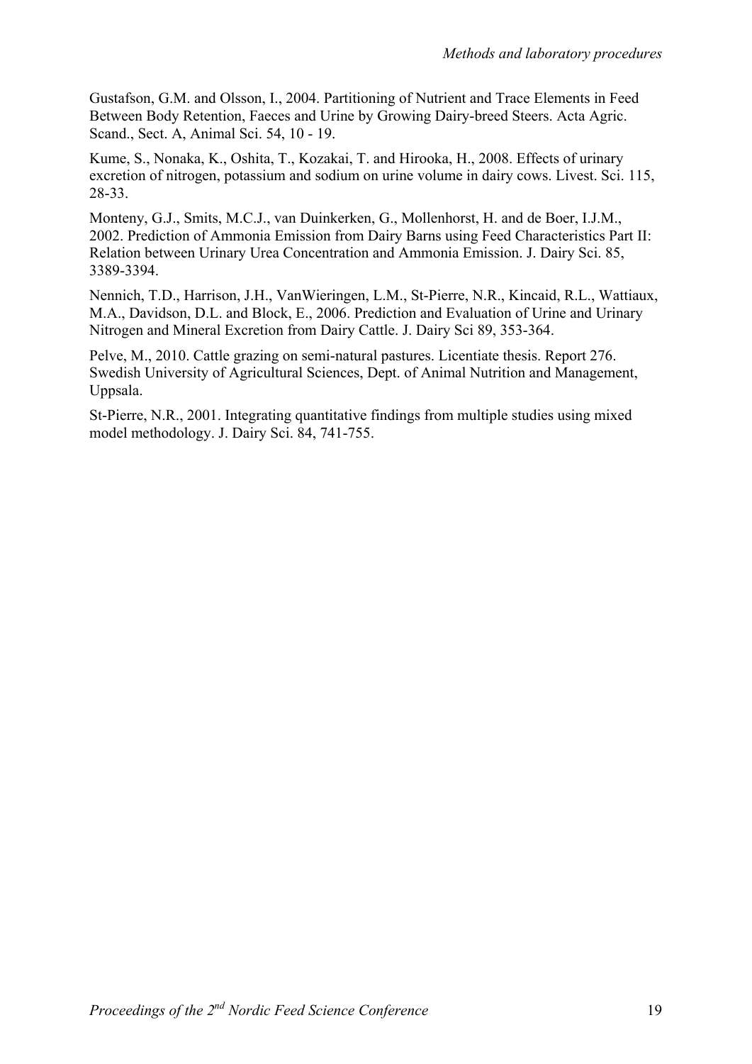Gustafson, G.M. and Olsson, I., 2004. Partitioning of Nutrient and Trace Elements in Feed Between Body Retention, Faeces and Urine by Growing Dairy-breed Steers. Acta Agric. Scand., Sect. A, Animal Sci. 54, 10 - 19.

Kume, S., Nonaka, K., Oshita, T., Kozakai, T. and Hirooka, H., 2008. Effects of urinary excretion of nitrogen, potassium and sodium on urine volume in dairy cows. Livest. Sci. 115, 28-33.

Monteny, G.J., Smits, M.C.J., van Duinkerken, G., Mollenhorst, H. and de Boer, I.J.M., 2002. Prediction of Ammonia Emission from Dairy Barns using Feed Characteristics Part II: Relation between Urinary Urea Concentration and Ammonia Emission. J. Dairy Sci. 85, 3389-3394.

Nennich, T.D., Harrison, J.H., VanWieringen, L.M., St-Pierre, N.R., Kincaid, R.L., Wattiaux, M.A., Davidson, D.L. and Block, E., 2006. Prediction and Evaluation of Urine and Urinary Nitrogen and Mineral Excretion from Dairy Cattle. J. Dairy Sci 89, 353-364.

Pelve, M., 2010. Cattle grazing on semi-natural pastures. Licentiate thesis. Report 276. Swedish University of Agricultural Sciences, Dept. of Animal Nutrition and Management, Uppsala.

St-Pierre, N.R., 2001. Integrating quantitative findings from multiple studies using mixed model methodology. J. Dairy Sci. 84, 741-755.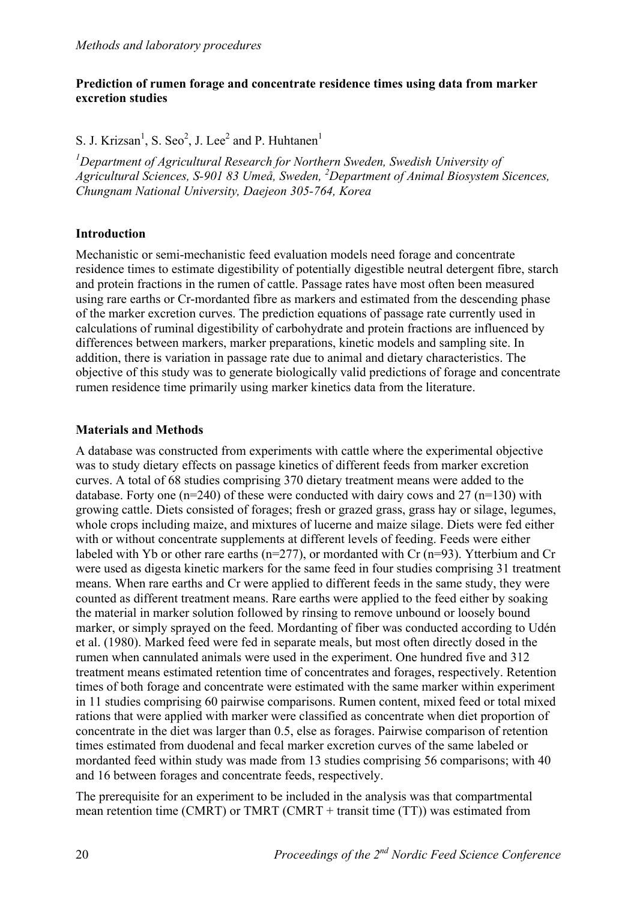## Prediction of rumen forage and concentrate residence times using data from marker excretion studies

S. J. Krizsan[1], S. Seo[2], J. Lee[2] and P. Huhtanen[1]

*[1]Department of Agricultural Research for Northern Sweden, Swedish University of Agricultural Sciences, S-901 83 Umeå, Sweden, [2]Department of Animal Biosystem Sicences, Chungnam National University, Daejeon 305-764, Korea*

### Introduction

Mechanistic or semi-mechanistic feed evaluation models need forage and concentrate residence times to estimate digestibility of potentially digestible neutral detergent fibre, starch and protein fractions in the rumen of cattle. Passage rates have most often been measured using rare earths or Cr-mordanted fibre as markers and estimated from the descending phase of the marker excretion curves. The prediction equations of passage rate currently used in calculations of ruminal digestibility of carbohydrate and protein fractions are influenced by differences between markers, marker preparations, kinetic models and sampling site. In addition, there is variation in passage rate due to animal and dietary characteristics. The objective of this study was to generate biologically valid predictions of forage and concentrate rumen residence time primarily using marker kinetics data from the literature.

### Materials and Methods

A database was constructed from experiments with cattle where the experimental objective was to study dietary effects on passage kinetics of different feeds from marker excretion curves. A total of 68 studies comprising 370 dietary treatment means were added to the database. Forty one (n=240) of these were conducted with dairy cows and 27 (n=130) with growing cattle. Diets consisted of forages; fresh or grazed grass, grass hay or silage, legumes, whole crops including maize, and mixtures of lucerne and maize silage. Diets were fed either with or without concentrate supplements at different levels of feeding. Feeds were either labeled with Yb or other rare earths (n=277), or mordanted with Cr (n=93). Ytterbium and Cr were used as digesta kinetic markers for the same feed in four studies comprising 31 treatment means. When rare earths and Cr were applied to different feeds in the same study, they were counted as different treatment means. Rare earths were applied to the feed either by soaking the material in marker solution followed by rinsing to remove unbound or loosely bound marker, or simply sprayed on the feed. Mordanting of fiber was conducted according to Udén et al. (1980). Marked feed were fed in separate meals, but most often directly dosed in the rumen when cannulated animals were used in the experiment. One hundred five and 312 treatment means estimated retention time of concentrates and forages, respectively. Retention times of both forage and concentrate were estimated with the same marker within experiment in 11 studies comprising 60 pairwise comparisons. Rumen content, mixed feed or total mixed rations that were applied with marker were classified as concentrate when diet proportion of concentrate in the diet was larger than 0.5, else as forages. Pairwise comparison of retention times estimated from duodenal and fecal marker excretion curves of the same labeled or mordanted feed within study was made from 13 studies comprising 56 comparisons; with 40 and 16 between forages and concentrate feeds, respectively.

The prerequisite for an experiment to be included in the analysis was that compartmental mean retention time (CMRT) or TMRT (CMRT + transit time (TT)) was estimated from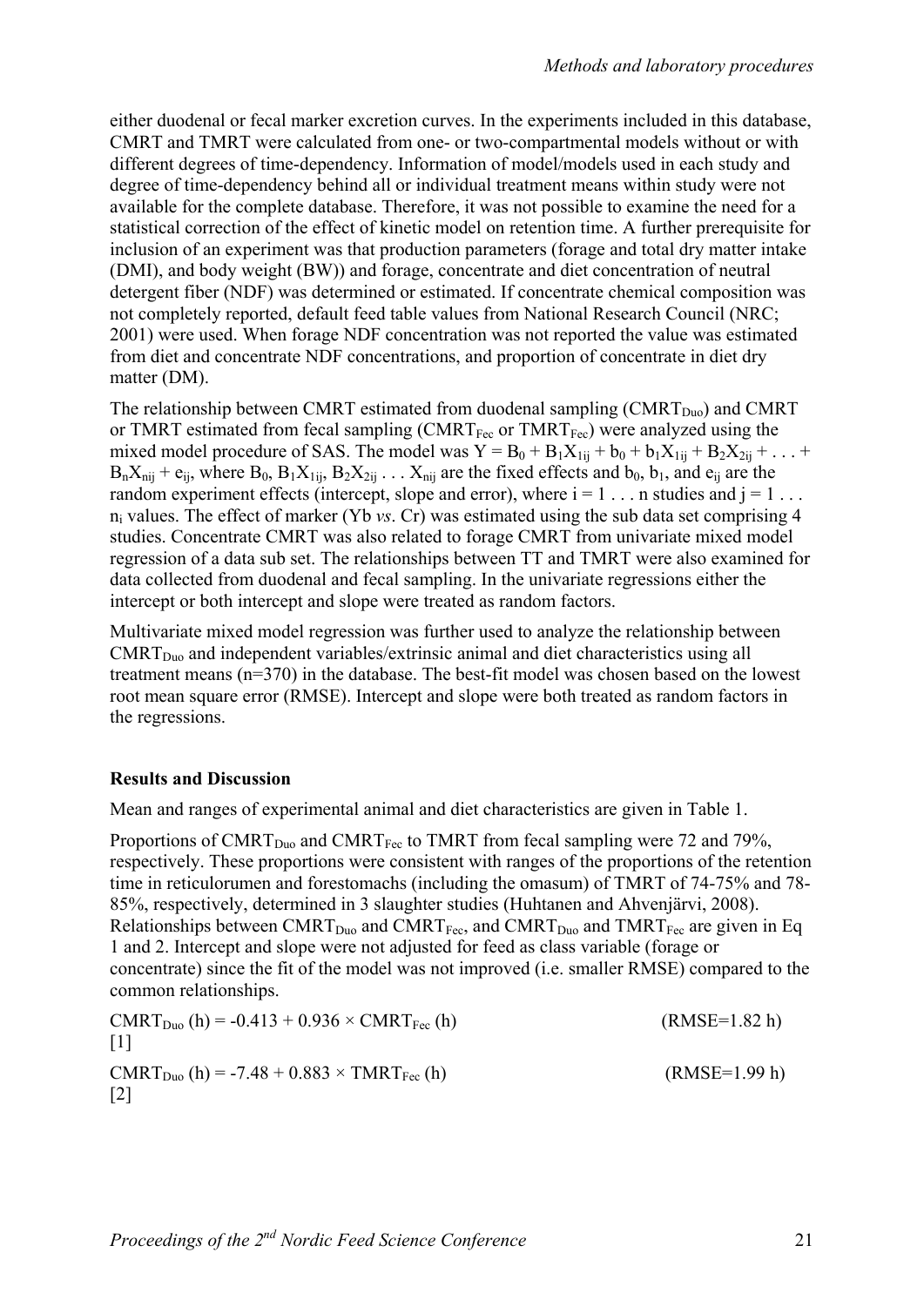either duodenal or fecal marker excretion curves. In the experiments included in this database, CMRT and TMRT were calculated from one- or two-compartmental models without or with different degrees of time-dependency. Information of model/models used in each study and degree of time-dependency behind all or individual treatment means within study were not available for the complete database. Therefore, it was not possible to examine the need for a statistical correction of the effect of kinetic model on retention time. A further prerequisite for inclusion of an experiment was that production parameters (forage and total dry matter intake (DMI), and body weight (BW)) and forage, concentrate and diet concentration of neutral detergent fiber (NDF) was determined or estimated. If concentrate chemical composition was not completely reported, default feed table values from National Research Council (NRC; 2001) were used. When forage NDF concentration was not reported the value was estimated from diet and concentrate NDF concentrations, and proportion of concentrate in diet dry matter (DM).

The relationship between CMRT estimated from duodenal sampling ($CMRT_{Duo}$) and CMRT or TMRT estimated from fecal sampling ($CMRT_{Fec}$ or $TMRT_{Fec}$) were analyzed using the mixed model procedure of SAS. The model was $Y = B_0 + B_1X_{1ij} + b_0 + b_1X_{1ij} + B_2X_{2ij} + \ldots + B_nX_{nij} + e_{ij}$, where $B_0$, $B_1X_{1ij}$, $B_2X_{2ij} \ldots X_{nij}$ are the fixed effects and $b_0$, $b_1$, and $e_{ij}$ are the random experiment effects (intercept, slope and error), where $i = 1 \ldots n$ studies and $j = 1 \ldots n_i$ values. The effect of marker (Yb *vs*. Cr) was estimated using the sub data set comprising 4 studies. Concentrate CMRT was also related to forage CMRT from univariate mixed model regression of a data sub set. The relationships between TT and TMRT were also examined for data collected from duodenal and fecal sampling. In the univariate regressions either the intercept or both intercept and slope were treated as random factors.

Multivariate mixed model regression was further used to analyze the relationship between $CMRT_{Duo}$ and independent variables/extrinsic animal and diet characteristics using all treatment means (n=370) in the database. The best-fit model was chosen based on the lowest root mean square error (RMSE). Intercept and slope were both treated as random factors in the regressions.

**Results and Discussion**

Mean and ranges of experimental animal and diet characteristics are given in Table 1.

Proportions of $CMRT_{Duo}$ and $CMRT_{Fec}$ to TMRT from fecal sampling were 72 and 79%, respectively. These proportions were consistent with ranges of the proportions of the retention time in reticulorumen and forestomachs (including the omasum) of TMRT of 74-75% and 78-85%, respectively, determined in 3 slaughter studies (Huhtanen and Ahvenjärvi, 2008). Relationships between $CMRT_{Duo}$ and $CMRT_{Fec}$, and $CMRT_{Duo}$ and $TMRT_{Fec}$ are given in Eq 1 and 2. Intercept and slope were not adjusted for feed as class variable (forage or concentrate) since the fit of the model was not improved (i.e. smaller RMSE) compared to the common relationships.

$$CMRT_{Duo}\ (h) = -0.413 + 0.936 \times CMRT_{Fec}\ (h) \qquad (RMSE=1.82\ h) \qquad [1]$$

$$CMRT_{Duo}\ (h) = -7.48 + 0.883 \times TMRT_{Fec}\ (h) \qquad (RMSE=1.99\ h) \qquad [2]$$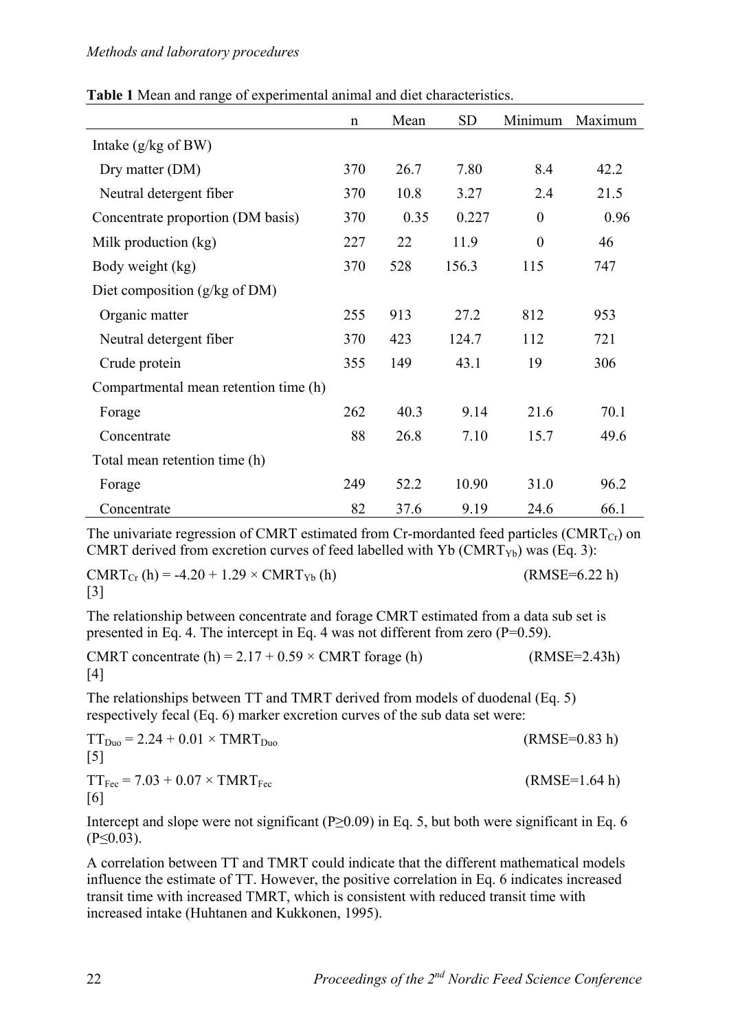**Table 1** Mean and range of experimental animal and diet characteristics.

| | n | Mean | SD | Minimum | Maximum |
|---|---|---|---|---|---|
| Intake (g/kg of BW) | | | | | |
| Dry matter (DM) | 370 | 26.7 | 7.80 | 8.4 | 42.2 |
| Neutral detergent fiber | 370 | 10.8 | 3.27 | 2.4 | 21.5 |
| Concentrate proportion (DM basis) | 370 | 0.35 | 0.227 | 0 | 0.96 |
| Milk production (kg) | 227 | 22 | 11.9 | 0 | 46 |
| Body weight (kg) | 370 | 528 | 156.3 | 115 | 747 |
| Diet composition (g/kg of DM) | | | | | |
| Organic matter | 255 | 913 | 27.2 | 812 | 953 |
| Neutral detergent fiber | 370 | 423 | 124.7 | 112 | 721 |
| Crude protein | 355 | 149 | 43.1 | 19 | 306 |
| Compartmental mean retention time (h) | | | | | |
| Forage | 262 | 40.3 | 9.14 | 21.6 | 70.1 |
| Concentrate | 88 | 26.8 | 7.10 | 15.7 | 49.6 |
| Total mean retention time (h) | | | | | |
| Forage | 249 | 52.2 | 10.90 | 31.0 | 96.2 |
| Concentrate | 82 | 37.6 | 9.19 | 24.6 | 66.1 |

The univariate regression of CMRT estimated from Cr-mordanted feed particles ($CMRT_{Cr}$) on CMRT derived from excretion curves of feed labelled with Yb ($CMRT_{Yb}$) was (Eq. 3):

$$CMRT_{Cr}\ (h) = -4.20 + 1.29 \times CMRT_{Yb}\ (h) \qquad (RMSE=6.22\ h) \qquad [3]$$

The relationship between concentrate and forage CMRT estimated from a data sub set is presented in Eq. 4. The intercept in Eq. 4 was not different from zero (P=0.59).

$$CMRT\ concentrate\ (h) = 2.17 + 0.59 \times CMRT\ forage\ (h) \qquad (RMSE=2.43h) \qquad [4]$$

The relationships between TT and TMRT derived from models of duodenal (Eq. 5) respectively fecal (Eq. 6) marker excretion curves of the sub data set were:

$$TT_{Duo} = 2.24 + 0.01 \times TMRT_{Duo} \qquad (RMSE=0.83\ h) \qquad [5]$$

$$TT_{Fec} = 7.03 + 0.07 \times TMRT_{Fec} \qquad (RMSE=1.64\ h) \qquad [6]$$

Intercept and slope were not significant ($P \geq 0.09$) in Eq. 5, but both were significant in Eq. 6 ($P \leq 0.03$).

A correlation between TT and TMRT could indicate that the different mathematical models influence the estimate of TT. However, the positive correlation in Eq. 6 indicates increased transit time with increased TMRT, which is consistent with reduced transit time with increased intake (Huhtanen and Kukkonen, 1995).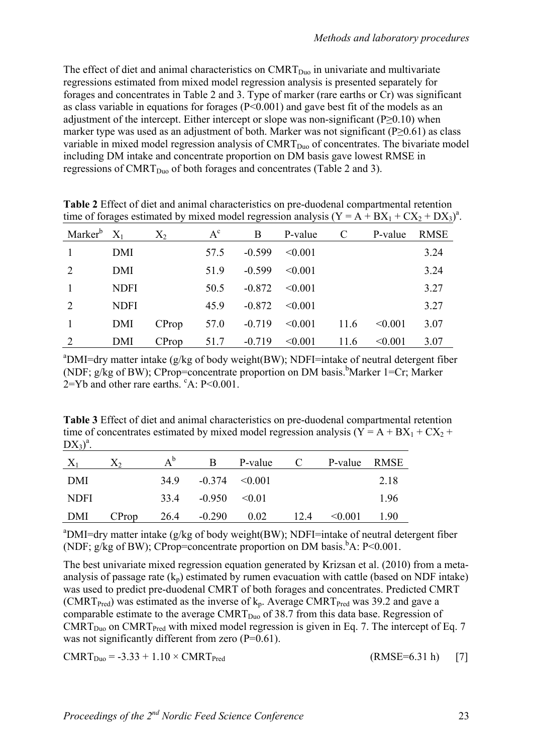The effect of diet and animal characteristics on $CMRT_{Duo}$ in univariate and multivariate regressions estimated from mixed model regression analysis is presented separately for forages and concentrates in Table 2 and 3. Type of marker (rare earths or Cr) was significant as class variable in equations for forages ($P<0.001$) and gave best fit of the models as an adjustment of the intercept. Either intercept or slope was non-significant ($P\geq0.10$) when marker type was used as an adjustment of both. Marker was not significant ($P\geq0.61$) as class variable in mixed model regression analysis of $CMRT_{Duo}$ of concentrates. The bivariate model including DM intake and concentrate proportion on DM basis gave lowest RMSE in regressions of $CMRT_{Duo}$ of both forages and concentrates (Table 2 and 3).

**Table 2** Effect of diet and animal characteristics on pre-duodenal compartmental retention time of forages estimated by mixed model regression analysis ($Y = A + BX_1 + CX_2 + DX_3$)[a].

| Marker[b] | $X_1$ | $X_2$ | A[c] | B | P-value | C | P-value | RMSE |
|---|---|---|---|---|---|---|---|---|
| 1 | DMI | | 57.5 | -0.599 | <0.001 | | | 3.24 |
| 2 | DMI | | 51.9 | -0.599 | <0.001 | | | 3.24 |
| 1 | NDFI | | 50.5 | -0.872 | <0.001 | | | 3.27 |
| 2 | NDFI | | 45.9 | -0.872 | <0.001 | | | 3.27 |
| 1 | DMI | CProp | 57.0 | -0.719 | <0.001 | 11.6 | <0.001 | 3.07 |
| 2 | DMI | CProp | 51.7 | -0.719 | <0.001 | 11.6 | <0.001 | 3.07 |

[a]DMI=dry matter intake (g/kg of body weight(BW); NDFI=intake of neutral detergent fiber (NDF; g/kg of BW); CProp=concentrate proportion on DM basis.[b]Marker 1=Cr; Marker 2=Yb and other rare earths. [c]A: $P<0.001$.

**Table 3** Effect of diet and animal characteristics on pre-duodenal compartmental retention time of concentrates estimated by mixed model regression analysis ($Y = A + BX_1 + CX_2 + DX_3$)[a].

| $X_1$ | $X_2$ | A[b] | B | P-value | C | P-value | RMSE |
|---|---|---|---|---|---|---|---|
| DMI | | 34.9 | -0.374 | <0.001 | | | 2.18 |
| NDFI | | 33.4 | -0.950 | <0.01 | | | 1.96 |
| DMI | CProp | 26.4 | -0.290 | 0.02 | 12.4 | <0.001 | 1.90 |

[a]DMI=dry matter intake (g/kg of body weight(BW); NDFI=intake of neutral detergent fiber (NDF; g/kg of BW); CProp=concentrate proportion on DM basis.[b]A: $P<0.001$.

The best univariate mixed regression equation generated by Krizsan et al. (2010) from a meta-analysis of passage rate ($k_p$) estimated by rumen evacuation with cattle (based on NDF intake) was used to predict pre-duodenal CMRT of both forages and concentrates. Predicted CMRT ($CMRT_{Pred}$) was estimated as the inverse of $k_p$. Average $CMRT_{Pred}$ was 39.2 and gave a comparable estimate to the average $CMRT_{Duo}$ of 38.7 from this data base. Regression of $CMRT_{Duo}$ on $CMRT_{Pred}$ with mixed model regression is given in Eq. 7. The intercept of Eq. 7 was not significantly different from zero ($P=0.61$).

$$CMRT_{Duo} = -3.33 + 1.10 \times CMRT_{Pred} \qquad (RMSE=6.31\ h) \qquad [7]$$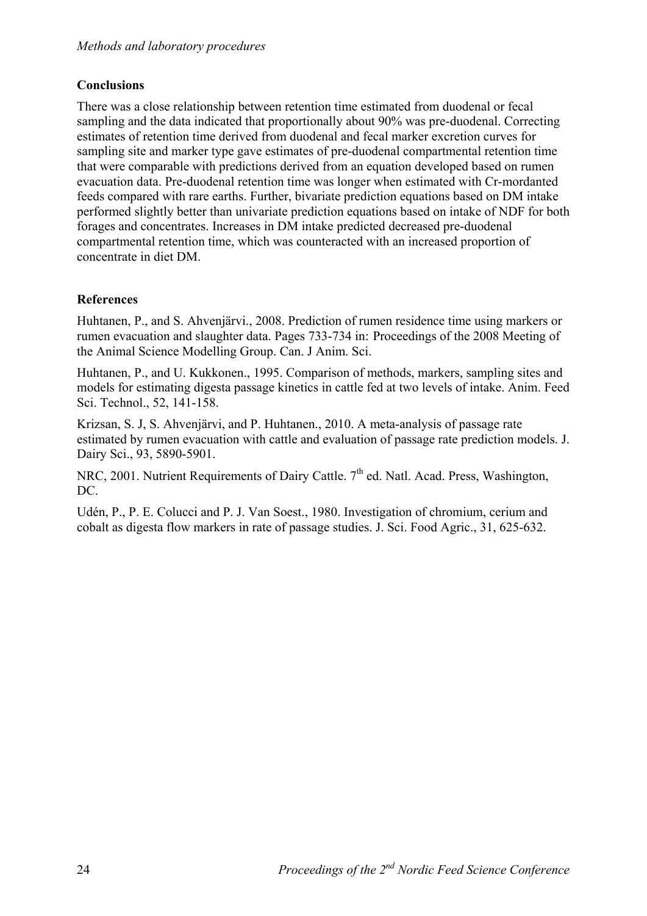## Conclusions

There was a close relationship between retention time estimated from duodenal or fecal sampling and the data indicated that proportionally about 90% was pre-duodenal. Correcting estimates of retention time derived from duodenal and fecal marker excretion curves for sampling site and marker type gave estimates of pre-duodenal compartmental retention time that were comparable with predictions derived from an equation developed based on rumen evacuation data. Pre-duodenal retention time was longer when estimated with Cr-mordanted feeds compared with rare earths. Further, bivariate prediction equations based on DM intake performed slightly better than univariate prediction equations based on intake of NDF for both forages and concentrates. Increases in DM intake predicted decreased pre-duodenal compartmental retention time, which was counteracted with an increased proportion of concentrate in diet DM.

## References

Huhtanen, P., and S. Ahvenjärvi., 2008. Prediction of rumen residence time using markers or rumen evacuation and slaughter data. Pages 733-734 in: Proceedings of the 2008 Meeting of the Animal Science Modelling Group. Can. J Anim. Sci.

Huhtanen, P., and U. Kukkonen., 1995. Comparison of methods, markers, sampling sites and models for estimating digesta passage kinetics in cattle fed at two levels of intake. Anim. Feed Sci. Technol., 52, 141-158.

Krizsan, S. J, S. Ahvenjärvi, and P. Huhtanen., 2010. A meta-analysis of passage rate estimated by rumen evacuation with cattle and evaluation of passage rate prediction models. J. Dairy Sci., 93, 5890-5901.

NRC, 2001. Nutrient Requirements of Dairy Cattle. 7th ed. Natl. Acad. Press, Washington, DC.

Udén, P., P. E. Colucci and P. J. Van Soest., 1980. Investigation of chromium, cerium and cobalt as digesta flow markers in rate of passage studies. J. Sci. Food Agric., 31, 625-632.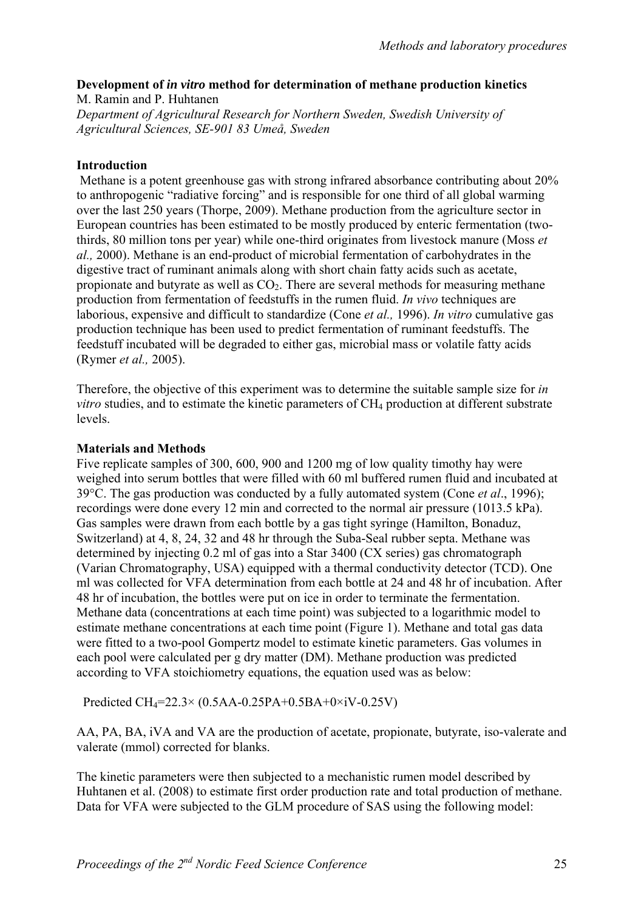## Development of *in vitro* method for determination of methane production kinetics

M. Ramin and P. Huhtanen

*Department of Agricultural Research for Northern Sweden, Swedish University of Agricultural Sciences, SE-901 83 Umeå, Sweden*

### Introduction

Methane is a potent greenhouse gas with strong infrared absorbance contributing about 20% to anthropogenic "radiative forcing" and is responsible for one third of all global warming over the last 250 years (Thorpe, 2009). Methane production from the agriculture sector in European countries has been estimated to be mostly produced by enteric fermentation (two-thirds, 80 million tons per year) while one-third originates from livestock manure (Moss *et al.,* 2000). Methane is an end-product of microbial fermentation of carbohydrates in the digestive tract of ruminant animals along with short chain fatty acids such as acetate, propionate and butyrate as well as $CO_2$. There are several methods for measuring methane production from fermentation of feedstuffs in the rumen fluid. *In vivo* techniques are laborious, expensive and difficult to standardize (Cone *et al.,* 1996). *In vitro* cumulative gas production technique has been used to predict fermentation of ruminant feedstuffs. The feedstuff incubated will be degraded to either gas, microbial mass or volatile fatty acids (Rymer *et al.,* 2005).

Therefore, the objective of this experiment was to determine the suitable sample size for *in vitro* studies, and to estimate the kinetic parameters of $CH_4$ production at different substrate levels.

### Materials and Methods

Five replicate samples of 300, 600, 900 and 1200 mg of low quality timothy hay were weighed into serum bottles that were filled with 60 ml buffered rumen fluid and incubated at 39°C. The gas production was conducted by a fully automated system (Cone *et al*., 1996); recordings were done every 12 min and corrected to the normal air pressure (1013.5 kPa). Gas samples were drawn from each bottle by a gas tight syringe (Hamilton, Bonaduz, Switzerland) at 4, 8, 24, 32 and 48 hr through the Suba-Seal rubber septa. Methane was determined by injecting 0.2 ml of gas into a Star 3400 (CX series) gas chromatograph (Varian Chromatography, USA) equipped with a thermal conductivity detector (TCD). One ml was collected for VFA determination from each bottle at 24 and 48 hr of incubation. After 48 hr of incubation, the bottles were put on ice in order to terminate the fermentation. Methane data (concentrations at each time point) was subjected to a logarithmic model to estimate methane concentrations at each time point (Figure 1). Methane and total gas data were fitted to a two-pool Gompertz model to estimate kinetic parameters. Gas volumes in each pool were calculated per g dry matter (DM). Methane production was predicted according to VFA stoichiometry equations, the equation used was as below:

$$\text{Predicted } CH_4 = 22.3 \times (0.5AA - 0.25PA + 0.5BA + 0 \times iV - 0.25V)$$

AA, PA, BA, iVA and VA are the production of acetate, propionate, butyrate, iso-valerate and valerate (mmol) corrected for blanks.

The kinetic parameters were then subjected to a mechanistic rumen model described by Huhtanen et al. (2008) to estimate first order production rate and total production of methane. Data for VFA were subjected to the GLM procedure of SAS using the following model: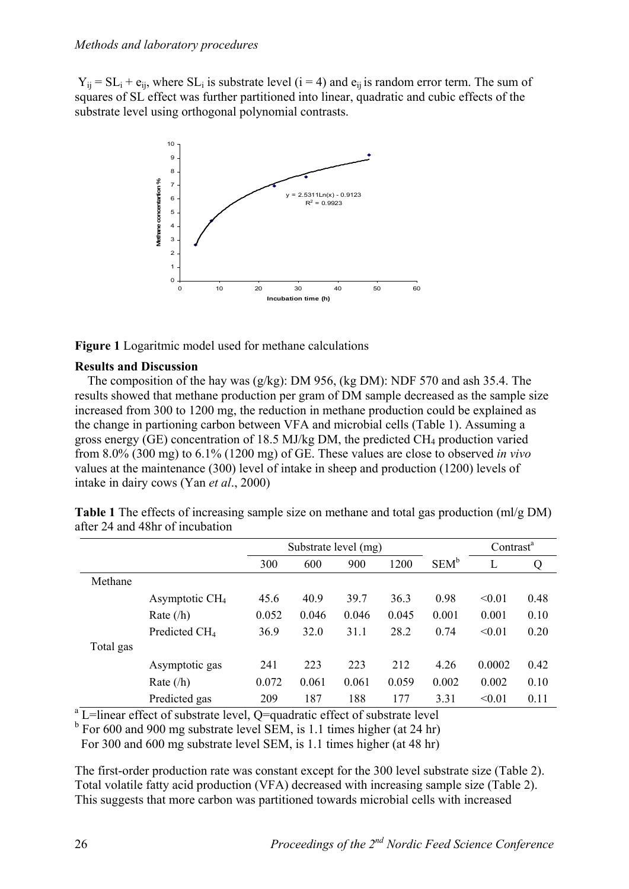$Y_{ij} = SL_i + e_{ij}$, where $SL_i$ is substrate level (i = 4) and $e_{ij}$ is random error term. The sum of squares of SL effect was further partitioned into linear, quadratic and cubic effects of the substrate level using orthogonal polynomial contrasts.

**Figure 1** Logaritmic model used for methane calculations

**Results and Discussion**

The composition of the hay was (g/kg): DM 956, (kg DM): NDF 570 and ash 35.4. The results showed that methane production per gram of DM sample decreased as the sample size increased from 300 to 1200 mg, the reduction in methane production could be explained as the change in partioning carbon between VFA and microbial cells (Table 1). Assuming a gross energy (GE) concentration of 18.5 MJ/kg DM, the predicted $CH_4$ production varied from 8.0% (300 mg) to 6.1% (1200 mg) of GE. These values are close to observed *in vivo* values at the maintenance (300) level of intake in sheep and production (1200) levels of intake in dairy cows (Yan *et al*., 2000)

**Table 1** The effects of increasing sample size on methane and total gas production (ml/g DM) after 24 and 48hr of incubation

| | | Substrate level (mg) | | | | | Contrast[a] | |
|---|---|---|---|---|---|---|---|---|
| | | 300 | 600 | 900 | 1200 | SEM[b] | L | Q |
| Methane | | | | | | | | |
| | Asymptotic $CH_4$ | 45.6 | 40.9 | 39.7 | 36.3 | 0.98 | <0.01 | 0.48 |
| | Rate (/h) | 0.052 | 0.046 | 0.046 | 0.045 | 0.001 | 0.001 | 0.10 |
| | Predicted $CH_4$ | 36.9 | 32.0 | 31.1 | 28.2 | 0.74 | <0.01 | 0.20 |
| Total gas | | | | | | | | |
| | Asymptotic gas | 241 | 223 | 223 | 212 | 4.26 | 0.0002 | 0.42 |
| | Rate (/h) | 0.072 | 0.061 | 0.061 | 0.059 | 0.002 | 0.002 | 0.10 |
| | Predicted gas | 209 | 187 | 188 | 177 | 3.31 | <0.01 | 0.11 |

[a] L=linear effect of substrate level, Q=quadratic effect of substrate level

[b] For 600 and 900 mg substrate level SEM, is 1.1 times higher (at 24 hr)
For 300 and 600 mg substrate level SEM, is 1.1 times higher (at 48 hr)

The first-order production rate was constant except for the 300 level substrate size (Table 2). Total volatile fatty acid production (VFA) decreased with increasing sample size (Table 2). This suggests that more carbon was partitioned towards microbial cells with increased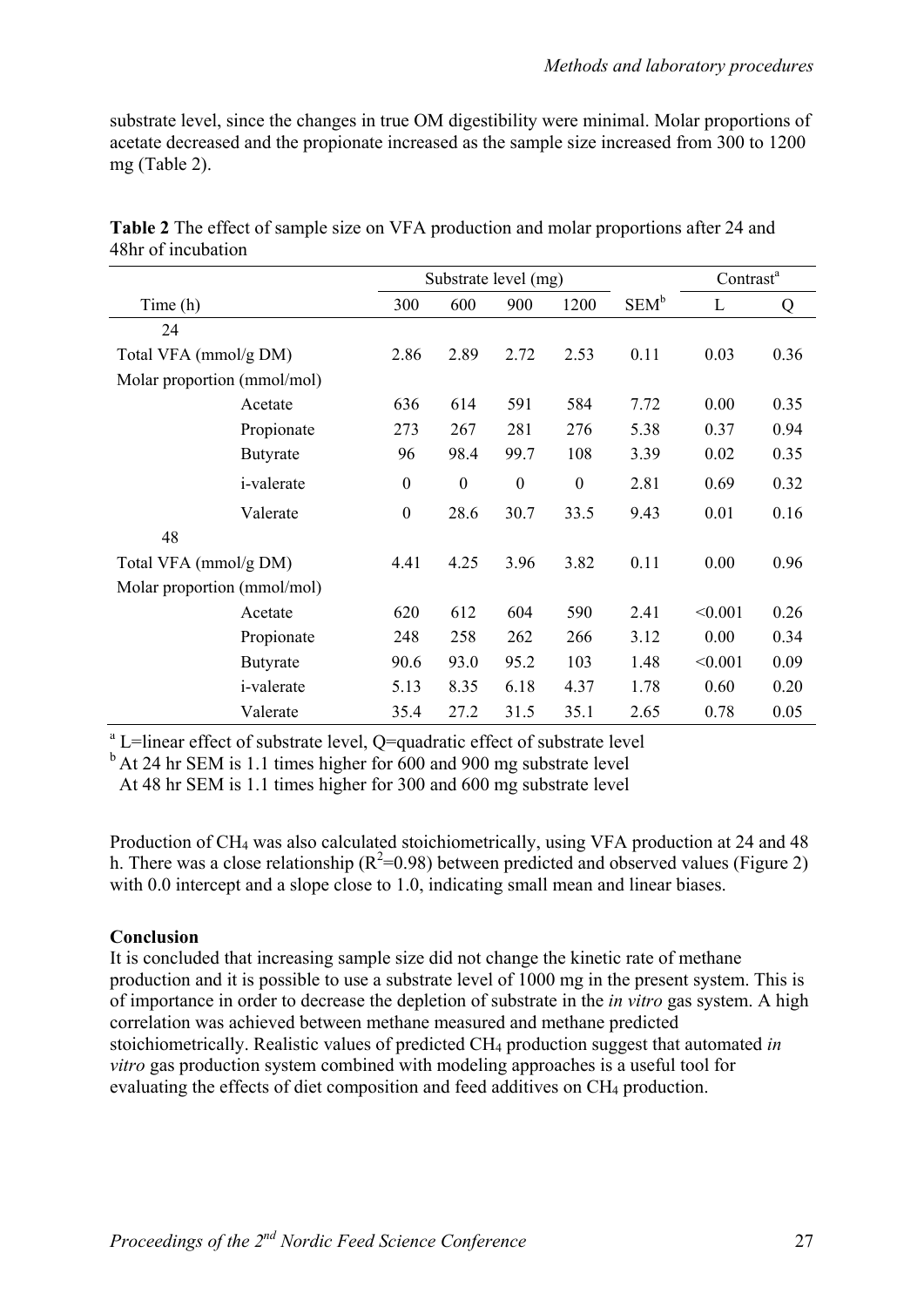substrate level, since the changes in true OM digestibility were minimal. Molar proportions of acetate decreased and the propionate increased as the sample size increased from 300 to 1200 mg (Table 2).

**Table 2** The effect of sample size on VFA production and molar proportions after 24 and 48hr of incubation

| | Substrate level (mg) | | | | | Contrast[a] | |
|---|---|---|---|---|---|---|---|
| Time (h) | 300 | 600 | 900 | 1200 | SEM[b] | L | Q |
| 24 | | | | | | | |
| Total VFA (mmol/g DM) | 2.86 | 2.89 | 2.72 | 2.53 | 0.11 | 0.03 | 0.36 |
| Molar proportion (mmol/mol) | | | | | | | |
| Acetate | 636 | 614 | 591 | 584 | 7.72 | 0.00 | 0.35 |
| Propionate | 273 | 267 | 281 | 276 | 5.38 | 0.37 | 0.94 |
| Butyrate | 96 | 98.4 | 99.7 | 108 | 3.39 | 0.02 | 0.35 |
| i-valerate | 0 | 0 | 0 | 0 | 2.81 | 0.69 | 0.32 |
| Valerate | 0 | 28.6 | 30.7 | 33.5 | 9.43 | 0.01 | 0.16 |
| 48 | | | | | | | |
| Total VFA (mmol/g DM) | 4.41 | 4.25 | 3.96 | 3.82 | 0.11 | 0.00 | 0.96 |
| Molar proportion (mmol/mol) | | | | | | | |
| Acetate | 620 | 612 | 604 | 590 | 2.41 | <0.001 | 0.26 |
| Propionate | 248 | 258 | 262 | 266 | 3.12 | 0.00 | 0.34 |
| Butyrate | 90.6 | 93.0 | 95.2 | 103 | 1.48 | <0.001 | 0.09 |
| i-valerate | 5.13 | 8.35 | 6.18 | 4.37 | 1.78 | 0.60 | 0.20 |
| Valerate | 35.4 | 27.2 | 31.5 | 35.1 | 2.65 | 0.78 | 0.05 |

[a] L=linear effect of substrate level, Q=quadratic effect of substrate level
[b] At 24 hr SEM is 1.1 times higher for 600 and 900 mg substrate level
At 48 hr SEM is 1.1 times higher for 300 and 600 mg substrate level

Production of $CH_4$ was also calculated stoichiometrically, using VFA production at 24 and 48 h. There was a close relationship ($R^2$=0.98) between predicted and observed values (Figure 2) with 0.0 intercept and a slope close to 1.0, indicating small mean and linear biases.

**Conclusion**

It is concluded that increasing sample size did not change the kinetic rate of methane production and it is possible to use a substrate level of 1000 mg in the present system. This is of importance in order to decrease the depletion of substrate in the *in vitro* gas system. A high correlation was achieved between methane measured and methane predicted stoichiometrically. Realistic values of predicted $CH_4$ production suggest that automated *in vitro* gas production system combined with modeling approaches is a useful tool for evaluating the effects of diet composition and feed additives on $CH_4$ production.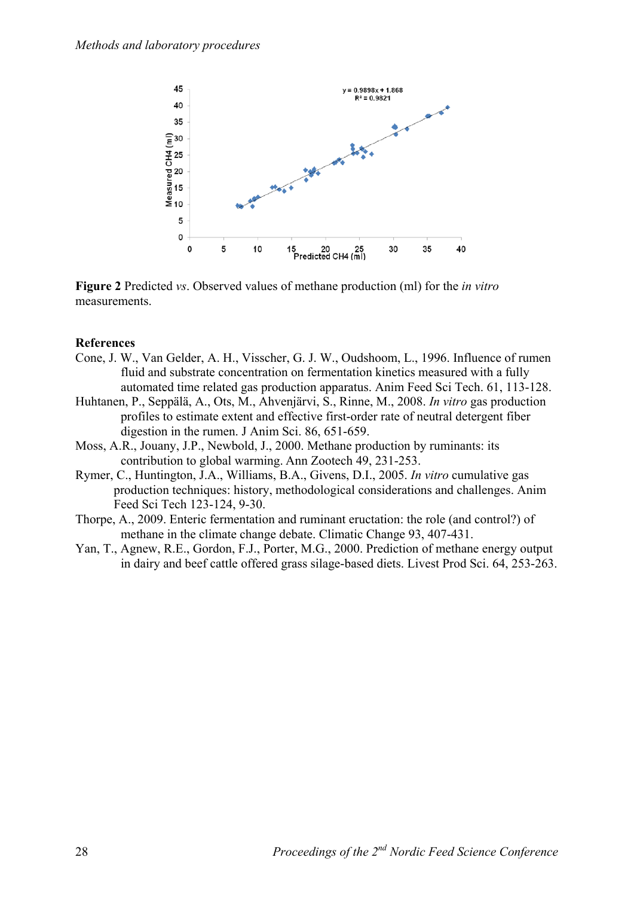**Figure 2** Predicted *vs*. Observed values of methane production (ml) for the *in vitro* measurements.

**References**

Cone, J. W., Van Gelder, A. H., Visscher, G. J. W., Oudshoom, L., 1996. Influence of rumen fluid and substrate concentration on fermentation kinetics measured with a fully automated time related gas production apparatus. Anim Feed Sci Tech. 61, 113-128.

Huhtanen, P., Seppälä, A., Ots, M., Ahvenjärvi, S., Rinne, M., 2008. *In vitro* gas production profiles to estimate extent and effective first-order rate of neutral detergent fiber digestion in the rumen. J Anim Sci. 86, 651-659.

Moss, A.R., Jouany, J.P., Newbold, J., 2000. Methane production by ruminants: its contribution to global warming. Ann Zootech 49, 231-253.

Rymer, C., Huntington, J.A., Williams, B.A., Givens, D.I., 2005. *In vitro* cumulative gas production techniques: history, methodological considerations and challenges. Anim Feed Sci Tech 123-124, 9-30.

Thorpe, A., 2009. Enteric fermentation and ruminant eructation: the role (and control?) of methane in the climate change debate. Climatic Change 93, 407-431.

Yan, T., Agnew, R.E., Gordon, F.J., Porter, M.G., 2000. Prediction of methane energy output in dairy and beef cattle offered grass silage-based diets. Livest Prod Sci. 64, 253-263.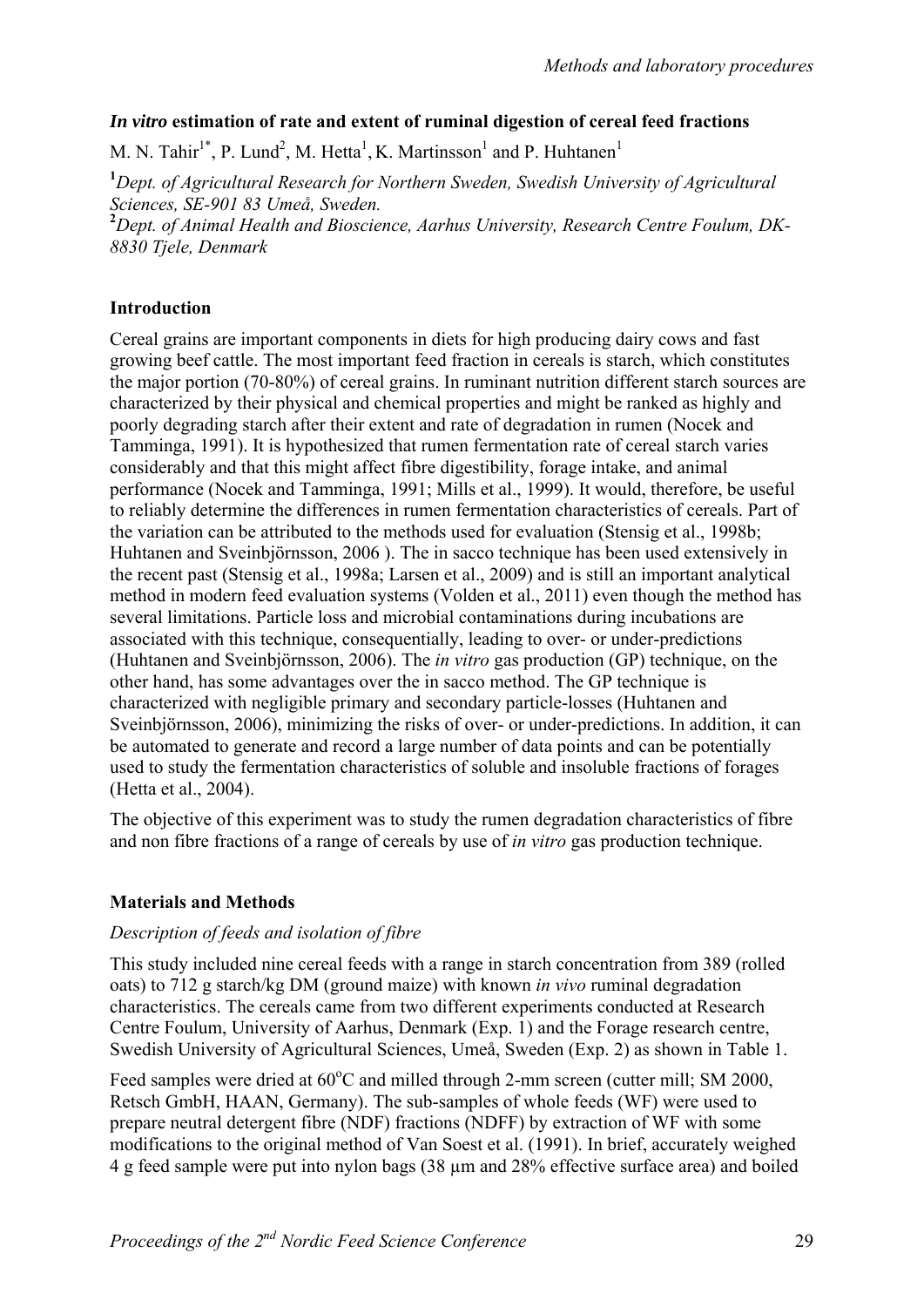### *In vitro* estimation of rate and extent of ruminal digestion of cereal feed fractions

M. N. Tahir[1*], P. Lund[2], M. Hetta[1], K. Martinsson[1] and P. Huhtanen[1]

[1]*Dept. of Agricultural Research for Northern Sweden, Swedish University of Agricultural Sciences, SE-901 83 Umeå, Sweden.*
[2]*Dept. of Animal Health and Bioscience, Aarhus University, Research Centre Foulum, DK-8830 Tjele, Denmark*

#### Introduction

Cereal grains are important components in diets for high producing dairy cows and fast growing beef cattle. The most important feed fraction in cereals is starch, which constitutes the major portion (70-80%) of cereal grains. In ruminant nutrition different starch sources are characterized by their physical and chemical properties and might be ranked as highly and poorly degrading starch after their extent and rate of degradation in rumen (Nocek and Tamminga, 1991). It is hypothesized that rumen fermentation rate of cereal starch varies considerably and that this might affect fibre digestibility, forage intake, and animal performance (Nocek and Tamminga, 1991; Mills et al., 1999). It would, therefore, be useful to reliably determine the differences in rumen fermentation characteristics of cereals. Part of the variation can be attributed to the methods used for evaluation (Stensig et al., 1998b; Huhtanen and Sveinbjörnsson, 2006 ). The in sacco technique has been used extensively in the recent past (Stensig et al., 1998a; Larsen et al., 2009) and is still an important analytical method in modern feed evaluation systems (Volden et al., 2011) even though the method has several limitations. Particle loss and microbial contaminations during incubations are associated with this technique, consequentially, leading to over- or under-predictions (Huhtanen and Sveinbjörnsson, 2006). The *in vitro* gas production (GP) technique, on the other hand, has some advantages over the in sacco method. The GP technique is characterized with negligible primary and secondary particle-losses (Huhtanen and Sveinbjörnsson, 2006), minimizing the risks of over- or under-predictions. In addition, it can be automated to generate and record a large number of data points and can be potentially used to study the fermentation characteristics of soluble and insoluble fractions of forages (Hetta et al., 2004).

The objective of this experiment was to study the rumen degradation characteristics of fibre and non fibre fractions of a range of cereals by use of *in vitro* gas production technique.

#### Materials and Methods

*Description of feeds and isolation of fibre*

This study included nine cereal feeds with a range in starch concentration from 389 (rolled oats) to 712 g starch/kg DM (ground maize) with known *in vivo* ruminal degradation characteristics. The cereals came from two different experiments conducted at Research Centre Foulum, University of Aarhus, Denmark (Exp. 1) and the Forage research centre, Swedish University of Agricultural Sciences, Umeå, Sweden (Exp. 2) as shown in Table 1.

Feed samples were dried at 60$^{o}$C and milled through 2-mm screen (cutter mill; SM 2000, Retsch GmbH, HAAN, Germany). The sub-samples of whole feeds (WF) were used to prepare neutral detergent fibre (NDF) fractions (NDFF) by extraction of WF with some modifications to the original method of Van Soest et al. (1991). In brief, accurately weighed 4 g feed sample were put into nylon bags (38 µm and 28% effective surface area) and boiled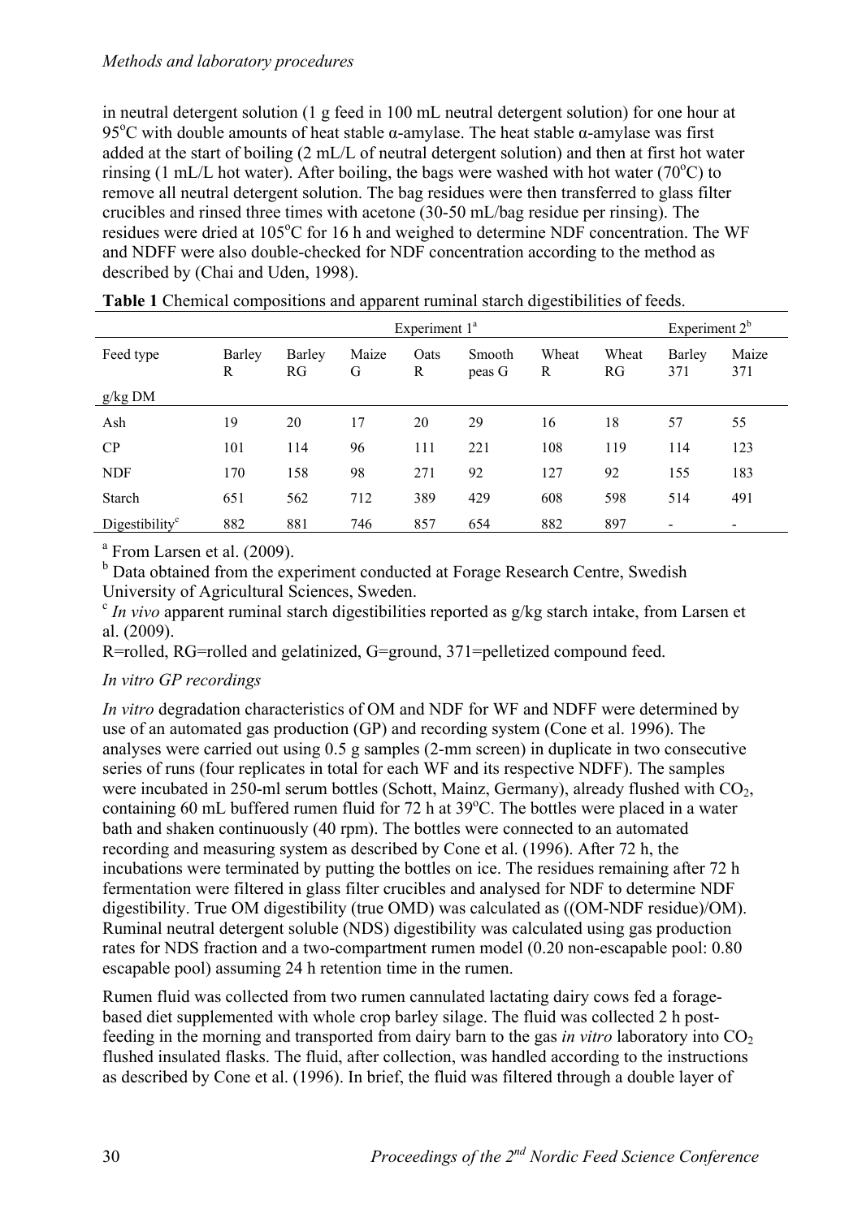in neutral detergent solution (1 g feed in 100 mL neutral detergent solution) for one hour at 95°C with double amounts of heat stable α-amylase. The heat stable α-amylase was first added at the start of boiling (2 mL/L of neutral detergent solution) and then at first hot water rinsing (1 mL/L hot water). After boiling, the bags were washed with hot water (70°C) to remove all neutral detergent solution. The bag residues were then transferred to glass filter crucibles and rinsed three times with acetone (30-50 mL/bag residue per rinsing). The residues were dried at 105°C for 16 h and weighed to determine NDF concentration. The WF and NDFF were also double-checked for NDF concentration according to the method as described by (Chai and Uden, 1998).

**Table 1** Chemical compositions and apparent ruminal starch digestibilities of feeds.

| | Experiment 1[a] | | | | | | | Experiment 2[b] | |
|---|---|---|---|---|---|---|---|---|---|
| Feed type | Barley R | Barley RG | Maize G | Oats R | Smooth peas G | Wheat R | Wheat RG | Barley 371 | Maize 371 |
| g/kg DM | | | | | | | | | |
| Ash | 19 | 20 | 17 | 20 | 29 | 16 | 18 | 57 | 55 |
| CP | 101 | 114 | 96 | 111 | 221 | 108 | 119 | 114 | 123 |
| NDF | 170 | 158 | 98 | 271 | 92 | 127 | 92 | 155 | 183 |
| Starch | 651 | 562 | 712 | 389 | 429 | 608 | 598 | 514 | 491 |
| Digestibility[c] | 882 | 881 | 746 | 857 | 654 | 882 | 897 | - | - |

[a] From Larsen et al. (2009).
[b] Data obtained from the experiment conducted at Forage Research Centre, Swedish University of Agricultural Sciences, Sweden.
[c] *In vivo* apparent ruminal starch digestibilities reported as g/kg starch intake, from Larsen et al. (2009).
R=rolled, RG=rolled and gelatinized, G=ground, 371=pelletized compound feed.

*In vitro GP recordings*

*In vitro* degradation characteristics of OM and NDF for WF and NDFF were determined by use of an automated gas production (GP) and recording system (Cone et al. 1996). The analyses were carried out using 0.5 g samples (2-mm screen) in duplicate in two consecutive series of runs (four replicates in total for each WF and its respective NDFF). The samples were incubated in 250-ml serum bottles (Schott, Mainz, Germany), already flushed with $CO_2$, containing 60 mL buffered rumen fluid for 72 h at 39°C. The bottles were placed in a water bath and shaken continuously (40 rpm). The bottles were connected to an automated recording and measuring system as described by Cone et al. (1996). After 72 h, the incubations were terminated by putting the bottles on ice. The residues remaining after 72 h fermentation were filtered in glass filter crucibles and analysed for NDF to determine NDF digestibility. True OM digestibility (true OMD) was calculated as ((OM-NDF residue)/OM). Ruminal neutral detergent soluble (NDS) digestibility was calculated using gas production rates for NDS fraction and a two-compartment rumen model (0.20 non-escapable pool: 0.80 escapable pool) assuming 24 h retention time in the rumen.

Rumen fluid was collected from two rumen cannulated lactating dairy cows fed a forage-based diet supplemented with whole crop barley silage. The fluid was collected 2 h post-feeding in the morning and transported from dairy barn to the gas *in vitro* laboratory into $CO_2$ flushed insulated flasks. The fluid, after collection, was handled according to the instructions as described by Cone et al. (1996). In brief, the fluid was filtered through a double layer of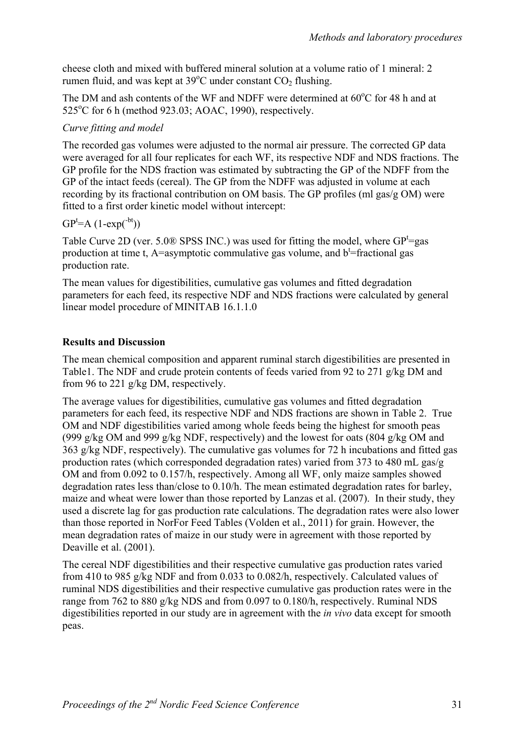cheese cloth and mixed with buffered mineral solution at a volume ratio of 1 mineral: 2 rumen fluid, and was kept at 39°C under constant $CO_2$ flushing.

The DM and ash contents of the WF and NDFF were determined at 60°C for 48 h and at 525°C for 6 h (method 923.03; AOAC, 1990), respectively.

*Curve fitting and model*

The recorded gas volumes were adjusted to the normal air pressure. The corrected GP data were averaged for all four replicates for each WF, its respective NDF and NDS fractions. The GP profile for the NDS fraction was estimated by subtracting the GP of the NDFF from the GP of the intact feeds (cereal). The GP from the NDFF was adjusted in volume at each recording by its fractional contribution on OM basis. The GP profiles (ml gas/g OM) were fitted to a first order kinetic model without intercept:

$GP^t = A\ (1\text{-}\exp(^{-bt}))$

Table Curve 2D (ver. 5.0® SPSS INC.) was used for fitting the model, where $GP^t$=gas production at time t, A=asymptotic commulative gas volume, and $b^t$=fractional gas production rate.

The mean values for digestibilities, cumulative gas volumes and fitted degradation parameters for each feed, its respective NDF and NDS fractions were calculated by general linear model procedure of MINITAB 16.1.1.0

**Results and Discussion**

The mean chemical composition and apparent ruminal starch digestibilities are presented in Table1. The NDF and crude protein contents of feeds varied from 92 to 271 g/kg DM and from 96 to 221 g/kg DM, respectively.

The average values for digestibilities, cumulative gas volumes and fitted degradation parameters for each feed, its respective NDF and NDS fractions are shown in Table 2. True OM and NDF digestibilities varied among whole feeds being the highest for smooth peas (999 g/kg OM and 999 g/kg NDF, respectively) and the lowest for oats (804 g/kg OM and 363 g/kg NDF, respectively). The cumulative gas volumes for 72 h incubations and fitted gas production rates (which corresponded degradation rates) varied from 373 to 480 mL gas/g OM and from 0.092 to 0.157/h, respectively. Among all WF, only maize samples showed degradation rates less than/close to 0.10/h. The mean estimated degradation rates for barley, maize and wheat were lower than those reported by Lanzas et al. (2007). In their study, they used a discrete lag for gas production rate calculations. The degradation rates were also lower than those reported in NorFor Feed Tables (Volden et al., 2011) for grain. However, the mean degradation rates of maize in our study were in agreement with those reported by Deaville et al. (2001).

The cereal NDF digestibilities and their respective cumulative gas production rates varied from 410 to 985 g/kg NDF and from 0.033 to 0.082/h, respectively. Calculated values of ruminal NDS digestibilities and their respective cumulative gas production rates were in the range from 762 to 880 g/kg NDS and from 0.097 to 0.180/h, respectively. Ruminal NDS digestibilities reported in our study are in agreement with the *in vivo* data except for smooth peas.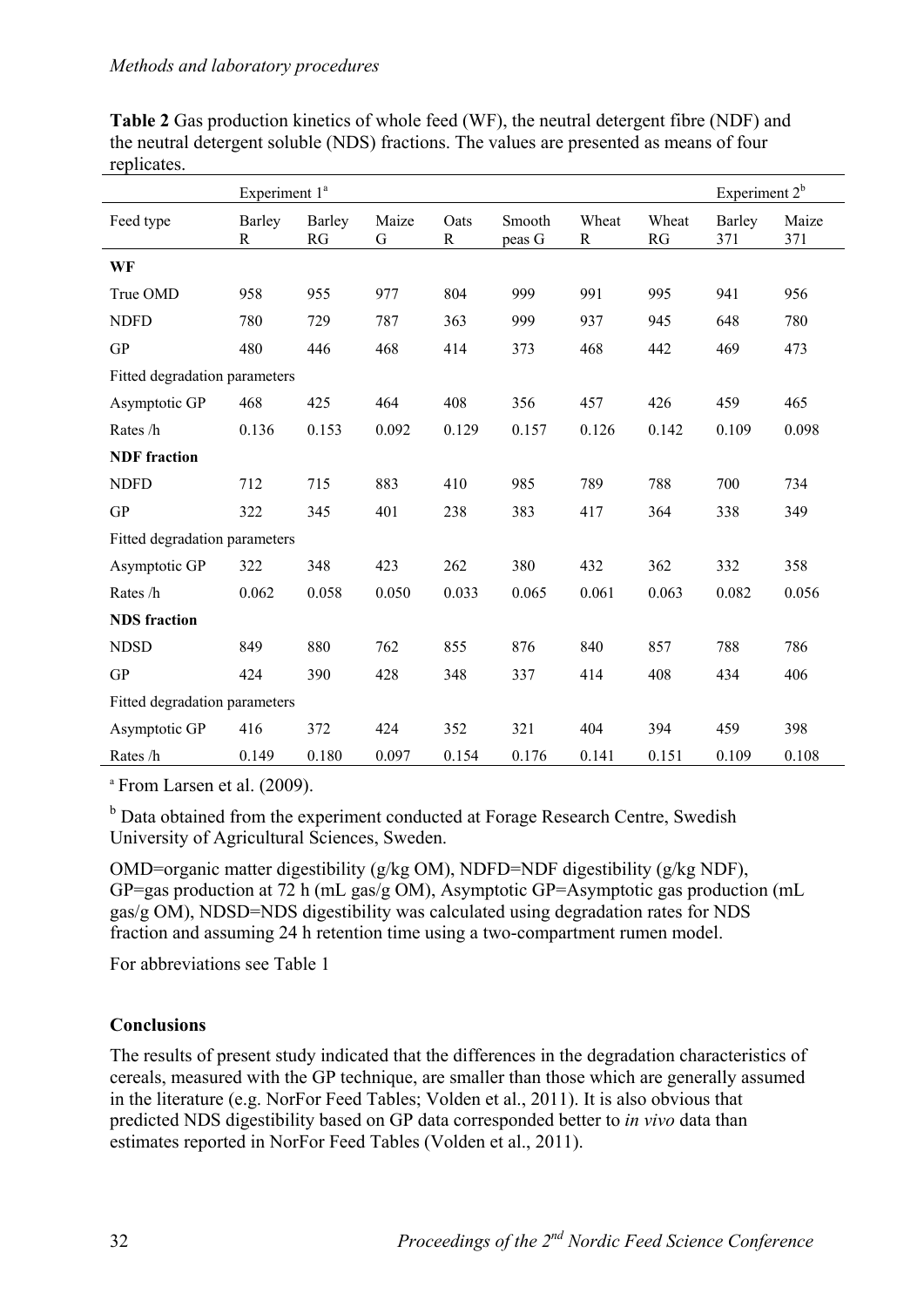**Table 2** Gas production kinetics of whole feed (WF), the neutral detergent fibre (NDF) and the neutral detergent soluble (NDS) fractions. The values are presented as means of four replicates.

| | Experiment 1[a] | | | | | | | Experiment 2[b] | |
|---|---|---|---|---|---|---|---|---|---|
| Feed type | Barley R | Barley RG | Maize G | Oats R | Smooth peas G | Wheat R | Wheat RG | Barley 371 | Maize 371 |
| **WF** | | | | | | | | | |
| True OMD | 958 | 955 | 977 | 804 | 999 | 991 | 995 | 941 | 956 |
| NDFD | 780 | 729 | 787 | 363 | 999 | 937 | 945 | 648 | 780 |
| GP | 480 | 446 | 468 | 414 | 373 | 468 | 442 | 469 | 473 |
| Fitted degradation parameters | | | | | | | | | |
| Asymptotic GP | 468 | 425 | 464 | 408 | 356 | 457 | 426 | 459 | 465 |
| Rates /h | 0.136 | 0.153 | 0.092 | 0.129 | 0.157 | 0.126 | 0.142 | 0.109 | 0.098 |
| **NDF fraction** | | | | | | | | | |
| NDFD | 712 | 715 | 883 | 410 | 985 | 789 | 788 | 700 | 734 |
| GP | 322 | 345 | 401 | 238 | 383 | 417 | 364 | 338 | 349 |
| Fitted degradation parameters | | | | | | | | | |
| Asymptotic GP | 322 | 348 | 423 | 262 | 380 | 432 | 362 | 332 | 358 |
| Rates /h | 0.062 | 0.058 | 0.050 | 0.033 | 0.065 | 0.061 | 0.063 | 0.082 | 0.056 |
| **NDS fraction** | | | | | | | | | |
| NDSD | 849 | 880 | 762 | 855 | 876 | 840 | 857 | 788 | 786 |
| GP | 424 | 390 | 428 | 348 | 337 | 414 | 408 | 434 | 406 |
| Fitted degradation parameters | | | | | | | | | |
| Asymptotic GP | 416 | 372 | 424 | 352 | 321 | 404 | 394 | 459 | 398 |
| Rates /h | 0.149 | 0.180 | 0.097 | 0.154 | 0.176 | 0.141 | 0.151 | 0.109 | 0.108 |

[a] From Larsen et al. (2009).

[b] Data obtained from the experiment conducted at Forage Research Centre, Swedish University of Agricultural Sciences, Sweden.

OMD=organic matter digestibility (g/kg OM), NDFD=NDF digestibility (g/kg NDF), GP=gas production at 72 h (mL gas/g OM), Asymptotic GP=Asymptotic gas production (mL gas/g OM), NDSD=NDS digestibility was calculated using degradation rates for NDS fraction and assuming 24 h retention time using a two-compartment rumen model.

For abbreviations see Table 1

## Conclusions

The results of present study indicated that the differences in the degradation characteristics of cereals, measured with the GP technique, are smaller than those which are generally assumed in the literature (e.g. NorFor Feed Tables; Volden et al., 2011). It is also obvious that predicted NDS digestibility based on GP data corresponded better to *in vivo* data than estimates reported in NorFor Feed Tables (Volden et al., 2011).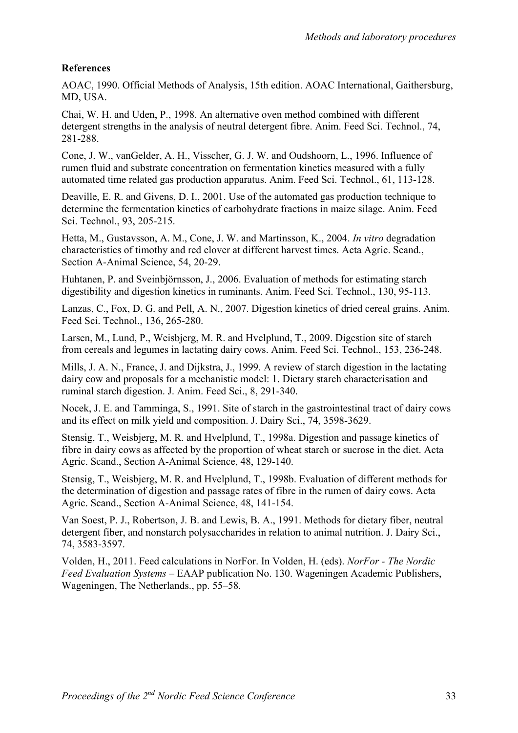**References**

AOAC, 1990. Official Methods of Analysis, 15th edition. AOAC International, Gaithersburg, MD, USA.

Chai, W. H. and Uden, P., 1998. An alternative oven method combined with different detergent strengths in the analysis of neutral detergent fibre. Anim. Feed Sci. Technol., 74, 281-288.

Cone, J. W., vanGelder, A. H., Visscher, G. J. W. and Oudshoorn, L., 1996. Influence of rumen fluid and substrate concentration on fermentation kinetics measured with a fully automated time related gas production apparatus. Anim. Feed Sci. Technol., 61, 113-128.

Deaville, E. R. and Givens, D. I., 2001. Use of the automated gas production technique to determine the fermentation kinetics of carbohydrate fractions in maize silage. Anim. Feed Sci. Technol., 93, 205-215.

Hetta, M., Gustavsson, A. M., Cone, J. W. and Martinsson, K., 2004. *In vitro* degradation characteristics of timothy and red clover at different harvest times. Acta Agric. Scand., Section A-Animal Science, 54, 20-29.

Huhtanen, P. and Sveinbjörnsson, J., 2006. Evaluation of methods for estimating starch digestibility and digestion kinetics in ruminants. Anim. Feed Sci. Technol., 130, 95-113.

Lanzas, C., Fox, D. G. and Pell, A. N., 2007. Digestion kinetics of dried cereal grains. Anim. Feed Sci. Technol., 136, 265-280.

Larsen, M., Lund, P., Weisbjerg, M. R. and Hvelplund, T., 2009. Digestion site of starch from cereals and legumes in lactating dairy cows. Anim. Feed Sci. Technol., 153, 236-248.

Mills, J. A. N., France, J. and Dijkstra, J., 1999. A review of starch digestion in the lactating dairy cow and proposals for a mechanistic model: 1. Dietary starch characterisation and ruminal starch digestion. J. Anim. Feed Sci., 8, 291-340.

Nocek, J. E. and Tamminga, S., 1991. Site of starch in the gastrointestinal tract of dairy cows and its effect on milk yield and composition. J. Dairy Sci., 74, 3598-3629.

Stensig, T., Weisbjerg, M. R. and Hvelplund, T., 1998a. Digestion and passage kinetics of fibre in dairy cows as affected by the proportion of wheat starch or sucrose in the diet. Acta Agric. Scand., Section A-Animal Science, 48, 129-140.

Stensig, T., Weisbjerg, M. R. and Hvelplund, T., 1998b. Evaluation of different methods for the determination of digestion and passage rates of fibre in the rumen of dairy cows. Acta Agric. Scand., Section A-Animal Science, 48, 141-154.

Van Soest, P. J., Robertson, J. B. and Lewis, B. A., 1991. Methods for dietary fiber, neutral detergent fiber, and nonstarch polysaccharides in relation to animal nutrition. J. Dairy Sci., 74, 3583-3597.

Volden, H., 2011. Feed calculations in NorFor. In Volden, H. (eds). *NorFor - The Nordic Feed Evaluation Systems* – EAAP publication No. 130. Wageningen Academic Publishers, Wageningen, The Netherlands., pp. 55–58.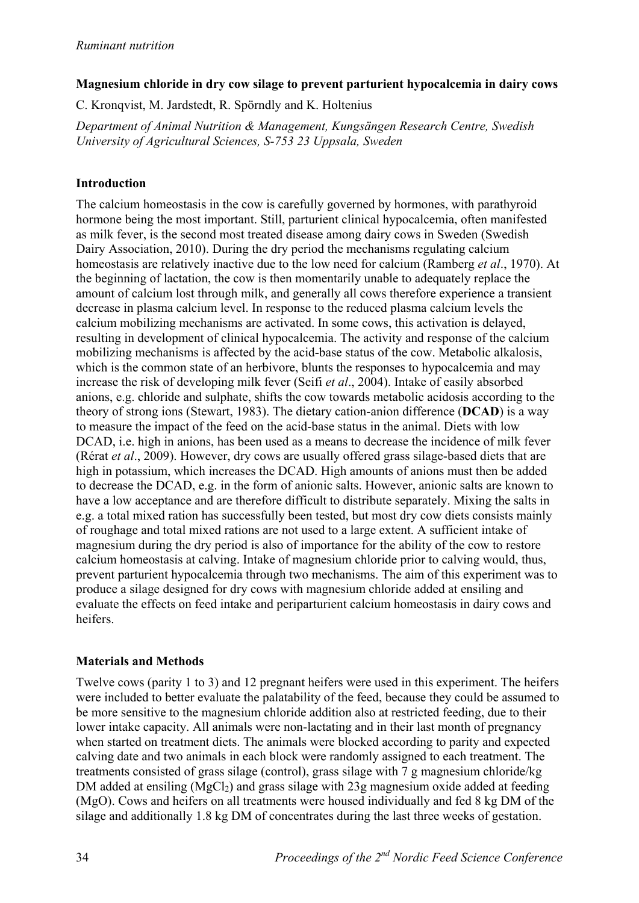## Magnesium chloride in dry cow silage to prevent parturient hypocalcemia in dairy cows

C. Kronqvist, M. Jardstedt, R. Spörndly and K. Holtenius

*Department of Animal Nutrition & Management, Kungsängen Research Centre, Swedish University of Agricultural Sciences, S-753 23 Uppsala, Sweden*

### Introduction

The calcium homeostasis in the cow is carefully governed by hormones, with parathyroid hormone being the most important. Still, parturient clinical hypocalcemia, often manifested as milk fever, is the second most treated disease among dairy cows in Sweden (Swedish Dairy Association, 2010). During the dry period the mechanisms regulating calcium homeostasis are relatively inactive due to the low need for calcium (Ramberg *et al*., 1970). At the beginning of lactation, the cow is then momentarily unable to adequately replace the amount of calcium lost through milk, and generally all cows therefore experience a transient decrease in plasma calcium level. In response to the reduced plasma calcium levels the calcium mobilizing mechanisms are activated. In some cows, this activation is delayed, resulting in development of clinical hypocalcemia. The activity and response of the calcium mobilizing mechanisms is affected by the acid-base status of the cow. Metabolic alkalosis, which is the common state of an herbivore, blunts the responses to hypocalcemia and may increase the risk of developing milk fever (Seifi *et al*., 2004). Intake of easily absorbed anions, e.g. chloride and sulphate, shifts the cow towards metabolic acidosis according to the theory of strong ions (Stewart, 1983). The dietary cation-anion difference (**DCAD**) is a way to measure the impact of the feed on the acid-base status in the animal. Diets with low DCAD, i.e. high in anions, has been used as a means to decrease the incidence of milk fever (Rérat *et al*., 2009). However, dry cows are usually offered grass silage-based diets that are high in potassium, which increases the DCAD. High amounts of anions must then be added to decrease the DCAD, e.g. in the form of anionic salts. However, anionic salts are known to have a low acceptance and are therefore difficult to distribute separately. Mixing the salts in e.g. a total mixed ration has successfully been tested, but most dry cow diets consists mainly of roughage and total mixed rations are not used to a large extent. A sufficient intake of magnesium during the dry period is also of importance for the ability of the cow to restore calcium homeostasis at calving. Intake of magnesium chloride prior to calving would, thus, prevent parturient hypocalcemia through two mechanisms. The aim of this experiment was to produce a silage designed for dry cows with magnesium chloride added at ensiling and evaluate the effects on feed intake and periparturient calcium homeostasis in dairy cows and heifers.

### Materials and Methods

Twelve cows (parity 1 to 3) and 12 pregnant heifers were used in this experiment. The heifers were included to better evaluate the palatability of the feed, because they could be assumed to be more sensitive to the magnesium chloride addition also at restricted feeding, due to their lower intake capacity. All animals were non-lactating and in their last month of pregnancy when started on treatment diets. The animals were blocked according to parity and expected calving date and two animals in each block were randomly assigned to each treatment. The treatments consisted of grass silage (control), grass silage with 7 g magnesium chloride/kg DM added at ensiling ($MgCl_2$) and grass silage with 23g magnesium oxide added at feeding (MgO). Cows and heifers on all treatments were housed individually and fed 8 kg DM of the silage and additionally 1.8 kg DM of concentrates during the last three weeks of gestation.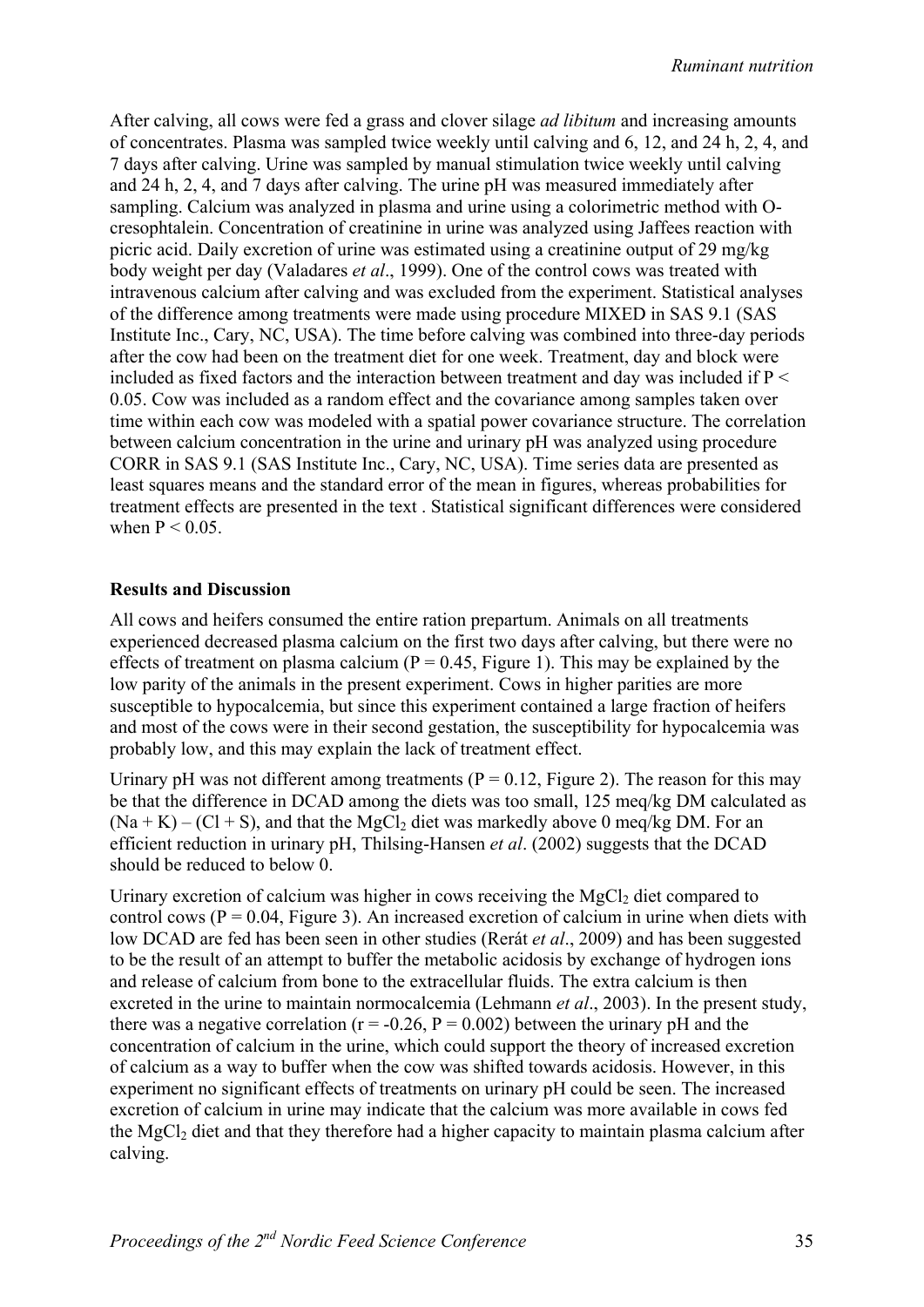After calving, all cows were fed a grass and clover silage *ad libitum* and increasing amounts of concentrates. Plasma was sampled twice weekly until calving and 6, 12, and 24 h, 2, 4, and 7 days after calving. Urine was sampled by manual stimulation twice weekly until calving and 24 h, 2, 4, and 7 days after calving. The urine pH was measured immediately after sampling. Calcium was analyzed in plasma and urine using a colorimetric method with O-cresophtalein. Concentration of creatinine in urine was analyzed using Jaffees reaction with picric acid. Daily excretion of urine was estimated using a creatinine output of 29 mg/kg body weight per day (Valadares *et al*., 1999). One of the control cows was treated with intravenous calcium after calving and was excluded from the experiment. Statistical analyses of the difference among treatments were made using procedure MIXED in SAS 9.1 (SAS Institute Inc., Cary, NC, USA). The time before calving was combined into three-day periods after the cow had been on the treatment diet for one week. Treatment, day and block were included as fixed factors and the interaction between treatment and day was included if $P < 0.05$. Cow was included as a random effect and the covariance among samples taken over time within each cow was modeled with a spatial power covariance structure. The correlation between calcium concentration in the urine and urinary pH was analyzed using procedure CORR in SAS 9.1 (SAS Institute Inc., Cary, NC, USA). Time series data are presented as least squares means and the standard error of the mean in figures, whereas probabilities for treatment effects are presented in the text . Statistical significant differences were considered when $P < 0.05$.

## Results and Discussion

All cows and heifers consumed the entire ration prepartum. Animals on all treatments experienced decreased plasma calcium on the first two days after calving, but there were no effects of treatment on plasma calcium ($P = 0.45$, Figure 1). This may be explained by the low parity of the animals in the present experiment. Cows in higher parities are more susceptible to hypocalcemia, but since this experiment contained a large fraction of heifers and most of the cows were in their second gestation, the susceptibility for hypocalcemia was probably low, and this may explain the lack of treatment effect.

Urinary pH was not different among treatments ($P = 0.12$, Figure 2). The reason for this may be that the difference in DCAD among the diets was too small, 125 meq/kg DM calculated as $(Na + K) – (Cl + S)$, and that the $MgCl_2$ diet was markedly above 0 meq/kg DM. For an efficient reduction in urinary pH, Thilsing-Hansen *et al*. (2002) suggests that the DCAD should be reduced to below 0.

Urinary excretion of calcium was higher in cows receiving the $MgCl_2$ diet compared to control cows ($P = 0.04$, Figure 3). An increased excretion of calcium in urine when diets with low DCAD are fed has been seen in other studies (Rerát *et al*., 2009) and has been suggested to be the result of an attempt to buffer the metabolic acidosis by exchange of hydrogen ions and release of calcium from bone to the extracellular fluids. The extra calcium is then excreted in the urine to maintain normocalcemia (Lehmann *et al*., 2003). In the present study, there was a negative correlation ($r = -0.26$, $P = 0.002$) between the urinary pH and the concentration of calcium in the urine, which could support the theory of increased excretion of calcium as a way to buffer when the cow was shifted towards acidosis. However, in this experiment no significant effects of treatments on urinary pH could be seen. The increased excretion of calcium in urine may indicate that the calcium was more available in cows fed the $MgCl_2$ diet and that they therefore had a higher capacity to maintain plasma calcium after calving.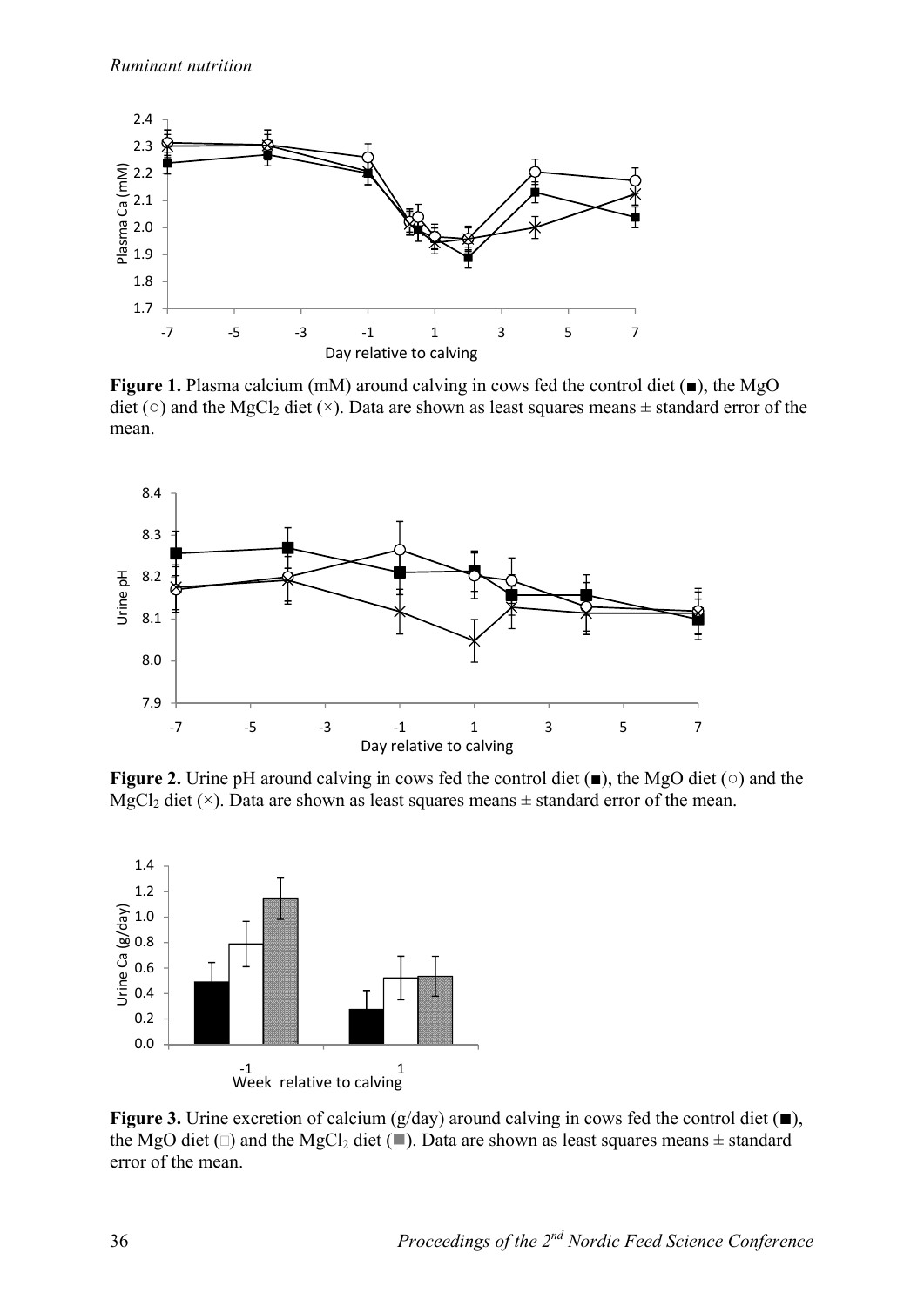**Figure 1.** Plasma calcium (mM) around calving in cows fed the control diet (■), the MgO diet (○) and the $MgCl_2$ diet (×). Data are shown as least squares means ± standard error of the mean.

**Figure 2.** Urine pH around calving in cows fed the control diet (■), the MgO diet (○) and the $MgCl_2$ diet (×). Data are shown as least squares means ± standard error of the mean.

**Figure 3.** Urine excretion of calcium (g/day) around calving in cows fed the control diet (■), the MgO diet (□) and the $MgCl_2$ diet (■). Data are shown as least squares means ± standard error of the mean.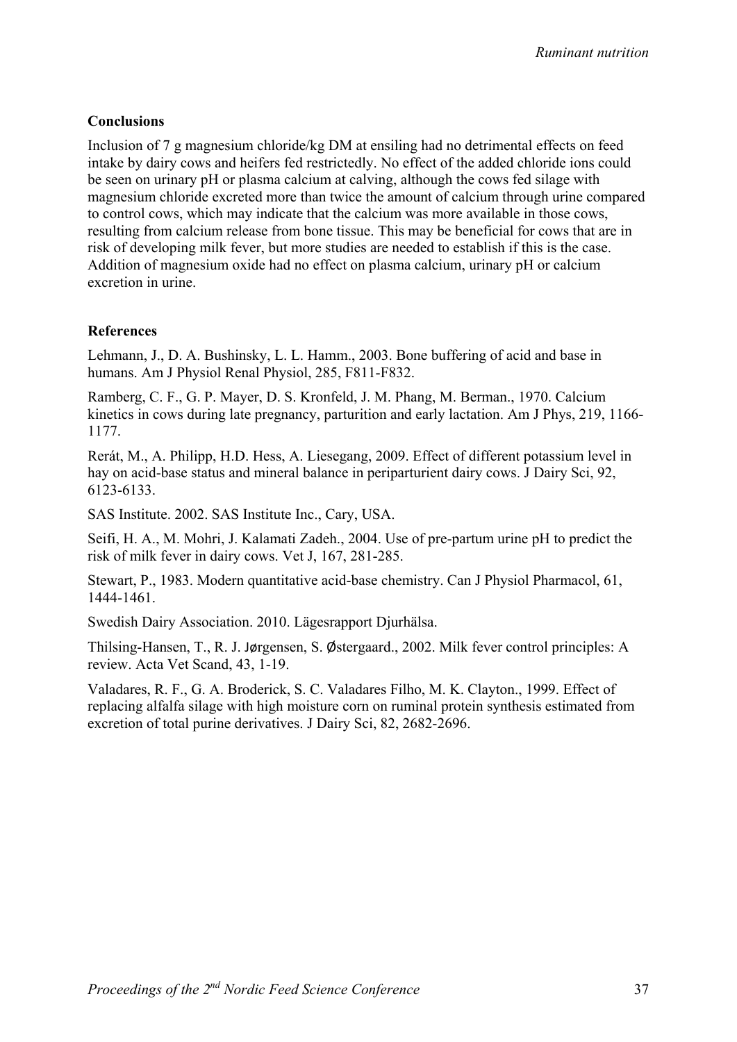## Conclusions

Inclusion of 7 g magnesium chloride/kg DM at ensiling had no detrimental effects on feed intake by dairy cows and heifers fed restrictedly. No effect of the added chloride ions could be seen on urinary pH or plasma calcium at calving, although the cows fed silage with magnesium chloride excreted more than twice the amount of calcium through urine compared to control cows, which may indicate that the calcium was more available in those cows, resulting from calcium release from bone tissue. This may be beneficial for cows that are in risk of developing milk fever, but more studies are needed to establish if this is the case. Addition of magnesium oxide had no effect on plasma calcium, urinary pH or calcium excretion in urine.

## References

Lehmann, J., D. A. Bushinsky, L. L. Hamm., 2003. Bone buffering of acid and base in humans. Am J Physiol Renal Physiol, 285, F811-F832.

Ramberg, C. F., G. P. Mayer, D. S. Kronfeld, J. M. Phang, M. Berman., 1970. Calcium kinetics in cows during late pregnancy, parturition and early lactation. Am J Phys, 219, 1166-1177.

Rerát, M., A. Philipp, H.D. Hess, A. Liesegang, 2009. Effect of different potassium level in hay on acid-base status and mineral balance in periparturient dairy cows. J Dairy Sci, 92, 6123-6133.

SAS Institute. 2002. SAS Institute Inc., Cary, USA.

Seifi, H. A., M. Mohri, J. Kalamati Zadeh., 2004. Use of pre-partum urine pH to predict the risk of milk fever in dairy cows. Vet J, 167, 281-285.

Stewart, P., 1983. Modern quantitative acid-base chemistry. Can J Physiol Pharmacol, 61, 1444-1461.

Swedish Dairy Association. 2010. Lägesrapport Djurhälsa.

Thilsing-Hansen, T., R. J. Jørgensen, S. Østergaard., 2002. Milk fever control principles: A review. Acta Vet Scand, 43, 1-19.

Valadares, R. F., G. A. Broderick, S. C. Valadares Filho, M. K. Clayton., 1999. Effect of replacing alfalfa silage with high moisture corn on ruminal protein synthesis estimated from excretion of total purine derivatives. J Dairy Sci, 82, 2682-2696.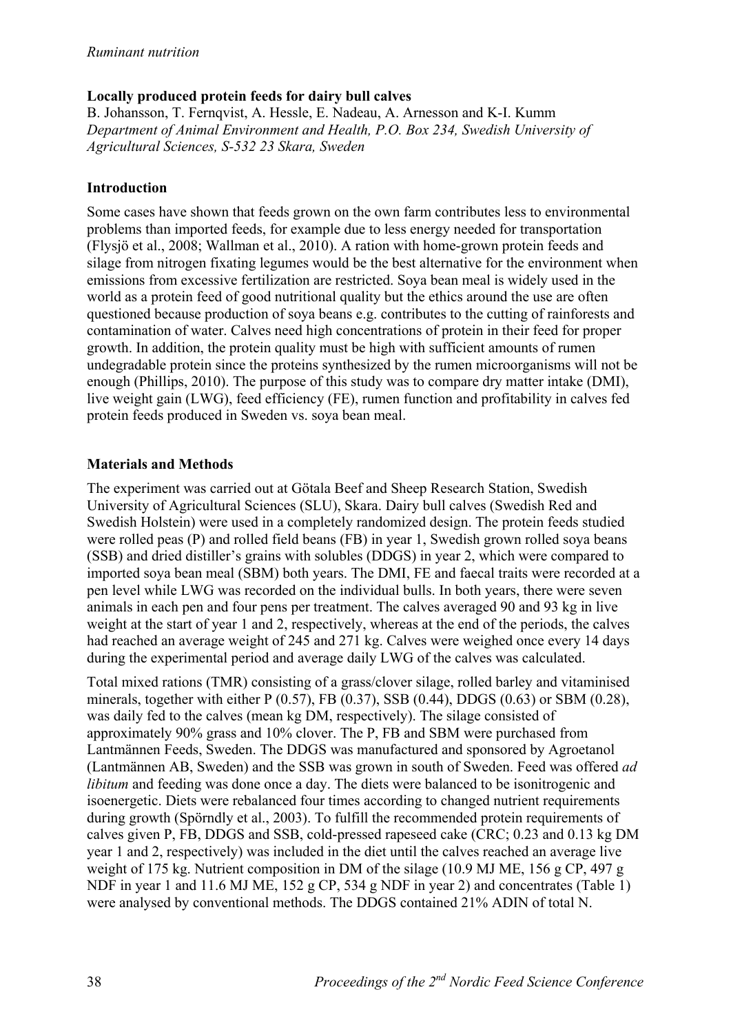*Ruminant nutrition*

## Locally produced protein feeds for dairy bull calves

B. Johansson, T. Fernqvist, A. Hessle, E. Nadeau, A. Arnesson and K-I. Kumm

*Department of Animal Environment and Health, P.O. Box 234, Swedish University of Agricultural Sciences, S-532 23 Skara, Sweden*

### Introduction

Some cases have shown that feeds grown on the own farm contributes less to environmental problems than imported feeds, for example due to less energy needed for transportation (Flysjö et al., 2008; Wallman et al., 2010). A ration with home-grown protein feeds and silage from nitrogen fixating legumes would be the best alternative for the environment when emissions from excessive fertilization are restricted. Soya bean meal is widely used in the world as a protein feed of good nutritional quality but the ethics around the use are often questioned because production of soya beans e.g. contributes to the cutting of rainforests and contamination of water. Calves need high concentrations of protein in their feed for proper growth. In addition, the protein quality must be high with sufficient amounts of rumen undegradable protein since the proteins synthesized by the rumen microorganisms will not be enough (Phillips, 2010). The purpose of this study was to compare dry matter intake (DMI), live weight gain (LWG), feed efficiency (FE), rumen function and profitability in calves fed protein feeds produced in Sweden vs. soya bean meal.

### Materials and Methods

The experiment was carried out at Götala Beef and Sheep Research Station, Swedish University of Agricultural Sciences (SLU), Skara. Dairy bull calves (Swedish Red and Swedish Holstein) were used in a completely randomized design. The protein feeds studied were rolled peas (P) and rolled field beans (FB) in year 1, Swedish grown rolled soya beans (SSB) and dried distiller's grains with solubles (DDGS) in year 2, which were compared to imported soya bean meal (SBM) both years. The DMI, FE and faecal traits were recorded at a pen level while LWG was recorded on the individual bulls. In both years, there were seven animals in each pen and four pens per treatment. The calves averaged 90 and 93 kg in live weight at the start of year 1 and 2, respectively, whereas at the end of the periods, the calves had reached an average weight of 245 and 271 kg. Calves were weighed once every 14 days during the experimental period and average daily LWG of the calves was calculated.

Total mixed rations (TMR) consisting of a grass/clover silage, rolled barley and vitaminised minerals, together with either P (0.57), FB (0.37), SSB (0.44), DDGS (0.63) or SBM (0.28), was daily fed to the calves (mean kg DM, respectively). The silage consisted of approximately 90% grass and 10% clover. The P, FB and SBM were purchased from Lantmännen Feeds, Sweden. The DDGS was manufactured and sponsored by Agroetanol (Lantmännen AB, Sweden) and the SSB was grown in south of Sweden. Feed was offered *ad libitum* and feeding was done once a day. The diets were balanced to be isonitrogenic and isoenergetic. Diets were rebalanced four times according to changed nutrient requirements during growth (Spörndly et al., 2003). To fulfill the recommended protein requirements of calves given P, FB, DDGS and SSB, cold-pressed rapeseed cake (CRC; 0.23 and 0.13 kg DM year 1 and 2, respectively) was included in the diet until the calves reached an average live weight of 175 kg. Nutrient composition in DM of the silage (10.9 MJ ME, 156 g CP, 497 g NDF in year 1 and 11.6 MJ ME, 152 g CP, 534 g NDF in year 2) and concentrates (Table 1) were analysed by conventional methods. The DDGS contained 21% ADIN of total N.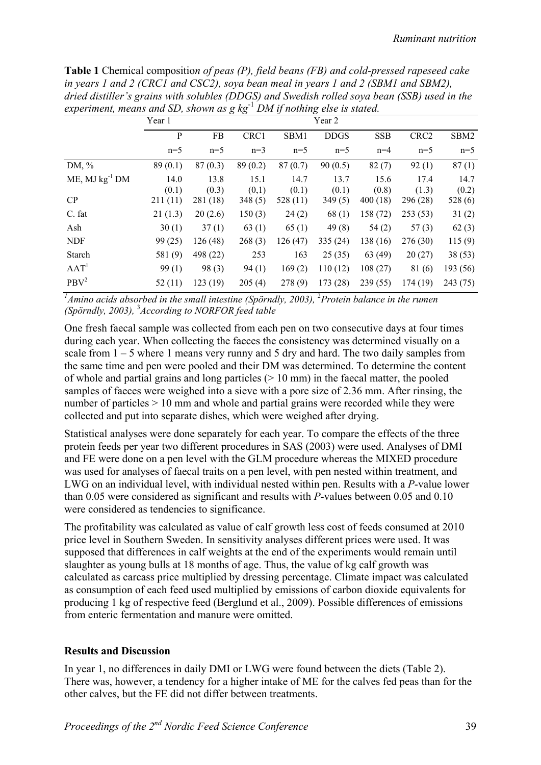**Table 1** Chemical compositio*n of peas (P), field beans (FB) and cold-pressed rapeseed cake in years 1 and 2 (CRC1 and CSC2), soya bean meal in years 1 and 2 (SBM1 and SBM2), dried distiller's grains with solubles (DDGS) and Swedish rolled soya bean (SSB) used in the experiment, means and SD, shown as g kg*$^{-1}$ *DM if nothing else is stated.*

| | Year 1 | | | | Year 2 | | | |
|---|---|---|---|---|---|---|---|---|
| | P | FB | CRC1 | SBM1 | DDGS | SSB | CRC2 | SBM2 |
| | n=5 | n=5 | n=3 | n=5 | n=5 | n=4 | n=5 | n=5 |
| DM, % | 89 (0.1) | 87 (0.3) | 89 (0.2) | 87 (0.7) | 90 (0.5) | 82 (7) | 92 (1) | 87 (1) |
| ME, MJ kg$^{-1}$ DM | 14.0 (0.1) | 13.8 (0.3) | 15.1 (0,1) | 14.7 (0.1) | 13.7 (0.1) | 15.6 (0.8) | 17.4 (1.3) | 14.7 (0.2) |
| CP | 211 (11) | 281 (18) | 348 (5) | 528 (11) | 349 (5) | 400 (18) | 296 (28) | 528 (6) |
| C. fat | 21 (1.3) | 20 (2.6) | 150 (3) | 24 (2) | 68 (1) | 158 (72) | 253 (53) | 31 (2) |
| Ash | 30 (1) | 37 (1) | 63 (1) | 65 (1) | 49 (8) | 54 (2) | 57 (3) | 62 (3) |
| NDF | 99 (25) | 126 (48) | 268 (3) | 126 (47) | 335 (24) | 138 (16) | 276 (30) | 115 (9) |
| Starch | 581 (9) | 498 (22) | 253 | 163 | 25 (35) | 63 (49) | 20 (27) | 38 (53) |
| AAT[1] | 99 (1) | 98 (3) | 94 (1) | 169 (2) | 110 (12) | 108 (27) | 81 (6) | 193 (56) |
| PBV[2] | 52 (11) | 123 (19) | 205 (4) | 278 (9) | 173 (28) | 239 (55) | 174 (19) | 243 (75) |

[1]*Amino acids absorbed in the small intestine (Spörndly, 2003),* [2]*Protein balance in the rumen (Spörndly, 2003),* [3]*According to NORFOR feed table*

One fresh faecal sample was collected from each pen on two consecutive days at four times during each year. When collecting the faeces the consistency was determined visually on a scale from 1 – 5 where 1 means very runny and 5 dry and hard. The two daily samples from the same time and pen were pooled and their DM was determined. To determine the content of whole and partial grains and long particles (> 10 mm) in the faecal matter, the pooled samples of faeces were weighed into a sieve with a pore size of 2.36 mm. After rinsing, the number of particles > 10 mm and whole and partial grains were recorded while they were collected and put into separate dishes, which were weighed after drying.

Statistical analyses were done separately for each year. To compare the effects of the three protein feeds per year two different procedures in SAS (2003) were used. Analyses of DMI and FE were done on a pen level with the GLM procedure whereas the MIXED procedure was used for analyses of faecal traits on a pen level, with pen nested within treatment, and LWG on an individual level, with individual nested within pen. Results with a *P*-value lower than 0.05 were considered as significant and results with *P*-values between 0.05 and 0.10 were considered as tendencies to significance.

The profitability was calculated as value of calf growth less cost of feeds consumed at 2010 price level in Southern Sweden. In sensitivity analyses different prices were used. It was supposed that differences in calf weights at the end of the experiments would remain until slaughter as young bulls at 18 months of age. Thus, the value of kg calf growth was calculated as carcass price multiplied by dressing percentage. Climate impact was calculated as consumption of each feed used multiplied by emissions of carbon dioxide equivalents for producing 1 kg of respective feed (Berglund et al., 2009). Possible differences of emissions from enteric fermentation and manure were omitted.

## Results and Discussion

In year 1, no differences in daily DMI or LWG were found between the diets (Table 2). There was, however, a tendency for a higher intake of ME for the calves fed peas than for the other calves, but the FE did not differ between treatments.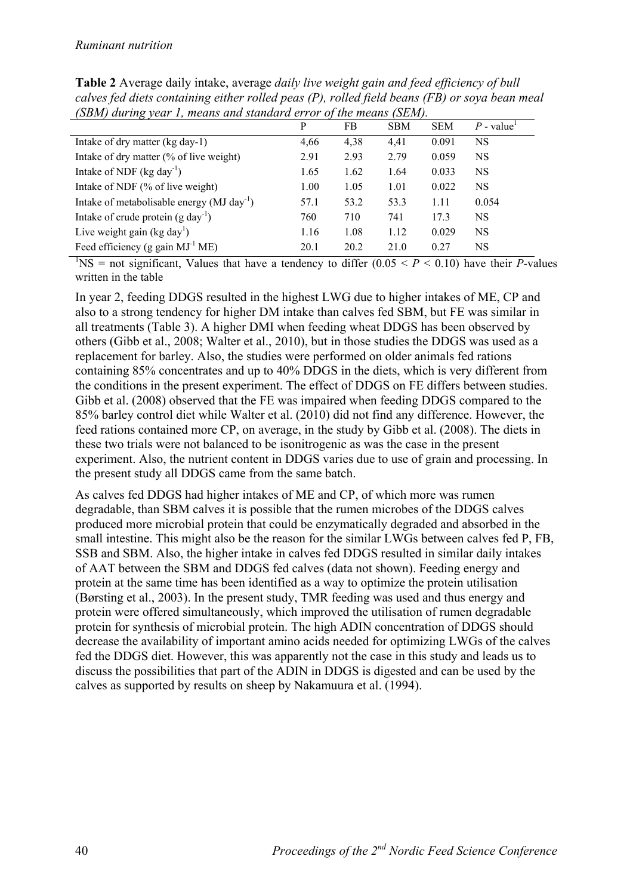**Table 2** Average daily intake, average *daily live weight gain and feed efficiency of bull calves fed diets containing either rolled peas (P), rolled field beans (FB) or soya bean meal (SBM) during year 1, means and standard error of the means (SEM).*

| | P | FB | SBM | SEM | *P* - value[1] |
|---|---|---|---|---|---|
| Intake of dry matter (kg day-1) | 4,66 | 4,38 | 4,41 | 0.091 | NS |
| Intake of dry matter (% of live weight) | 2.91 | 2.93 | 2.79 | 0.059 | NS |
| Intake of NDF (kg $day^{-1}$) | 1.65 | 1.62 | 1.64 | 0.033 | NS |
| Intake of NDF (% of live weight) | 1.00 | 1.05 | 1.01 | 0.022 | NS |
| Intake of metabolisable energy (MJ $day^{-1}$) | 57.1 | 53.2 | 53.3 | 1.11 | 0.054 |
| Intake of crude protein (g $day^{-1}$) | 760 | 710 | 741 | 17.3 | NS |
| Live weight gain (kg $day^{1}$) | 1.16 | 1.08 | 1.12 | 0.029 | NS |
| Feed efficiency (g gain $MJ^{-1}$ ME) | 20.1 | 20.2 | 21.0 | 0.27 | NS |

[1]NS = not significant, Values that have a tendency to differ ($0.05 < P < 0.10$) have their *P*-values written in the table

In year 2, feeding DDGS resulted in the highest LWG due to higher intakes of ME, CP and also to a strong tendency for higher DM intake than calves fed SBM, but FE was similar in all treatments (Table 3). A higher DMI when feeding wheat DDGS has been observed by others (Gibb et al., 2008; Walter et al., 2010), but in those studies the DDGS was used as a replacement for barley. Also, the studies were performed on older animals fed rations containing 85% concentrates and up to 40% DDGS in the diets, which is very different from the conditions in the present experiment. The effect of DDGS on FE differs between studies. Gibb et al. (2008) observed that the FE was impaired when feeding DDGS compared to the 85% barley control diet while Walter et al. (2010) did not find any difference. However, the feed rations contained more CP, on average, in the study by Gibb et al. (2008). The diets in these two trials were not balanced to be isonitrogenic as was the case in the present experiment. Also, the nutrient content in DDGS varies due to use of grain and processing. In the present study all DDGS came from the same batch.

As calves fed DDGS had higher intakes of ME and CP, of which more was rumen degradable, than SBM calves it is possible that the rumen microbes of the DDGS calves produced more microbial protein that could be enzymatically degraded and absorbed in the small intestine. This might also be the reason for the similar LWGs between calves fed P, FB, SSB and SBM. Also, the higher intake in calves fed DDGS resulted in similar daily intakes of AAT between the SBM and DDGS fed calves (data not shown). Feeding energy and protein at the same time has been identified as a way to optimize the protein utilisation (Børsting et al., 2003). In the present study, TMR feeding was used and thus energy and protein were offered simultaneously, which improved the utilisation of rumen degradable protein for synthesis of microbial protein. The high ADIN concentration of DDGS should decrease the availability of important amino acids needed for optimizing LWGs of the calves fed the DDGS diet. However, this was apparently not the case in this study and leads us to discuss the possibilities that part of the ADIN in DDGS is digested and can be used by the calves as supported by results on sheep by Nakamuura et al. (1994).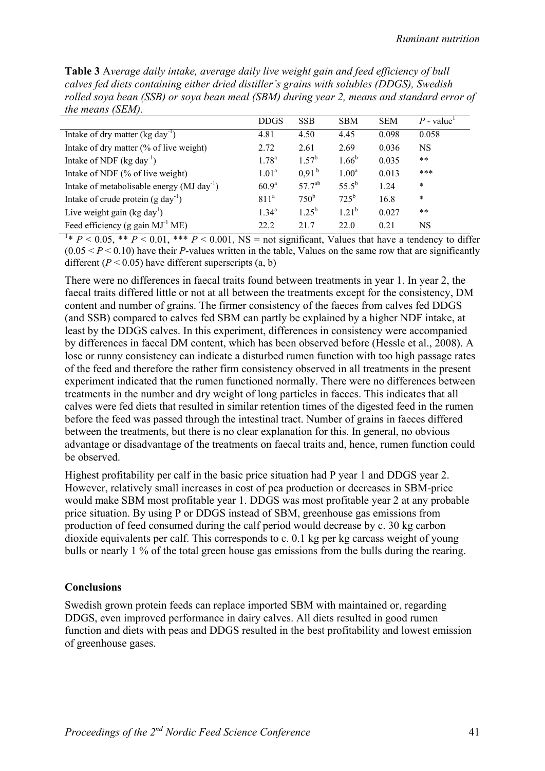**Table 3** *Average daily intake, average daily live weight gain and feed efficiency of bull calves fed diets containing either dried distiller's grains with solubles (DDGS), Swedish rolled soya bean (SSB) or soya bean meal (SBM) during year 2, means and standard error of the means (SEM).*

| | DDGS | SSB | SBM | SEM | *P* - value[1] |
|---|---|---|---|---|---|
| Intake of dry matter (kg day$^{-1}$) | 4.81 | 4.50 | 4.45 | 0.098 | 0.058 |
| Intake of dry matter (% of live weight) | 2.72 | 2.61 | 2.69 | 0.036 | NS |
| Intake of NDF (kg day$^{-1}$) | 1.78[a] | 1.57[b] | 1.66[b] | 0.035 | ** |
| Intake of NDF (% of live weight) | 1.01[a] | 0,91[b] | 1.00[a] | 0.013 | *** |
| Intake of metabolisable energy (MJ day$^{-1}$) | 60.9[a] | 57.7[ab] | 55.5[b] | 1.24 | * |
| Intake of crude protein (g day$^{-1}$) | 811[a] | 750[b] | 725[b] | 16.8 | * |
| Live weight gain (kg day$^{1}$) | 1.34[a] | 1.25[b] | 1.21[b] | 0.027 | ** |
| Feed efficiency (g gain MJ$^{-1}$ ME) | 22.2 | 21.7 | 22.0 | 0.21 | NS |

[1]* $P < 0.05$, ** $P < 0.01$, *** $P < 0.001$, NS = not significant, Values that have a tendency to differ ($0.05 < P < 0.10$) have their *P*-values written in the table, Values on the same row that are significantly different ($P < 0.05$) have different superscripts (a, b)

There were no differences in faecal traits found between treatments in year 1. In year 2, the faecal traits differed little or not at all between the treatments except for the consistency, DM content and number of grains. The firmer consistency of the faeces from calves fed DDGS (and SSB) compared to calves fed SBM can partly be explained by a higher NDF intake, at least by the DDGS calves. In this experiment, differences in consistency were accompanied by differences in faecal DM content, which has been observed before (Hessle et al., 2008). A lose or runny consistency can indicate a disturbed rumen function with too high passage rates of the feed and therefore the rather firm consistency observed in all treatments in the present experiment indicated that the rumen functioned normally. There were no differences between treatments in the number and dry weight of long particles in faeces. This indicates that all calves were fed diets that resulted in similar retention times of the digested feed in the rumen before the feed was passed through the intestinal tract. Number of grains in faeces differed between the treatments, but there is no clear explanation for this. In general, no obvious advantage or disadvantage of the treatments on faecal traits and, hence, rumen function could be observed.

Highest profitability per calf in the basic price situation had P year 1 and DDGS year 2. However, relatively small increases in cost of pea production or decreases in SBM-price would make SBM most profitable year 1. DDGS was most profitable year 2 at any probable price situation. By using P or DDGS instead of SBM, greenhouse gas emissions from production of feed consumed during the calf period would decrease by c. 30 kg carbon dioxide equivalents per calf. This corresponds to c. 0.1 kg per kg carcass weight of young bulls or nearly 1 % of the total green house gas emissions from the bulls during the rearing.

## Conclusions

Swedish grown protein feeds can replace imported SBM with maintained or, regarding DDGS, even improved performance in dairy calves. All diets resulted in good rumen function and diets with peas and DDGS resulted in the best profitability and lowest emission of greenhouse gases.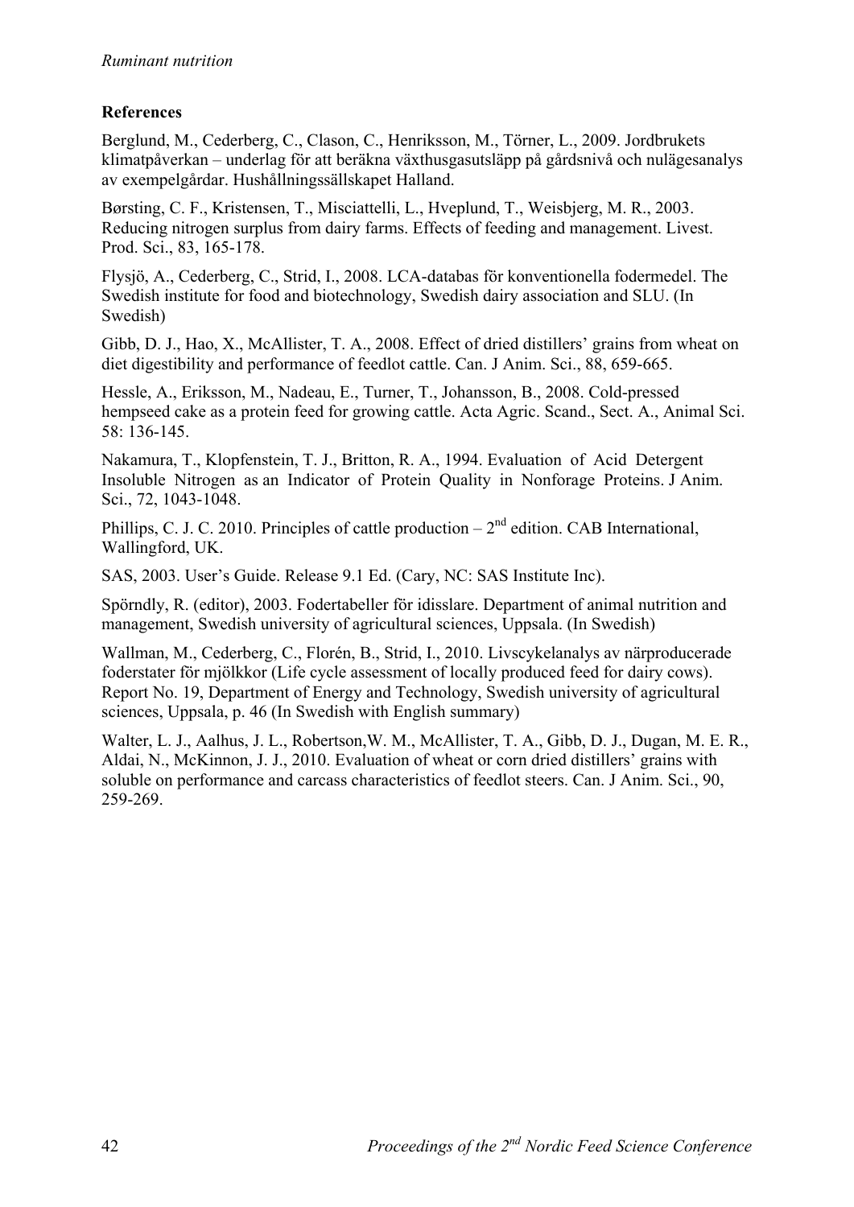**References**

Berglund, M., Cederberg, C., Clason, C., Henriksson, M., Törner, L., 2009. Jordbrukets klimatpåverkan – underlag för att beräkna växthusgasutsläpp på gårdsnivå och nulägesanalys av exempelgårdar. Hushållningssällskapet Halland.

Børsting, C. F., Kristensen, T., Misciattelli, L., Hveplund, T., Weisbjerg, M. R., 2003. Reducing nitrogen surplus from dairy farms. Effects of feeding and management. Livest. Prod. Sci., 83, 165-178.

Flysjö, A., Cederberg, C., Strid, I., 2008. LCA-databas för konventionella fodermedel. The Swedish institute for food and biotechnology, Swedish dairy association and SLU. (In Swedish)

Gibb, D. J., Hao, X., McAllister, T. A., 2008. Effect of dried distillers' grains from wheat on diet digestibility and performance of feedlot cattle. Can. J Anim. Sci., 88, 659-665.

Hessle, A., Eriksson, M., Nadeau, E., Turner, T., Johansson, B., 2008. Cold-pressed hempseed cake as a protein feed for growing cattle. Acta Agric. Scand., Sect. A., Animal Sci. 58: 136-145.

Nakamura, T., Klopfenstein, T. J., Britton, R. A., 1994. Evaluation of Acid Detergent Insoluble Nitrogen as an Indicator of Protein Quality in Nonforage Proteins. J Anim. Sci., 72, 1043-1048.

Phillips, C. J. C. 2010. Principles of cattle production – 2nd edition. CAB International, Wallingford, UK.

SAS, 2003. User's Guide. Release 9.1 Ed. (Cary, NC: SAS Institute Inc).

Spörndly, R. (editor), 2003. Fodertabeller för idisslare. Department of animal nutrition and management, Swedish university of agricultural sciences, Uppsala. (In Swedish)

Wallman, M., Cederberg, C., Florén, B., Strid, I., 2010. Livscykelanalys av närproducerade foderstater för mjölkkor (Life cycle assessment of locally produced feed for dairy cows). Report No. 19, Department of Energy and Technology, Swedish university of agricultural sciences, Uppsala, p. 46 (In Swedish with English summary)

Walter, L. J., Aalhus, J. L., Robertson,W. M., McAllister, T. A., Gibb, D. J., Dugan, M. E. R., Aldai, N., McKinnon, J. J., 2010. Evaluation of wheat or corn dried distillers' grains with soluble on performance and carcass characteristics of feedlot steers. Can. J Anim. Sci., 90, 259-269.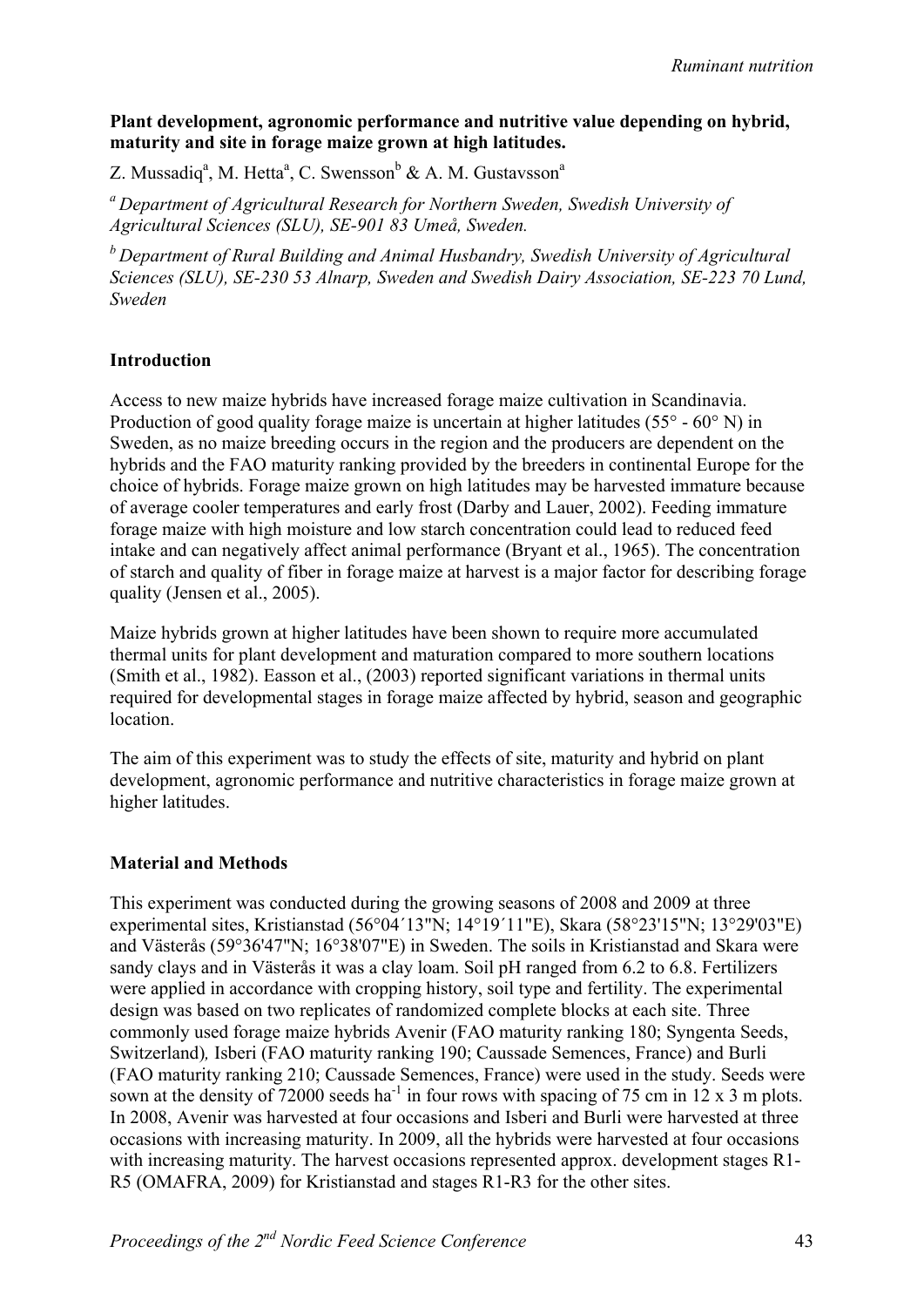**Plant development, agronomic performance and nutritive value depending on hybrid, maturity and site in forage maize grown at high latitudes.**

Z. Mussadiq[a], M. Hetta[a], C. Swensson[b] & A. M. Gustavsson[a]

[a] *Department of Agricultural Research for Northern Sweden, Swedish University of Agricultural Sciences (SLU), SE-901 83 Umeå, Sweden.*

[b] *Department of Rural Building and Animal Husbandry, Swedish University of Agricultural Sciences (SLU), SE-230 53 Alnarp, Sweden and Swedish Dairy Association, SE-223 70 Lund, Sweden*

## Introduction

Access to new maize hybrids have increased forage maize cultivation in Scandinavia. Production of good quality forage maize is uncertain at higher latitudes (55° - 60° N) in Sweden, as no maize breeding occurs in the region and the producers are dependent on the hybrids and the FAO maturity ranking provided by the breeders in continental Europe for the choice of hybrids. Forage maize grown on high latitudes may be harvested immature because of average cooler temperatures and early frost (Darby and Lauer, 2002). Feeding immature forage maize with high moisture and low starch concentration could lead to reduced feed intake and can negatively affect animal performance (Bryant et al., 1965). The concentration of starch and quality of fiber in forage maize at harvest is a major factor for describing forage quality (Jensen et al., 2005).

Maize hybrids grown at higher latitudes have been shown to require more accumulated thermal units for plant development and maturation compared to more southern locations (Smith et al., 1982). Easson et al., (2003) reported significant variations in thermal units required for developmental stages in forage maize affected by hybrid, season and geographic location.

The aim of this experiment was to study the effects of site, maturity and hybrid on plant development, agronomic performance and nutritive characteristics in forage maize grown at higher latitudes.

## Material and Methods

This experiment was conducted during the growing seasons of 2008 and 2009 at three experimental sites, Kristianstad (56°04´13"N; 14°19´11"E), Skara (58°23'15"N; 13°29'03"E) and Västerås (59°36'47"N; 16°38'07"E) in Sweden. The soils in Kristianstad and Skara were sandy clays and in Västerås it was a clay loam. Soil pH ranged from 6.2 to 6.8. Fertilizers were applied in accordance with cropping history, soil type and fertility. The experimental design was based on two replicates of randomized complete blocks at each site. Three commonly used forage maize hybrids Avenir (FAO maturity ranking 180; Syngenta Seeds, Switzerland), Isberi (FAO maturity ranking 190; Caussade Semences, France) and Burli (FAO maturity ranking 210; Caussade Semences, France) were used in the study. Seeds were sown at the density of 72000 seeds $ha^{-1}$ in four rows with spacing of 75 cm in 12 x 3 m plots. In 2008, Avenir was harvested at four occasions and Isberi and Burli were harvested at three occasions with increasing maturity. In 2009, all the hybrids were harvested at four occasions with increasing maturity. The harvest occasions represented approx. development stages R1-R5 (OMAFRA, 2009) for Kristianstad and stages R1-R3 for the other sites.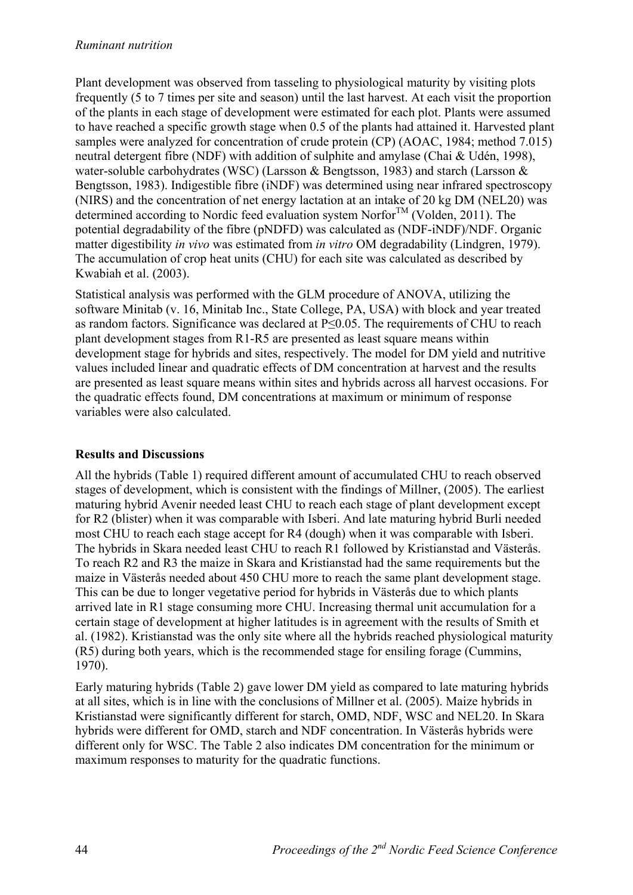Plant development was observed from tasseling to physiological maturity by visiting plots frequently (5 to 7 times per site and season) until the last harvest. At each visit the proportion of the plants in each stage of development were estimated for each plot. Plants were assumed to have reached a specific growth stage when 0.5 of the plants had attained it. Harvested plant samples were analyzed for concentration of crude protein (CP) (AOAC, 1984; method 7.015) neutral detergent fibre (NDF) with addition of sulphite and amylase (Chai & Udén, 1998), water-soluble carbohydrates (WSC) (Larsson & Bengtsson, 1983) and starch (Larsson & Bengtsson, 1983). Indigestible fibre (iNDF) was determined using near infrared spectroscopy (NIRS) and the concentration of net energy lactation at an intake of 20 kg DM (NEL20) was determined according to Nordic feed evaluation system Norfor$^{TM}$ (Volden, 2011). The potential degradability of the fibre (pNDFD) was calculated as (NDF-iNDF)/NDF. Organic matter digestibility *in vivo* was estimated from *in vitro* OM degradability (Lindgren, 1979). The accumulation of crop heat units (CHU) for each site was calculated as described by Kwabiah et al. (2003).

Statistical analysis was performed with the GLM procedure of ANOVA, utilizing the software Minitab (v. 16, Minitab Inc., State College, PA, USA) with block and year treated as random factors. Significance was declared at $P \leq 0.05$. The requirements of CHU to reach plant development stages from R1-R5 are presented as least square means within development stage for hybrids and sites, respectively. The model for DM yield and nutritive values included linear and quadratic effects of DM concentration at harvest and the results are presented as least square means within sites and hybrids across all harvest occasions. For the quadratic effects found, DM concentrations at maximum or minimum of response variables were also calculated.

**Results and Discussions**

All the hybrids (Table 1) required different amount of accumulated CHU to reach observed stages of development, which is consistent with the findings of Millner, (2005). The earliest maturing hybrid Avenir needed least CHU to reach each stage of plant development except for R2 (blister) when it was comparable with Isberi. And late maturing hybrid Burli needed most CHU to reach each stage accept for R4 (dough) when it was comparable with Isberi. The hybrids in Skara needed least CHU to reach R1 followed by Kristianstad and Västerås. To reach R2 and R3 the maize in Skara and Kristianstad had the same requirements but the maize in Västerås needed about 450 CHU more to reach the same plant development stage. This can be due to longer vegetative period for hybrids in Västerås due to which plants arrived late in R1 stage consuming more CHU. Increasing thermal unit accumulation for a certain stage of development at higher latitudes is in agreement with the results of Smith et al. (1982). Kristianstad was the only site where all the hybrids reached physiological maturity (R5) during both years, which is the recommended stage for ensiling forage (Cummins, 1970).

Early maturing hybrids (Table 2) gave lower DM yield as compared to late maturing hybrids at all sites, which is in line with the conclusions of Millner et al. (2005). Maize hybrids in Kristianstad were significantly different for starch, OMD, NDF, WSC and NEL20. In Skara hybrids were different for OMD, starch and NDF concentration. In Västerås hybrids were different only for WSC. The Table 2 also indicates DM concentration for the minimum or maximum responses to maturity for the quadratic functions.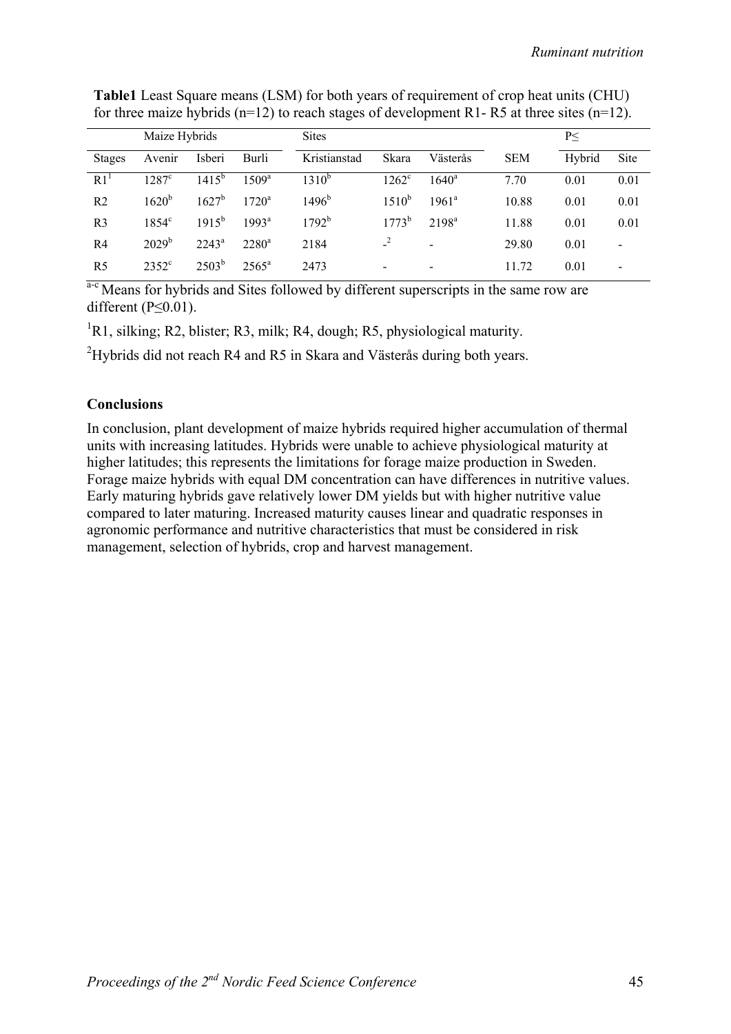**Table1** Least Square means (LSM) for both years of requirement of crop heat units (CHU) for three maize hybrids (n=12) to reach stages of development R1- R5 at three sites (n=12).

| | Maize Hybrids | | | Sites | | | | P≤ | |
|---|---|---|---|---|---|---|---|---|---|
| Stages | Avenir | Isberi | Burli | Kristianstad | Skara | Västerås | SEM | Hybrid | Site |
| R1[1] | 1287[c] | 1415[b] | 1509[a] | 1310[b] | 1262[c] | 1640[a] | 7.70 | 0.01 | 0.01 |
| R2 | 1620[b] | 1627[b] | 1720[a] | 1496[b] | 1510[b] | 1961[a] | 10.88 | 0.01 | 0.01 |
| R3 | 1854[c] | 1915[b] | 1993[a] | 1792[b] | 1773[b] | 2198[a] | 11.88 | 0.01 | 0.01 |
| R4 | 2029[b] | 2243[a] | 2280[a] | 2184 | -[2] | - | 29.80 | 0.01 | - |
| R5 | 2352[c] | 2503[b] | 2565[a] | 2473 | - | - | 11.72 | 0.01 | - |

[a-c] Means for hybrids and Sites followed by different superscripts in the same row are different (P≤0.01).

[1]R1, silking; R2, blister; R3, milk; R4, dough; R5, physiological maturity.

[2]Hybrids did not reach R4 and R5 in Skara and Västerås during both years.

**Conclusions**

In conclusion, plant development of maize hybrids required higher accumulation of thermal units with increasing latitudes. Hybrids were unable to achieve physiological maturity at higher latitudes; this represents the limitations for forage maize production in Sweden. Forage maize hybrids with equal DM concentration can have differences in nutritive values. Early maturing hybrids gave relatively lower DM yields but with higher nutritive value compared to later maturing. Increased maturity causes linear and quadratic responses in agronomic performance and nutritive characteristics that must be considered in risk management, selection of hybrids, crop and harvest management.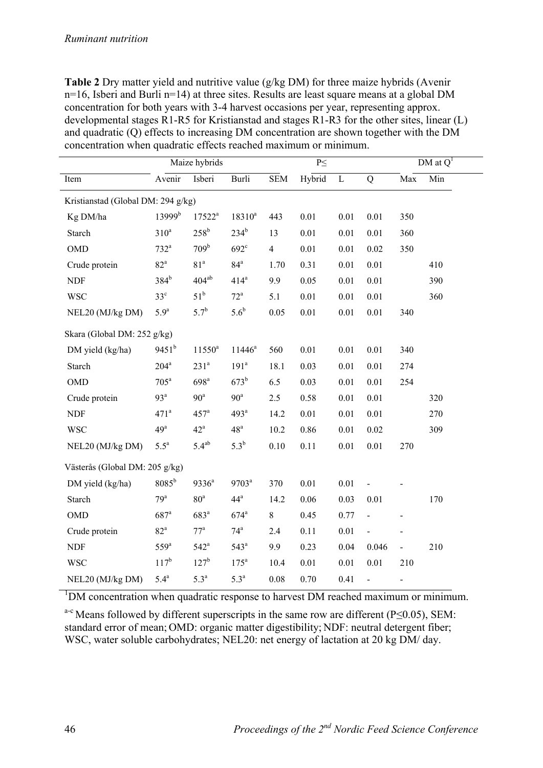**Table 2** Dry matter yield and nutritive value (g/kg DM) for three maize hybrids (Avenir n=16, Isberi and Burli n=14) at three sites. Results are least square means at a global DM concentration for both years with 3-4 harvest occasions per year, representing approx. developmental stages R1-R5 for Kristianstad and stages R1-R3 for the other sites, linear (L) and quadratic (Q) effects to increasing DM concentration are shown together with the DM concentration when quadratic effects reached maximum or minimum.

| | Maize hybrids | | | | P≤ | | | DM at Q[1] | |
|---|---|---|---|---|---|---|---|---|---|
| Item | Avenir | Isberi | Burli | SEM | Hybrid | L | Q | Max | Min |
| Kristianstad (Global DM: 294 g/kg) | | | | | | | | | |
| Kg DM/ha | 13999[b] | 17522[a] | 18310[a] | 443 | 0.01 | 0.01 | 0.01 | 350 | |
| Starch | 310[a] | 258[b] | 234[b] | 13 | 0.01 | 0.01 | 0.01 | 360 | |
| OMD | 732[a] | 709[b] | 692[c] | 4 | 0.01 | 0.01 | 0.02 | 350 | |
| Crude protein | 82[a] | 81[a] | 84[a] | 1.70 | 0.31 | 0.01 | 0.01 | | 410 |
| NDF | 384[b] | 404[ab] | 414[a] | 9.9 | 0.05 | 0.01 | 0.01 | | 390 |
| WSC | 33[c] | 51[b] | 72[a] | 5.1 | 0.01 | 0.01 | 0.01 | | 360 |
| NEL20 (MJ/kg DM) | 5.9[a] | 5.7[b] | 5.6[b] | 0.05 | 0.01 | 0.01 | 0.01 | 340 | |
| Skara (Global DM: 252 g/kg) | | | | | | | | | |
| DM yield (kg/ha) | 9451[b] | 11550[a] | 11446[a] | 560 | 0.01 | 0.01 | 0.01 | 340 | |
| Starch | 204[a] | 231[a] | 191[a] | 18.1 | 0.03 | 0.01 | 0.01 | 274 | |
| OMD | 705[a] | 698[a] | 673[b] | 6.5 | 0.03 | 0.01 | 0.01 | 254 | |
| Crude protein | 93[a] | 90[a] | 90[a] | 2.5 | 0.58 | 0.01 | 0.01 | | 320 |
| NDF | 471[a] | 457[a] | 493[a] | 14.2 | 0.01 | 0.01 | 0.01 | | 270 |
| WSC | 49[a] | 42[a] | 48[a] | 10.2 | 0.86 | 0.01 | 0.02 | | 309 |
| NEL20 (MJ/kg DM) | 5.5[a] | 5.4[ab] | 5.3[b] | 0.10 | 0.11 | 0.01 | 0.01 | 270 | |
| Västerås (Global DM: 205 g/kg) | | | | | | | | | |
| DM yield (kg/ha) | 8085[b] | 9336[a] | 9703[a] | 370 | 0.01 | 0.01 | - | - | |
| Starch | 79[a] | 80[a] | 44[a] | 14.2 | 0.06 | 0.03 | 0.01 | | 170 |
| OMD | 687[a] | 683[a] | 674[a] | 8 | 0.45 | 0.77 | - | - | |
| Crude protein | 82[a] | 77[a] | 74[a] | 2.4 | 0.11 | 0.01 | - | - | |
| NDF | 559[a] | 542[a] | 543[a] | 9.9 | 0.23 | 0.04 | 0.046 | - | 210 |
| WSC | 117[b] | 127[b] | 175[a] | 10.4 | 0.01 | 0.01 | 0.01 | 210 | |
| NEL20 (MJ/kg DM) | 5.4[a] | 5.3[a] | 5.3[a] | 0.08 | 0.70 | 0.41 | - | - | |

[1]DM concentration when quadratic response to harvest DM reached maximum or minimum.

[a-c] Means followed by different superscripts in the same row are different ($P \leq 0.05$), SEM: standard error of mean; OMD: organic matter digestibility; NDF: neutral detergent fiber; WSC, water soluble carbohydrates; NEL20: net energy of lactation at 20 kg DM/ day.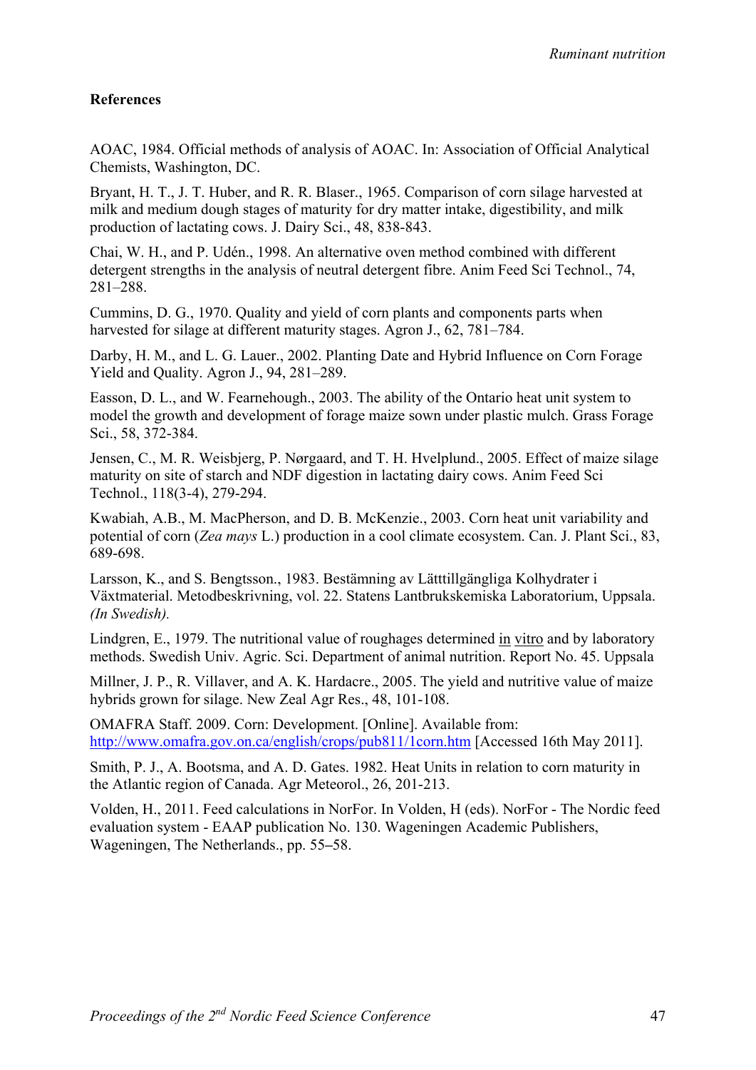**References**

AOAC, 1984. Official methods of analysis of AOAC. In: Association of Official Analytical Chemists, Washington, DC.

Bryant, H. T., J. T. Huber, and R. R. Blaser., 1965. Comparison of corn silage harvested at milk and medium dough stages of maturity for dry matter intake, digestibility, and milk production of lactating cows. J. Dairy Sci., 48, 838-843.

Chai, W. H., and P. Udén., 1998. An alternative oven method combined with different detergent strengths in the analysis of neutral detergent fibre. Anim Feed Sci Technol., 74, 281–288.

Cummins, D. G., 1970. Quality and yield of corn plants and components parts when harvested for silage at different maturity stages. Agron J., 62, 781–784.

Darby, H. M., and L. G. Lauer., 2002. Planting Date and Hybrid Influence on Corn Forage Yield and Quality. Agron J., 94, 281–289.

Easson, D. L., and W. Fearnehough., 2003. The ability of the Ontario heat unit system to model the growth and development of forage maize sown under plastic mulch. Grass Forage Sci., 58, 372-384.

Jensen, C., M. R. Weisbjerg, P. Nørgaard, and T. H. Hvelplund., 2005. Effect of maize silage maturity on site of starch and NDF digestion in lactating dairy cows. Anim Feed Sci Technol., 118(3-4), 279-294.

Kwabiah, A.B., M. MacPherson, and D. B. McKenzie., 2003. Corn heat unit variability and potential of corn (*Zea mays* L.) production in a cool climate ecosystem. Can. J. Plant Sci., 83, 689-698.

Larsson, K., and S. Bengtsson., 1983. Bestämning av Lätttillgängliga Kolhydrater i Växtmaterial. Metodbeskrivning, vol. 22. Statens Lantbrukskemiska Laboratorium, Uppsala. *(In Swedish).*

Lindgren, E., 1979. The nutritional value of roughages determined in vitro and by laboratory methods. Swedish Univ. Agric. Sci. Department of animal nutrition. Report No. 45. Uppsala

Millner, J. P., R. Villaver, and A. K. Hardacre., 2005. The yield and nutritive value of maize hybrids grown for silage. New Zeal Agr Res., 48, 101-108.

OMAFRA Staff. 2009. Corn: Development. [Online]. Available from: http://www.omafra.gov.on.ca/english/crops/pub811/1corn.htm [Accessed 16th May 2011].

Smith, P. J., A. Bootsma, and A. D. Gates. 1982. Heat Units in relation to corn maturity in the Atlantic region of Canada. Agr Meteorol., 26, 201-213.

Volden, H., 2011. Feed calculations in NorFor. In Volden, H (eds). NorFor - The Nordic feed evaluation system - EAAP publication No. 130. Wageningen Academic Publishers, Wageningen, The Netherlands., pp. 55–58.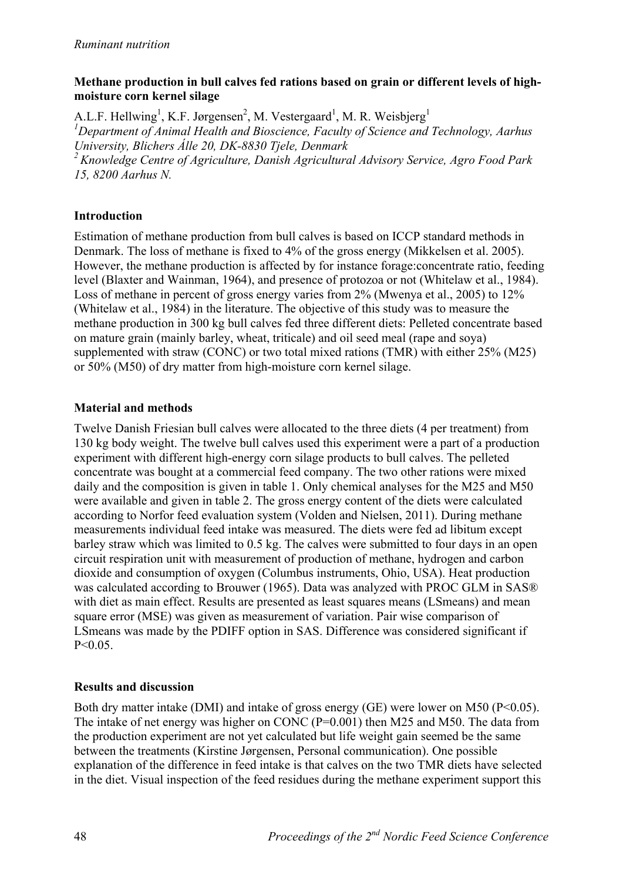## Methane production in bull calves fed rations based on grain or different levels of high-moisture corn kernel silage

A.L.F. Hellwing[1], K.F. Jørgensen[2], M. Vestergaard[1], M. R. Weisbjerg[1]

*[1]Department of Animal Health and Bioscience, Faculty of Science and Technology, Aarhus University, Blichers Álle 20, DK-8830 Tjele, Denmark*

*[2]Knowledge Centre of Agriculture, Danish Agricultural Advisory Service, Agro Food Park 15, 8200 Aarhus N.*

### Introduction

Estimation of methane production from bull calves is based on ICCP standard methods in Denmark. The loss of methane is fixed to 4% of the gross energy (Mikkelsen et al. 2005). However, the methane production is affected by for instance forage:concentrate ratio, feeding level (Blaxter and Wainman, 1964), and presence of protozoa or not (Whitelaw et al., 1984). Loss of methane in percent of gross energy varies from 2% (Mwenya et al., 2005) to 12% (Whitelaw et al., 1984) in the literature. The objective of this study was to measure the methane production in 300 kg bull calves fed three different diets: Pelleted concentrate based on mature grain (mainly barley, wheat, triticale) and oil seed meal (rape and soya) supplemented with straw (CONC) or two total mixed rations (TMR) with either 25% (M25) or 50% (M50) of dry matter from high-moisture corn kernel silage.

### Material and methods

Twelve Danish Friesian bull calves were allocated to the three diets (4 per treatment) from 130 kg body weight. The twelve bull calves used this experiment were a part of a production experiment with different high-energy corn silage products to bull calves. The pelleted concentrate was bought at a commercial feed company. The two other rations were mixed daily and the composition is given in table 1. Only chemical analyses for the M25 and M50 were available and given in table 2. The gross energy content of the diets were calculated according to Norfor feed evaluation system (Volden and Nielsen, 2011). During methane measurements individual feed intake was measured. The diets were fed ad libitum except barley straw which was limited to 0.5 kg. The calves were submitted to four days in an open circuit respiration unit with measurement of production of methane, hydrogen and carbon dioxide and consumption of oxygen (Columbus instruments, Ohio, USA). Heat production was calculated according to Brouwer (1965). Data was analyzed with PROC GLM in SAS® with diet as main effect. Results are presented as least squares means (LSmeans) and mean square error (MSE) was given as measurement of variation. Pair wise comparison of LSmeans was made by the PDIFF option in SAS. Difference was considered significant if $P<0.05$.

### Results and discussion

Both dry matter intake (DMI) and intake of gross energy (GE) were lower on M50 ($P<0.05$). The intake of net energy was higher on CONC ($P=0.001$) then M25 and M50. The data from the production experiment are not yet calculated but life weight gain seemed be the same between the treatments (Kirstine Jørgensen, Personal communication). One possible explanation of the difference in feed intake is that calves on the two TMR diets have selected in the diet. Visual inspection of the feed residues during the methane experiment support this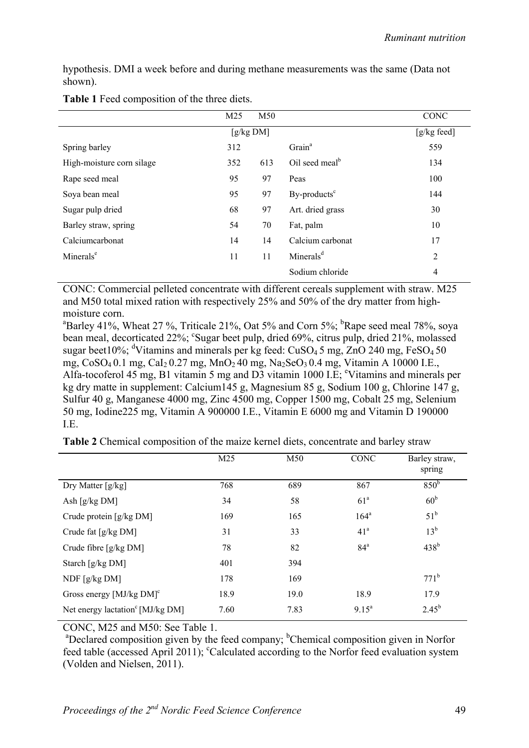hypothesis. DMI a week before and during methane measurements was the same (Data not shown).

**Table 1** Feed composition of the three diets.

| | M25 | M50 | | CONC |
|---|---|---|---|---|
| | [g/kg DM] | | | [g/kg feed] |
| Spring barley | 312 | | Grain[a] | 559 |
| High-moisture corn silage | 352 | 613 | Oil seed meal[b] | 134 |
| Rape seed meal | 95 | 97 | Peas | 100 |
| Soya bean meal | 95 | 97 | By-products[c] | 144 |
| Sugar pulp dried | 68 | 97 | Art. dried grass | 30 |
| Barley straw, spring | 54 | 70 | Fat, palm | 10 |
| Calciumcarbonat | 14 | 14 | Calcium carbonat | 17 |
| Minerals[e] | 11 | 11 | Minerals[d] | 2 |
| | | | Sodium chloride | 4 |

CONC: Commercial pelleted concentrate with different cereals supplement with straw. M25 and M50 total mixed ration with respectively 25% and 50% of the dry matter from high-moisture corn.

[a]Barley 41%, Wheat 27 %, Triticale 21%, Oat 5% and Corn 5%; [b]Rape seed meal 78%, soya bean meal, decorticated 22%; [c]Sugar beet pulp, dried 69%, citrus pulp, dried 21%, molassed sugar beet10%; [d]Vitamins and minerals per kg feed: $CuSO_4$ 5 mg, ZnO 240 mg, $FeSO_4$ 50 mg, $CoSO_4$ 0.1 mg, $CaI_2$ 0.27 mg, $MnO_2$ 40 mg, $Na_2SeO_3$ 0.4 mg, Vitamin A 10000 I.E., Alfa-tocoferol 45 mg, B1 vitamin 5 mg and D3 vitamin 1000 I.E; [e]Vitamins and minerals per kg dry matte in supplement: Calcium145 g, Magnesium 85 g, Sodium 100 g, Chlorine 147 g, Sulfur 40 g, Manganese 4000 mg, Zinc 4500 mg, Copper 1500 mg, Cobalt 25 mg, Selenium 50 mg, Iodine225 mg, Vitamin A 900000 I.E., Vitamin E 6000 mg and Vitamin D 190000 I.E.

**Table 2** Chemical composition of the maize kernel diets, concentrate and barley straw

| | M25 | M50 | CONC | Barley straw, spring |
|---|---|---|---|---|
| Dry Matter [g/kg] | 768 | 689 | 867 | 850[b] |
| Ash [g/kg DM] | 34 | 58 | 61[a] | 60[b] |
| Crude protein [g/kg DM] | 169 | 165 | 164[a] | 51[b] |
| Crude fat [g/kg DM] | 31 | 33 | 41[a] | 13[b] |
| Crude fibre [g/kg DM] | 78 | 82 | 84[a] | 438[b] |
| Starch [g/kg DM] | 401 | 394 | | |
| NDF [g/kg DM] | 178 | 169 | | 771[b] |
| Gross energy [MJ/kg DM][c] | 18.9 | 19.0 | 18.9 | 17.9 |
| Net energy lactation[c] [MJ/kg DM] | 7.60 | 7.83 | 9.15[a] | 2.45[b] |

CONC, M25 and M50: See Table 1.

[a]Declared composition given by the feed company; [b]Chemical composition given in Norfor feed table (accessed April 2011); [c]Calculated according to the Norfor feed evaluation system (Volden and Nielsen, 2011).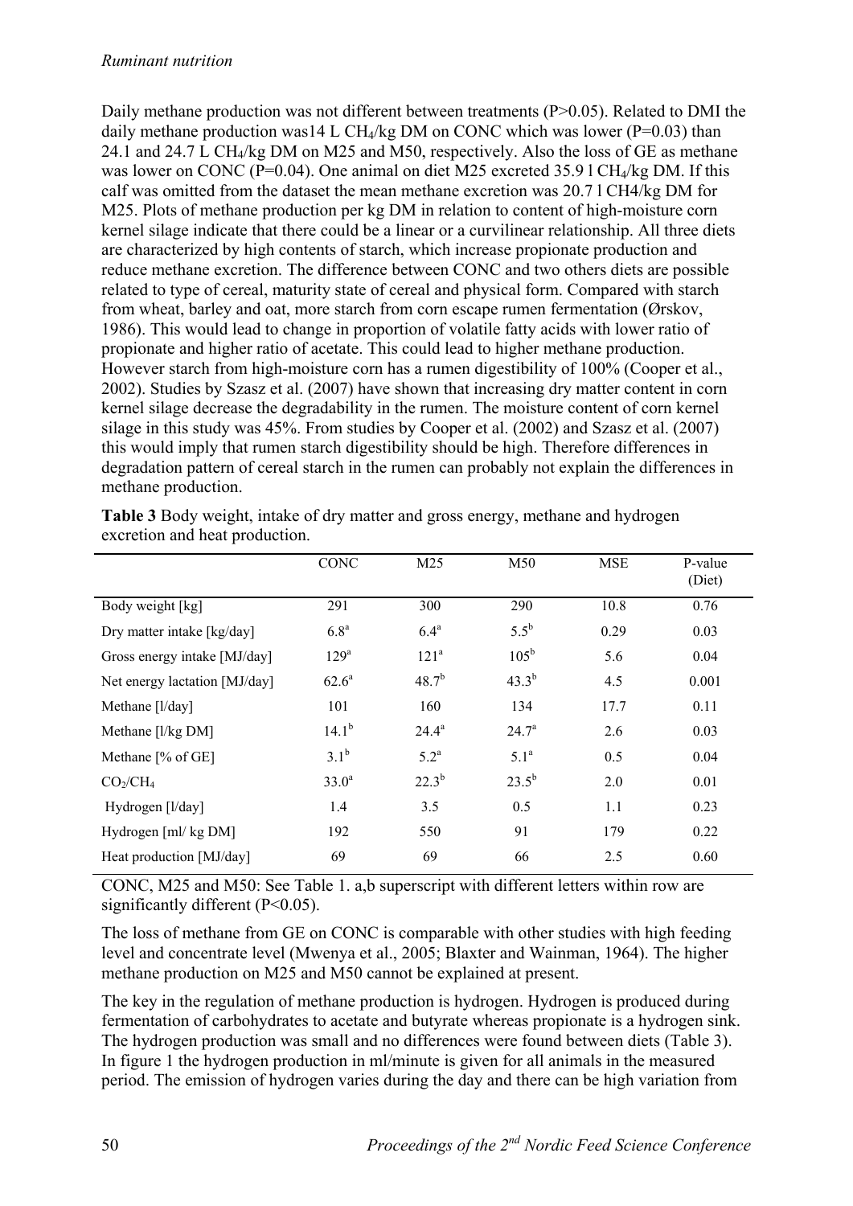Daily methane production was not different between treatments ($P>0.05$). Related to DMI the daily methane production was14 L $CH_4$/kg DM on CONC which was lower ($P=0.03$) than 24.1 and 24.7 L $CH_4$/kg DM on M25 and M50, respectively. Also the loss of GE as methane was lower on CONC ($P=0.04$). One animal on diet M25 excreted 35.9 l $CH_4$/kg DM. If this calf was omitted from the dataset the mean methane excretion was 20.7 l CH4/kg DM for M25. Plots of methane production per kg DM in relation to content of high-moisture corn kernel silage indicate that there could be a linear or a curvilinear relationship. All three diets are characterized by high contents of starch, which increase propionate production and reduce methane excretion. The difference between CONC and two others diets are possible related to type of cereal, maturity state of cereal and physical form. Compared with starch from wheat, barley and oat, more starch from corn escape rumen fermentation (Ørskov, 1986). This would lead to change in proportion of volatile fatty acids with lower ratio of propionate and higher ratio of acetate. This could lead to higher methane production. However starch from high-moisture corn has a rumen digestibility of 100% (Cooper et al., 2002). Studies by Szasz et al. (2007) have shown that increasing dry matter content in corn kernel silage decrease the degradability in the rumen. The moisture content of corn kernel silage in this study was 45%. From studies by Cooper et al. (2002) and Szasz et al. (2007) this would imply that rumen starch digestibility should be high. Therefore differences in degradation pattern of cereal starch in the rumen can probably not explain the differences in methane production.

**Table 3** Body weight, intake of dry matter and gross energy, methane and hydrogen excretion and heat production.

| | CONC | M25 | M50 | MSE | P-value (Diet) |
|---|---|---|---|---|---|
| Body weight [kg] | 291 | 300 | 290 | 10.8 | 0.76 |
| Dry matter intake [kg/day] | $6.8^{a}$ | $6.4^{a}$ | $5.5^{b}$ | 0.29 | 0.03 |
| Gross energy intake [MJ/day] | $129^{a}$ | $121^{a}$ | $105^{b}$ | 5.6 | 0.04 |
| Net energy lactation [MJ/day] | $62.6^{a}$ | $48.7^{b}$ | $43.3^{b}$ | 4.5 | 0.001 |
| Methane [l/day] | 101 | 160 | 134 | 17.7 | 0.11 |
| Methane [l/kg DM] | $14.1^{b}$ | $24.4^{a}$ | $24.7^{a}$ | 2.6 | 0.03 |
| Methane [% of GE] | $3.1^{b}$ | $5.2^{a}$ | $5.1^{a}$ | 0.5 | 0.04 |
| $CO_2/CH_4$ | $33.0^{a}$ | $22.3^{b}$ | $23.5^{b}$ | 2.0 | 0.01 |
| Hydrogen [l/day] | 1.4 | 3.5 | 0.5 | 1.1 | 0.23 |
| Hydrogen [ml/ kg DM] | 192 | 550 | 91 | 179 | 0.22 |
| Heat production [MJ/day] | 69 | 69 | 66 | 2.5 | 0.60 |

CONC, M25 and M50: See Table 1. a,b superscript with different letters within row are significantly different ($P<0.05$).

The loss of methane from GE on CONC is comparable with other studies with high feeding level and concentrate level (Mwenya et al., 2005; Blaxter and Wainman, 1964). The higher methane production on M25 and M50 cannot be explained at present.

The key in the regulation of methane production is hydrogen. Hydrogen is produced during fermentation of carbohydrates to acetate and butyrate whereas propionate is a hydrogen sink. The hydrogen production was small and no differences were found between diets (Table 3). In figure 1 the hydrogen production in ml/minute is given for all animals in the measured period. The emission of hydrogen varies during the day and there can be high variation from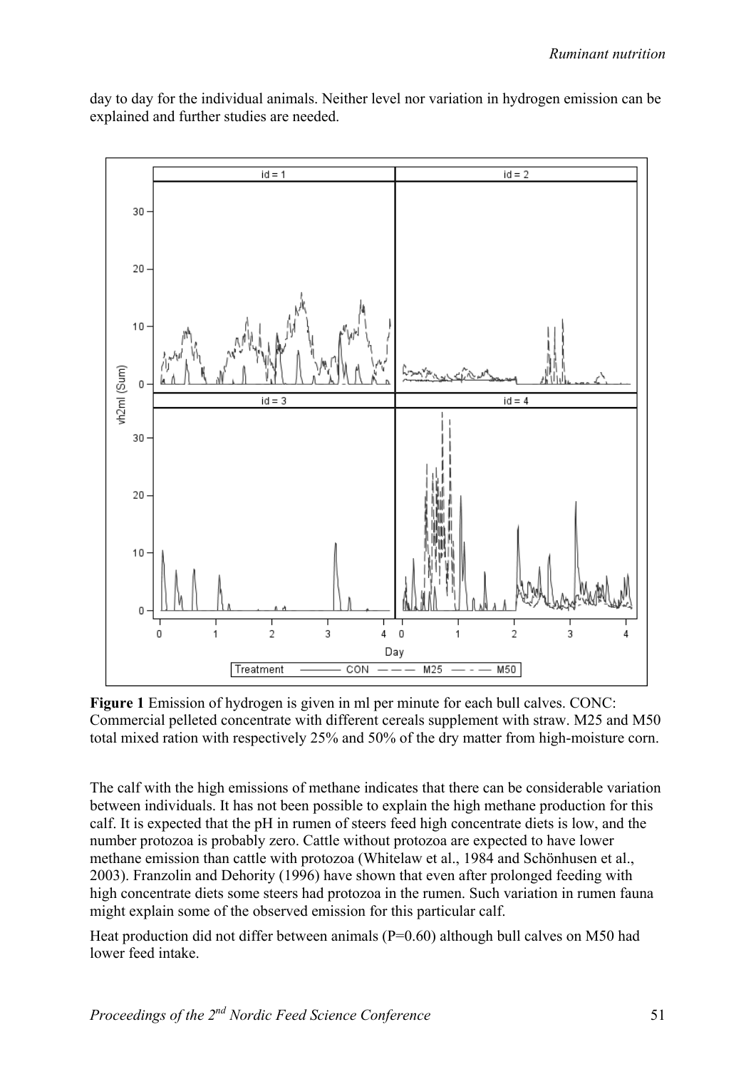day to day for the individual animals. Neither level nor variation in hydrogen emission can be explained and further studies are needed.

**Figure 1** Emission of hydrogen is given in ml per minute for each bull calves. CONC: Commercial pelleted concentrate with different cereals supplement with straw. M25 and M50 total mixed ration with respectively 25% and 50% of the dry matter from high-moisture corn.

The calf with the high emissions of methane indicates that there can be considerable variation between individuals. It has not been possible to explain the high methane production for this calf. It is expected that the pH in rumen of steers feed high concentrate diets is low, and the number protozoa is probably zero. Cattle without protozoa are expected to have lower methane emission than cattle with protozoa (Whitelaw et al., 1984 and Schönhusen et al., 2003). Franzolin and Dehority (1996) have shown that even after prolonged feeding with high concentrate diets some steers had protozoa in the rumen. Such variation in rumen fauna might explain some of the observed emission for this particular calf.

Heat production did not differ between animals (P=0.60) although bull calves on M50 had lower feed intake.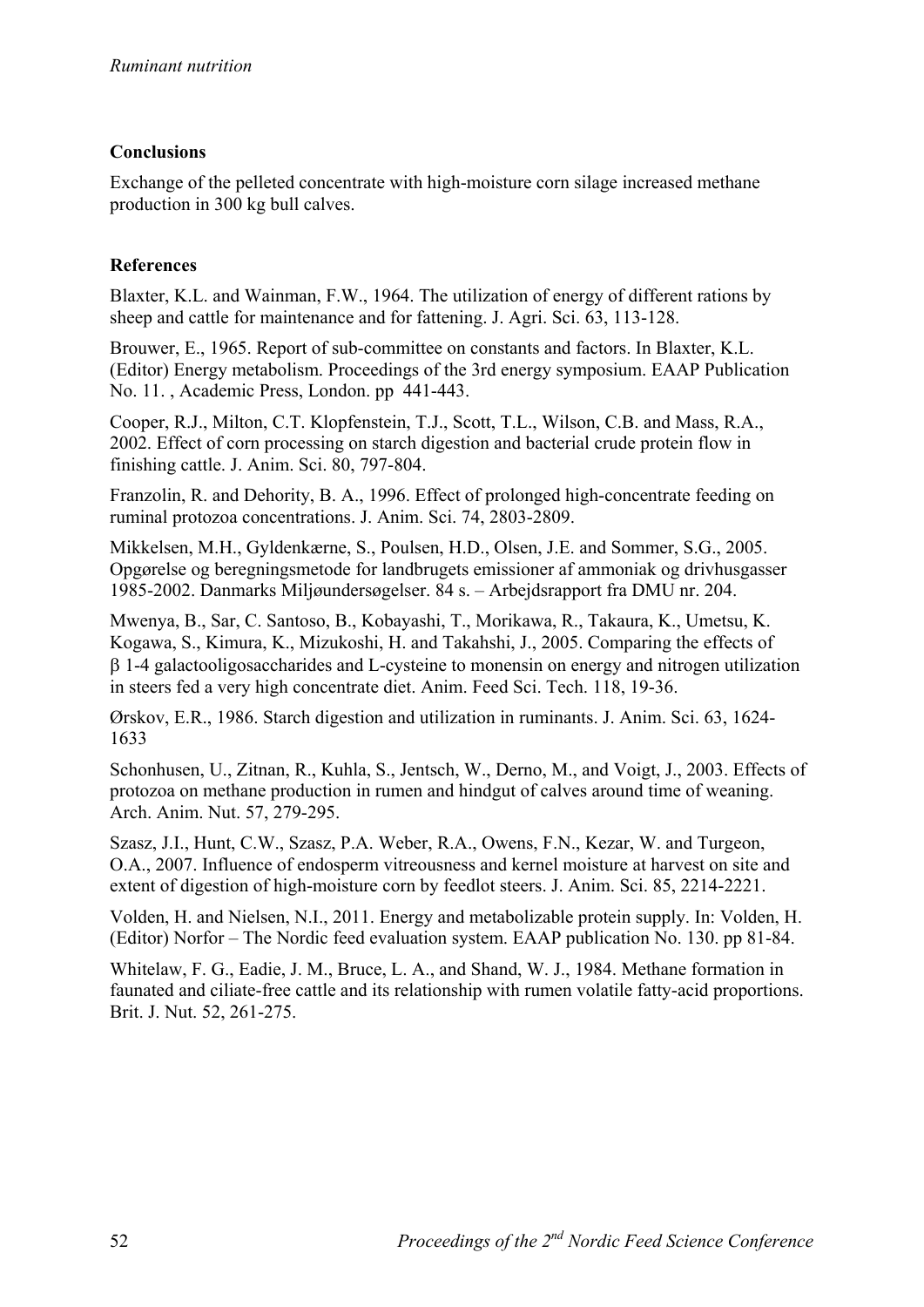## Conclusions

Exchange of the pelleted concentrate with high-moisture corn silage increased methane production in 300 kg bull calves.

## References

Blaxter, K.L. and Wainman, F.W., 1964. The utilization of energy of different rations by sheep and cattle for maintenance and for fattening. J. Agri. Sci. 63, 113-128.

Brouwer, E., 1965. Report of sub-committee on constants and factors. In Blaxter, K.L. (Editor) Energy metabolism. Proceedings of the 3rd energy symposium. EAAP Publication No. 11. , Academic Press, London. pp 441-443.

Cooper, R.J., Milton, C.T. Klopfenstein, T.J., Scott, T.L., Wilson, C.B. and Mass, R.A., 2002. Effect of corn processing on starch digestion and bacterial crude protein flow in finishing cattle. J. Anim. Sci. 80, 797-804.

Franzolin, R. and Dehority, B. A., 1996. Effect of prolonged high-concentrate feeding on ruminal protozoa concentrations. J. Anim. Sci. 74, 2803-2809.

Mikkelsen, M.H., Gyldenkærne, S., Poulsen, H.D., Olsen, J.E. and Sommer, S.G., 2005. Opgørelse og beregningsmetode for landbrugets emissioner af ammoniak og drivhusgasser 1985-2002. Danmarks Miljøundersøgelser. 84 s. – Arbejdsrapport fra DMU nr. 204.

Mwenya, B., Sar, C. Santoso, B., Kobayashi, T., Morikawa, R., Takaura, K., Umetsu, K. Kogawa, S., Kimura, K., Mizukoshi, H. and Takahshi, J., 2005. Comparing the effects of β 1-4 galactooligosaccharides and L-cysteine to monensin on energy and nitrogen utilization in steers fed a very high concentrate diet. Anim. Feed Sci. Tech. 118, 19-36.

Ørskov, E.R., 1986. Starch digestion and utilization in ruminants. J. Anim. Sci. 63, 1624-1633

Schonhusen, U., Zitnan, R., Kuhla, S., Jentsch, W., Derno, M., and Voigt, J., 2003. Effects of protozoa on methane production in rumen and hindgut of calves around time of weaning. Arch. Anim. Nut. 57, 279-295.

Szasz, J.I., Hunt, C.W., Szasz, P.A. Weber, R.A., Owens, F.N., Kezar, W. and Turgeon, O.A., 2007. Influence of endosperm vitreousness and kernel moisture at harvest on site and extent of digestion of high-moisture corn by feedlot steers. J. Anim. Sci. 85, 2214-2221.

Volden, H. and Nielsen, N.I., 2011. Energy and metabolizable protein supply. In: Volden, H. (Editor) Norfor – The Nordic feed evaluation system. EAAP publication No. 130. pp 81-84.

Whitelaw, F. G., Eadie, J. M., Bruce, L. A., and Shand, W. J., 1984. Methane formation in faunated and ciliate-free cattle and its relationship with rumen volatile fatty-acid proportions. Brit. J. Nut. 52, 261-275.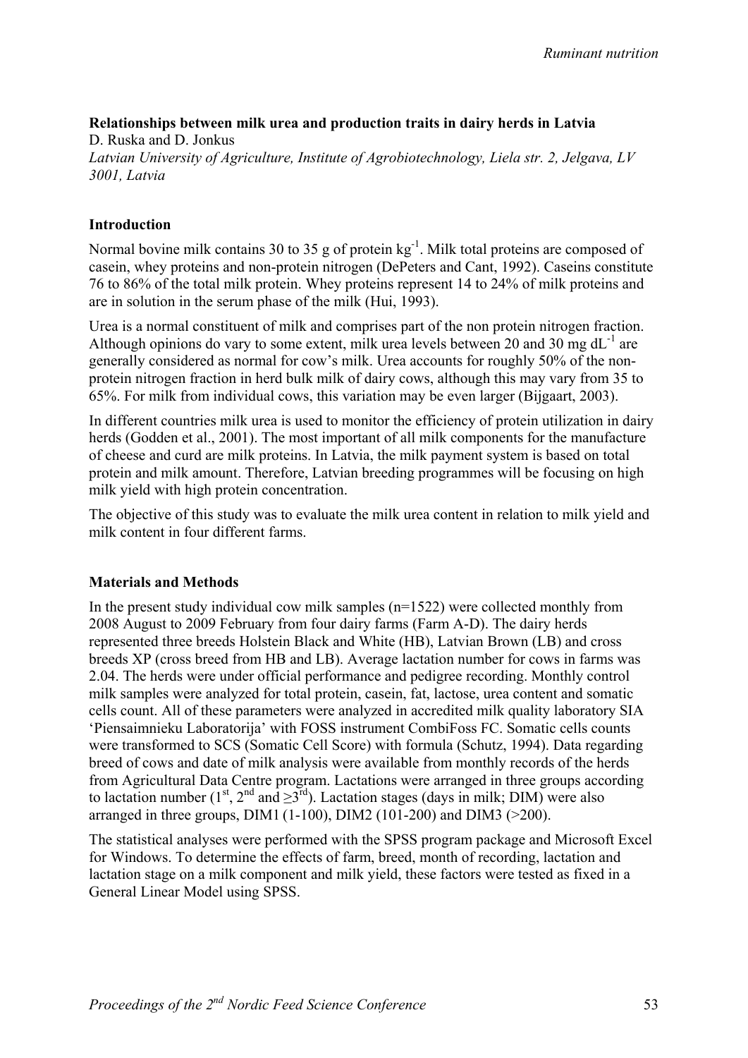**Relationships between milk urea and production traits in dairy herds in Latvia**

D. Ruska and D. Jonkus

*Latvian University of Agriculture, Institute of Agrobiotechnology, Liela str. 2, Jelgava, LV 3001, Latvia*

## Introduction

Normal bovine milk contains 30 to 35 g of protein $kg^{-1}$. Milk total proteins are composed of casein, whey proteins and non-protein nitrogen (DePeters and Cant, 1992). Caseins constitute 76 to 86% of the total milk protein. Whey proteins represent 14 to 24% of milk proteins and are in solution in the serum phase of the milk (Hui, 1993).

Urea is a normal constituent of milk and comprises part of the non protein nitrogen fraction. Although opinions do vary to some extent, milk urea levels between 20 and 30 mg $dL^{-1}$ are generally considered as normal for cow's milk. Urea accounts for roughly 50% of the non-protein nitrogen fraction in herd bulk milk of dairy cows, although this may vary from 35 to 65%. For milk from individual cows, this variation may be even larger (Bijgaart, 2003).

In different countries milk urea is used to monitor the efficiency of protein utilization in dairy herds (Godden et al., 2001). The most important of all milk components for the manufacture of cheese and curd are milk proteins. In Latvia, the milk payment system is based on total protein and milk amount. Therefore, Latvian breeding programmes will be focusing on high milk yield with high protein concentration.

The objective of this study was to evaluate the milk urea content in relation to milk yield and milk content in four different farms.

## Materials and Methods

In the present study individual cow milk samples (n=1522) were collected monthly from 2008 August to 2009 February from four dairy farms (Farm A-D). The dairy herds represented three breeds Holstein Black and White (HB), Latvian Brown (LB) and cross breeds XP (cross breed from HB and LB). Average lactation number for cows in farms was 2.04. The herds were under official performance and pedigree recording. Monthly control milk samples were analyzed for total protein, casein, fat, lactose, urea content and somatic cells count. All of these parameters were analyzed in accredited milk quality laboratory SIA 'Piensaimnieku Laboratorija' with FOSS instrument CombiFoss FC. Somatic cells counts were transformed to SCS (Somatic Cell Score) with formula (Schutz, 1994). Data regarding breed of cows and date of milk analysis were available from monthly records of the herds from Agricultural Data Centre program. Lactations were arranged in three groups according to lactation number (1$^{st}$, 2$^{nd}$ and $\geq$3$^{rd}$). Lactation stages (days in milk; DIM) were also arranged in three groups, DIM1 (1-100), DIM2 (101-200) and DIM3 (>200).

The statistical analyses were performed with the SPSS program package and Microsoft Excel for Windows. To determine the effects of farm, breed, month of recording, lactation and lactation stage on a milk component and milk yield, these factors were tested as fixed in a General Linear Model using SPSS.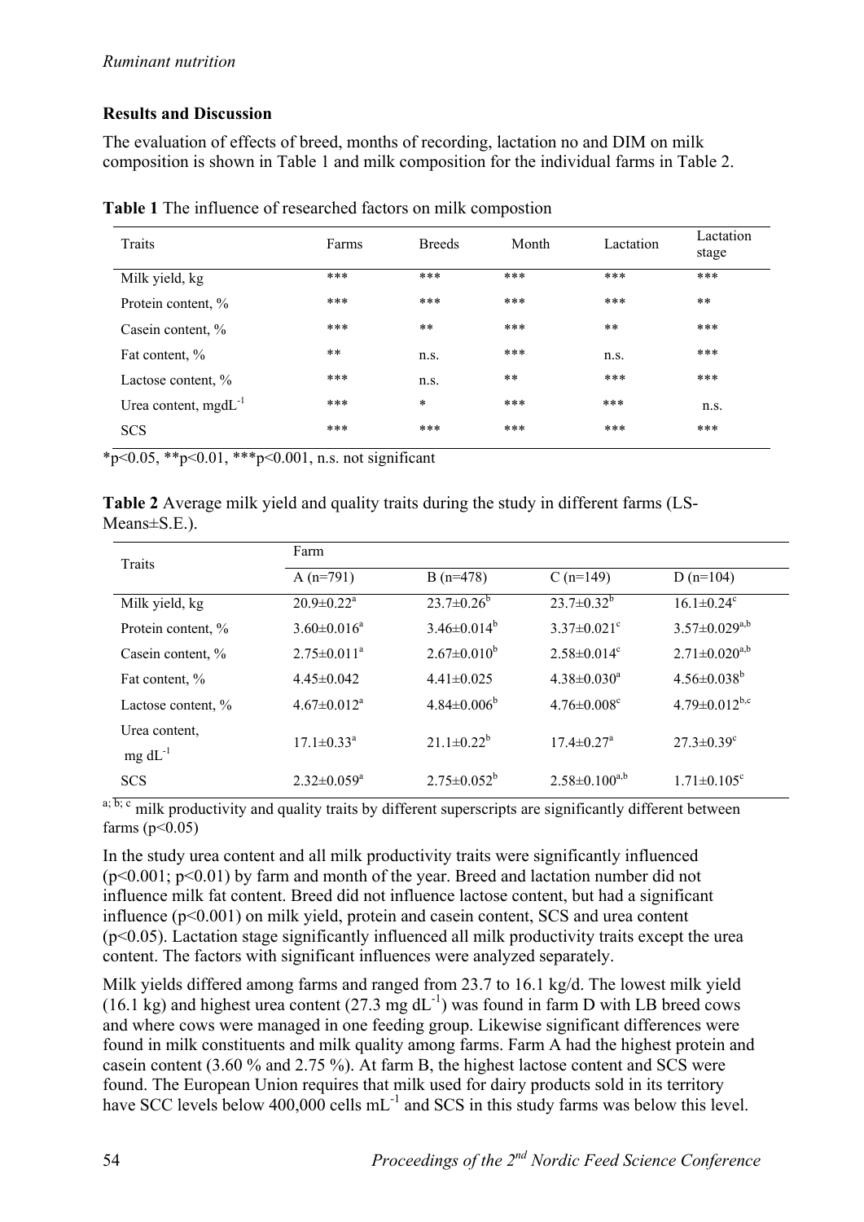### Results and Discussion

The evaluation of effects of breed, months of recording, lactation no and DIM on milk composition is shown in Table 1 and milk composition for the individual farms in Table 2.

**Table 1** The influence of researched factors on milk compostion

| Traits | Farms | Breeds | Month | Lactation | Lactation stage |
|---|---|---|---|---|---|
| Milk yield, kg | *** | *** | *** | *** | *** |
| Protein content, % | *** | *** | *** | *** | ** |
| Casein content, % | *** | ** | *** | ** | *** |
| Fat content, % | ** | n.s. | *** | n.s. | *** |
| Lactose content, % | *** | n.s. | ** | *** | *** |
| Urea content, $mgdL^{-1}$ | *** | * | *** | *** | n.s. |
| SCS | *** | *** | *** | *** | *** |

*p<0.05, **p<0.01, ***p<0.001, n.s. not significant

**Table 2** Average milk yield and quality traits during the study in different farms (LS-Means±S.E.).

| Traits | Farm | | | |
|---|---|---|---|---|
| | A (n=791) | B (n=478) | C (n=149) | D (n=104) |
| Milk yield, kg | $20.9{\pm}0.22^{a}$ | $23.7{\pm}0.26^{b}$ | $23.7{\pm}0.32^{b}$ | $16.1{\pm}0.24^{c}$ |
| Protein content, % | $3.60{\pm}0.016^{a}$ | $3.46{\pm}0.014^{b}$ | $3.37{\pm}0.021^{c}$ | $3.57{\pm}0.029^{a,b}$ |
| Casein content, % | $2.75{\pm}0.011^{a}$ | $2.67{\pm}0.010^{b}$ | $2.58{\pm}0.014^{c}$ | $2.71{\pm}0.020^{a,b}$ |
| Fat content, % | 4.45±0.042 | 4.41±0.025 | $4.38{\pm}0.030^{a}$ | $4.56{\pm}0.038^{b}$ |
| Lactose content, % | $4.67{\pm}0.012^{a}$ | $4.84{\pm}0.006^{b}$ | $4.76{\pm}0.008^{c}$ | $4.79{\pm}0.012^{b,c}$ |
| Urea content, mg $dL^{-1}$ | $17.1{\pm}0.33^{a}$ | $21.1{\pm}0.22^{b}$ | $17.4{\pm}0.27^{a}$ | $27.3{\pm}0.39^{c}$ |
| SCS | $2.32{\pm}0.059^{a}$ | $2.75{\pm}0.052^{b}$ | $2.58{\pm}0.100^{a,b}$ | $1.71{\pm}0.105^{c}$ |

[a; b; c] milk productivity and quality traits by different superscripts are significantly different between farms (p<0.05)

In the study urea content and all milk productivity traits were significantly influenced ($p<0.001$; $p<0.01$) by farm and month of the year. Breed and lactation number did not influence milk fat content. Breed did not influence lactose content, but had a significant influence ($p<0.001$) on milk yield, protein and casein content, SCS and urea content ($p<0.05$). Lactation stage significantly influenced all milk productivity traits except the urea content. The factors with significant influences were analyzed separately.

Milk yields differed among farms and ranged from 23.7 to 16.1 kg/d. The lowest milk yield (16.1 kg) and highest urea content (27.3 mg $dL^{-1}$) was found in farm D with LB breed cows and where cows were managed in one feeding group. Likewise significant differences were found in milk constituents and milk quality among farms. Farm A had the highest protein and casein content (3.60 % and 2.75 %). At farm B, the highest lactose content and SCS were found. The European Union requires that milk used for dairy products sold in its territory have SCC levels below 400,000 cells $mL^{-1}$ and SCS in this study farms was below this level.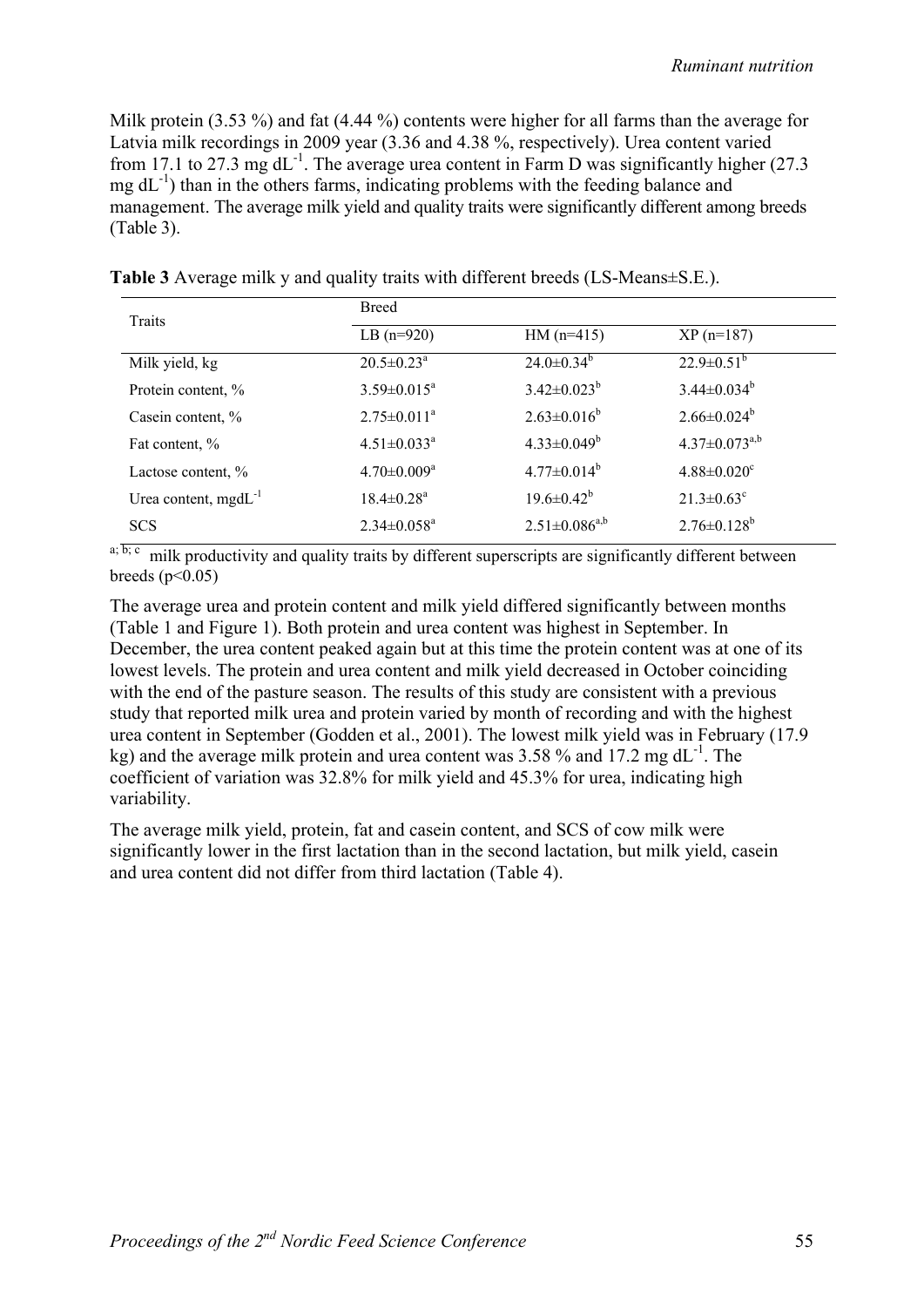Milk protein (3.53 %) and fat (4.44 %) contents were higher for all farms than the average for Latvia milk recordings in 2009 year (3.36 and 4.38 %, respectively). Urea content varied from 17.1 to 27.3 mg $dL^{-1}$. The average urea content in Farm D was significantly higher (27.3 mg $dL^{-1}$) than in the others farms, indicating problems with the feeding balance and management. The average milk yield and quality traits were significantly different among breeds (Table 3).

**Table 3** Average milk y and quality traits with different breeds (LS-Means±S.E.).

| Traits | Breed | | |
|---|---|---|---|
| | LB (n=920) | HM (n=415) | XP (n=187) |
| Milk yield, kg | 20.5±0.23[a] | 24.0±0.34[b] | 22.9±0.51[b] |
| Protein content, % | 3.59±0.015[a] | 3.42±0.023[b] | 3.44±0.034[b] |
| Casein content, % | 2.75±0.011[a] | 2.63±0.016[b] | 2.66±0.024[b] |
| Fat content, % | 4.51±0.033[a] | 4.33±0.049[b] | 4.37±0.073[a,b] |
| Lactose content, % | 4.70±0.009[a] | 4.77±0.014[b] | 4.88±0.020[c] |
| Urea content, mg$dL^{-1}$ | 18.4±0.28[a] | 19.6±0.42[b] | 21.3±0.63[c] |
| SCS | 2.34±0.058[a] | 2.51±0.086[a,b] | 2.76±0.128[b] |

[a; b; c] milk productivity and quality traits by different superscripts are significantly different between breeds ($p<0.05$)

The average urea and protein content and milk yield differed significantly between months (Table 1 and Figure 1). Both protein and urea content was highest in September. In December, the urea content peaked again but at this time the protein content was at one of its lowest levels. The protein and urea content and milk yield decreased in October coinciding with the end of the pasture season. The results of this study are consistent with a previous study that reported milk urea and protein varied by month of recording and with the highest urea content in September (Godden et al., 2001). The lowest milk yield was in February (17.9 kg) and the average milk protein and urea content was 3.58 % and 17.2 mg $dL^{-1}$. The coefficient of variation was 32.8% for milk yield and 45.3% for urea, indicating high variability.

The average milk yield, protein, fat and casein content, and SCS of cow milk were significantly lower in the first lactation than in the second lactation, but milk yield, casein and urea content did not differ from third lactation (Table 4).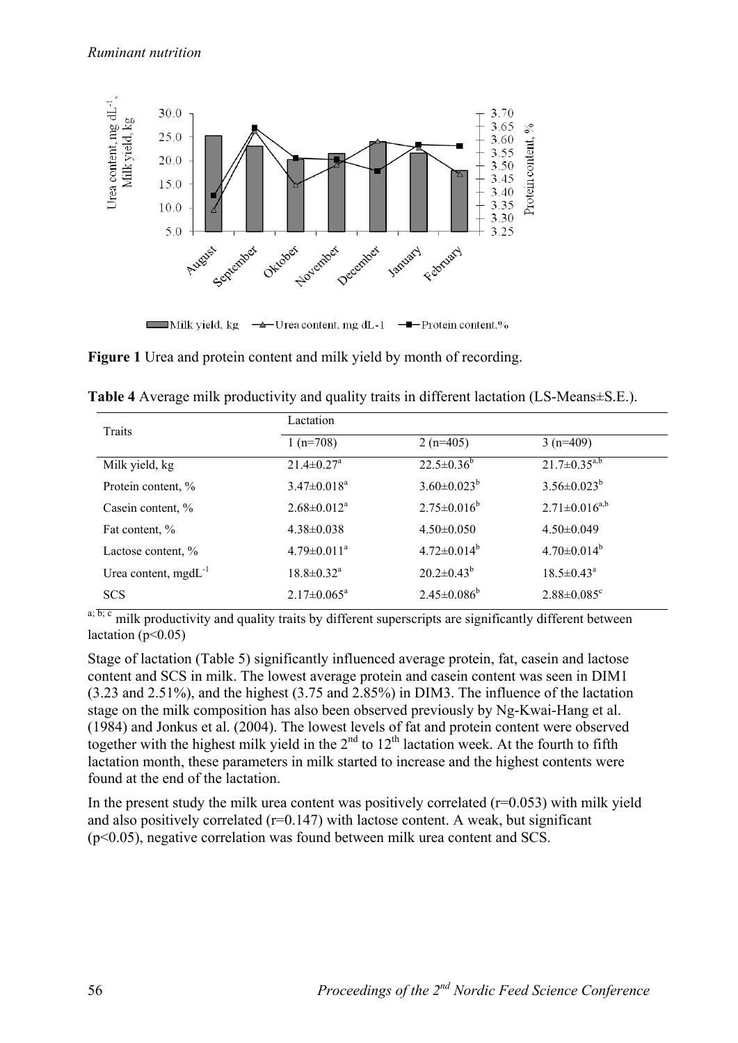**Figure 1** Urea and protein content and milk yield by month of recording.

**Table 4** Average milk productivity and quality traits in different lactation (LS-Means±S.E.).

| Traits | Lactation | | |
|---|---|---|---|
| | 1 (n=708) | 2 (n=405) | 3 (n=409) |
| Milk yield, kg | $21.4±0.27^{a}$ | $22.5±0.36^{b}$ | $21.7±0.35^{a,b}$ |
| Protein content, % | $3.47±0.018^{a}$ | $3.60±0.023^{b}$ | $3.56±0.023^{b}$ |
| Casein content, % | $2.68±0.012^{a}$ | $2.75±0.016^{b}$ | $2.71±0.016^{a,b}$ |
| Fat content, % | 4.38±0.038 | 4.50±0.050 | 4.50±0.049 |
| Lactose content, % | $4.79±0.011^{a}$ | $4.72±0.014^{b}$ | $4.70±0.014^{b}$ |
| Urea content, $mgdL^{-1}$ | $18.8±0.32^{a}$ | $20.2±0.43^{b}$ | $18.5±0.43^{a}$ |
| SCS | $2.17±0.065^{a}$ | $2.45±0.086^{b}$ | $2.88±0.085^{c}$ |

[a; b; c] milk productivity and quality traits by different superscripts are significantly different between lactation ($p<0.05$)

Stage of lactation (Table 5) significantly influenced average protein, fat, casein and lactose content and SCS in milk. The lowest average protein and casein content was seen in DIM1 (3.23 and 2.51%), and the highest (3.75 and 2.85%) in DIM3. The influence of the lactation stage on the milk composition has also been observed previously by Ng-Kwai-Hang et al. (1984) and Jonkus et al. (2004). The lowest levels of fat and protein content were observed together with the highest milk yield in the 2$^{nd}$ to 12$^{th}$ lactation week. At the fourth to fifth lactation month, these parameters in milk started to increase and the highest contents were found at the end of the lactation.

In the present study the milk urea content was positively correlated ($r=0.053$) with milk yield and also positively correlated ($r=0.147$) with lactose content. A weak, but significant ($p<0.05$), negative correlation was found between milk urea content and SCS.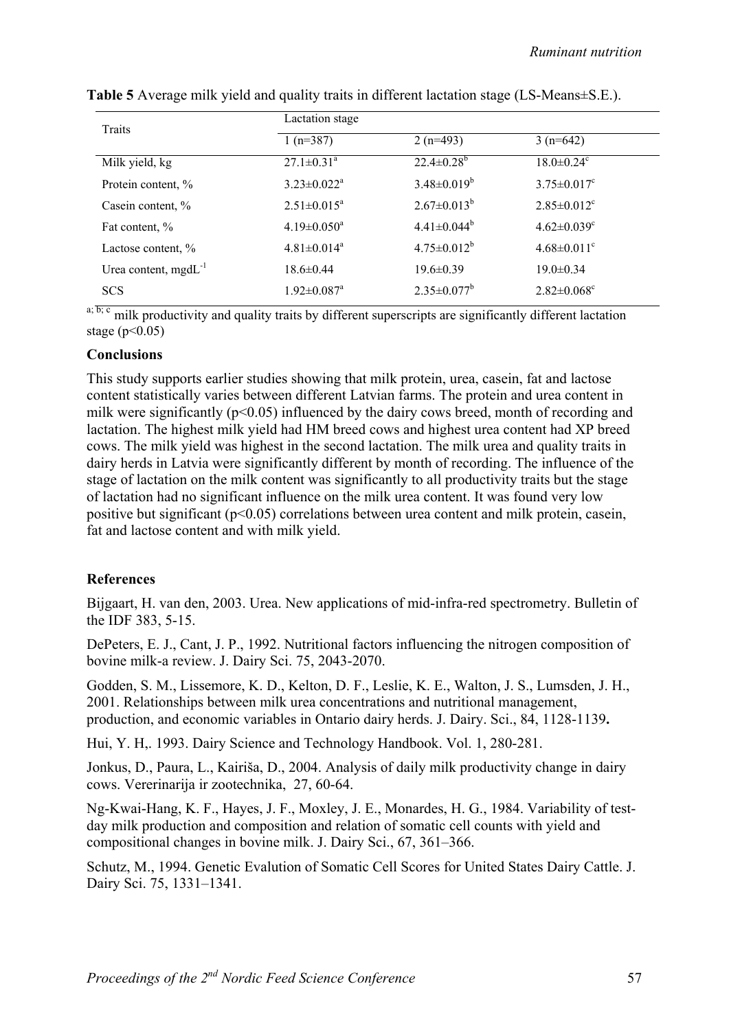**Table 5** Average milk yield and quality traits in different lactation stage (LS-Means±S.E.).

| Traits | Lactation stage | | |
|---|---|---|---|
| | 1 (n=387) | 2 (n=493) | 3 (n=642) |
| Milk yield, kg | 27.1±0.31[a] | 22.4±0.28[b] | 18.0±0.24[c] |
| Protein content, % | 3.23±0.022[a] | 3.48±0.019[b] | 3.75±0.017[c] |
| Casein content, % | 2.51±0.015[a] | 2.67±0.013[b] | 2.85±0.012[c] |
| Fat content, % | 4.19±0.050[a] | 4.41±0.044[b] | 4.62±0.039[c] |
| Lactose content, % | 4.81±0.014[a] | 4.75±0.012[b] | 4.68±0.011[c] |
| Urea content, $mgdL^{-1}$ | 18.6±0.44 | 19.6±0.39 | 19.0±0.34 |
| SCS | 1.92±0.087[a] | 2.35±0.077[b] | 2.82±0.068[c] |

[a; b; c] milk productivity and quality traits by different superscripts are significantly different lactation stage ($p<0.05$)

**Conclusions**

This study supports earlier studies showing that milk protein, urea, casein, fat and lactose content statistically varies between different Latvian farms. The protein and urea content in milk were significantly ($p<0.05$) influenced by the dairy cows breed, month of recording and lactation. The highest milk yield had HM breed cows and highest urea content had XP breed cows. The milk yield was highest in the second lactation. The milk urea and quality traits in dairy herds in Latvia were significantly different by month of recording. The influence of the stage of lactation on the milk content was significantly to all productivity traits but the stage of lactation had no significant influence on the milk urea content. It was found very low positive but significant ($p<0.05$) correlations between urea content and milk protein, casein, fat and lactose content and with milk yield.

**References**

Bijgaart, H. van den, 2003. Urea. New applications of mid-infra-red spectrometry. Bulletin of the IDF 383, 5-15.

DePeters, E. J., Cant, J. P., 1992. Nutritional factors influencing the nitrogen composition of bovine milk-a review. J. Dairy Sci. 75, 2043-2070.

Godden, S. M., Lissemore, K. D., Kelton, D. F., Leslie, K. E., Walton, J. S., Lumsden, J. H., 2001. Relationships between milk urea concentrations and nutritional management, production, and economic variables in Ontario dairy herds. J. Dairy. Sci., 84, 1128-1139**.**

Hui, Y. H,. 1993. Dairy Science and Technology Handbook. Vol. 1, 280-281.

Jonkus, D., Paura, L., Kairiša, D., 2004. Analysis of daily milk productivity change in dairy cows. Vererinarija ir zootechnika, 27, 60-64.

Ng-Kwai-Hang, K. F., Hayes, J. F., Moxley, J. E., Monardes, H. G., 1984. Variability of test-day milk production and composition and relation of somatic cell counts with yield and compositional changes in bovine milk. J. Dairy Sci., 67, 361–366.

Schutz, M., 1994. Genetic Evalution of Somatic Cell Scores for United States Dairy Cattle. J. Dairy Sci. 75, 1331–1341.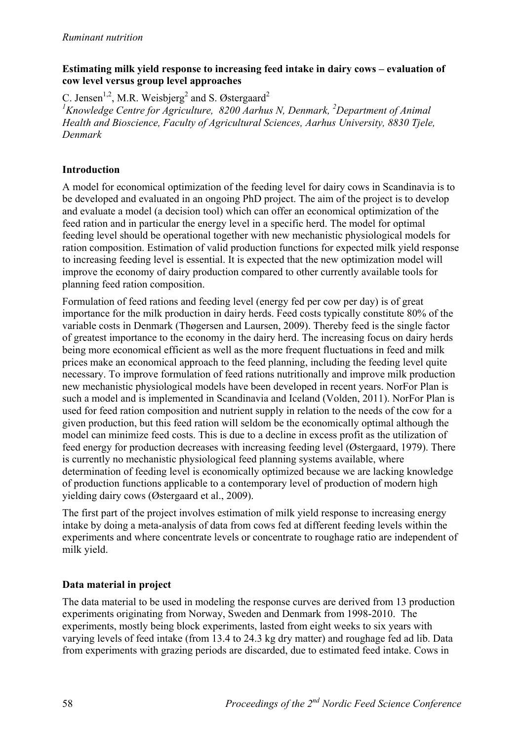## Estimating milk yield response to increasing feed intake in dairy cows – evaluation of cow level versus group level approaches

C. Jensen[1,2], M.R. Weisbjerg[2] and S. Østergaard[2]

[1]*Knowledge Centre for Agriculture, 8200 Aarhus N, Denmark,* [2]*Department of Animal Health and Bioscience, Faculty of Agricultural Sciences, Aarhus University, 8830 Tjele, Denmark*

### Introduction

A model for economical optimization of the feeding level for dairy cows in Scandinavia is to be developed and evaluated in an ongoing PhD project. The aim of the project is to develop and evaluate a model (a decision tool) which can offer an economical optimization of the feed ration and in particular the energy level in a specific herd. The model for optimal feeding level should be operational together with new mechanistic physiological models for ration composition. Estimation of valid production functions for expected milk yield response to increasing feeding level is essential. It is expected that the new optimization model will improve the economy of dairy production compared to other currently available tools for planning feed ration composition.

Formulation of feed rations and feeding level (energy fed per cow per day) is of great importance for the milk production in dairy herds. Feed costs typically constitute 80% of the variable costs in Denmark (Thøgersen and Laursen, 2009). Thereby feed is the single factor of greatest importance to the economy in the dairy herd. The increasing focus on dairy herds being more economical efficient as well as the more frequent fluctuations in feed and milk prices make an economical approach to the feed planning, including the feeding level quite necessary. To improve formulation of feed rations nutritionally and improve milk production new mechanistic physiological models have been developed in recent years. NorFor Plan is such a model and is implemented in Scandinavia and Iceland (Volden, 2011). NorFor Plan is used for feed ration composition and nutrient supply in relation to the needs of the cow for a given production, but this feed ration will seldom be the economically optimal although the model can minimize feed costs. This is due to a decline in excess profit as the utilization of feed energy for production decreases with increasing feeding level (Østergaard, 1979). There is currently no mechanistic physiological feed planning systems available, where determination of feeding level is economically optimized because we are lacking knowledge of production functions applicable to a contemporary level of production of modern high yielding dairy cows (Østergaard et al., 2009).

The first part of the project involves estimation of milk yield response to increasing energy intake by doing a meta-analysis of data from cows fed at different feeding levels within the experiments and where concentrate levels or concentrate to roughage ratio are independent of milk yield.

### Data material in project

The data material to be used in modeling the response curves are derived from 13 production experiments originating from Norway, Sweden and Denmark from 1998-2010. The experiments, mostly being block experiments, lasted from eight weeks to six years with varying levels of feed intake (from 13.4 to 24.3 kg dry matter) and roughage fed ad lib. Data from experiments with grazing periods are discarded, due to estimated feed intake. Cows in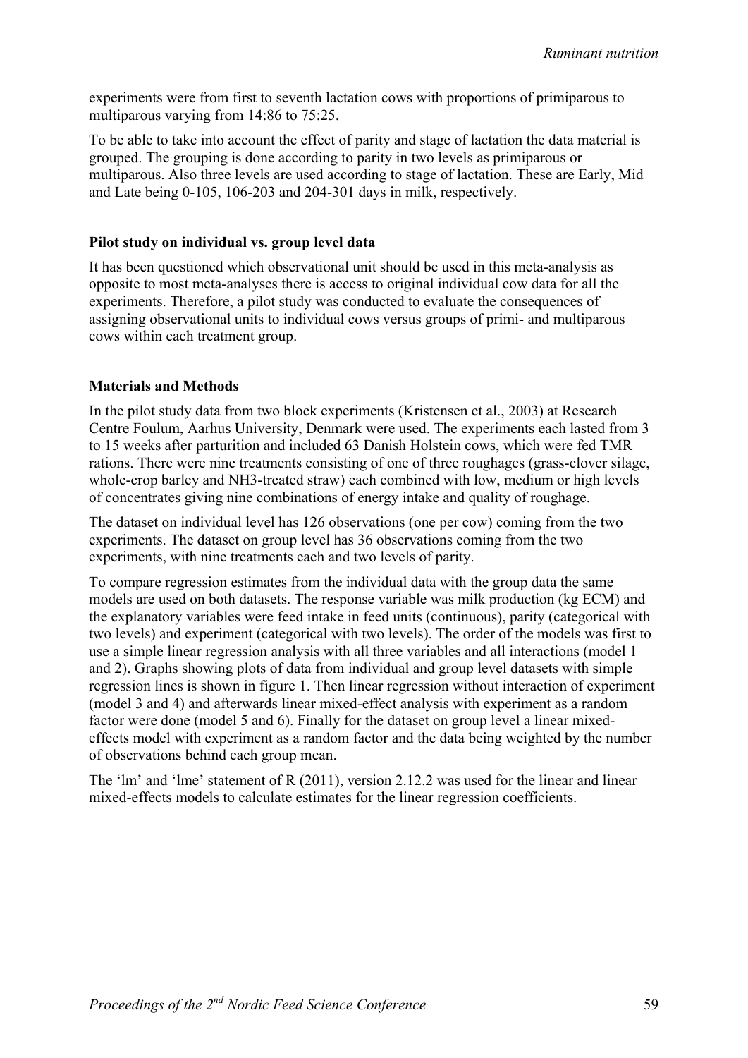experiments were from first to seventh lactation cows with proportions of primiparous to multiparous varying from 14:86 to 75:25.

To be able to take into account the effect of parity and stage of lactation the data material is grouped. The grouping is done according to parity in two levels as primiparous or multiparous. Also three levels are used according to stage of lactation. These are Early, Mid and Late being 0-105, 106-203 and 204-301 days in milk, respectively.

### Pilot study on individual vs. group level data

It has been questioned which observational unit should be used in this meta-analysis as opposite to most meta-analyses there is access to original individual cow data for all the experiments. Therefore, a pilot study was conducted to evaluate the consequences of assigning observational units to individual cows versus groups of primi- and multiparous cows within each treatment group.

### Materials and Methods

In the pilot study data from two block experiments (Kristensen et al., 2003) at Research Centre Foulum, Aarhus University, Denmark were used. The experiments each lasted from 3 to 15 weeks after parturition and included 63 Danish Holstein cows, which were fed TMR rations. There were nine treatments consisting of one of three roughages (grass-clover silage, whole-crop barley and $NH_3$-treated straw) each combined with low, medium or high levels of concentrates giving nine combinations of energy intake and quality of roughage.

The dataset on individual level has 126 observations (one per cow) coming from the two experiments. The dataset on group level has 36 observations coming from the two experiments, with nine treatments each and two levels of parity.

To compare regression estimates from the individual data with the group data the same models are used on both datasets. The response variable was milk production (kg ECM) and the explanatory variables were feed intake in feed units (continuous), parity (categorical with two levels) and experiment (categorical with two levels). The order of the models was first to use a simple linear regression analysis with all three variables and all interactions (model 1 and 2). Graphs showing plots of data from individual and group level datasets with simple regression lines is shown in figure 1. Then linear regression without interaction of experiment (model 3 and 4) and afterwards linear mixed-effect analysis with experiment as a random factor were done (model 5 and 6). Finally for the dataset on group level a linear mixed-effects model with experiment as a random factor and the data being weighted by the number of observations behind each group mean.

The 'lm' and 'lme' statement of R (2011), version 2.12.2 was used for the linear and linear mixed-effects models to calculate estimates for the linear regression coefficients.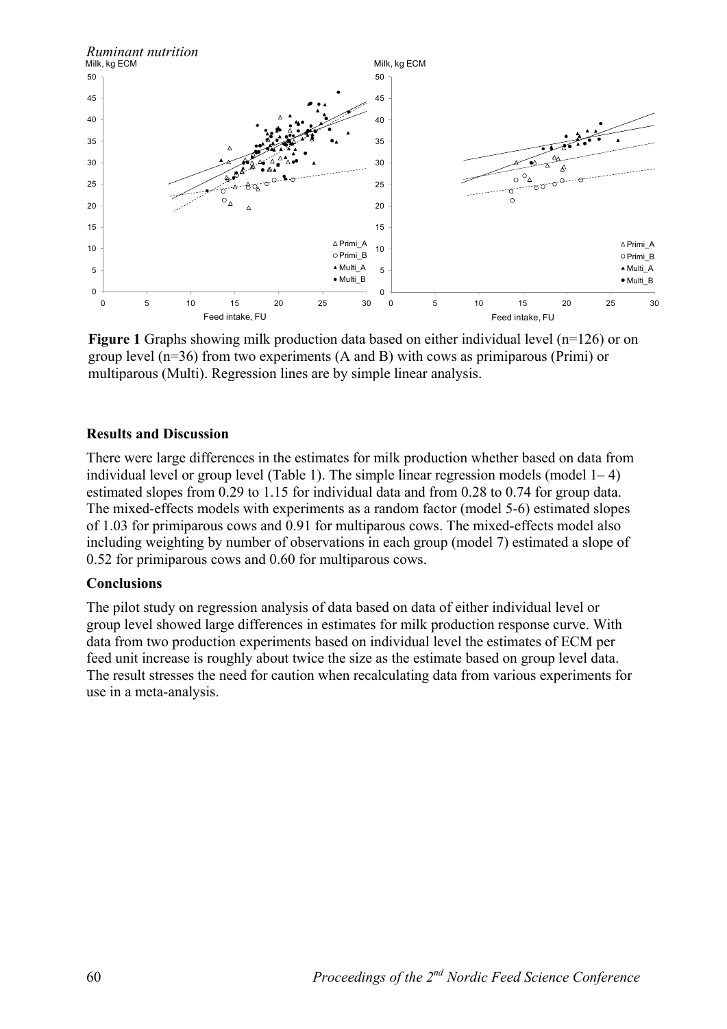**Figure 1** Graphs showing milk production data based on either individual level (n=126) or on group level (n=36) from two experiments (A and B) with cows as primiparous (Primi) or multiparous (Multi). Regression lines are by simple linear analysis.

## Results and Discussion

There were large differences in the estimates for milk production whether based on data from individual level or group level (Table 1). The simple linear regression models (model 1– 4) estimated slopes from 0.29 to 1.15 for individual data and from 0.28 to 0.74 for group data. The mixed-effects models with experiments as a random factor (model 5-6) estimated slopes of 1.03 for primiparous cows and 0.91 for multiparous cows. The mixed-effects model also including weighting by number of observations in each group (model 7) estimated a slope of 0.52 for primiparous cows and 0.60 for multiparous cows.

## Conclusions

The pilot study on regression analysis of data based on data of either individual level or group level showed large differences in estimates for milk production response curve. With data from two production experiments based on individual level the estimates of ECM per feed unit increase is roughly about twice the size as the estimate based on group level data. The result stresses the need for caution when recalculating data from various experiments for use in a meta-analysis.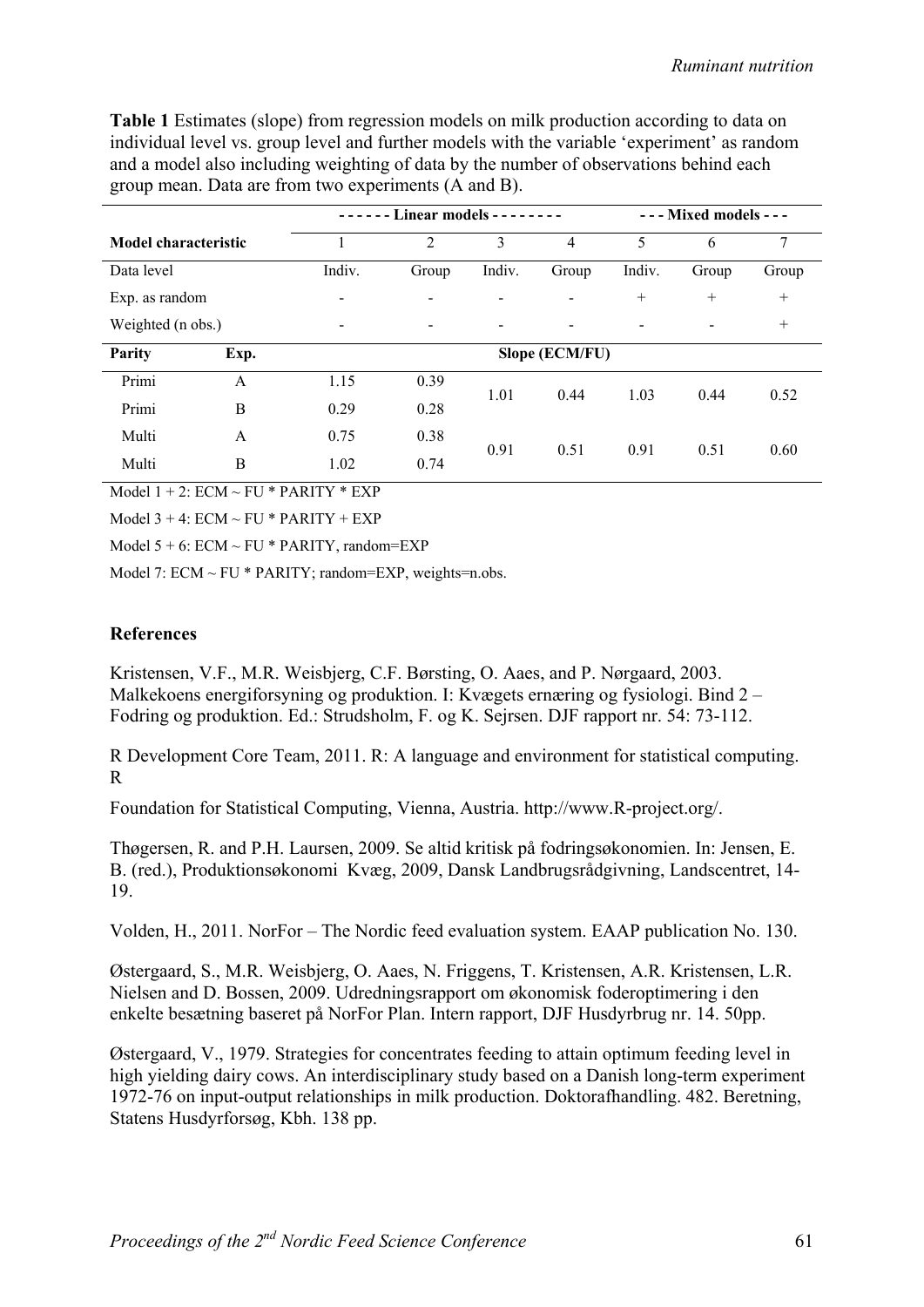**Table 1** Estimates (slope) from regression models on milk production according to data on individual level vs. group level and further models with the variable 'experiment' as random and a model also including weighting of data by the number of observations behind each group mean. Data are from two experiments (A and B).

| | | ------ Linear models -------- | | | | --- Mixed models --- | | |
|---|---|---|---|---|---|---|---|---|
| **Model characteristic** | | 1 | 2 | 3 | 4 | 5 | 6 | 7 |
| Data level | | Indiv. | Group | Indiv. | Group | Indiv. | Group | Group |
| Exp. as random | | - | - | - | - | + | + | + |
| Weighted (n obs.) | | - | - | - | - | - | - | + |
| **Parity** | **Exp.** | **Slope (ECM/FU)** | | | | | | |
| Primi | A | 1.15 | 0.39 | 1.01 | 0.44 | 1.03 | 0.44 | 0.52 |
| Primi | B | 0.29 | 0.28 | | | | | |
| Multi | A | 0.75 | 0.38 | 0.91 | 0.51 | 0.91 | 0.51 | 0.60 |
| Multi | B | 1.02 | 0.74 | | | | | |

Model 1 + 2: ECM ~ FU * PARITY * EXP

Model 3 + 4: ECM ~ FU * PARITY + EXP

Model 5 + 6: ECM ~ FU * PARITY, random=EXP

Model 7: ECM ~ FU * PARITY; random=EXP, weights=n.obs.

## References

Kristensen, V.F., M.R. Weisbjerg, C.F. Børsting, O. Aaes, and P. Nørgaard, 2003. Malkekoens energiforsyning og produktion. I: Kvægets ernæring og fysiologi. Bind 2 – Fodring og produktion. Ed.: Strudsholm, F. og K. Sejrsen. DJF rapport nr. 54: 73-112.

R Development Core Team, 2011. R: A language and environment for statistical computing. R

Foundation for Statistical Computing, Vienna, Austria. http://www.R-project.org/.

Thøgersen, R. and P.H. Laursen, 2009. Se altid kritisk på fodringsøkonomien. In: Jensen, E. B. (red.), Produktionsøkonomi Kvæg, 2009, Dansk Landbrugsrådgivning, Landscentret, 14-19.

Volden, H., 2011. NorFor – The Nordic feed evaluation system. EAAP publication No. 130.

Østergaard, S., M.R. Weisbjerg, O. Aaes, N. Friggens, T. Kristensen, A.R. Kristensen, L.R. Nielsen and D. Bossen, 2009. Udredningsrapport om økonomisk foderoptimering i den enkelte besætning baseret på NorFor Plan. Intern rapport, DJF Husdyrbrug nr. 14. 50pp.

Østergaard, V., 1979. Strategies for concentrates feeding to attain optimum feeding level in high yielding dairy cows. An interdisciplinary study based on a Danish long-term experiment 1972-76 on input-output relationships in milk production. Doktorafhandling. 482. Beretning, Statens Husdyrforsøg, Kbh. 138 pp.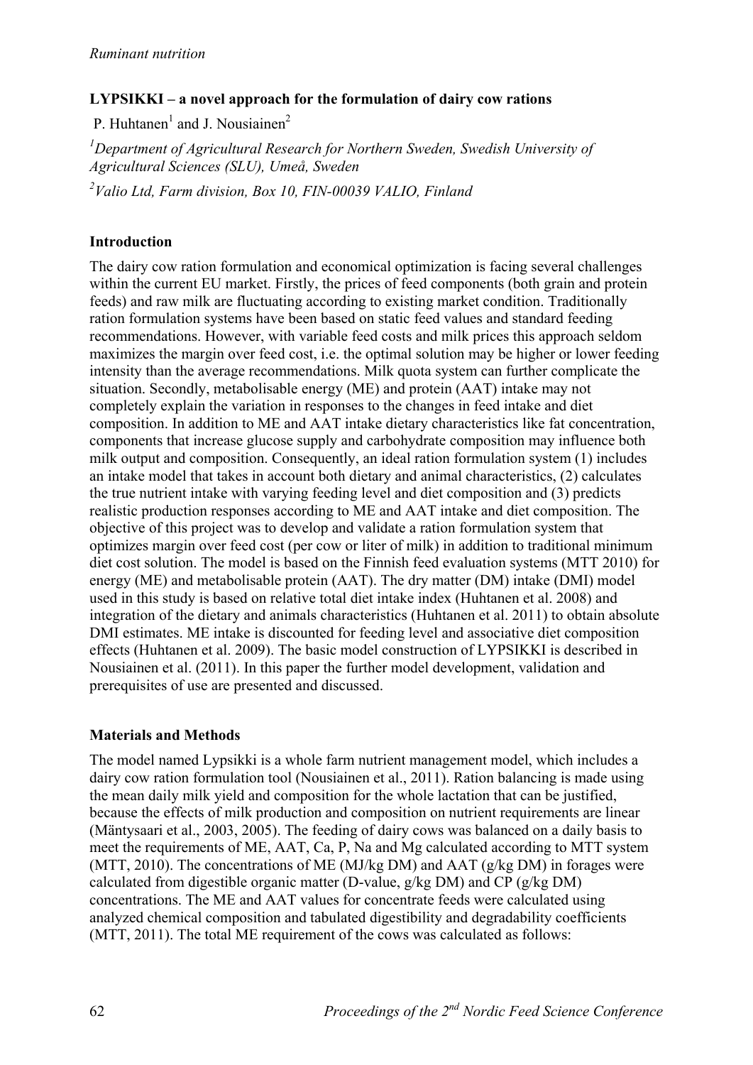*Ruminant nutrition*

## LYPSIKKI – a novel approach for the formulation of dairy cow rations

P. Huhtanen[1] and J. Nousiainen[2]

[1]*Department of Agricultural Research for Northern Sweden, Swedish University of Agricultural Sciences (SLU), Umeå, Sweden*

[2]*Valio Ltd, Farm division, Box 10, FIN-00039 VALIO, Finland*

### Introduction

The dairy cow ration formulation and economical optimization is facing several challenges within the current EU market. Firstly, the prices of feed components (both grain and protein feeds) and raw milk are fluctuating according to existing market condition. Traditionally ration formulation systems have been based on static feed values and standard feeding recommendations. However, with variable feed costs and milk prices this approach seldom maximizes the margin over feed cost, i.e. the optimal solution may be higher or lower feeding intensity than the average recommendations. Milk quota system can further complicate the situation. Secondly, metabolisable energy (ME) and protein (AAT) intake may not completely explain the variation in responses to the changes in feed intake and diet composition. In addition to ME and AAT intake dietary characteristics like fat concentration, components that increase glucose supply and carbohydrate composition may influence both milk output and composition. Consequently, an ideal ration formulation system (1) includes an intake model that takes in account both dietary and animal characteristics, (2) calculates the true nutrient intake with varying feeding level and diet composition and (3) predicts realistic production responses according to ME and AAT intake and diet composition. The objective of this project was to develop and validate a ration formulation system that optimizes margin over feed cost (per cow or liter of milk) in addition to traditional minimum diet cost solution. The model is based on the Finnish feed evaluation systems (MTT 2010) for energy (ME) and metabolisable protein (AAT). The dry matter (DM) intake (DMI) model used in this study is based on relative total diet intake index (Huhtanen et al. 2008) and integration of the dietary and animals characteristics (Huhtanen et al. 2011) to obtain absolute DMI estimates. ME intake is discounted for feeding level and associative diet composition effects (Huhtanen et al. 2009). The basic model construction of LYPSIKKI is described in Nousiainen et al. (2011). In this paper the further model development, validation and prerequisites of use are presented and discussed.

### Materials and Methods

The model named Lypsikki is a whole farm nutrient management model, which includes a dairy cow ration formulation tool (Nousiainen et al., 2011). Ration balancing is made using the mean daily milk yield and composition for the whole lactation that can be justified, because the effects of milk production and composition on nutrient requirements are linear (Mäntysaari et al., 2003, 2005). The feeding of dairy cows was balanced on a daily basis to meet the requirements of ME, AAT, Ca, P, Na and Mg calculated according to MTT system (MTT, 2010). The concentrations of ME (MJ/kg DM) and AAT (g/kg DM) in forages were calculated from digestible organic matter (D-value, g/kg DM) and CP (g/kg DM) concentrations. The ME and AAT values for concentrate feeds were calculated using analyzed chemical composition and tabulated digestibility and degradability coefficients (MTT, 2011). The total ME requirement of the cows was calculated as follows: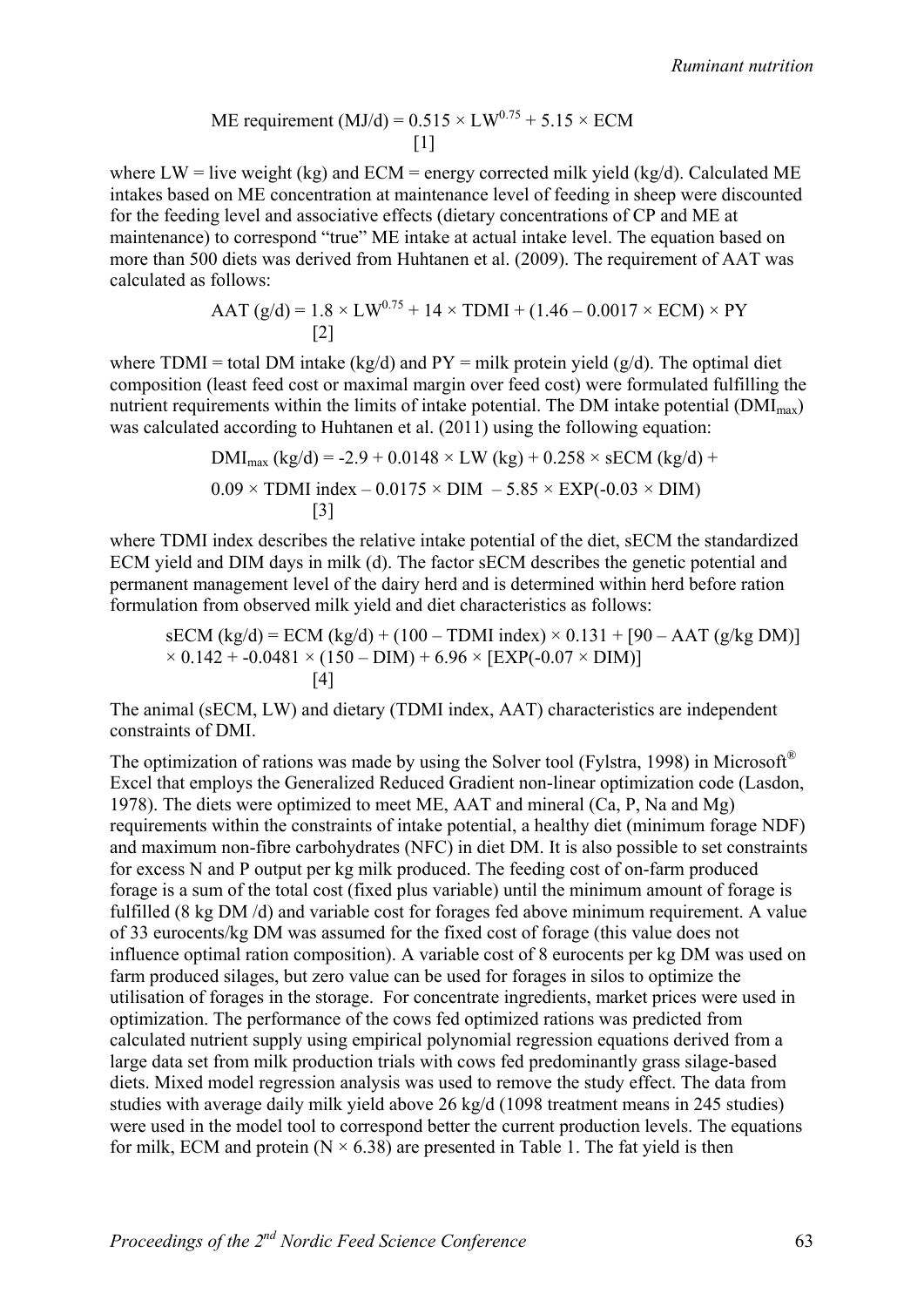$$\text{ME requirement (MJ/d)} = 0.515 \times LW^{0.75} + 5.15 \times ECM \quad [1]$$

where LW = live weight (kg) and ECM = energy corrected milk yield (kg/d). Calculated ME intakes based on ME concentration at maintenance level of feeding in sheep were discounted for the feeding level and associative effects (dietary concentrations of CP and ME at maintenance) to correspond "true" ME intake at actual intake level. The equation based on more than 500 diets was derived from Huhtanen et al. (2009). The requirement of AAT was calculated as follows:

$$\text{AAT (g/d)} = 1.8 \times LW^{0.75} + 14 \times TDMI + (1.46 - 0.0017 \times ECM) \times PY \quad [2]$$

where TDMI = total DM intake (kg/d) and PY = milk protein yield (g/d). The optimal diet composition (least feed cost or maximal margin over feed cost) were formulated fulfilling the nutrient requirements within the limits of intake potential. The DM intake potential ($DMI_{max}$) was calculated according to Huhtanen et al. (2011) using the following equation:

$$DMI_{max}\ \text{(kg/d)} = -2.9 + 0.0148 \times LW\ \text{(kg)} + 0.258 \times sECM\ \text{(kg/d)} + 0.09 \times TDMI\ \text{index} - 0.0175 \times DIM - 5.85 \times EXP(-0.03 \times DIM) \quad [3]$$

where TDMI index describes the relative intake potential of the diet, sECM the standardized ECM yield and DIM days in milk (d). The factor sECM describes the genetic potential and permanent management level of the dairy herd and is determined within herd before ration formulation from observed milk yield and diet characteristics as follows:

$$sECM\ \text{(kg/d)} = ECM\ \text{(kg/d)} + (100 - TDMI\ \text{index}) \times 0.131 + [90 - AAT\ \text{(g/kg DM)}] \times 0.142 + -0.0481 \times (150 - DIM) + 6.96 \times [EXP(-0.07 \times DIM)] \quad [4]$$

The animal (sECM, LW) and dietary (TDMI index, AAT) characteristics are independent constraints of DMI.

The optimization of rations was made by using the Solver tool (Fylstra, 1998) in Microsoft® Excel that employs the Generalized Reduced Gradient non-linear optimization code (Lasdon, 1978). The diets were optimized to meet ME, AAT and mineral (Ca, P, Na and Mg) requirements within the constraints of intake potential, a healthy diet (minimum forage NDF) and maximum non-fibre carbohydrates (NFC) in diet DM. It is also possible to set constraints for excess N and P output per kg milk produced. The feeding cost of on-farm produced forage is a sum of the total cost (fixed plus variable) until the minimum amount of forage is fulfilled (8 kg DM /d) and variable cost for forages fed above minimum requirement. A value of 33 eurocents/kg DM was assumed for the fixed cost of forage (this value does not influence optimal ration composition). A variable cost of 8 eurocents per kg DM was used on farm produced silages, but zero value can be used for forages in silos to optimize the utilisation of forages in the storage. For concentrate ingredients, market prices were used in optimization. The performance of the cows fed optimized rations was predicted from calculated nutrient supply using empirical polynomial regression equations derived from a large data set from milk production trials with cows fed predominantly grass silage-based diets. Mixed model regression analysis was used to remove the study effect. The data from studies with average daily milk yield above 26 kg/d (1098 treatment means in 245 studies) were used in the model tool to correspond better the current production levels. The equations for milk, ECM and protein ($N \times 6.38$) are presented in Table 1. The fat yield is then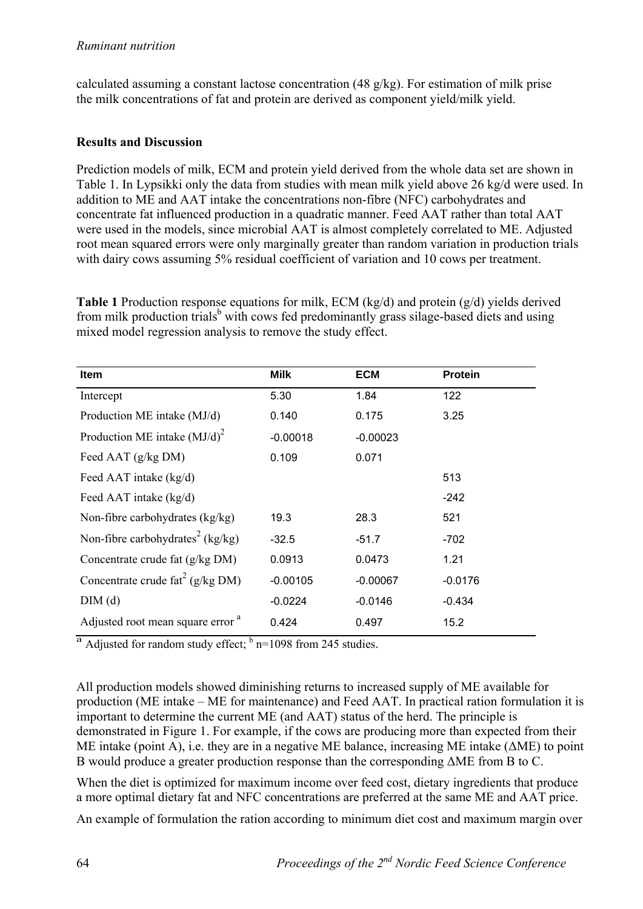calculated assuming a constant lactose concentration (48 g/kg). For estimation of milk prise the milk concentrations of fat and protein are derived as component yield/milk yield.

**Results and Discussion**

Prediction models of milk, ECM and protein yield derived from the whole data set are shown in Table 1. In Lypsikki only the data from studies with mean milk yield above 26 kg/d were used. In addition to ME and AAT intake the concentrations non-fibre (NFC) carbohydrates and concentrate fat influenced production in a quadratic manner. Feed AAT rather than total AAT were used in the models, since microbial AAT is almost completely correlated to ME. Adjusted root mean squared errors were only marginally greater than random variation in production trials with dairy cows assuming 5% residual coefficient of variation and 10 cows per treatment.

**Table 1** Production response equations for milk, ECM (kg/d) and protein (g/d) yields derived from milk production trials[b] with cows fed predominantly grass silage-based diets and using mixed model regression analysis to remove the study effect.

| Item | Milk | ECM | Protein |
|---|---|---|---|
| Intercept | 5.30 | 1.84 | 122 |
| Production ME intake (MJ/d) | 0.140 | 0.175 | 3.25 |
| Production ME intake $(MJ/d)^2$ | -0.00018 | -0.00023 | |
| Feed AAT (g/kg DM) | 0.109 | 0.071 | |
| Feed AAT intake (kg/d) | | | 513 |
| Feed AAT intake (kg/d) | | | -242 |
| Non-fibre carbohydrates (kg/kg) | 19.3 | 28.3 | 521 |
| Non-fibre carbohydrates$^2$ (kg/kg) | -32.5 | -51.7 | -702 |
| Concentrate crude fat (g/kg DM) | 0.0913 | 0.0473 | 1.21 |
| Concentrate crude fat$^2$ (g/kg DM) | -0.00105 | -0.00067 | -0.0176 |
| DIM (d) | -0.0224 | -0.0146 | -0.434 |
| Adjusted root mean square error [a] | 0.424 | 0.497 | 15.2 |

[a] Adjusted for random study effect; [b] n=1098 from 245 studies.

All production models showed diminishing returns to increased supply of ME available for production (ME intake – ME for maintenance) and Feed AAT. In practical ration formulation it is important to determine the current ME (and AAT) status of the herd. The principle is demonstrated in Figure 1. For example, if the cows are producing more than expected from their ME intake (point A), i.e. they are in a negative ME balance, increasing ME intake ($\Delta$ME) to point B would produce a greater production response than the corresponding $\Delta$ME from B to C.

When the diet is optimized for maximum income over feed cost, dietary ingredients that produce a more optimal dietary fat and NFC concentrations are preferred at the same ME and AAT price.

An example of formulation the ration according to minimum diet cost and maximum margin over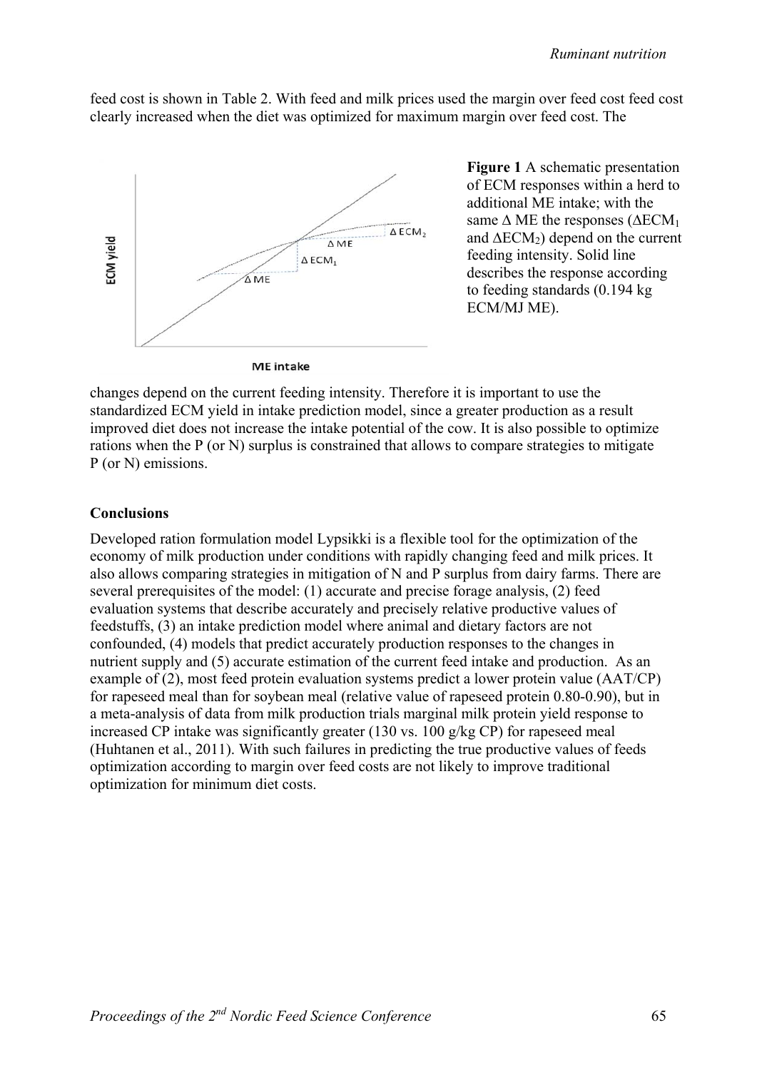feed cost is shown in Table 2. With feed and milk prices used the margin over feed cost feed cost clearly increased when the diet was optimized for maximum margin over feed cost. The

**Figure 1** A schematic presentation of ECM responses within a herd to additional ME intake; with the same Δ ME the responses ($\Delta ECM_1$ and $\Delta ECM_2$) depend on the current feeding intensity. Solid line describes the response according to feeding standards (0.194 kg ECM/MJ ME).

changes depend on the current feeding intensity. Therefore it is important to use the standardized ECM yield in intake prediction model, since a greater production as a result improved diet does not increase the intake potential of the cow. It is also possible to optimize rations when the P (or N) surplus is constrained that allows to compare strategies to mitigate P (or N) emissions.

## Conclusions

Developed ration formulation model Lypsikki is a flexible tool for the optimization of the economy of milk production under conditions with rapidly changing feed and milk prices. It also allows comparing strategies in mitigation of N and P surplus from dairy farms. There are several prerequisites of the model: (1) accurate and precise forage analysis, (2) feed evaluation systems that describe accurately and precisely relative productive values of feedstuffs, (3) an intake prediction model where animal and dietary factors are not confounded, (4) models that predict accurately production responses to the changes in nutrient supply and (5) accurate estimation of the current feed intake and production. As an example of (2), most feed protein evaluation systems predict a lower protein value (AAT/CP) for rapeseed meal than for soybean meal (relative value of rapeseed protein 0.80-0.90), but in a meta-analysis of data from milk production trials marginal milk protein yield response to increased CP intake was significantly greater (130 vs. 100 g/kg CP) for rapeseed meal (Huhtanen et al., 2011). With such failures in predicting the true productive values of feeds optimization according to margin over feed costs are not likely to improve traditional optimization for minimum diet costs.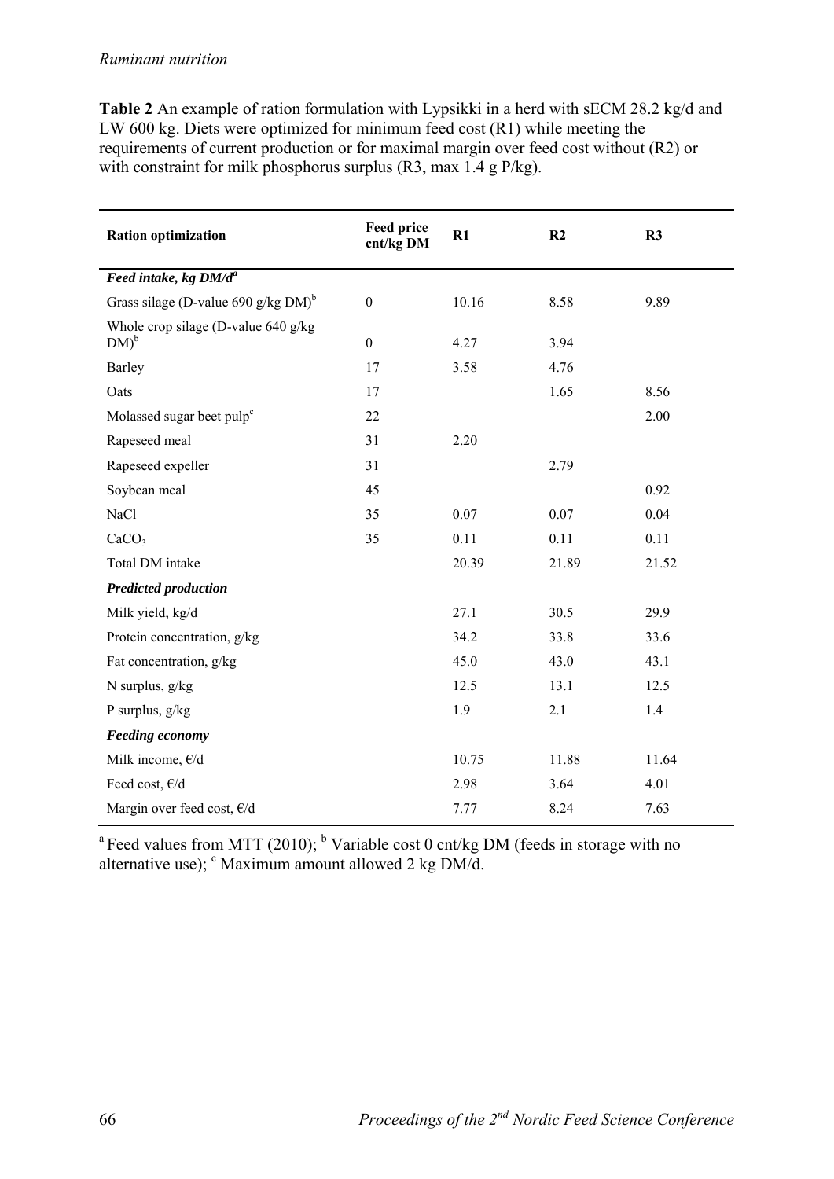**Table 2** An example of ration formulation with Lypsikki in a herd with sECM 28.2 kg/d and LW 600 kg. Diets were optimized for minimum feed cost (R1) while meeting the requirements of current production or for maximal margin over feed cost without (R2) or with constraint for milk phosphorus surplus (R3, max 1.4 g P/kg).

| Ration optimization | Feed price cnt/kg DM | R1 | R2 | R3 |
|---|---|---|---|---|
| ***Feed intake, kg DM/d***[a] | | | | |
| Grass silage (D-value 690 g/kg DM)[b] | 0 | 10.16 | 8.58 | 9.89 |
| Whole crop silage (D-value 640 g/kg DM)[b] | 0 | 4.27 | 3.94 | |
| Barley | 17 | 3.58 | 4.76 | |
| Oats | 17 | | 1.65 | 8.56 |
| Molassed sugar beet pulp[c] | 22 | | | 2.00 |
| Rapeseed meal | 31 | 2.20 | | |
| Rapeseed expeller | 31 | | 2.79 | |
| Soybean meal | 45 | | | 0.92 |
| NaCl | 35 | 0.07 | 0.07 | 0.04 |
| $CaCO_3$ | 35 | 0.11 | 0.11 | 0.11 |
| Total DM intake | | 20.39 | 21.89 | 21.52 |
| ***Predicted production*** | | | | |
| Milk yield, kg/d | | 27.1 | 30.5 | 29.9 |
| Protein concentration, g/kg | | 34.2 | 33.8 | 33.6 |
| Fat concentration, g/kg | | 45.0 | 43.0 | 43.1 |
| N surplus, g/kg | | 12.5 | 13.1 | 12.5 |
| P surplus, g/kg | | 1.9 | 2.1 | 1.4 |
| ***Feeding economy*** | | | | |
| Milk income, €/d | | 10.75 | 11.88 | 11.64 |
| Feed cost, €/d | | 2.98 | 3.64 | 4.01 |
| Margin over feed cost, €/d | | 7.77 | 8.24 | 7.63 |

[a] Feed values from MTT (2010); [b] Variable cost 0 cnt/kg DM (feeds in storage with no alternative use); [c] Maximum amount allowed 2 kg DM/d.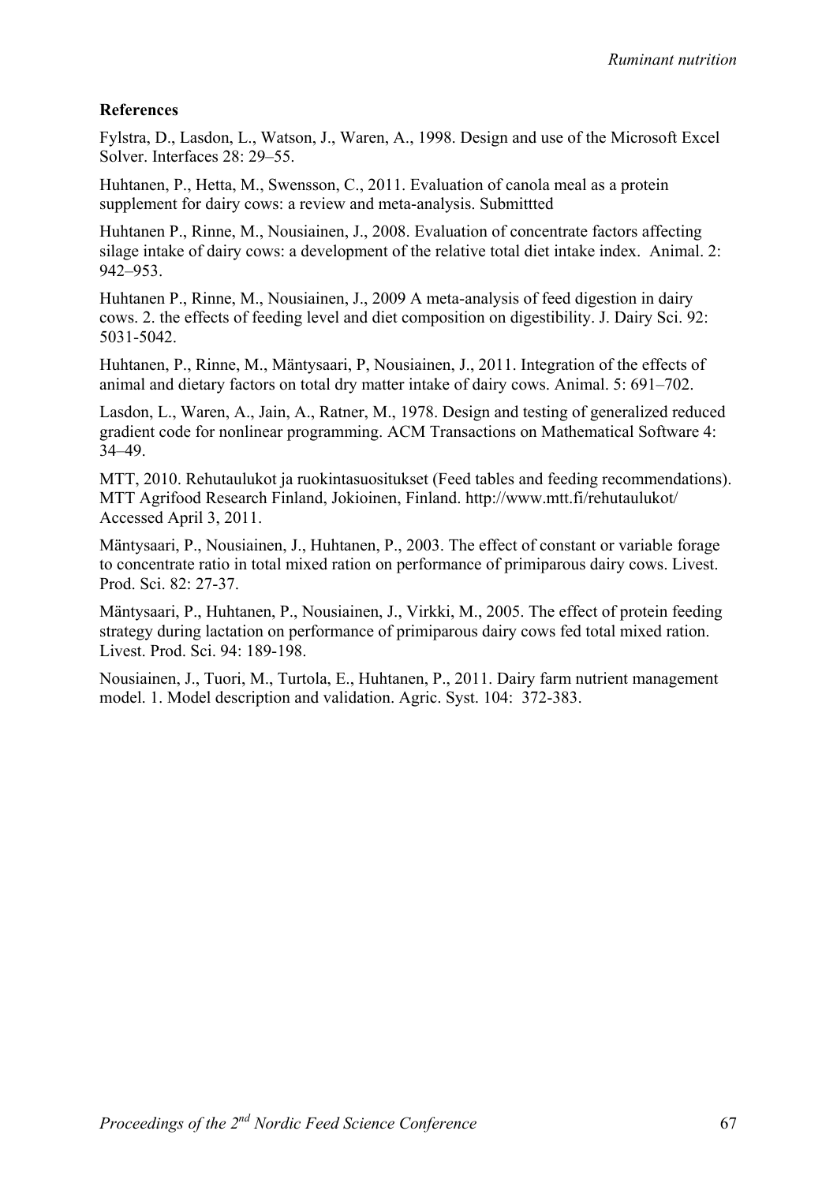**References**

Fylstra, D., Lasdon, L., Watson, J., Waren, A., 1998. Design and use of the Microsoft Excel Solver. Interfaces 28: 29–55.

Huhtanen, P., Hetta, M., Swensson, C., 2011. Evaluation of canola meal as a protein supplement for dairy cows: a review and meta-analysis. Submittted

Huhtanen P., Rinne, M., Nousiainen, J., 2008. Evaluation of concentrate factors affecting silage intake of dairy cows: a development of the relative total diet intake index. Animal. 2: 942–953.

Huhtanen P., Rinne, M., Nousiainen, J., 2009 A meta-analysis of feed digestion in dairy cows. 2. the effects of feeding level and diet composition on digestibility. J. Dairy Sci. 92: 5031-5042.

Huhtanen, P., Rinne, M., Mäntysaari, P, Nousiainen, J., 2011. Integration of the effects of animal and dietary factors on total dry matter intake of dairy cows. Animal. 5: 691–702.

Lasdon, L., Waren, A., Jain, A., Ratner, M., 1978. Design and testing of generalized reduced gradient code for nonlinear programming. ACM Transactions on Mathematical Software 4: 34–49.

MTT, 2010. Rehutaulukot ja ruokintasuositukset (Feed tables and feeding recommendations). MTT Agrifood Research Finland, Jokioinen, Finland. http://www.mtt.fi/rehutaulukot/ Accessed April 3, 2011.

Mäntysaari, P., Nousiainen, J., Huhtanen, P., 2003. The effect of constant or variable forage to concentrate ratio in total mixed ration on performance of primiparous dairy cows. Livest. Prod. Sci. 82: 27-37.

Mäntysaari, P., Huhtanen, P., Nousiainen, J., Virkki, M., 2005. The effect of protein feeding strategy during lactation on performance of primiparous dairy cows fed total mixed ration. Livest. Prod. Sci. 94: 189-198.

Nousiainen, J., Tuori, M., Turtola, E., Huhtanen, P., 2011. Dairy farm nutrient management model. 1. Model description and validation. Agric. Syst. 104: 372-383.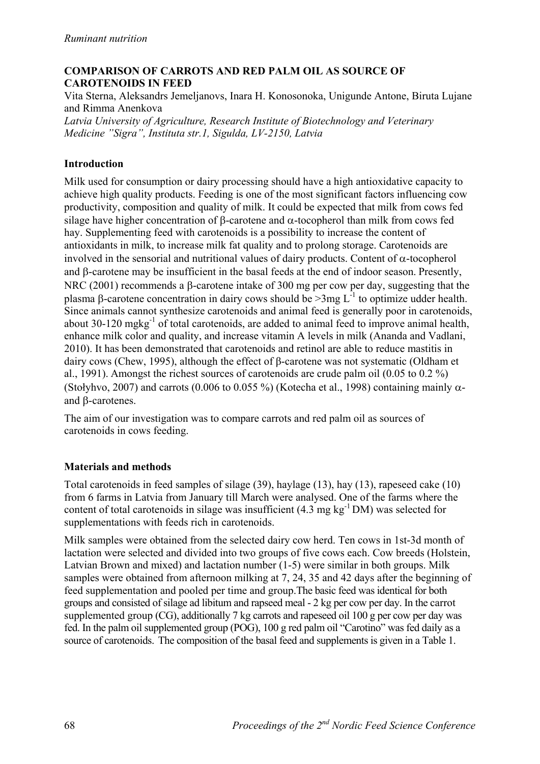*Ruminant nutrition*

## COMPARISON OF CARROTS AND RED PALM OIL AS SOURCE OF CAROTENOIDS IN FEED

Vita Sterna, Aleksandrs Jemeljanovs, Inara H. Konosonoka, Unigunde Antone, Biruta Lujane and Rimma Anenkova

*Latvia University of Agriculture, Research Institute of Biotechnology and Veterinary Medicine "Sigra", Instituta str.1, Sigulda, LV-2150, Latvia*

### Introduction

Milk used for consumption or dairy processing should have a high antioxidative capacity to achieve high quality products. Feeding is one of the most significant factors influencing cow productivity, composition and quality of milk. It could be expected that milk from cows fed silage have higher concentration of β-carotene and α-tocopherol than milk from cows fed hay. Supplementing feed with carotenoids is a possibility to increase the content of antioxidants in milk, to increase milk fat quality and to prolong storage. Carotenoids are involved in the sensorial and nutritional values of dairy products. Content of α-tocopherol and β-carotene may be insufficient in the basal feeds at the end of indoor season. Presently, NRC (2001) recommends a β-carotene intake of 300 mg per cow per day, suggesting that the plasma β-carotene concentration in dairy cows should be >3mg $L^{-1}$ to optimize udder health. Since animals cannot synthesize carotenoids and animal feed is generally poor in carotenoids, about 30-120 $mgkg^{-1}$ of total carotenoids, are added to animal feed to improve animal health, enhance milk color and quality, and increase vitamin A levels in milk (Ananda and Vadlani, 2010). It has been demonstrated that carotenoids and retinol are able to reduce mastitis in dairy cows (Chew, 1995), although the effect of β-carotene was not systematic (Oldham et al., 1991). Amongst the richest sources of carotenoids are crude palm oil (0.05 to 0.2 %) (Stołyhvo, 2007) and carrots (0.006 to 0.055 %) (Kotecha et al., 1998) containing mainly α- and β-carotenes.

The aim of our investigation was to compare carrots and red palm oil as sources of carotenoids in cows feeding.

### Materials and methods

Total carotenoids in feed samples of silage (39), haylage (13), hay (13), rapeseed cake (10) from 6 farms in Latvia from January till March were analysed. One of the farms where the content of total carotenoids in silage was insufficient (4.3 mg $kg^{-1}$ DM) was selected for supplementations with feeds rich in carotenoids.

Milk samples were obtained from the selected dairy cow herd. Ten cows in 1st-3d month of lactation were selected and divided into two groups of five cows each. Cow breeds (Holstein, Latvian Brown and mixed) and lactation number (1-5) were similar in both groups. Milk samples were obtained from afternoon milking at 7, 24, 35 and 42 days after the beginning of feed supplementation and pooled per time and group. The basic feed was identical for both groups and consisted of silage ad libitum and rapseed meal - 2 kg per cow per day. In the carrot supplemented group (CG), additionally 7 kg carrots and rapeseed oil 100 g per cow per day was fed. In the palm oil supplemented group (POG), 100 g red palm oil "Carotino" was fed daily as a source of carotenoids. The composition of the basal feed and supplements is given in a Table 1.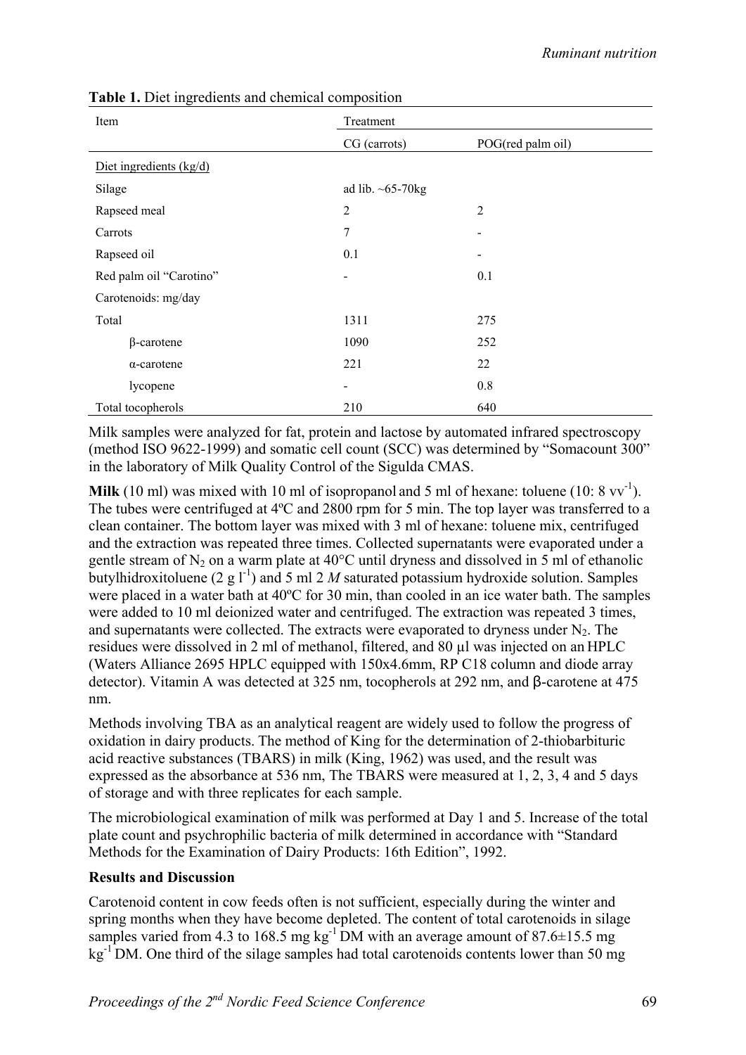**Table 1.** Diet ingredients and chemical composition

| Item | Treatment | |
|---|---|---|
| | CG (carrots) | POG(red palm oil) |
| Diet ingredients (kg/d) | | |
| Silage | ad lib. ~65-70kg | |
| Rapseed meal | 2 | 2 |
| Carrots | 7 | - |
| Rapseed oil | 0.1 | - |
| Red palm oil "Carotino" | - | 0.1 |
| Carotenoids: mg/day | | |
| Total | 1311 | 275 |
| β-carotene | 1090 | 252 |
| α-carotene | 221 | 22 |
| lycopene | - | 0.8 |
| Total tocopherols | 210 | 640 |

Milk samples were analyzed for fat, protein and lactose by automated infrared spectroscopy (method ISO 9622-1999) and somatic cell count (SCC) was determined by "Somacount 300" in the laboratory of Milk Quality Control of the Sigulda CMAS.

**Milk** (10 ml) was mixed with 10 ml of isopropanol and 5 ml of hexane: toluene (10: 8 $vv^{-1}$). The tubes were centrifuged at 4ºC and 2800 rpm for 5 min. The top layer was transferred to a clean container. The bottom layer was mixed with 3 ml of hexane: toluene mix, centrifuged and the extraction was repeated three times. Collected supernatants were evaporated under a gentle stream of $N_2$ on a warm plate at 40°C until dryness and dissolved in 5 ml of ethanolic butylhidroxitoluene (2 g $l^{-1}$) and 5 ml 2 *M* saturated potassium hydroxide solution. Samples were placed in a water bath at 40ºC for 30 min, than cooled in an ice water bath. The samples were added to 10 ml deionized water and centrifuged. The extraction was repeated 3 times, and supernatants were collected. The extracts were evaporated to dryness under $N_2$. The residues were dissolved in 2 ml of methanol, filtered, and 80 µl was injected on an HPLC (Waters Alliance 2695 HPLC equipped with 150x4.6mm, RP C18 column and diode array detector). Vitamin A was detected at 325 nm, tocopherols at 292 nm, and β-carotene at 475 nm.

Methods involving TBA as an analytical reagent are widely used to follow the progress of oxidation in dairy products. The method of King for the determination of 2-thiobarbituric acid reactive substances (TBARS) in milk (King, 1962) was used, and the result was expressed as the absorbance at 536 nm, The TBARS were measured at 1, 2, 3, 4 and 5 days of storage and with three replicates for each sample.

The microbiological examination of milk was performed at Day 1 and 5. Increase of the total plate count and psychrophilic bacteria of milk determined in accordance with "Standard Methods for the Examination of Dairy Products: 16th Edition", 1992.

**Results and Discussion**

Carotenoid content in cow feeds often is not sufficient, especially during the winter and spring months when they have become depleted. The content of total carotenoids in silage samples varied from 4.3 to 168.5 mg $kg^{-1}$ DM with an average amount of 87.6±15.5 mg $kg^{-1}$ DM. One third of the silage samples had total carotenoids contents lower than 50 mg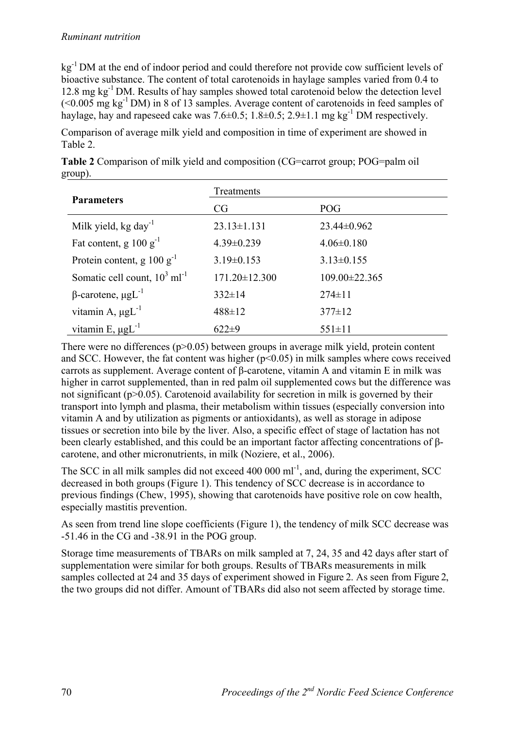$kg^{-1}$ DM at the end of indoor period and could therefore not provide cow sufficient levels of bioactive substance. The content of total carotenoids in haylage samples varied from 0.4 to 12.8 mg $kg^{-1}$ DM. Results of hay samples showed total carotenoid below the detection level (<0.005 mg $kg^{-1}$ DM) in 8 of 13 samples. Average content of carotenoids in feed samples of haylage, hay and rapeseed cake was 7.6±0.5; 1.8±0.5; 2.9±1.1 mg $kg^{-1}$ DM respectively.

Comparison of average milk yield and composition in time of experiment are showed in Table 2.

**Table 2** Comparison of milk yield and composition (CG=carrot group; POG=palm oil group).

| Parameters | Treatments | |
|---|---|---|
| | CG | POG |
| Milk yield, kg $day^{-1}$ | 23.13±1.131 | 23.44±0.962 |
| Fat content, g 100 $g^{-1}$ | 4.39±0.239 | 4.06±0.180 |
| Protein content, g 100 $g^{-1}$ | 3.19±0.153 | 3.13±0.155 |
| Somatic cell count, $10^3$ $ml^{-1}$ | 171.20±12.300 | 109.00±22.365 |
| β-carotene, $\mu gL^{-1}$ | 332±14 | 274±11 |
| vitamin A, $\mu gL^{-1}$ | 488±12 | 377±12 |
| vitamin E, $\mu gL^{-1}$ | 622±9 | 551±11 |

There were no differences ($p>0.05$) between groups in average milk yield, protein content and SCC. However, the fat content was higher ($p<0.05$) in milk samples where cows received carrots as supplement. Average content of β-carotene, vitamin A and vitamin E in milk was higher in carrot supplemented, than in red palm oil supplemented cows but the difference was not significant ($p>0.05$). Carotenoid availability for secretion in milk is governed by their transport into lymph and plasma, their metabolism within tissues (especially conversion into vitamin A and by utilization as pigments or antioxidants), as well as storage in adipose tissues or secretion into bile by the liver. Also, a specific effect of stage of lactation has not been clearly established, and this could be an important factor affecting concentrations of β-carotene, and other micronutrients, in milk (Noziere, et al., 2006).

The SCC in all milk samples did not exceed 400 000 $ml^{-1}$, and, during the experiment, SCC decreased in both groups (Figure 1). This tendency of SCC decrease is in accordance to previous findings (Chew, 1995), showing that carotenoids have positive role on cow health, especially mastitis prevention.

As seen from trend line slope coefficients (Figure 1), the tendency of milk SCC decrease was -51.46 in the CG and -38.91 in the POG group.

Storage time measurements of TBARs on milk sampled at 7, 24, 35 and 42 days after start of supplementation were similar for both groups. Results of TBARs measurements in milk samples collected at 24 and 35 days of experiment showed in Figure 2. As seen from Figure 2, the two groups did not differ. Amount of TBARs did also not seem affected by storage time.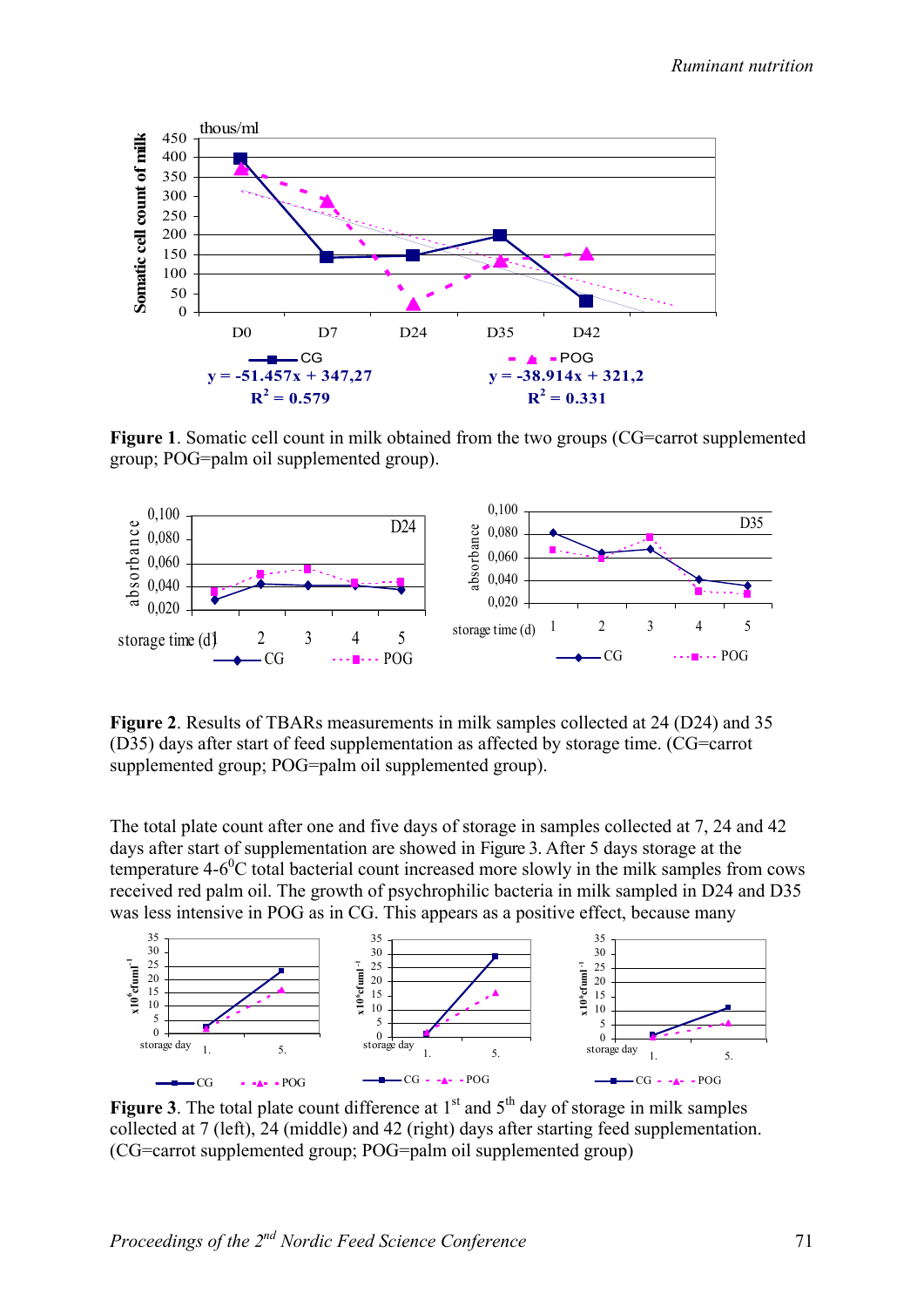**Figure 1**. Somatic cell count in milk obtained from the two groups (CG=carrot supplemented group; POG=palm oil supplemented group).

**Figure 2**. Results of TBARs measurements in milk samples collected at 24 (D24) and 35 (D35) days after start of feed supplementation as affected by storage time. (CG=carrot supplemented group; POG=palm oil supplemented group).

The total plate count after one and five days of storage in samples collected at 7, 24 and 42 days after start of supplementation are showed in Figure 3. After 5 days storage at the temperature 4-6$^0$C total bacterial count increased more slowly in the milk samples from cows received red palm oil. The growth of psychrophilic bacteria in milk sampled in D24 and D35 was less intensive in POG as in CG. This appears as a positive effect, because many

**Figure 3**. The total plate count difference at 1$^{st}$ and 5$^{th}$ day of storage in milk samples collected at 7 (left), 24 (middle) and 42 (right) days after starting feed supplementation. (CG=carrot supplemented group; POG=palm oil supplemented group)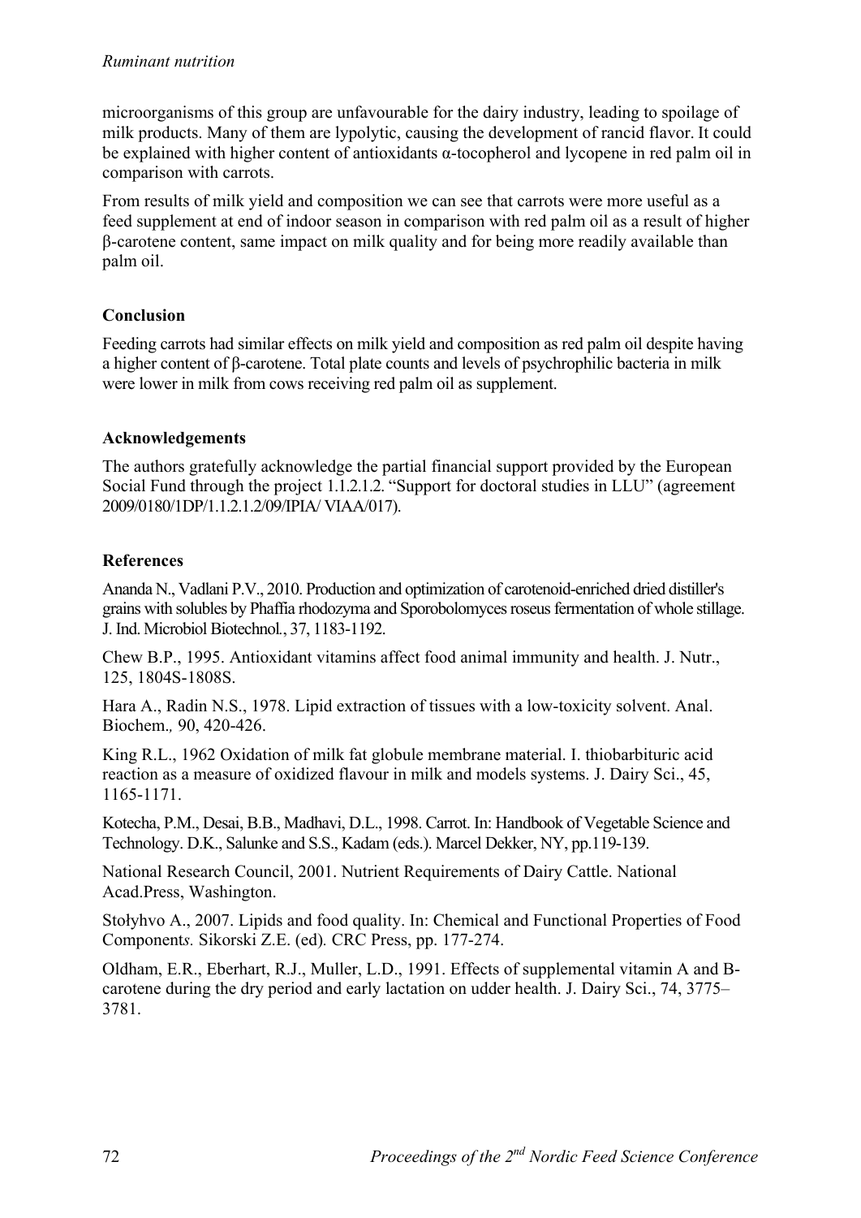microorganisms of this group are unfavourable for the dairy industry, leading to spoilage of milk products. Many of them are lypolytic, causing the development of rancid flavor. It could be explained with higher content of antioxidants α-tocopherol and lycopene in red palm oil in comparison with carrots.

From results of milk yield and composition we can see that carrots were more useful as a feed supplement at end of indoor season in comparison with red palm oil as a result of higher β-carotene content, same impact on milk quality and for being more readily available than palm oil.

## Conclusion

Feeding carrots had similar effects on milk yield and composition as red palm oil despite having a higher content of β-carotene. Total plate counts and levels of psychrophilic bacteria in milk were lower in milk from cows receiving red palm oil as supplement.

## Acknowledgements

The authors gratefully acknowledge the partial financial support provided by the European Social Fund through the project 1.1.2.1.2. "Support for doctoral studies in LLU" (agreement 2009/0180/1DP/1.1.2.1.2/09/IPIA/ VIAA/017).

## References

Ananda N., Vadlani P.V., 2010. Production and optimization of carotenoid-enriched dried distiller's grains with solubles by Phaffia rhodozyma and Sporobolomyces roseus fermentation of whole stillage. J. Ind. Microbiol Biotechnol., 37, 1183-1192.

Chew B.P., 1995. Antioxidant vitamins affect food animal immunity and health. J. Nutr., 125, 1804S-1808S.

Hara A., Radin N.S., 1978. Lipid extraction of tissues with a low-toxicity solvent. Anal. Biochem., 90, 420-426.

King R.L., 1962 Oxidation of milk fat globule membrane material. I. thiobarbituric acid reaction as a measure of oxidized flavour in milk and models systems. J. Dairy Sci., 45, 1165-1171.

Kotecha, P.M., Desai, B.B., Madhavi, D.L., 1998. Carrot. In: Handbook of Vegetable Science and Technology. D.K., Salunke and S.S., Kadam (eds.). Marcel Dekker, NY, pp.119-139.

National Research Council, 2001. Nutrient Requirements of Dairy Cattle. National Acad.Press, Washington.

Stołyhvo A., 2007. Lipids and food quality. In: Chemical and Functional Properties of Food Components. Sikorski Z.E. (ed). CRC Press, pp. 177-274.

Oldham, E.R., Eberhart, R.J., Muller, L.D., 1991. Effects of supplemental vitamin A and B-carotene during the dry period and early lactation on udder health. J. Dairy Sci., 74, 3775–3781.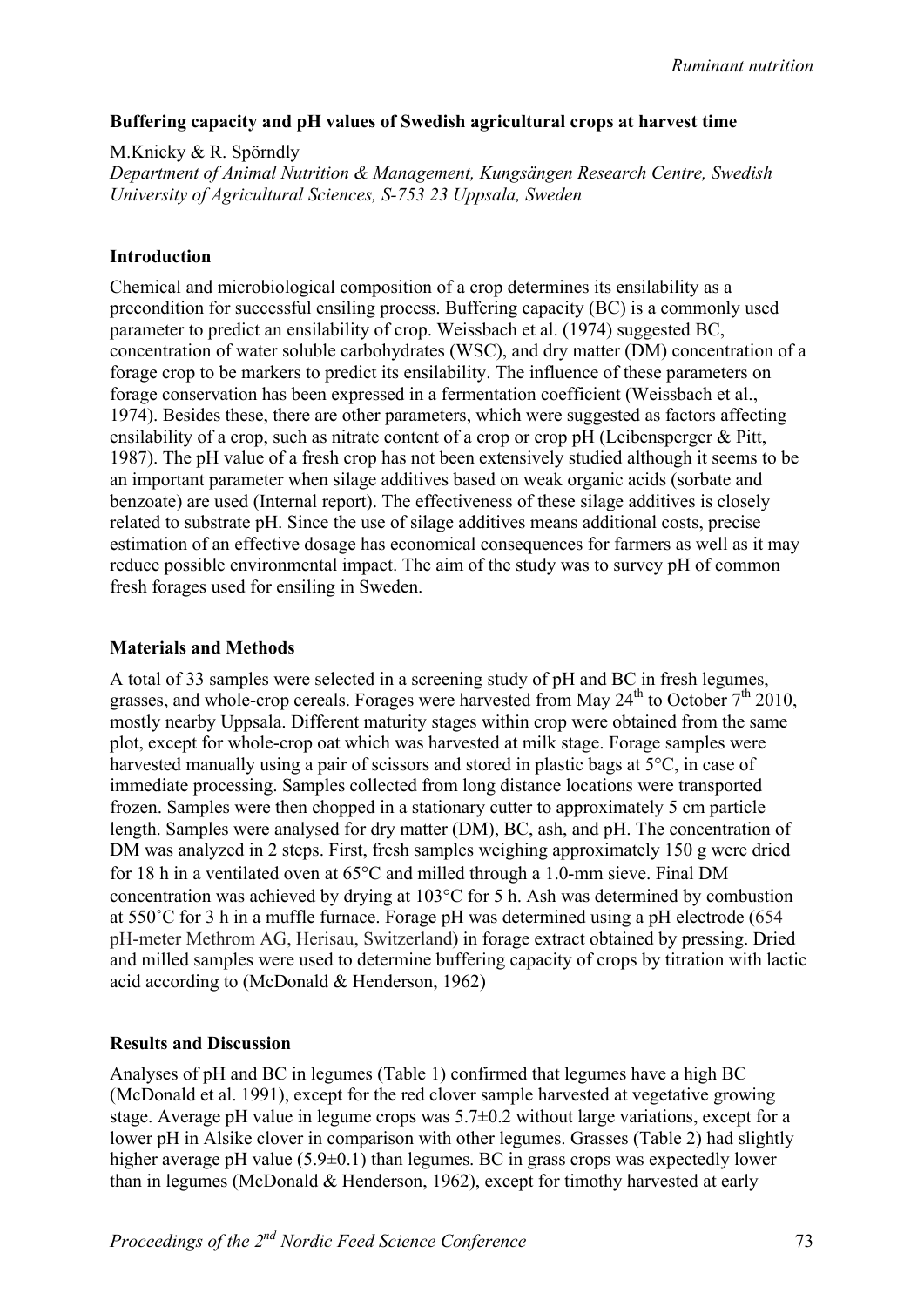**Buffering capacity and pH values of Swedish agricultural crops at harvest time**

M.Knicky & R. Spörndly

*Department of Animal Nutrition & Management, Kungsängen Research Centre, Swedish University of Agricultural Sciences, S-753 23 Uppsala, Sweden*

**Introduction**

Chemical and microbiological composition of a crop determines its ensilability as a precondition for successful ensiling process. Buffering capacity (BC) is a commonly used parameter to predict an ensilability of crop. Weissbach et al. (1974) suggested BC, concentration of water soluble carbohydrates (WSC), and dry matter (DM) concentration of a forage crop to be markers to predict its ensilability. The influence of these parameters on forage conservation has been expressed in a fermentation coefficient (Weissbach et al., 1974). Besides these, there are other parameters, which were suggested as factors affecting ensilability of a crop, such as nitrate content of a crop or crop pH (Leibensperger & Pitt, 1987). The pH value of a fresh crop has not been extensively studied although it seems to be an important parameter when silage additives based on weak organic acids (sorbate and benzoate) are used (Internal report). The effectiveness of these silage additives is closely related to substrate pH. Since the use of silage additives means additional costs, precise estimation of an effective dosage has economical consequences for farmers as well as it may reduce possible environmental impact. The aim of the study was to survey pH of common fresh forages used for ensiling in Sweden.

**Materials and Methods**

A total of 33 samples were selected in a screening study of pH and BC in fresh legumes, grasses, and whole-crop cereals. Forages were harvested from May 24th to October 7th 2010, mostly nearby Uppsala. Different maturity stages within crop were obtained from the same plot, except for whole-crop oat which was harvested at milk stage. Forage samples were harvested manually using a pair of scissors and stored in plastic bags at 5°C, in case of immediate processing. Samples collected from long distance locations were transported frozen. Samples were then chopped in a stationary cutter to approximately 5 cm particle length. Samples were analysed for dry matter (DM), BC, ash, and pH. The concentration of DM was analyzed in 2 steps. First, fresh samples weighing approximately 150 g were dried for 18 h in a ventilated oven at 65°C and milled through a 1.0-mm sieve. Final DM concentration was achieved by drying at 103°C for 5 h. Ash was determined by combustion at 550˚C for 3 h in a muffle furnace. Forage pH was determined using a pH electrode (654 pH-meter Methrom AG, Herisau, Switzerland) in forage extract obtained by pressing. Dried and milled samples were used to determine buffering capacity of crops by titration with lactic acid according to (McDonald & Henderson, 1962)

**Results and Discussion**

Analyses of pH and BC in legumes (Table 1) confirmed that legumes have a high BC (McDonald et al. 1991), except for the red clover sample harvested at vegetative growing stage. Average pH value in legume crops was 5.7±0.2 without large variations, except for a lower pH in Alsike clover in comparison with other legumes. Grasses (Table 2) had slightly higher average pH value (5.9±0.1) than legumes. BC in grass crops was expectedly lower than in legumes (McDonald & Henderson, 1962), except for timothy harvested at early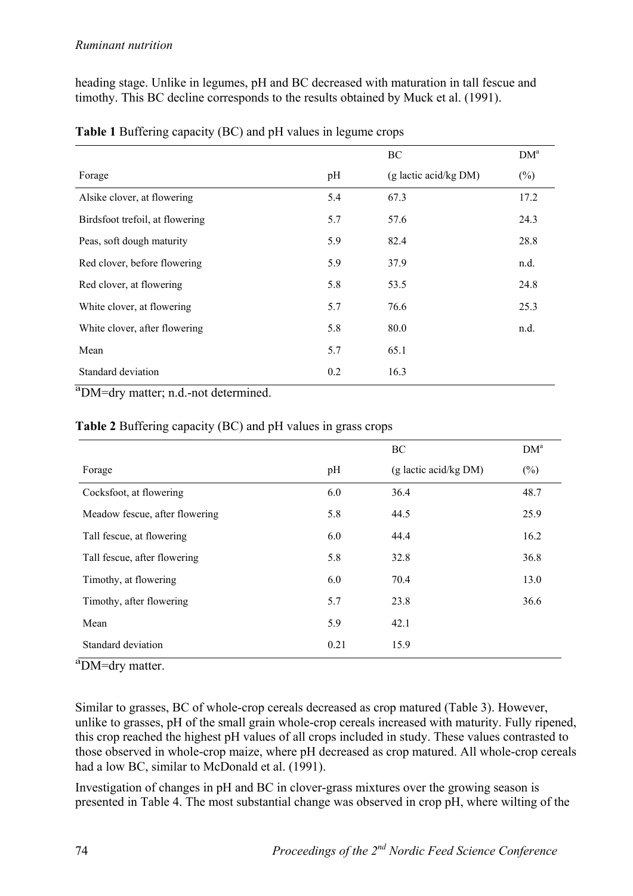heading stage. Unlike in legumes, pH and BC decreased with maturation in tall fescue and timothy. This BC decline corresponds to the results obtained by Muck et al. (1991).

**Table 1** Buffering capacity (BC) and pH values in legume crops

| Forage | pH | BC (g lactic acid/kg DM) | DM[a] (%) |
|---|---|---|---|
| Alsike clover, at flowering | 5.4 | 67.3 | 17.2 |
| Birdsfoot trefoil, at flowering | 5.7 | 57.6 | 24.3 |
| Peas, soft dough maturity | 5.9 | 82.4 | 28.8 |
| Red clover, before flowering | 5.9 | 37.9 | n.d. |
| Red clover, at flowering | 5.8 | 53.5 | 24.8 |
| White clover, at flowering | 5.7 | 76.6 | 25.3 |
| White clover, after flowering | 5.8 | 80.0 | n.d. |
| Mean | 5.7 | 65.1 | |
| Standard deviation | 0.2 | 16.3 | |

[a]DM=dry matter; n.d.-not determined.

**Table 2** Buffering capacity (BC) and pH values in grass crops

| Forage | pH | BC (g lactic acid/kg DM) | DM[a] (%) |
|---|---|---|---|
| Cocksfoot, at flowering | 6.0 | 36.4 | 48.7 |
| Meadow fescue, after flowering | 5.8 | 44.5 | 25.9 |
| Tall fescue, at flowering | 6.0 | 44.4 | 16.2 |
| Tall fescue, after flowering | 5.8 | 32.8 | 36.8 |
| Timothy, at flowering | 6.0 | 70.4 | 13.0 |
| Timothy, after flowering | 5.7 | 23.8 | 36.6 |
| Mean | 5.9 | 42.1 | |
| Standard deviation | 0.21 | 15.9 | |

[a]DM=dry matter.

Similar to grasses, BC of whole-crop cereals decreased as crop matured (Table 3). However, unlike to grasses, pH of the small grain whole-crop cereals increased with maturity. Fully ripened, this crop reached the highest pH values of all crops included in study. These values contrasted to those observed in whole-crop maize, where pH decreased as crop matured. All whole-crop cereals had a low BC, similar to McDonald et al. (1991).

Investigation of changes in pH and BC in clover-grass mixtures over the growing season is presented in Table 4. The most substantial change was observed in crop pH, where wilting of the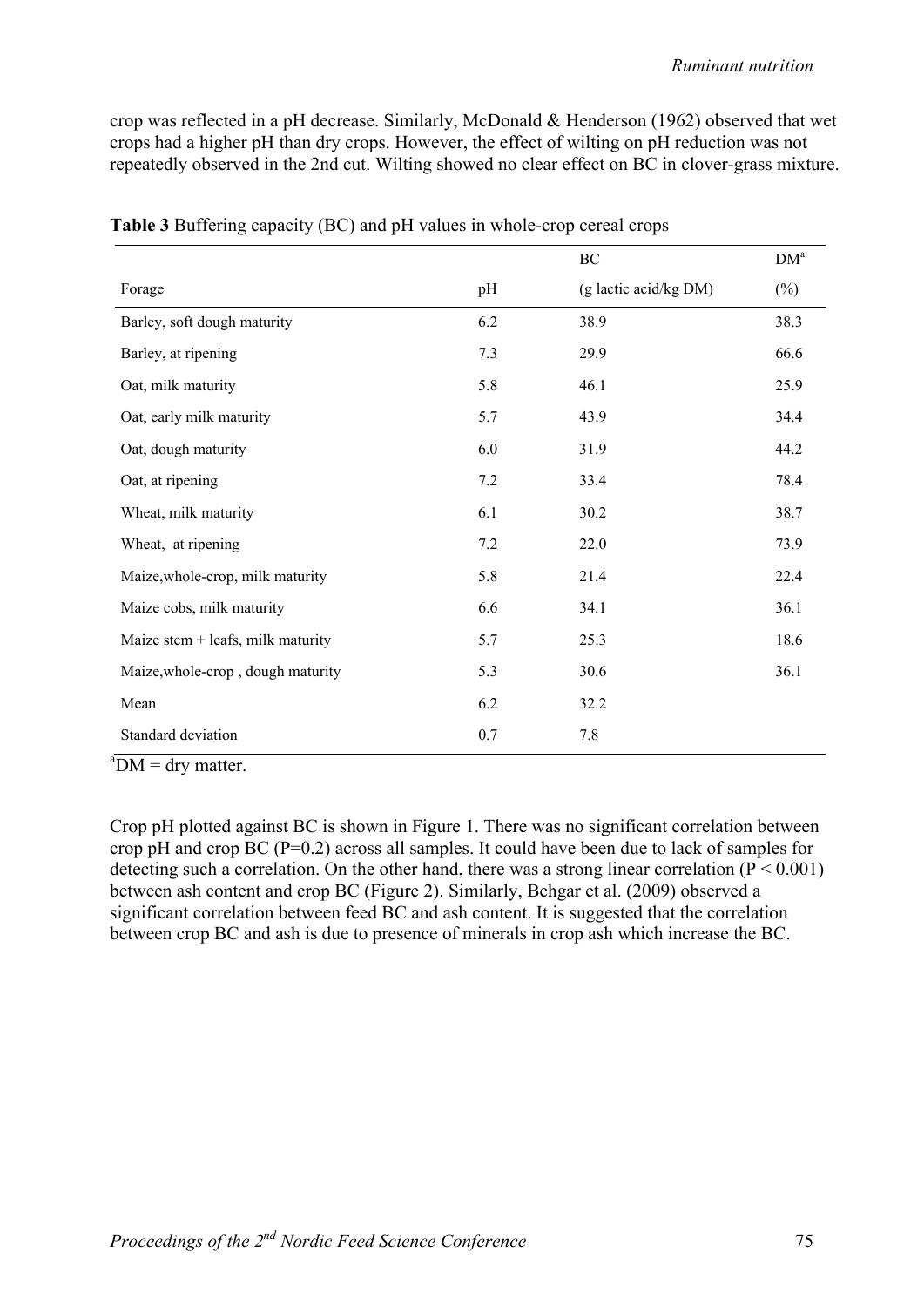crop was reflected in a pH decrease. Similarly, McDonald & Henderson (1962) observed that wet crops had a higher pH than dry crops. However, the effect of wilting on pH reduction was not repeatedly observed in the 2nd cut. Wilting showed no clear effect on BC in clover-grass mixture.

**Table 3** Buffering capacity (BC) and pH values in whole-crop cereal crops

| Forage | pH | BC (g lactic acid/kg DM) | DM[a] (%) |
|---|---|---|---|
| Barley, soft dough maturity | 6.2 | 38.9 | 38.3 |
| Barley, at ripening | 7.3 | 29.9 | 66.6 |
| Oat, milk maturity | 5.8 | 46.1 | 25.9 |
| Oat, early milk maturity | 5.7 | 43.9 | 34.4 |
| Oat, dough maturity | 6.0 | 31.9 | 44.2 |
| Oat, at ripening | 7.2 | 33.4 | 78.4 |
| Wheat, milk maturity | 6.1 | 30.2 | 38.7 |
| Wheat, at ripening | 7.2 | 22.0 | 73.9 |
| Maize,whole-crop, milk maturity | 5.8 | 21.4 | 22.4 |
| Maize cobs, milk maturity | 6.6 | 34.1 | 36.1 |
| Maize stem + leafs, milk maturity | 5.7 | 25.3 | 18.6 |
| Maize,whole-crop , dough maturity | 5.3 | 30.6 | 36.1 |
| Mean | 6.2 | 32.2 | |
| Standard deviation | 0.7 | 7.8 | |

[a]DM = dry matter.

Crop pH plotted against BC is shown in Figure 1. There was no significant correlation between crop pH and crop BC (P=0.2) across all samples. It could have been due to lack of samples for detecting such a correlation. On the other hand, there was a strong linear correlation ($P < 0.001$) between ash content and crop BC (Figure 2). Similarly, Behgar et al. (2009) observed a significant correlation between feed BC and ash content. It is suggested that the correlation between crop BC and ash is due to presence of minerals in crop ash which increase the BC.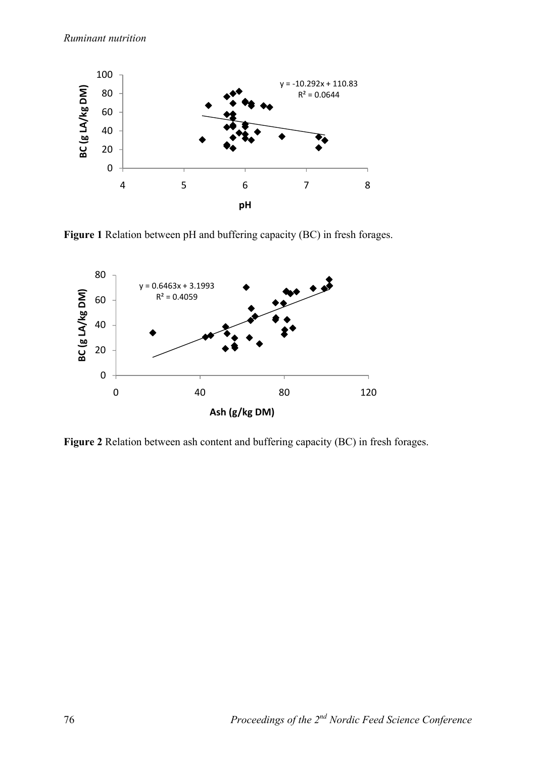**Figure 1** Relation between pH and buffering capacity (BC) in fresh forages.

**Figure 2** Relation between ash content and buffering capacity (BC) in fresh forages.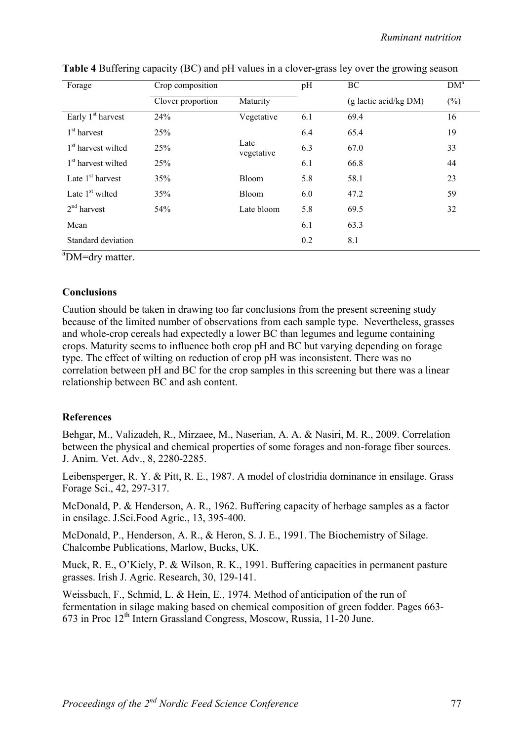**Table 4** Buffering capacity (BC) and pH values in a clover-grass ley over the growing season

| Forage | Crop composition | | pH | BC | DM[a] |
|---|---|---|---|---|---|
| | Clover proportion | Maturity | | (g lactic acid/kg DM) | (%) |
| Early 1st harvest | 24% | Vegetative | 6.1 | 69.4 | 16 |
| 1st harvest | 25% | Late vegetative | 6.4 | 65.4 | 19 |
| 1st harvest wilted | 25% | Late vegetative | 6.3 | 67.0 | 33 |
| 1st harvest wilted | 25% | Late vegetative | 6.1 | 66.8 | 44 |
| Late 1st harvest | 35% | Bloom | 5.8 | 58.1 | 23 |
| Late 1st wilted | 35% | Bloom | 6.0 | 47.2 | 59 |
| 2nd harvest | 54% | Late bloom | 5.8 | 69.5 | 32 |
| Mean | | | 6.1 | 63.3 | |
| Standard deviation | | | 0.2 | 8.1 | |

[a]DM=dry matter.

### Conclusions

Caution should be taken in drawing too far conclusions from the present screening study because of the limited number of observations from each sample type. Nevertheless, grasses and whole-crop cereals had expectedly a lower BC than legumes and legume containing crops. Maturity seems to influence both crop pH and BC but varying depending on forage type. The effect of wilting on reduction of crop pH was inconsistent. There was no correlation between pH and BC for the crop samples in this screening but there was a linear relationship between BC and ash content.

### References

Behgar, M., Valizadeh, R., Mirzaee, M., Naserian, A. A. & Nasiri, M. R., 2009. Correlation between the physical and chemical properties of some forages and non-forage fiber sources. J. Anim. Vet. Adv., 8, 2280-2285.

Leibensperger, R. Y. & Pitt, R. E., 1987. A model of clostridia dominance in ensilage. Grass Forage Sci., 42, 297-317.

McDonald, P. & Henderson, A. R., 1962. Buffering capacity of herbage samples as a factor in ensilage. J.Sci.Food Agric., 13, 395-400.

McDonald, P., Henderson, A. R., & Heron, S. J. E., 1991. The Biochemistry of Silage. Chalcombe Publications, Marlow, Bucks, UK.

Muck, R. E., O'Kiely, P. & Wilson, R. K., 1991. Buffering capacities in permanent pasture grasses. Irish J. Agric. Research, 30, 129-141.

Weissbach, F., Schmid, L. & Hein, E., 1974. Method of anticipation of the run of fermentation in silage making based on chemical composition of green fodder. Pages 663-673 in Proc 12th Intern Grassland Congress, Moscow, Russia, 11-20 June.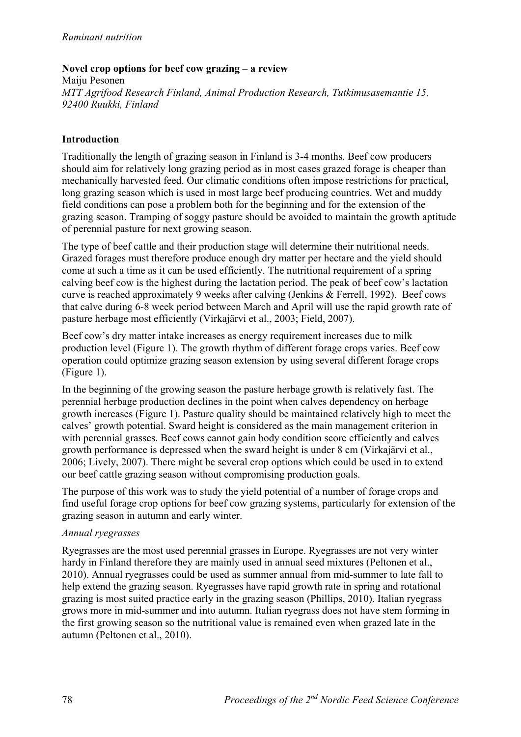**Novel crop options for beef cow grazing – a review**

Maiju Pesonen

*MTT Agrifood Research Finland, Animal Production Research, Tutkimusasemantie 15, 92400 Ruukki, Finland*

**Introduction**

Traditionally the length of grazing season in Finland is 3-4 months. Beef cow producers should aim for relatively long grazing period as in most cases grazed forage is cheaper than mechanically harvested feed. Our climatic conditions often impose restrictions for practical, long grazing season which is used in most large beef producing countries. Wet and muddy field conditions can pose a problem both for the beginning and for the extension of the grazing season. Tramping of soggy pasture should be avoided to maintain the growth aptitude of perennial pasture for next growing season.

The type of beef cattle and their production stage will determine their nutritional needs. Grazed forages must therefore produce enough dry matter per hectare and the yield should come at such a time as it can be used efficiently. The nutritional requirement of a spring calving beef cow is the highest during the lactation period. The peak of beef cow's lactation curve is reached approximately 9 weeks after calving (Jenkins & Ferrell, 1992). Beef cows that calve during 6-8 week period between March and April will use the rapid growth rate of pasture herbage most efficiently (Virkajärvi et al., 2003; Field, 2007).

Beef cow's dry matter intake increases as energy requirement increases due to milk production level (Figure 1). The growth rhythm of different forage crops varies. Beef cow operation could optimize grazing season extension by using several different forage crops (Figure 1).

In the beginning of the growing season the pasture herbage growth is relatively fast. The perennial herbage production declines in the point when calves dependency on herbage growth increases (Figure 1). Pasture quality should be maintained relatively high to meet the calves' growth potential. Sward height is considered as the main management criterion in with perennial grasses. Beef cows cannot gain body condition score efficiently and calves growth performance is depressed when the sward height is under 8 cm (Virkajärvi et al., 2006; Lively, 2007). There might be several crop options which could be used in to extend our beef cattle grazing season without compromising production goals.

The purpose of this work was to study the yield potential of a number of forage crops and find useful forage crop options for beef cow grazing systems, particularly for extension of the grazing season in autumn and early winter.

*Annual ryegrasses*

Ryegrasses are the most used perennial grasses in Europe. Ryegrasses are not very winter hardy in Finland therefore they are mainly used in annual seed mixtures (Peltonen et al., 2010). Annual ryegrasses could be used as summer annual from mid-summer to late fall to help extend the grazing season. Ryegrasses have rapid growth rate in spring and rotational grazing is most suited practice early in the grazing season (Phillips, 2010). Italian ryegrass grows more in mid-summer and into autumn. Italian ryegrass does not have stem forming in the first growing season so the nutritional value is remained even when grazed late in the autumn (Peltonen et al., 2010).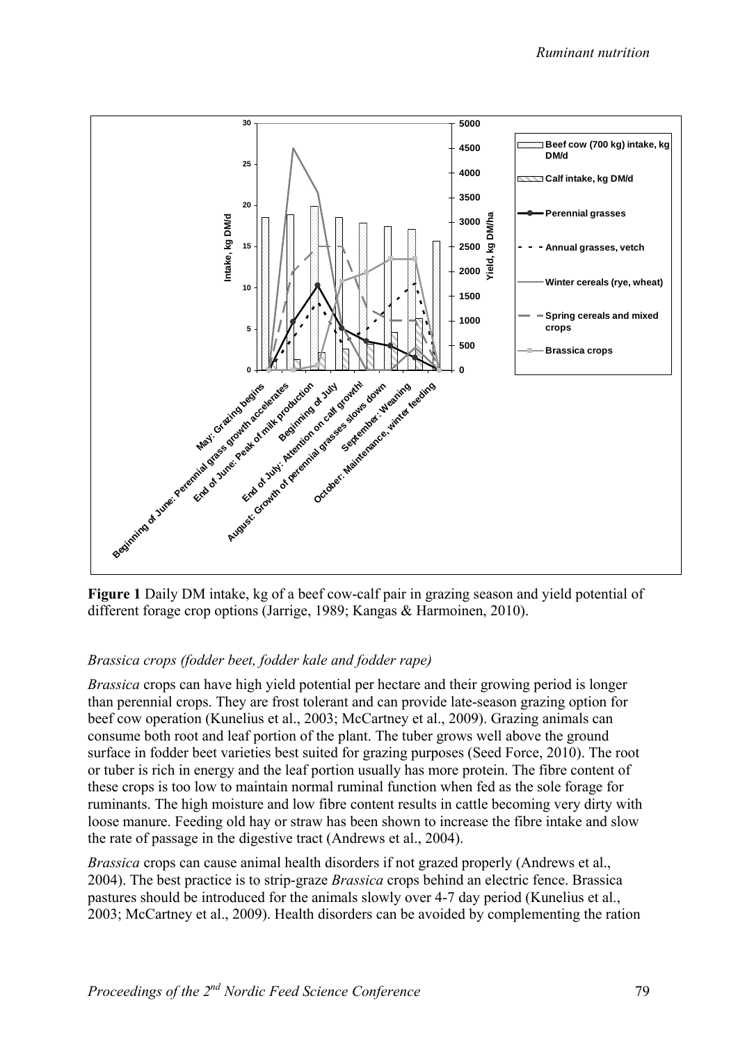**Figure 1** Daily DM intake, kg of a beef cow-calf pair in grazing season and yield potential of different forage crop options (Jarrige, 1989; Kangas & Harmoinen, 2010).

### *Brassica crops (fodder beet, fodder kale and fodder rape)*

*Brassica* crops can have high yield potential per hectare and their growing period is longer than perennial crops. They are frost tolerant and can provide late-season grazing option for beef cow operation (Kunelius et al., 2003; McCartney et al., 2009). Grazing animals can consume both root and leaf portion of the plant. The tuber grows well above the ground surface in fodder beet varieties best suited for grazing purposes (Seed Force, 2010). The root or tuber is rich in energy and the leaf portion usually has more protein. The fibre content of these crops is too low to maintain normal ruminal function when fed as the sole forage for ruminants. The high moisture and low fibre content results in cattle becoming very dirty with loose manure. Feeding old hay or straw has been shown to increase the fibre intake and slow the rate of passage in the digestive tract (Andrews et al., 2004).

*Brassica* crops can cause animal health disorders if not grazed properly (Andrews et al., 2004). The best practice is to strip-graze *Brassica* crops behind an electric fence. Brassica pastures should be introduced for the animals slowly over 4-7 day period (Kunelius et al., 2003; McCartney et al., 2009). Health disorders can be avoided by complementing the ration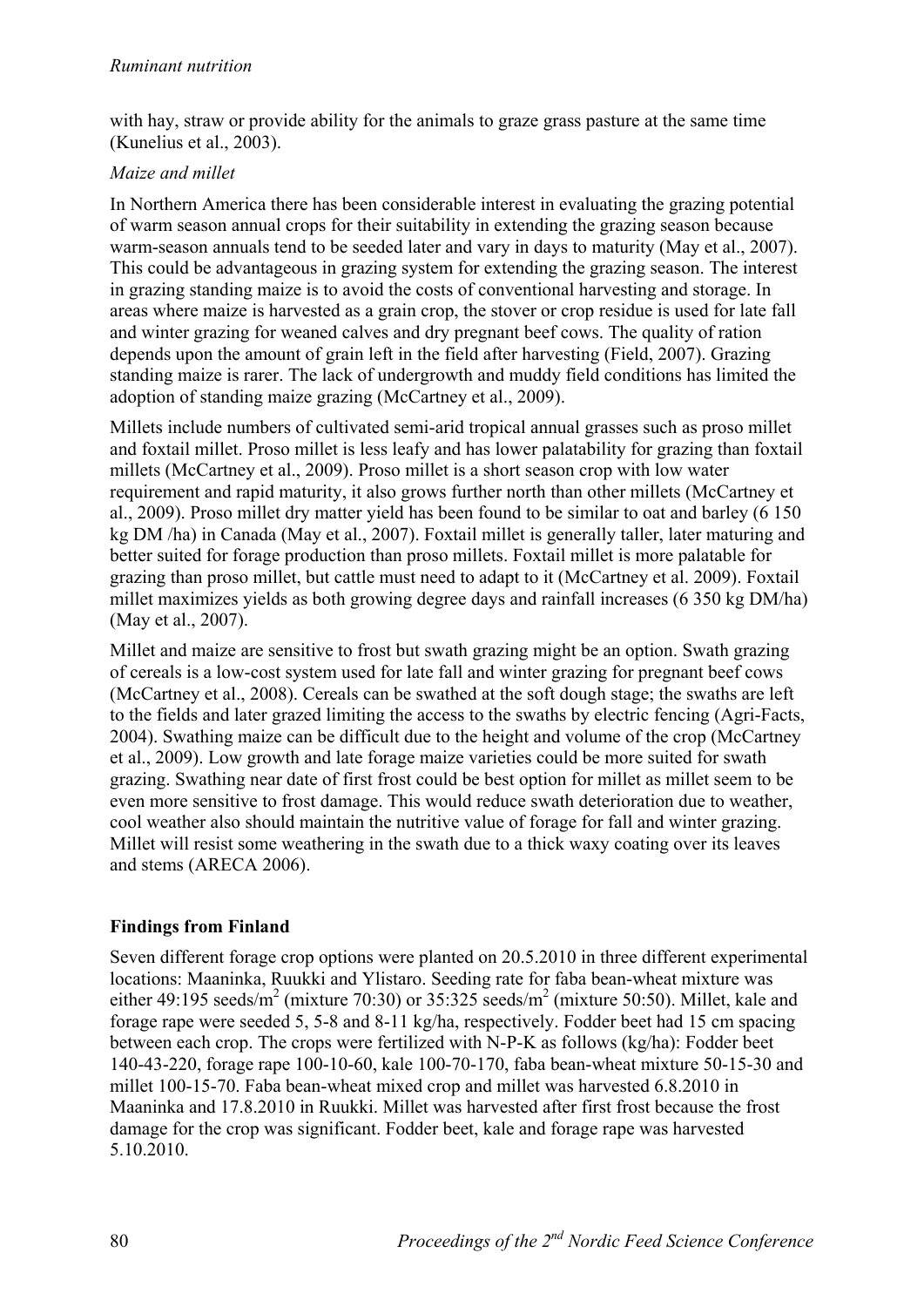with hay, straw or provide ability for the animals to graze grass pasture at the same time (Kunelius et al., 2003).

*Maize and millet*

In Northern America there has been considerable interest in evaluating the grazing potential of warm season annual crops for their suitability in extending the grazing season because warm-season annuals tend to be seeded later and vary in days to maturity (May et al., 2007). This could be advantageous in grazing system for extending the grazing season. The interest in grazing standing maize is to avoid the costs of conventional harvesting and storage. In areas where maize is harvested as a grain crop, the stover or crop residue is used for late fall and winter grazing for weaned calves and dry pregnant beef cows. The quality of ration depends upon the amount of grain left in the field after harvesting (Field, 2007). Grazing standing maize is rarer. The lack of undergrowth and muddy field conditions has limited the adoption of standing maize grazing (McCartney et al., 2009).

Millets include numbers of cultivated semi-arid tropical annual grasses such as proso millet and foxtail millet. Proso millet is less leafy and has lower palatability for grazing than foxtail millets (McCartney et al., 2009). Proso millet is a short season crop with low water requirement and rapid maturity, it also grows further north than other millets (McCartney et al., 2009). Proso millet dry matter yield has been found to be similar to oat and barley (6 150 kg DM /ha) in Canada (May et al., 2007). Foxtail millet is generally taller, later maturing and better suited for forage production than proso millets. Foxtail millet is more palatable for grazing than proso millet, but cattle must need to adapt to it (McCartney et al. 2009). Foxtail millet maximizes yields as both growing degree days and rainfall increases (6 350 kg DM/ha) (May et al., 2007).

Millet and maize are sensitive to frost but swath grazing might be an option. Swath grazing of cereals is a low-cost system used for late fall and winter grazing for pregnant beef cows (McCartney et al., 2008). Cereals can be swathed at the soft dough stage; the swaths are left to the fields and later grazed limiting the access to the swaths by electric fencing (Agri-Facts, 2004). Swathing maize can be difficult due to the height and volume of the crop (McCartney et al., 2009). Low growth and late forage maize varieties could be more suited for swath grazing. Swathing near date of first frost could be best option for millet as millet seem to be even more sensitive to frost damage. This would reduce swath deterioration due to weather, cool weather also should maintain the nutritive value of forage for fall and winter grazing. Millet will resist some weathering in the swath due to a thick waxy coating over its leaves and stems (ARECA 2006).

**Findings from Finland**

Seven different forage crop options were planted on 20.5.2010 in three different experimental locations: Maaninka, Ruukki and Ylistaro. Seeding rate for faba bean-wheat mixture was either 49:195 seeds/m$^2$ (mixture 70:30) or 35:325 seeds/m$^2$ (mixture 50:50). Millet, kale and forage rape were seeded 5, 5-8 and 8-11 kg/ha, respectively. Fodder beet had 15 cm spacing between each crop. The crops were fertilized with N-P-K as follows (kg/ha): Fodder beet 140-43-220, forage rape 100-10-60, kale 100-70-170, faba bean-wheat mixture 50-15-30 and millet 100-15-70. Faba bean-wheat mixed crop and millet was harvested 6.8.2010 in Maaninka and 17.8.2010 in Ruukki. Millet was harvested after first frost because the frost damage for the crop was significant. Fodder beet, kale and forage rape was harvested 5.10.2010.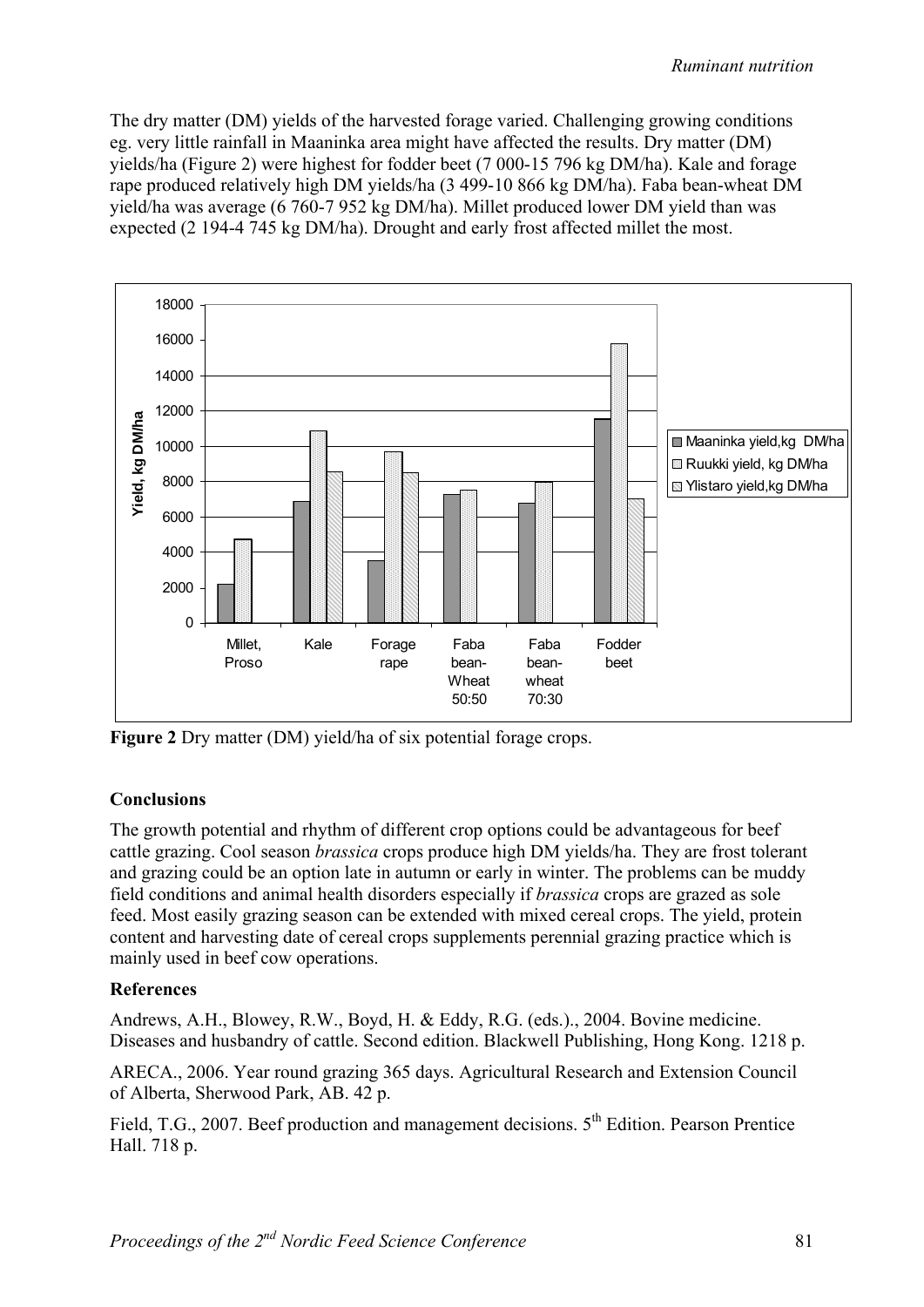The dry matter (DM) yields of the harvested forage varied. Challenging growing conditions eg. very little rainfall in Maaninka area might have affected the results. Dry matter (DM) yields/ha (Figure 2) were highest for fodder beet (7 000-15 796 kg DM/ha). Kale and forage rape produced relatively high DM yields/ha (3 499-10 866 kg DM/ha). Faba bean-wheat DM yield/ha was average (6 760-7 952 kg DM/ha). Millet produced lower DM yield than was expected (2 194-4 745 kg DM/ha). Drought and early frost affected millet the most.

**Figure 2** Dry matter (DM) yield/ha of six potential forage crops.

### Conclusions

The growth potential and rhythm of different crop options could be advantageous for beef cattle grazing. Cool season *brassica* crops produce high DM yields/ha. They are frost tolerant and grazing could be an option late in autumn or early in winter. The problems can be muddy field conditions and animal health disorders especially if *brassica* crops are grazed as sole feed. Most easily grazing season can be extended with mixed cereal crops. The yield, protein content and harvesting date of cereal crops supplements perennial grazing practice which is mainly used in beef cow operations.

### References

Andrews, A.H., Blowey, R.W., Boyd, H. & Eddy, R.G. (eds.)., 2004. Bovine medicine. Diseases and husbandry of cattle. Second edition. Blackwell Publishing, Hong Kong. 1218 p.

ARECA., 2006. Year round grazing 365 days. Agricultural Research and Extension Council of Alberta, Sherwood Park, AB. 42 p.

Field, T.G., 2007. Beef production and management decisions. 5th Edition. Pearson Prentice Hall. 718 p.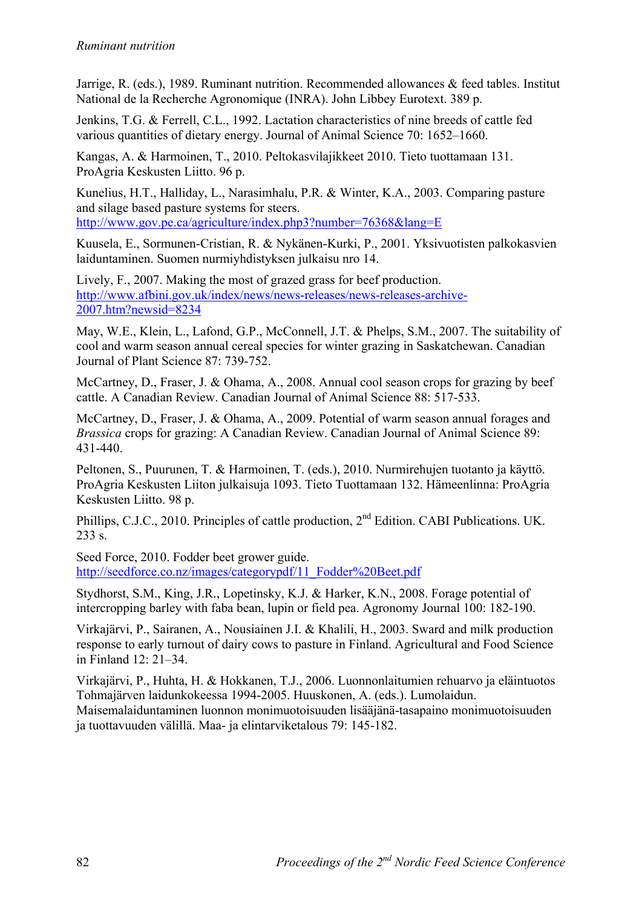Jarrige, R. (eds.), 1989. Ruminant nutrition. Recommended allowances & feed tables. Institut National de la Recherche Agronomique (INRA). John Libbey Eurotext. 389 p.

Jenkins, T.G. & Ferrell, C.L., 1992. Lactation characteristics of nine breeds of cattle fed various quantities of dietary energy. Journal of Animal Science 70: 1652–1660.

Kangas, A. & Harmoinen, T., 2010. Peltokasvilajikkeet 2010. Tieto tuottamaan 131. ProAgria Keskusten Liitto. 96 p.

Kunelius, H.T., Halliday, L., Narasimhalu, P.R. & Winter, K.A., 2003. Comparing pasture and silage based pasture systems for steers. http://www.gov.pe.ca/agriculture/index.php3?number=76368&lang=E

Kuusela, E., Sormunen-Cristian, R. & Nykänen-Kurki, P., 2001. Yksivuotisten palkokasvien laiduntaminen. Suomen nurmiyhdistyksen julkaisu nro 14.

Lively, F., 2007. Making the most of grazed grass for beef production. http://www.afbini.gov.uk/index/news/news-releases/news-releases-archive-2007.htm?newsid=8234

May, W.E., Klein, L., Lafond, G.P., McConnell, J.T. & Phelps, S.M., 2007. The suitability of cool and warm season annual cereal species for winter grazing in Saskatchewan. Canadian Journal of Plant Science 87: 739-752.

McCartney, D., Fraser, J. & Ohama, A., 2008. Annual cool season crops for grazing by beef cattle. A Canadian Review. Canadian Journal of Animal Science 88: 517-533.

McCartney, D., Fraser, J. & Ohama, A., 2009. Potential of warm season annual forages and *Brassica* crops for grazing: A Canadian Review. Canadian Journal of Animal Science 89: 431-440.

Peltonen, S., Puurunen, T. & Harmoinen, T. (eds.), 2010. Nurmirehujen tuotanto ja käyttö. ProAgria Keskusten Liiton julkaisuja 1093. Tieto Tuottamaan 132. Hämeenlinna: ProAgria Keskusten Liitto. 98 p.

Phillips, C.J.C., 2010. Principles of cattle production, 2nd Edition. CABI Publications. UK. 233 s.

Seed Force, 2010. Fodder beet grower guide. http://seedforce.co.nz/images/categorypdf/11_Fodder%20Beet.pdf

Stydhorst, S.M., King, J.R., Lopetinsky, K.J. & Harker, K.N., 2008. Forage potential of intercropping barley with faba bean, lupin or field pea. Agronomy Journal 100: 182-190.

Virkajärvi, P., Sairanen, A., Nousiainen J.I. & Khalili, H., 2003. Sward and milk production response to early turnout of dairy cows to pasture in Finland. Agricultural and Food Science in Finland 12: 21–34.

Virkajärvi, P., Huhta, H. & Hokkanen, T.J., 2006. Luonnonlaitumien rehuarvo ja eläintuotos Tohmajärven laidunkokeessa 1994-2005. Huuskonen, A. (eds.). Lumolaidun. Maisemalaiduntaminen luonnon monimuotoisuuden lisääjänä-tasapaino monimuotoisuuden ja tuottavuuden välillä. Maa- ja elintarviketalous 79: 145-182.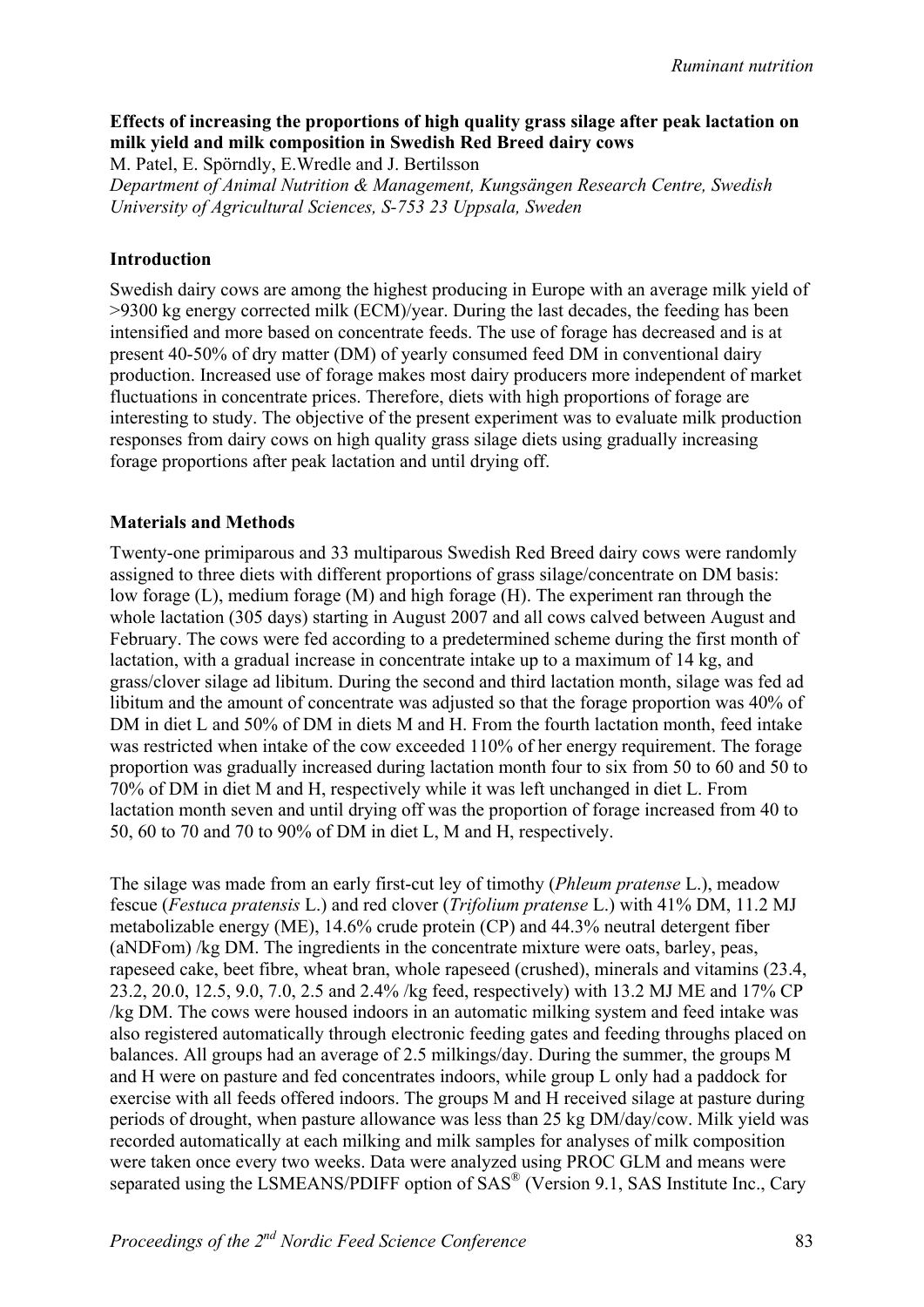**Effects of increasing the proportions of high quality grass silage after peak lactation on milk yield and milk composition in Swedish Red Breed dairy cows**

M. Patel, E. Spörndly, E.Wredle and J. Bertilsson

*Department of Animal Nutrition & Management, Kungsängen Research Centre, Swedish University of Agricultural Sciences, S-753 23 Uppsala, Sweden*

**Introduction**

Swedish dairy cows are among the highest producing in Europe with an average milk yield of >9300 kg energy corrected milk (ECM)/year. During the last decades, the feeding has been intensified and more based on concentrate feeds. The use of forage has decreased and is at present 40-50% of dry matter (DM) of yearly consumed feed DM in conventional dairy production. Increased use of forage makes most dairy producers more independent of market fluctuations in concentrate prices. Therefore, diets with high proportions of forage are interesting to study. The objective of the present experiment was to evaluate milk production responses from dairy cows on high quality grass silage diets using gradually increasing forage proportions after peak lactation and until drying off.

**Materials and Methods**

Twenty-one primiparous and 33 multiparous Swedish Red Breed dairy cows were randomly assigned to three diets with different proportions of grass silage/concentrate on DM basis: low forage (L), medium forage (M) and high forage (H). The experiment ran through the whole lactation (305 days) starting in August 2007 and all cows calved between August and February. The cows were fed according to a predetermined scheme during the first month of lactation, with a gradual increase in concentrate intake up to a maximum of 14 kg, and grass/clover silage ad libitum. During the second and third lactation month, silage was fed ad libitum and the amount of concentrate was adjusted so that the forage proportion was 40% of DM in diet L and 50% of DM in diets M and H. From the fourth lactation month, feed intake was restricted when intake of the cow exceeded 110% of her energy requirement. The forage proportion was gradually increased during lactation month four to six from 50 to 60 and 50 to 70% of DM in diet M and H, respectively while it was left unchanged in diet L. From lactation month seven and until drying off was the proportion of forage increased from 40 to 50, 60 to 70 and 70 to 90% of DM in diet L, M and H, respectively.

The silage was made from an early first-cut ley of timothy (*Phleum pratense* L.), meadow fescue (*Festuca pratensis* L.) and red clover (*Trifolium pratense* L.) with 41% DM, 11.2 MJ metabolizable energy (ME), 14.6% crude protein (CP) and 44.3% neutral detergent fiber (aNDFom) /kg DM. The ingredients in the concentrate mixture were oats, barley, peas, rapeseed cake, beet fibre, wheat bran, whole rapeseed (crushed), minerals and vitamins (23.4, 23.2, 20.0, 12.5, 9.0, 7.0, 2.5 and 2.4% /kg feed, respectively) with 13.2 MJ ME and 17% CP /kg DM. The cows were housed indoors in an automatic milking system and feed intake was also registered automatically through electronic feeding gates and feeding throughs placed on balances. All groups had an average of 2.5 milkings/day. During the summer, the groups M and H were on pasture and fed concentrates indoors, while group L only had a paddock for exercise with all feeds offered indoors. The groups M and H received silage at pasture during periods of drought, when pasture allowance was less than 25 kg DM/day/cow. Milk yield was recorded automatically at each milking and milk samples for analyses of milk composition were taken once every two weeks. Data were analyzed using PROC GLM and means were separated using the LSMEANS/PDIFF option of SAS® (Version 9.1, SAS Institute Inc., Cary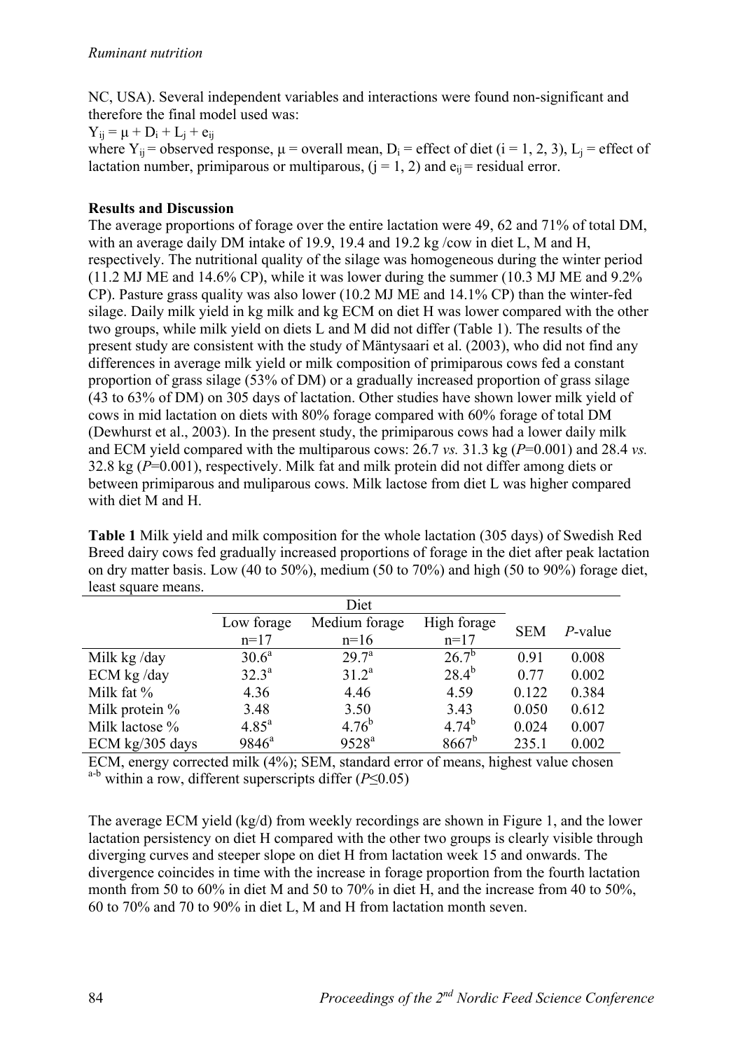NC, USA). Several independent variables and interactions were found non-significant and therefore the final model used was:

$Y_{ij} = \mu + D_i + L_j + e_{ij}$

where $Y_{ij}$ = observed response, $\mu$ = overall mean, $D_i$ = effect of diet ($i = 1, 2, 3$), $L_j$ = effect of lactation number, primiparous or multiparous, ($j = 1, 2$) and $e_{ij}$ = residual error.

**Results and Discussion**

The average proportions of forage over the entire lactation were 49, 62 and 71% of total DM, with an average daily DM intake of 19.9, 19.4 and 19.2 kg /cow in diet L, M and H, respectively. The nutritional quality of the silage was homogeneous during the winter period (11.2 MJ ME and 14.6% CP), while it was lower during the summer (10.3 MJ ME and 9.2% CP). Pasture grass quality was also lower (10.2 MJ ME and 14.1% CP) than the winter-fed silage. Daily milk yield in kg milk and kg ECM on diet H was lower compared with the other two groups, while milk yield on diets L and M did not differ (Table 1). The results of the present study are consistent with the study of Mäntysaari et al. (2003), who did not find any differences in average milk yield or milk composition of primiparous cows fed a constant proportion of grass silage (53% of DM) or a gradually increased proportion of grass silage (43 to 63% of DM) on 305 days of lactation. Other studies have shown lower milk yield of cows in mid lactation on diets with 80% forage compared with 60% forage of total DM (Dewhurst et al., 2003). In the present study, the primiparous cows had a lower daily milk and ECM yield compared with the multiparous cows: 26.7 *vs.* 31.3 kg ($P$=0.001) and 28.4 *vs.* 32.8 kg ($P$=0.001), respectively. Milk fat and milk protein did not differ among diets or between primiparous and muliparous cows. Milk lactose from diet L was higher compared with diet M and H.

**Table 1** Milk yield and milk composition for the whole lactation (305 days) of Swedish Red Breed dairy cows fed gradually increased proportions of forage in the diet after peak lactation on dry matter basis. Low (40 to 50%), medium (50 to 70%) and high (50 to 90%) forage diet, least square means.

| | Diet | | | | |
|---|---|---|---|---|---|
| | Low forage n=17 | Medium forage n=16 | High forage n=17 | SEM | *P*-value |
| Milk kg /day | 30.6[a] | 29.7[a] | 26.7[b] | 0.91 | 0.008 |
| ECM kg /day | 32.3[a] | 31.2[a] | 28.4[b] | 0.77 | 0.002 |
| Milk fat % | 4.36 | 4.46 | 4.59 | 0.122 | 0.384 |
| Milk protein % | 3.48 | 3.50 | 3.43 | 0.050 | 0.612 |
| Milk lactose % | 4.85[a] | 4.76[b] | 4.74[b] | 0.024 | 0.007 |
| ECM kg/305 days | 9846[a] | 9528[a] | 8667[b] | 235.1 | 0.002 |

ECM, energy corrected milk (4%); SEM, standard error of means, highest value chosen
[a-b] within a row, different superscripts differ ($P \leq 0.05$)

The average ECM yield (kg/d) from weekly recordings are shown in Figure 1, and the lower lactation persistency on diet H compared with the other two groups is clearly visible through diverging curves and steeper slope on diet H from lactation week 15 and onwards. The divergence coincides in time with the increase in forage proportion from the fourth lactation month from 50 to 60% in diet M and 50 to 70% in diet H, and the increase from 40 to 50%, 60 to 70% and 70 to 90% in diet L, M and H from lactation month seven.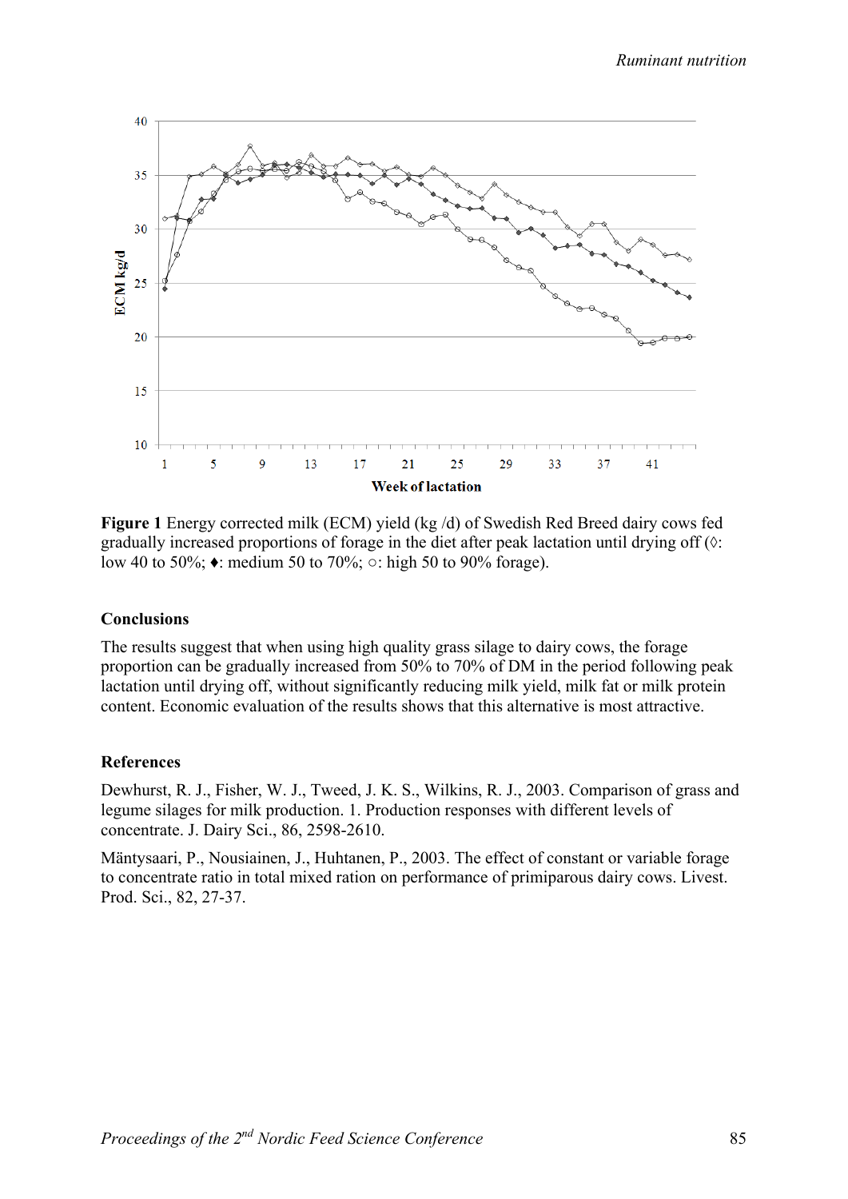**Figure 1** Energy corrected milk (ECM) yield (kg /d) of Swedish Red Breed dairy cows fed gradually increased proportions of forage in the diet after peak lactation until drying off (◊: low 40 to 50%; ♦: medium 50 to 70%; ○: high 50 to 90% forage).

## Conclusions

The results suggest that when using high quality grass silage to dairy cows, the forage proportion can be gradually increased from 50% to 70% of DM in the period following peak lactation until drying off, without significantly reducing milk yield, milk fat or milk protein content. Economic evaluation of the results shows that this alternative is most attractive.

## References

Dewhurst, R. J., Fisher, W. J., Tweed, J. K. S., Wilkins, R. J., 2003. Comparison of grass and legume silages for milk production. 1. Production responses with different levels of concentrate. J. Dairy Sci., 86, 2598-2610.

Mäntysaari, P., Nousiainen, J., Huhtanen, P., 2003. The effect of constant or variable forage to concentrate ratio in total mixed ration on performance of primiparous dairy cows. Livest. Prod. Sci., 82, 27-37.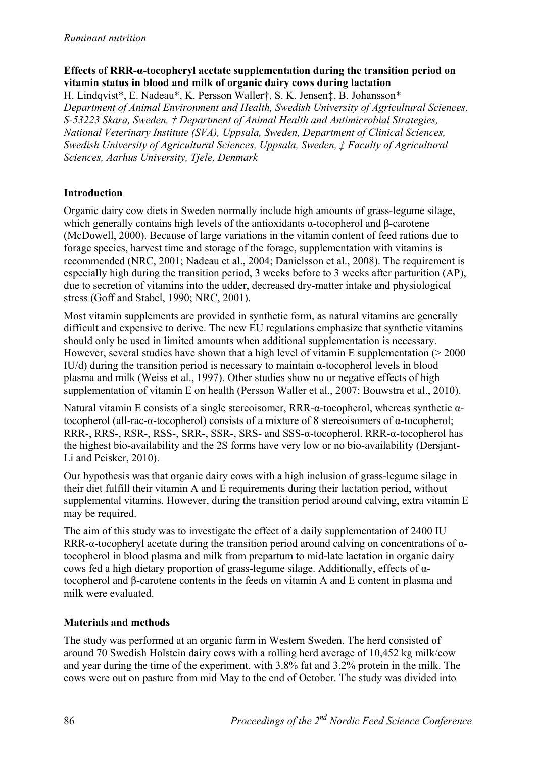*Ruminant nutrition*

**Effects of RRR-α-tocopheryl acetate supplementation during the transition period on vitamin status in blood and milk of organic dairy cows during lactation**

H. Lindqvist*, E. Nadeau*, K. Persson Waller†, S. K. Jensen‡, B. Johansson*

*Department of Animal Environment and Health, Swedish University of Agricultural Sciences, S-53223 Skara, Sweden, † Department of Animal Health and Antimicrobial Strategies, National Veterinary Institute (SVA), Uppsala, Sweden, Department of Clinical Sciences, Swedish University of Agricultural Sciences, Uppsala, Sweden, ‡ Faculty of Agricultural Sciences, Aarhus University, Tjele, Denmark*

## Introduction

Organic dairy cow diets in Sweden normally include high amounts of grass-legume silage, which generally contains high levels of the antioxidants α-tocopherol and β-carotene (McDowell, 2000). Because of large variations in the vitamin content of feed rations due to forage species, harvest time and storage of the forage, supplementation with vitamins is recommended (NRC, 2001; Nadeau et al., 2004; Danielsson et al., 2008). The requirement is especially high during the transition period, 3 weeks before to 3 weeks after parturition (AP), due to secretion of vitamins into the udder, decreased dry-matter intake and physiological stress (Goff and Stabel, 1990; NRC, 2001).

Most vitamin supplements are provided in synthetic form, as natural vitamins are generally difficult and expensive to derive. The new EU regulations emphasize that synthetic vitamins should only be used in limited amounts when additional supplementation is necessary. However, several studies have shown that a high level of vitamin E supplementation (> 2000 IU/d) during the transition period is necessary to maintain α-tocopherol levels in blood plasma and milk (Weiss et al., 1997). Other studies show no or negative effects of high supplementation of vitamin E on health (Persson Waller et al., 2007; Bouwstra et al., 2010).

Natural vitamin E consists of a single stereoisomer, RRR-α-tocopherol, whereas synthetic α-tocopherol (all-rac-α-tocopherol) consists of a mixture of 8 stereoisomers of α-tocopherol; RRR-, RRS-, RSR-, RSS-, SRR-, SSR-, SRS- and SSS-α-tocopherol. RRR-α-tocopherol has the highest bio-availability and the 2S forms have very low or no bio-availability (Dersjant-Li and Peisker, 2010).

Our hypothesis was that organic dairy cows with a high inclusion of grass-legume silage in their diet fulfill their vitamin A and E requirements during their lactation period, without supplemental vitamins. However, during the transition period around calving, extra vitamin E may be required.

The aim of this study was to investigate the effect of a daily supplementation of 2400 IU RRR-α-tocopheryl acetate during the transition period around calving on concentrations of α-tocopherol in blood plasma and milk from prepartum to mid-late lactation in organic dairy cows fed a high dietary proportion of grass-legume silage. Additionally, effects of α-tocopherol and β-carotene contents in the feeds on vitamin A and E content in plasma and milk were evaluated.

## Materials and methods

The study was performed at an organic farm in Western Sweden. The herd consisted of around 70 Swedish Holstein dairy cows with a rolling herd average of 10,452 kg milk/cow and year during the time of the experiment, with 3.8% fat and 3.2% protein in the milk. The cows were out on pasture from mid May to the end of October. The study was divided into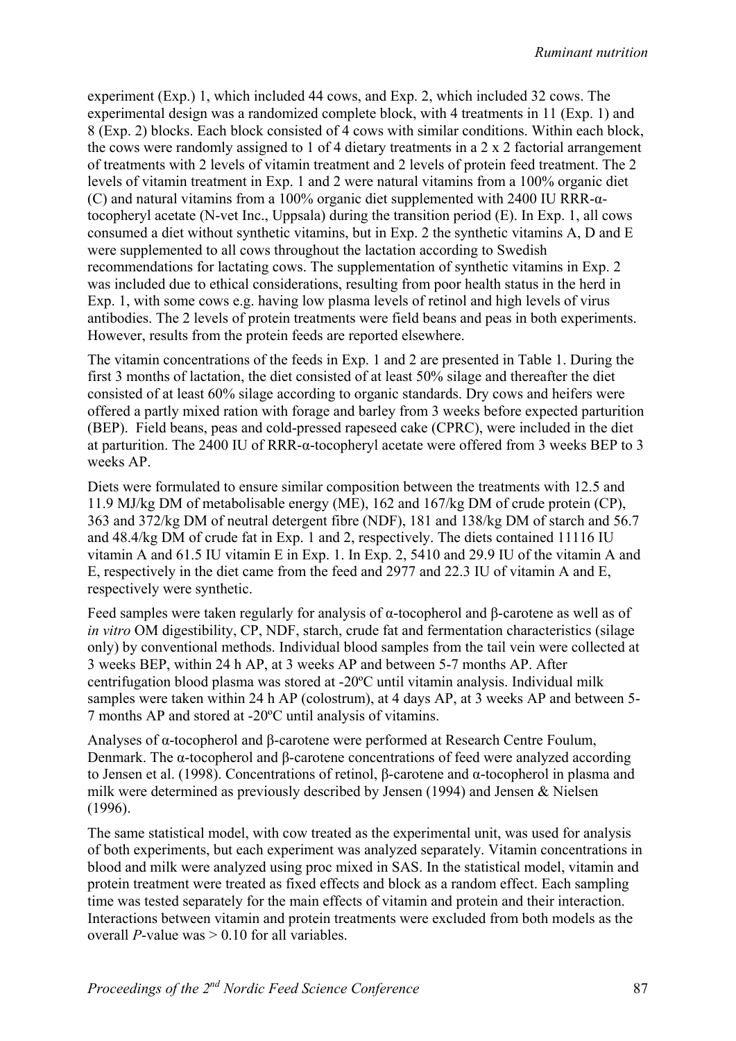experiment (Exp.) 1, which included 44 cows, and Exp. 2, which included 32 cows. The experimental design was a randomized complete block, with 4 treatments in 11 (Exp. 1) and 8 (Exp. 2) blocks. Each block consisted of 4 cows with similar conditions. Within each block, the cows were randomly assigned to 1 of 4 dietary treatments in a 2 x 2 factorial arrangement of treatments with 2 levels of vitamin treatment and 2 levels of protein feed treatment. The 2 levels of vitamin treatment in Exp. 1 and 2 were natural vitamins from a 100% organic diet (C) and natural vitamins from a 100% organic diet supplemented with 2400 IU RRR-α-tocopheryl acetate (N-vet Inc., Uppsala) during the transition period (E). In Exp. 1, all cows consumed a diet without synthetic vitamins, but in Exp. 2 the synthetic vitamins A, D and E were supplemented to all cows throughout the lactation according to Swedish recommendations for lactating cows. The supplementation of synthetic vitamins in Exp. 2 was included due to ethical considerations, resulting from poor health status in the herd in Exp. 1, with some cows e.g. having low plasma levels of retinol and high levels of virus antibodies. The 2 levels of protein treatments were field beans and peas in both experiments. However, results from the protein feeds are reported elsewhere.

The vitamin concentrations of the feeds in Exp. 1 and 2 are presented in Table 1. During the first 3 months of lactation, the diet consisted of at least 50% silage and thereafter the diet consisted of at least 60% silage according to organic standards. Dry cows and heifers were offered a partly mixed ration with forage and barley from 3 weeks before expected parturition (BEP). Field beans, peas and cold-pressed rapeseed cake (CPRC), were included in the diet at parturition. The 2400 IU of RRR-α-tocopheryl acetate were offered from 3 weeks BEP to 3 weeks AP.

Diets were formulated to ensure similar composition between the treatments with 12.5 and 11.9 MJ/kg DM of metabolisable energy (ME), 162 and 167/kg DM of crude protein (CP), 363 and 372/kg DM of neutral detergent fibre (NDF), 181 and 138/kg DM of starch and 56.7 and 48.4/kg DM of crude fat in Exp. 1 and 2, respectively. The diets contained 11116 IU vitamin A and 61.5 IU vitamin E in Exp. 1. In Exp. 2, 5410 and 29.9 IU of the vitamin A and E, respectively in the diet came from the feed and 2977 and 22.3 IU of vitamin A and E, respectively were synthetic.

Feed samples were taken regularly for analysis of α-tocopherol and β-carotene as well as of *in vitro* OM digestibility, CP, NDF, starch, crude fat and fermentation characteristics (silage only) by conventional methods. Individual blood samples from the tail vein were collected at 3 weeks BEP, within 24 h AP, at 3 weeks AP and between 5-7 months AP. After centrifugation blood plasma was stored at -20ºC until vitamin analysis. Individual milk samples were taken within 24 h AP (colostrum), at 4 days AP, at 3 weeks AP and between 5-7 months AP and stored at -20ºC until analysis of vitamins.

Analyses of α-tocopherol and β-carotene were performed at Research Centre Foulum, Denmark. The α-tocopherol and β-carotene concentrations of feed were analyzed according to Jensen et al. (1998). Concentrations of retinol, β-carotene and α-tocopherol in plasma and milk were determined as previously described by Jensen (1994) and Jensen & Nielsen (1996).

The same statistical model, with cow treated as the experimental unit, was used for analysis of both experiments, but each experiment was analyzed separately. Vitamin concentrations in blood and milk were analyzed using proc mixed in SAS. In the statistical model, vitamin and protein treatment were treated as fixed effects and block as a random effect. Each sampling time was tested separately for the main effects of vitamin and protein and their interaction. Interactions between vitamin and protein treatments were excluded from both models as the overall $P$-value was > 0.10 for all variables.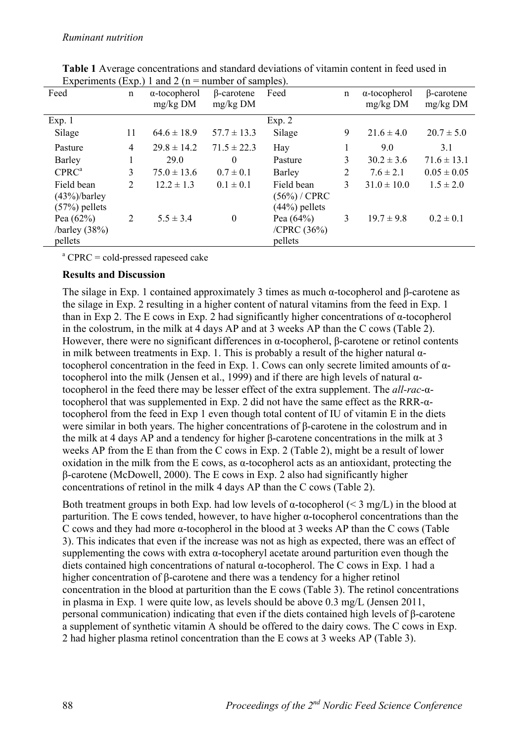**Table 1** Average concentrations and standard deviations of vitamin content in feed used in Experiments (Exp.) 1 and 2 (n = number of samples).

| Feed | n | α-tocopherol mg/kg DM | β-carotene mg/kg DM | Feed | n | α-tocopherol mg/kg DM | β-carotene mg/kg DM |
|---|---|---|---|---|---|---|---|
| Exp. 1 | | | | Exp. 2 | | | |
| Silage | 11 | 64.6 ± 18.9 | 57.7 ± 13.3 | Silage | 9 | 21.6 ± 4.0 | 20.7 ± 5.0 |
| Pasture | 4 | 29.8 ± 14.2 | 71.5 ± 22.3 | Hay | 1 | 9.0 | 3.1 |
| Barley | 1 | 29.0 | 0 | Pasture | 3 | 30.2 ± 3.6 | 71.6 ± 13.1 |
| CPRC[a] | 3 | 75.0 ± 13.6 | 0.7 ± 0.1 | Barley | 2 | 7.6 ± 2.1 | 0.05 ± 0.05 |
| Field bean (43%)/barley (57%) pellets | 2 | 12.2 ± 1.3 | 0.1 ± 0.1 | Field bean (56%) / CPRC (44%) pellets | 3 | 31.0 ± 10.0 | 1.5 ± 2.0 |
| Pea (62%) /barley (38%) pellets | 2 | 5.5 ± 3.4 | 0 | Pea (64%) /CPRC (36%) pellets | 3 | 19.7 ± 9.8 | 0.2 ± 0.1 |

[a] CPRC = cold-pressed rapeseed cake

**Results and Discussion**

The silage in Exp. 1 contained approximately 3 times as much α-tocopherol and β-carotene as the silage in Exp. 2 resulting in a higher content of natural vitamins from the feed in Exp. 1 than in Exp 2. The E cows in Exp. 2 had significantly higher concentrations of α-tocopherol in the colostrum, in the milk at 4 days AP and at 3 weeks AP than the C cows (Table 2). However, there were no significant differences in α-tocopherol, β-carotene or retinol contents in milk between treatments in Exp. 1. This is probably a result of the higher natural α-tocopherol concentration in the feed in Exp. 1. Cows can only secrete limited amounts of α-tocopherol into the milk (Jensen et al., 1999) and if there are high levels of natural α-tocopherol in the feed there may be lesser effect of the extra supplement. The *all-rac*-α-tocopherol that was supplemented in Exp. 2 did not have the same effect as the RRR-α-tocopherol from the feed in Exp 1 even though total content of IU of vitamin E in the diets were similar in both years. The higher concentrations of β-carotene in the colostrum and in the milk at 4 days AP and a tendency for higher β-carotene concentrations in the milk at 3 weeks AP from the E than from the C cows in Exp. 2 (Table 2), might be a result of lower oxidation in the milk from the E cows, as α-tocopherol acts as an antioxidant, protecting the β-carotene (McDowell, 2000). The E cows in Exp. 2 also had significantly higher concentrations of retinol in the milk 4 days AP than the C cows (Table 2).

Both treatment groups in both Exp. had low levels of α-tocopherol (< 3 mg/L) in the blood at parturition. The E cows tended, however, to have higher α-tocopherol concentrations than the C cows and they had more α-tocopherol in the blood at 3 weeks AP than the C cows (Table 3). This indicates that even if the increase was not as high as expected, there was an effect of supplementing the cows with extra α-tocopheryl acetate around parturition even though the diets contained high concentrations of natural α-tocopherol. The C cows in Exp. 1 had a higher concentration of β-carotene and there was a tendency for a higher retinol concentration in the blood at parturition than the E cows (Table 3). The retinol concentrations in plasma in Exp. 1 were quite low, as levels should be above 0.3 mg/L (Jensen 2011, personal communication) indicating that even if the diets contained high levels of β-carotene a supplement of synthetic vitamin A should be offered to the dairy cows. The C cows in Exp. 2 had higher plasma retinol concentration than the E cows at 3 weeks AP (Table 3).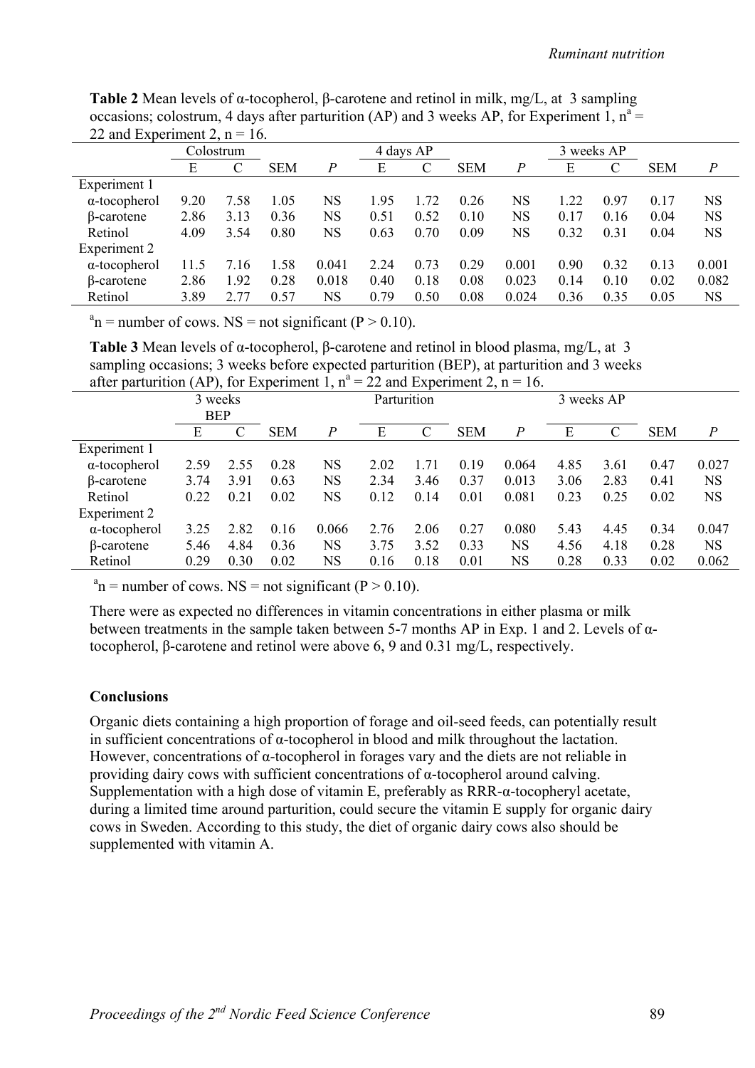**Table 2** Mean levels of α-tocopherol, β-carotene and retinol in milk, mg/L, at 3 sampling occasions; colostrum, 4 days after parturition (AP) and 3 weeks AP, for Experiment 1, n[a] = 22 and Experiment 2, n = 16.

| | Colostrum | | | | 4 days AP | | | | 3 weeks AP | | | |
|---|---|---|---|---|---|---|---|---|---|---|---|---|
| | E | C | SEM | *P* | E | C | SEM | *P* | E | C | SEM | *P* |
| Experiment 1 | | | | | | | | | | | | |
| α-tocopherol | 9.20 | 7.58 | 1.05 | NS | 1.95 | 1.72 | 0.26 | NS | 1.22 | 0.97 | 0.17 | NS |
| β-carotene | 2.86 | 3.13 | 0.36 | NS | 0.51 | 0.52 | 0.10 | NS | 0.17 | 0.16 | 0.04 | NS |
| Retinol | 4.09 | 3.54 | 0.80 | NS | 0.63 | 0.70 | 0.09 | NS | 0.32 | 0.31 | 0.04 | NS |
| Experiment 2 | | | | | | | | | | | | |
| α-tocopherol | 11.5 | 7.16 | 1.58 | 0.041 | 2.24 | 0.73 | 0.29 | 0.001 | 0.90 | 0.32 | 0.13 | 0.001 |
| β-carotene | 2.86 | 1.92 | 0.28 | 0.018 | 0.40 | 0.18 | 0.08 | 0.023 | 0.14 | 0.10 | 0.02 | 0.082 |
| Retinol | 3.89 | 2.77 | 0.57 | NS | 0.79 | 0.50 | 0.08 | 0.024 | 0.36 | 0.35 | 0.05 | NS |

[a]n = number of cows. NS = not significant ($P > 0.10$).

**Table 3** Mean levels of α-tocopherol, β-carotene and retinol in blood plasma, mg/L, at 3 sampling occasions; 3 weeks before expected parturition (BEP), at parturition and 3 weeks after parturition (AP), for Experiment 1, n[a] = 22 and Experiment 2, n = 16.

| | 3 weeks BEP | | | | Parturition | | | | 3 weeks AP | | | |
|---|---|---|---|---|---|---|---|---|---|---|---|---|
| | E | C | SEM | *P* | E | C | SEM | *P* | E | C | SEM | *P* |
| Experiment 1 | | | | | | | | | | | | |
| α-tocopherol | 2.59 | 2.55 | 0.28 | NS | 2.02 | 1.71 | 0.19 | 0.064 | 4.85 | 3.61 | 0.47 | 0.027 |
| β-carotene | 3.74 | 3.91 | 0.63 | NS | 2.34 | 3.46 | 0.37 | 0.013 | 3.06 | 2.83 | 0.41 | NS |
| Retinol | 0.22 | 0.21 | 0.02 | NS | 0.12 | 0.14 | 0.01 | 0.081 | 0.23 | 0.25 | 0.02 | NS |
| Experiment 2 | | | | | | | | | | | | |
| α-tocopherol | 3.25 | 2.82 | 0.16 | 0.066 | 2.76 | 2.06 | 0.27 | 0.080 | 5.43 | 4.45 | 0.34 | 0.047 |
| β-carotene | 5.46 | 4.84 | 0.36 | NS | 3.75 | 3.52 | 0.33 | NS | 4.56 | 4.18 | 0.28 | NS |
| Retinol | 0.29 | 0.30 | 0.02 | NS | 0.16 | 0.18 | 0.01 | NS | 0.28 | 0.33 | 0.02 | 0.062 |

[a]n = number of cows. NS = not significant ($P > 0.10$).

There were as expected no differences in vitamin concentrations in either plasma or milk between treatments in the sample taken between 5-7 months AP in Exp. 1 and 2. Levels of α-tocopherol, β-carotene and retinol were above 6, 9 and 0.31 mg/L, respectively.

## Conclusions

Organic diets containing a high proportion of forage and oil-seed feeds, can potentially result in sufficient concentrations of α-tocopherol in blood and milk throughout the lactation. However, concentrations of α-tocopherol in forages vary and the diets are not reliable in providing dairy cows with sufficient concentrations of α-tocopherol around calving. Supplementation with a high dose of vitamin E, preferably as RRR-α-tocopheryl acetate, during a limited time around parturition, could secure the vitamin E supply for organic dairy cows in Sweden. According to this study, the diet of organic dairy cows also should be supplemented with vitamin A.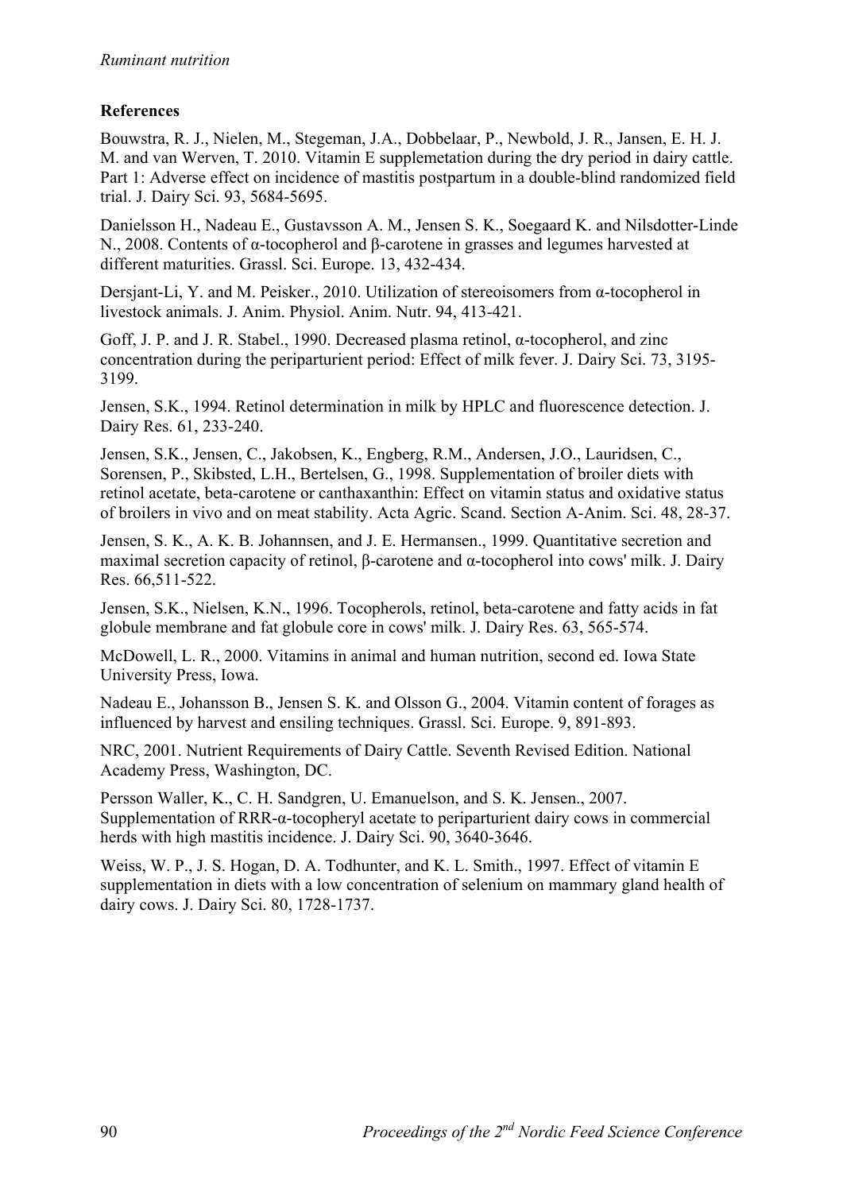## References

Bouwstra, R. J., Nielen, M., Stegeman, J.A., Dobbelaar, P., Newbold, J. R., Jansen, E. H. J. M. and van Werven, T. 2010. Vitamin E supplemetation during the dry period in dairy cattle. Part 1: Adverse effect on incidence of mastitis postpartum in a double-blind randomized field trial. J. Dairy Sci. 93, 5684-5695.

Danielsson H., Nadeau E., Gustavsson A. M., Jensen S. K., Soegaard K. and Nilsdotter-Linde N., 2008. Contents of α-tocopherol and β-carotene in grasses and legumes harvested at different maturities. Grassl. Sci. Europe. 13, 432-434.

Dersjant-Li, Y. and M. Peisker., 2010. Utilization of stereoisomers from α-tocopherol in livestock animals. J. Anim. Physiol. Anim. Nutr. 94, 413-421.

Goff, J. P. and J. R. Stabel., 1990. Decreased plasma retinol, α-tocopherol, and zinc concentration during the periparturient period: Effect of milk fever. J. Dairy Sci. 73, 3195-3199.

Jensen, S.K., 1994. Retinol determination in milk by HPLC and fluorescence detection. J. Dairy Res. 61, 233-240.

Jensen, S.K., Jensen, C., Jakobsen, K., Engberg, R.M., Andersen, J.O., Lauridsen, C., Sorensen, P., Skibsted, L.H., Bertelsen, G., 1998. Supplementation of broiler diets with retinol acetate, beta-carotene or canthaxanthin: Effect on vitamin status and oxidative status of broilers in vivo and on meat stability. Acta Agric. Scand. Section A-Anim. Sci. 48, 28-37.

Jensen, S. K., A. K. B. Johannsen, and J. E. Hermansen., 1999. Quantitative secretion and maximal secretion capacity of retinol, β-carotene and α-tocopherol into cows' milk. J. Dairy Res. 66,511-522.

Jensen, S.K., Nielsen, K.N., 1996. Tocopherols, retinol, beta-carotene and fatty acids in fat globule membrane and fat globule core in cows' milk. J. Dairy Res. 63, 565-574.

McDowell, L. R., 2000. Vitamins in animal and human nutrition, second ed. Iowa State University Press, Iowa.

Nadeau E., Johansson B., Jensen S. K. and Olsson G., 2004. Vitamin content of forages as influenced by harvest and ensiling techniques. Grassl. Sci. Europe. 9, 891-893.

NRC, 2001. Nutrient Requirements of Dairy Cattle. Seventh Revised Edition. National Academy Press, Washington, DC.

Persson Waller, K., C. H. Sandgren, U. Emanuelson, and S. K. Jensen., 2007. Supplementation of RRR-α-tocopheryl acetate to periparturient dairy cows in commercial herds with high mastitis incidence. J. Dairy Sci. 90, 3640-3646.

Weiss, W. P., J. S. Hogan, D. A. Todhunter, and K. L. Smith., 1997. Effect of vitamin E supplementation in diets with a low concentration of selenium on mammary gland health of dairy cows. J. Dairy Sci. 80, 1728-1737.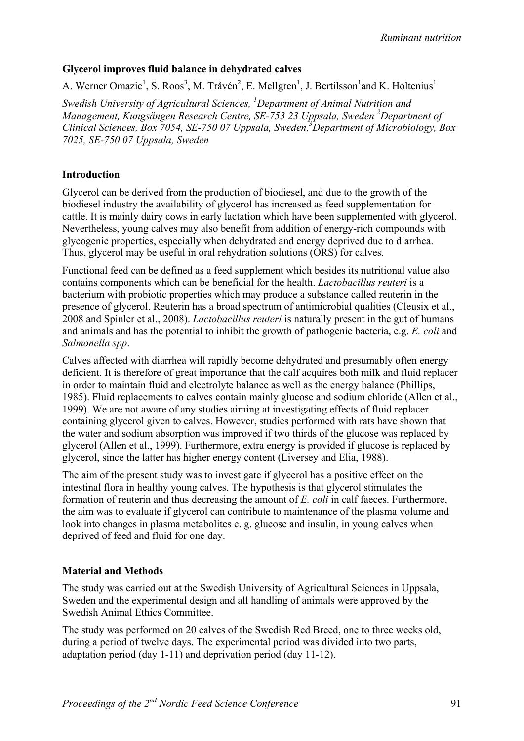## Glycerol improves fluid balance in dehydrated calves

A. Werner Omazic[1], S. Roos[3], M. Tråvén[2], E. Mellgren[1], J. Bertilsson[1] and K. Holtenius[1]

*Swedish University of Agricultural Sciences, [1]Department of Animal Nutrition and Management, Kungsängen Research Centre, SE-753 23 Uppsala, Sweden [2]Department of Clinical Sciences, Box 7054, SE-750 07 Uppsala, Sweden, [3]Department of Microbiology, Box 7025, SE-750 07 Uppsala, Sweden*

### Introduction

Glycerol can be derived from the production of biodiesel, and due to the growth of the biodiesel industry the availability of glycerol has increased as feed supplementation for cattle. It is mainly dairy cows in early lactation which have been supplemented with glycerol. Nevertheless, young calves may also benefit from addition of energy-rich compounds with glycogenic properties, especially when dehydrated and energy deprived due to diarrhea. Thus, glycerol may be useful in oral rehydration solutions (ORS) for calves.

Functional feed can be defined as a feed supplement which besides its nutritional value also contains components which can be beneficial for the health. *Lactobacillus reuteri* is a bacterium with probiotic properties which may produce a substance called reuterin in the presence of glycerol. Reuterin has a broad spectrum of antimicrobial qualities (Cleusix et al., 2008 and Spinler et al., 2008). *Lactobacillus reuteri* is naturally present in the gut of humans and animals and has the potential to inhibit the growth of pathogenic bacteria, e.g. *E. coli* and *Salmonella spp*.

Calves affected with diarrhea will rapidly become dehydrated and presumably often energy deficient. It is therefore of great importance that the calf acquires both milk and fluid replacer in order to maintain fluid and electrolyte balance as well as the energy balance (Phillips, 1985). Fluid replacements to calves contain mainly glucose and sodium chloride (Allen et al., 1999). We are not aware of any studies aiming at investigating effects of fluid replacer containing glycerol given to calves. However, studies performed with rats have shown that the water and sodium absorption was improved if two thirds of the glucose was replaced by glycerol (Allen et al., 1999). Furthermore, extra energy is provided if glucose is replaced by glycerol, since the latter has higher energy content (Liversey and Elia, 1988).

The aim of the present study was to investigate if glycerol has a positive effect on the intestinal flora in healthy young calves. The hypothesis is that glycerol stimulates the formation of reuterin and thus decreasing the amount of *E. coli* in calf faeces. Furthermore, the aim was to evaluate if glycerol can contribute to maintenance of the plasma volume and look into changes in plasma metabolites e. g. glucose and insulin, in young calves when deprived of feed and fluid for one day.

### Material and Methods

The study was carried out at the Swedish University of Agricultural Sciences in Uppsala, Sweden and the experimental design and all handling of animals were approved by the Swedish Animal Ethics Committee.

The study was performed on 20 calves of the Swedish Red Breed, one to three weeks old, during a period of twelve days. The experimental period was divided into two parts, adaptation period (day 1-11) and deprivation period (day 11-12).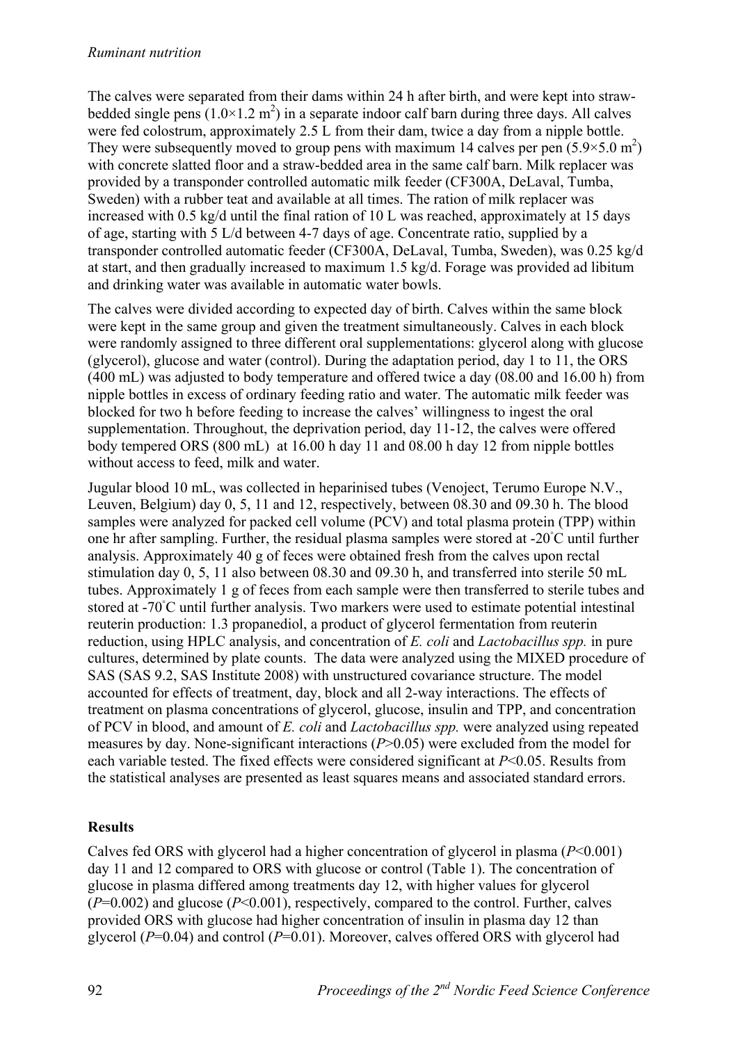The calves were separated from their dams within 24 h after birth, and were kept into straw-bedded single pens ($1.0\times1.2$ m$^2$) in a separate indoor calf barn during three days. All calves were fed colostrum, approximately 2.5 L from their dam, twice a day from a nipple bottle. They were subsequently moved to group pens with maximum 14 calves per pen ($5.9\times5.0$ m$^2$) with concrete slatted floor and a straw-bedded area in the same calf barn. Milk replacer was provided by a transponder controlled automatic milk feeder (CF300A, DeLaval, Tumba, Sweden) with a rubber teat and available at all times. The ration of milk replacer was increased with 0.5 kg/d until the final ration of 10 L was reached, approximately at 15 days of age, starting with 5 L/d between 4-7 days of age. Concentrate ratio, supplied by a transponder controlled automatic feeder (CF300A, DeLaval, Tumba, Sweden), was 0.25 kg/d at start, and then gradually increased to maximum 1.5 kg/d. Forage was provided ad libitum and drinking water was available in automatic water bowls.

The calves were divided according to expected day of birth. Calves within the same block were kept in the same group and given the treatment simultaneously. Calves in each block were randomly assigned to three different oral supplementations: glycerol along with glucose (glycerol), glucose and water (control). During the adaptation period, day 1 to 11, the ORS (400 mL) was adjusted to body temperature and offered twice a day (08.00 and 16.00 h) from nipple bottles in excess of ordinary feeding ratio and water. The automatic milk feeder was blocked for two h before feeding to increase the calves' willingness to ingest the oral supplementation. Throughout, the deprivation period, day 11-12, the calves were offered body tempered ORS (800 mL) at 16.00 h day 11 and 08.00 h day 12 from nipple bottles without access to feed, milk and water.

Jugular blood 10 mL, was collected in heparinised tubes (Venoject, Terumo Europe N.V., Leuven, Belgium) day 0, 5, 11 and 12, respectively, between 08.30 and 09.30 h. The blood samples were analyzed for packed cell volume (PCV) and total plasma protein (TPP) within one hr after sampling. Further, the residual plasma samples were stored at -20°C until further analysis. Approximately 40 g of feces were obtained fresh from the calves upon rectal stimulation day 0, 5, 11 also between 08.30 and 09.30 h, and transferred into sterile 50 mL tubes. Approximately 1 g of feces from each sample were then transferred to sterile tubes and stored at -70°C until further analysis. Two markers were used to estimate potential intestinal reuterin production: 1.3 propanediol, a product of glycerol fermentation from reuterin reduction, using HPLC analysis, and concentration of *E. coli* and *Lactobacillus spp.* in pure cultures, determined by plate counts. The data were analyzed using the MIXED procedure of SAS (SAS 9.2, SAS Institute 2008) with unstructured covariance structure. The model accounted for effects of treatment, day, block and all 2-way interactions. The effects of treatment on plasma concentrations of glycerol, glucose, insulin and TPP, and concentration of PCV in blood, and amount of *E. coli* and *Lactobacillus spp.* were analyzed using repeated measures by day. None-significant interactions ($P$>0.05) were excluded from the model for each variable tested. The fixed effects were considered significant at $P$<0.05. Results from the statistical analyses are presented as least squares means and associated standard errors.

## Results

Calves fed ORS with glycerol had a higher concentration of glycerol in plasma ($P$<0.001) day 11 and 12 compared to ORS with glucose or control (Table 1). The concentration of glucose in plasma differed among treatments day 12, with higher values for glycerol ($P$=0.002) and glucose ($P$<0.001), respectively, compared to the control. Further, calves provided ORS with glucose had higher concentration of insulin in plasma day 12 than glycerol ($P$=0.04) and control ($P$=0.01). Moreover, calves offered ORS with glycerol had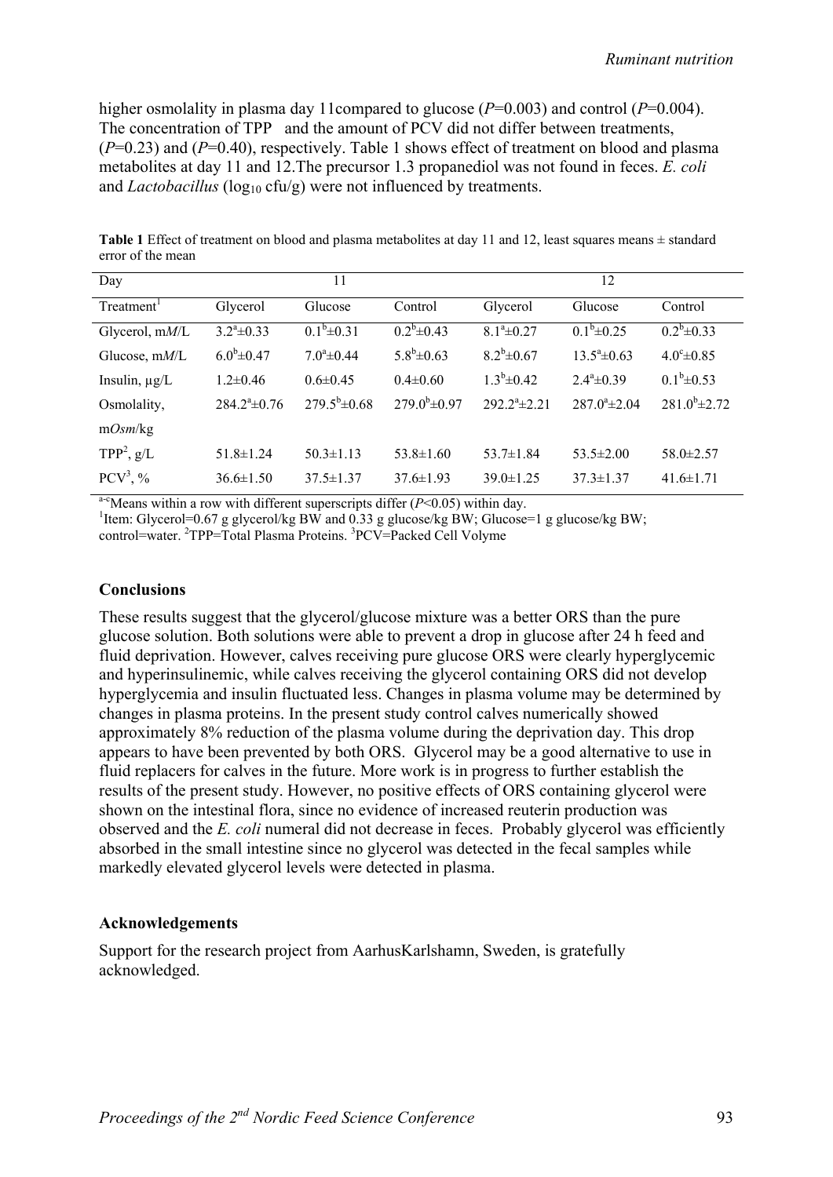higher osmolality in plasma day 11compared to glucose (*P*=0.003) and control (*P*=0.004). The concentration of TPP and the amount of PCV did not differ between treatments, (*P*=0.23) and (*P*=0.40), respectively. Table 1 shows effect of treatment on blood and plasma metabolites at day 11 and 12.The precursor 1.3 propanediol was not found in feces. *E. coli* and *Lactobacillus* ($log_{10}$ cfu/g) were not influenced by treatments.

**Table 1** Effect of treatment on blood and plasma metabolites at day 11 and 12, least squares means ± standard error of the mean

| Day | 11 | | | 12 | | |
|---|---|---|---|---|---|---|
| Treatment[1] | Glycerol | Glucose | Control | Glycerol | Glucose | Control |
| Glycerol, m*M*/L | $3.2^{a}$±0.33 | $0.1^{b}$±0.31 | $0.2^{b}$±0.43 | $8.1^{a}$±0.27 | $0.1^{b}$±0.25 | $0.2^{b}$±0.33 |
| Glucose, m*M*/L | $6.0^{b}$±0.47 | $7.0^{a}$±0.44 | $5.8^{b}$±0.63 | $8.2^{b}$±0.67 | $13.5^{a}$±0.63 | $4.0^{c}$±0.85 |
| Insulin, µg/L | 1.2±0.46 | 0.6±0.45 | 0.4±0.60 | $1.3^{b}$±0.42 | $2.4^{a}$±0.39 | $0.1^{b}$±0.53 |
| Osmolality, m*Osm*/kg | $284.2^{a}$±0.76 | $279.5^{b}$±0.68 | $279.0^{b}$±0.97 | $292.2^{a}$±2.21 | $287.0^{a}$±2.04 | $281.0^{b}$±2.72 |
| TPP[2], g/L | 51.8±1.24 | 50.3±1.13 | 53.8±1.60 | 53.7±1.84 | 53.5±2.00 | 58.0±2.57 |
| PCV[3], % | 36.6±1.50 | 37.5±1.37 | 37.6±1.93 | 39.0±1.25 | 37.3±1.37 | 41.6±1.71 |

[a-c]Means within a row with different superscripts differ (*P*<0.05) within day.
[1]Item: Glycerol=0.67 g glycerol/kg BW and 0.33 g glucose/kg BW; Glucose=1 g glucose/kg BW; control=water. [2]TPP=Total Plasma Proteins. [3]PCV=Packed Cell Volyme

## Conclusions

These results suggest that the glycerol/glucose mixture was a better ORS than the pure glucose solution. Both solutions were able to prevent a drop in glucose after 24 h feed and fluid deprivation. However, calves receiving pure glucose ORS were clearly hyperglycemic and hyperinsulinemic, while calves receiving the glycerol containing ORS did not develop hyperglycemia and insulin fluctuated less. Changes in plasma volume may be determined by changes in plasma proteins. In the present study control calves numerically showed approximately 8% reduction of the plasma volume during the deprivation day. This drop appears to have been prevented by both ORS. Glycerol may be a good alternative to use in fluid replacers for calves in the future. More work is in progress to further establish the results of the present study. However, no positive effects of ORS containing glycerol were shown on the intestinal flora, since no evidence of increased reuterin production was observed and the *E. coli* numeral did not decrease in feces. Probably glycerol was efficiently absorbed in the small intestine since no glycerol was detected in the fecal samples while markedly elevated glycerol levels were detected in plasma.

## Acknowledgements

Support for the research project from AarhusKarlshamn, Sweden, is gratefully acknowledged.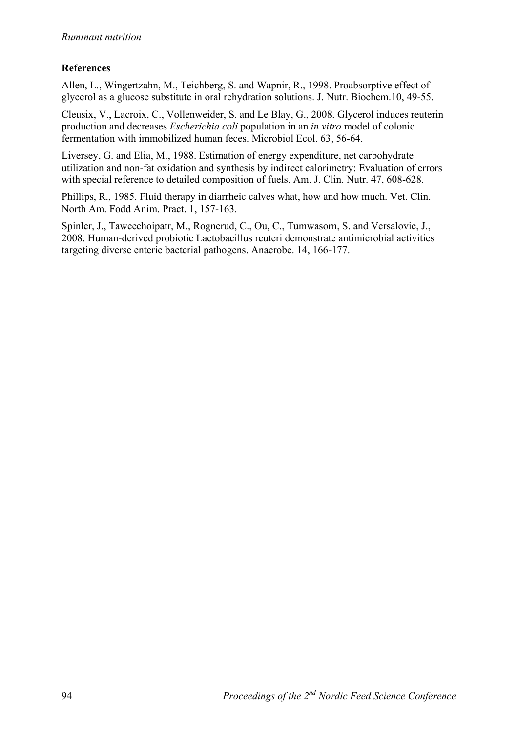**References**

Allen, L., Wingertzahn, M., Teichberg, S. and Wapnir, R., 1998. Proabsorptive effect of glycerol as a glucose substitute in oral rehydration solutions. J. Nutr. Biochem.10, 49-55.

Cleusix, V., Lacroix, C., Vollenweider, S. and Le Blay, G., 2008. Glycerol induces reuterin production and decreases *Escherichia coli* population in an *in vitro* model of colonic fermentation with immobilized human feces. Microbiol Ecol. 63, 56-64.

Liversey, G. and Elia, M., 1988. Estimation of energy expenditure, net carbohydrate utilization and non-fat oxidation and synthesis by indirect calorimetry: Evaluation of errors with special reference to detailed composition of fuels. Am. J. Clin. Nutr. 47, 608-628.

Phillips, R., 1985. Fluid therapy in diarrheic calves what, how and how much. Vet. Clin. North Am. Fodd Anim. Pract. 1, 157-163.

Spinler, J., Taweechoipatr, M., Rognerud, C., Ou, C., Tumwasorn, S. and Versalovic, J., 2008. Human-derived probiotic Lactobacillus reuteri demonstrate antimicrobial activities targeting diverse enteric bacterial pathogens. Anaerobe. 14, 166-177.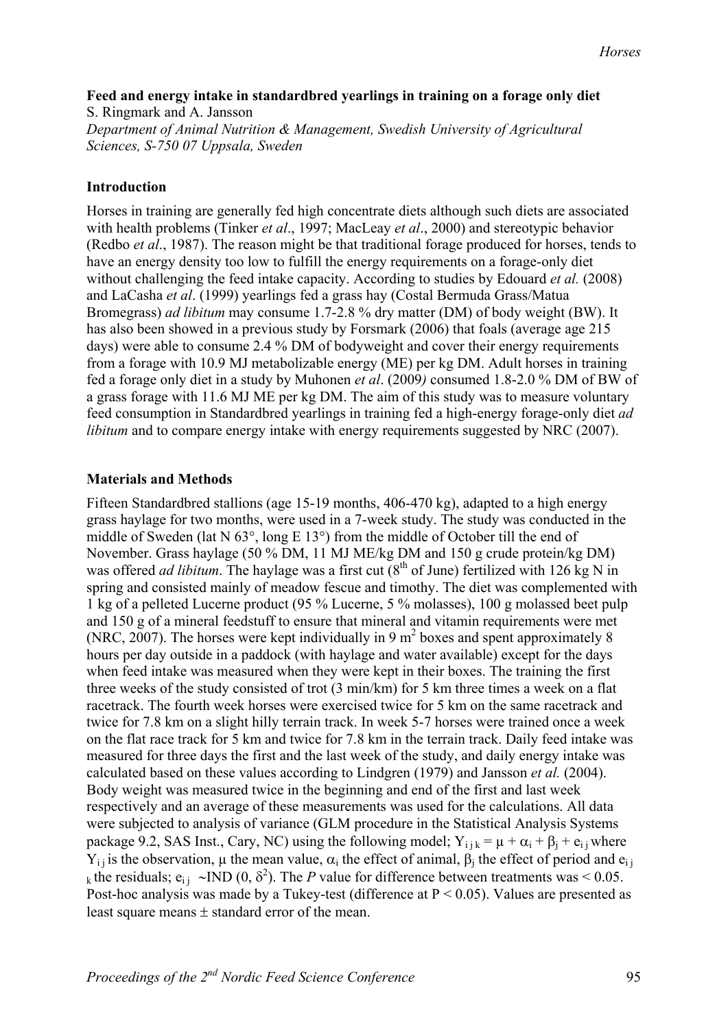**Feed and energy intake in standardbred yearlings in training on a forage only diet**

S. Ringmark and A. Jansson

*Department of Animal Nutrition & Management, Swedish University of Agricultural Sciences, S-750 07 Uppsala, Sweden*

## Introduction

Horses in training are generally fed high concentrate diets although such diets are associated with health problems (Tinker *et al*., 1997; MacLeay *et al*., 2000) and stereotypic behavior (Redbo *et al*., 1987). The reason might be that traditional forage produced for horses, tends to have an energy density too low to fulfill the energy requirements on a forage-only diet without challenging the feed intake capacity. According to studies by Edouard *et al.* (2008) and LaCasha *et al*. (1999) yearlings fed a grass hay (Costal Bermuda Grass/Matua Bromegrass) *ad libitum* may consume 1.7-2.8 % dry matter (DM) of body weight (BW). It has also been showed in a previous study by Forsmark (2006) that foals (average age 215 days) were able to consume 2.4 % DM of bodyweight and cover their energy requirements from a forage with 10.9 MJ metabolizable energy (ME) per kg DM. Adult horses in training fed a forage only diet in a study by Muhonen *et al*. (2009*)* consumed 1.8-2.0 % DM of BW of a grass forage with 11.6 MJ ME per kg DM. The aim of this study was to measure voluntary feed consumption in Standardbred yearlings in training fed a high-energy forage-only diet *ad libitum* and to compare energy intake with energy requirements suggested by NRC (2007).

## Materials and Methods

Fifteen Standardbred stallions (age 15-19 months, 406-470 kg), adapted to a high energy grass haylage for two months, were used in a 7-week study. The study was conducted in the middle of Sweden (lat N 63°, long E 13°) from the middle of October till the end of November. Grass haylage (50 % DM, 11 MJ ME/kg DM and 150 g crude protein/kg DM) was offered *ad libitum*. The haylage was a first cut (8th of June) fertilized with 126 kg N in spring and consisted mainly of meadow fescue and timothy. The diet was complemented with 1 kg of a pelleted Lucerne product (95 % Lucerne, 5 % molasses), 100 g molassed beet pulp and 150 g of a mineral feedstuff to ensure that mineral and vitamin requirements were met (NRC, 2007). The horses were kept individually in 9 $m^2$ boxes and spent approximately 8 hours per day outside in a paddock (with haylage and water available) except for the days when feed intake was measured when they were kept in their boxes. The training the first three weeks of the study consisted of trot (3 min/km) for 5 km three times a week on a flat racetrack. The fourth week horses were exercised twice for 5 km on the same racetrack and twice for 7.8 km on a slight hilly terrain track. In week 5-7 horses were trained once a week on the flat race track for 5 km and twice for 7.8 km in the terrain track. Daily feed intake was measured for three days the first and the last week of the study, and daily energy intake was calculated based on these values according to Lindgren (1979) and Jansson *et al.* (2004). Body weight was measured twice in the beginning and end of the first and last week respectively and an average of these measurements was used for the calculations. All data were subjected to analysis of variance (GLM procedure in the Statistical Analysis Systems package 9.2, SAS Inst., Cary, NC) using the following model; $Y_{ijk} = \mu + \alpha_i + \beta_j + e_{ij}$ where $Y_{ij}$ is the observation, $\mu$ the mean value, $\alpha_i$ the effect of animal, $\beta_j$ the effect of period and $e_{ijk}$ the residuals; $e_{ij} \sim IND(0, \delta^2)$. The *P* value for difference between treatments was < 0.05. Post-hoc analysis was made by a Tukey-test (difference at $P < 0.05$). Values are presented as least square means ± standard error of the mean.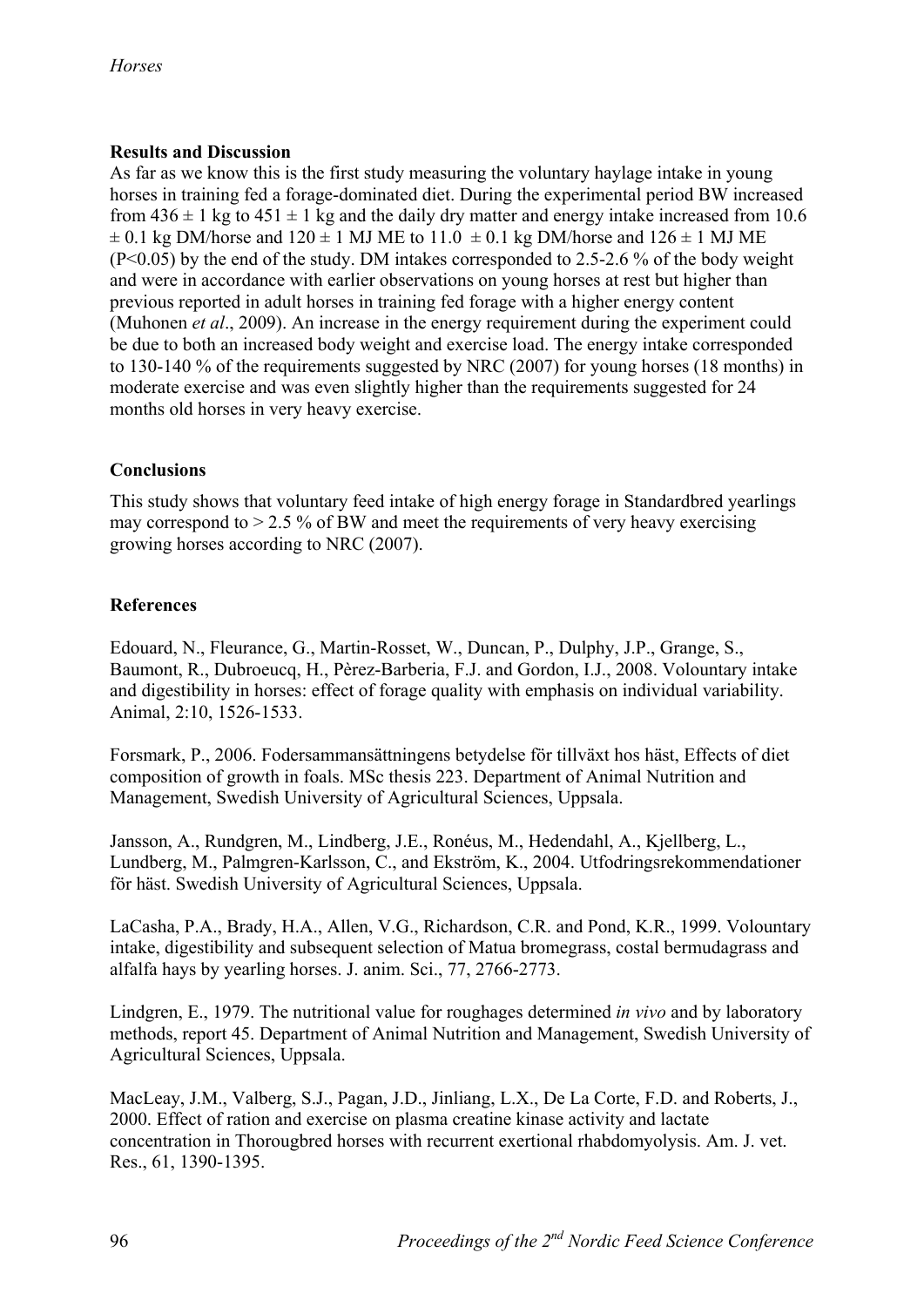## Results and Discussion

As far as we know this is the first study measuring the voluntary haylage intake in young horses in training fed a forage-dominated diet. During the experimental period BW increased from $436 \pm 1$ kg to $451 \pm 1$ kg and the daily dry matter and energy intake increased from 10.6 $\pm$ 0.1 kg DM/horse and $120 \pm 1$ MJ ME to 11.0 $\pm$ 0.1 kg DM/horse and $126 \pm 1$ MJ ME ($P<0.05$) by the end of the study. DM intakes corresponded to 2.5-2.6 % of the body weight and were in accordance with earlier observations on young horses at rest but higher than previous reported in adult horses in training fed forage with a higher energy content (Muhonen *et al*., 2009). An increase in the energy requirement during the experiment could be due to both an increased body weight and exercise load. The energy intake corresponded to 130-140 % of the requirements suggested by NRC (2007) for young horses (18 months) in moderate exercise and was even slightly higher than the requirements suggested for 24 months old horses in very heavy exercise.

## Conclusions

This study shows that voluntary feed intake of high energy forage in Standardbred yearlings may correspond to > 2.5 % of BW and meet the requirements of very heavy exercising growing horses according to NRC (2007).

## References

Edouard, N., Fleurance, G., Martin-Rosset, W., Duncan, P., Dulphy, J.P., Grange, S., Baumont, R., Dubroeucq, H., Pèrez-Barberia, F.J. and Gordon, I.J., 2008. Volountary intake and digestibility in horses: effect of forage quality with emphasis on individual variability. Animal, 2:10, 1526-1533.

Forsmark, P., 2006. Fodersammansättningens betydelse för tillväxt hos häst, Effects of diet composition of growth in foals. MSc thesis 223. Department of Animal Nutrition and Management, Swedish University of Agricultural Sciences, Uppsala.

Jansson, A., Rundgren, M., Lindberg, J.E., Ronéus, M., Hedendahl, A., Kjellberg, L., Lundberg, M., Palmgren-Karlsson, C., and Ekström, K., 2004. Utfodringsrekommendationer för häst. Swedish University of Agricultural Sciences, Uppsala.

LaCasha, P.A., Brady, H.A., Allen, V.G., Richardson, C.R. and Pond, K.R., 1999. Volountary intake, digestibility and subsequent selection of Matua bromegrass, costal bermudagrass and alfalfa hays by yearling horses. J. anim. Sci., 77, 2766-2773.

Lindgren, E., 1979. The nutritional value for roughages determined *in vivo* and by laboratory methods, report 45. Department of Animal Nutrition and Management, Swedish University of Agricultural Sciences, Uppsala.

MacLeay, J.M., Valberg, S.J., Pagan, J.D., Jinliang, L.X., De La Corte, F.D. and Roberts, J., 2000. Effect of ration and exercise on plasma creatine kinase activity and lactate concentration in Thorougbred horses with recurrent exertional rhabdomyolysis. Am. J. vet. Res., 61, 1390-1395.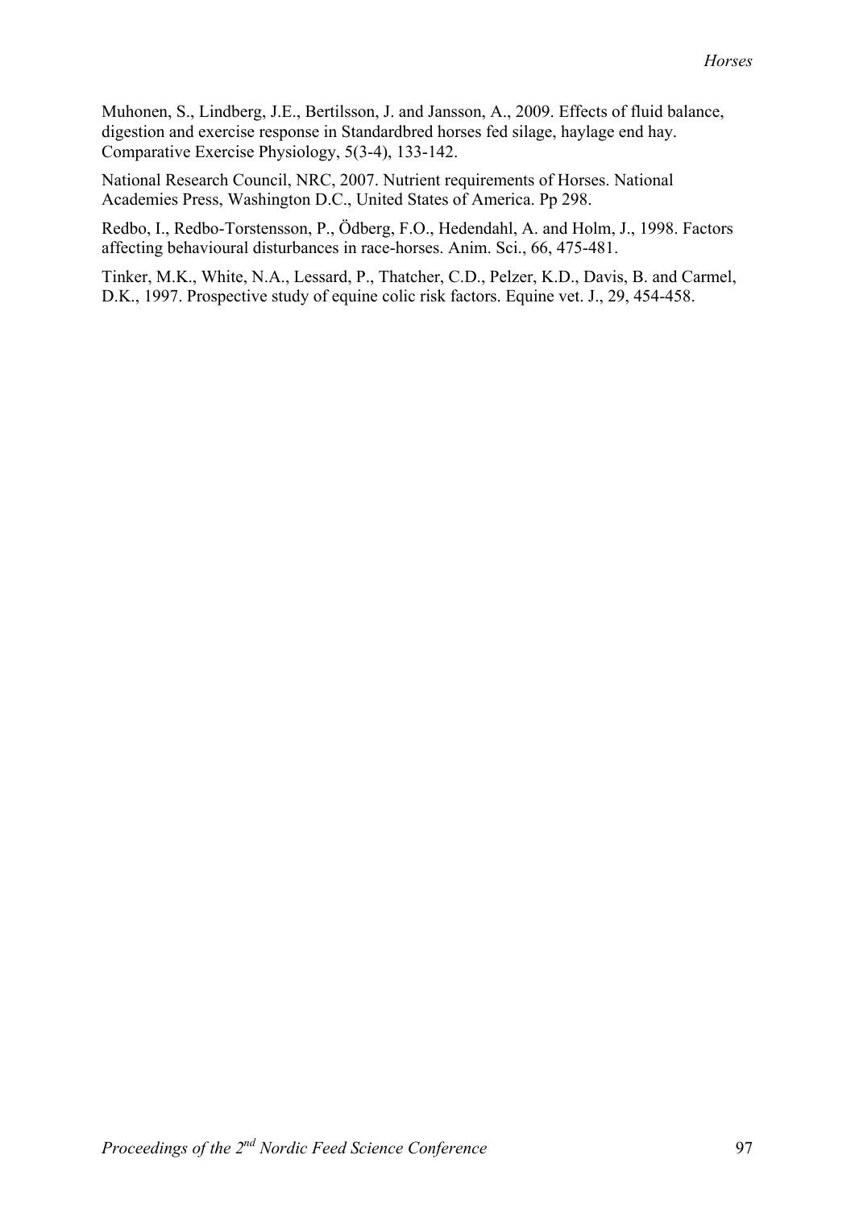Muhonen, S., Lindberg, J.E., Bertilsson, J. and Jansson, A., 2009. Effects of fluid balance, digestion and exercise response in Standardbred horses fed silage, haylage end hay. Comparative Exercise Physiology, 5(3-4), 133-142.

National Research Council, NRC, 2007. Nutrient requirements of Horses. National Academies Press, Washington D.C., United States of America. Pp 298.

Redbo, I., Redbo-Torstensson, P., Ödberg, F.O., Hedendahl, A. and Holm, J., 1998. Factors affecting behavioural disturbances in race-horses. Anim. Sci., 66, 475-481.

Tinker, M.K., White, N.A., Lessard, P., Thatcher, C.D., Pelzer, K.D., Davis, B. and Carmel, D.K., 1997. Prospective study of equine colic risk factors. Equine vet. J., 29, 454-458.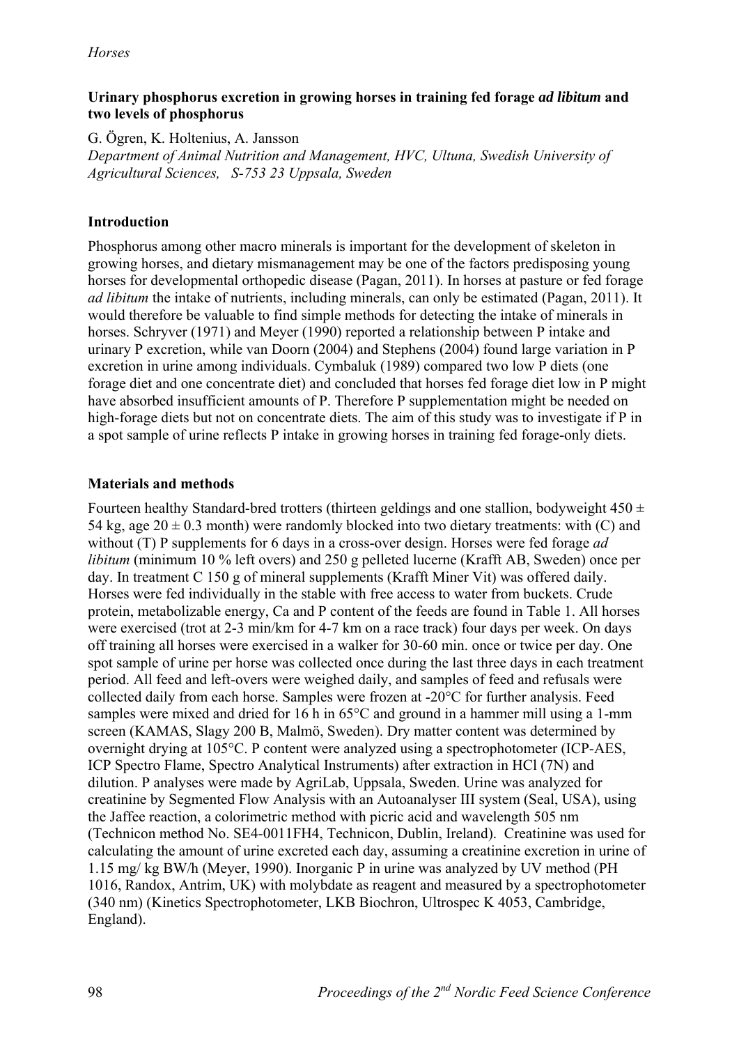### Urinary phosphorus excretion in growing horses in training fed forage *ad libitum* and two levels of phosphorus

G. Ögren, K. Holtenius, A. Jansson

*Department of Animal Nutrition and Management, HVC, Ultuna, Swedish University of Agricultural Sciences, S-753 23 Uppsala, Sweden*

#### Introduction

Phosphorus among other macro minerals is important for the development of skeleton in growing horses, and dietary mismanagement may be one of the factors predisposing young horses for developmental orthopedic disease (Pagan, 2011). In horses at pasture or fed forage *ad libitum* the intake of nutrients, including minerals, can only be estimated (Pagan, 2011). It would therefore be valuable to find simple methods for detecting the intake of minerals in horses. Schryver (1971) and Meyer (1990) reported a relationship between P intake and urinary P excretion, while van Doorn (2004) and Stephens (2004) found large variation in P excretion in urine among individuals. Cymbaluk (1989) compared two low P diets (one forage diet and one concentrate diet) and concluded that horses fed forage diet low in P might have absorbed insufficient amounts of P. Therefore P supplementation might be needed on high-forage diets but not on concentrate diets. The aim of this study was to investigate if P in a spot sample of urine reflects P intake in growing horses in training fed forage-only diets.

#### Materials and methods

Fourteen healthy Standard-bred trotters (thirteen geldings and one stallion, bodyweight 450 ± 54 kg, age 20 ± 0.3 month) were randomly blocked into two dietary treatments: with (C) and without (T) P supplements for 6 days in a cross-over design. Horses were fed forage *ad libitum* (minimum 10 % left overs) and 250 g pelleted lucerne (Krafft AB, Sweden) once per day. In treatment C 150 g of mineral supplements (Krafft Miner Vit) was offered daily. Horses were fed individually in the stable with free access to water from buckets. Crude protein, metabolizable energy, Ca and P content of the feeds are found in Table 1. All horses were exercised (trot at 2-3 min/km for 4-7 km on a race track) four days per week. On days off training all horses were exercised in a walker for 30-60 min. once or twice per day. One spot sample of urine per horse was collected once during the last three days in each treatment period. All feed and left-overs were weighed daily, and samples of feed and refusals were collected daily from each horse. Samples were frozen at -20°C for further analysis. Feed samples were mixed and dried for 16 h in 65°C and ground in a hammer mill using a 1-mm screen (KAMAS, Slagy 200 B, Malmö, Sweden). Dry matter content was determined by overnight drying at 105°C. P content were analyzed using a spectrophotometer (ICP-AES, ICP Spectro Flame, Spectro Analytical Instruments) after extraction in HCl (7N) and dilution. P analyses were made by AgriLab, Uppsala, Sweden. Urine was analyzed for creatinine by Segmented Flow Analysis with an Autoanalyser III system (Seal, USA), using the Jaffee reaction, a colorimetric method with picric acid and wavelength 505 nm (Technicon method No. SE4-0011FH4, Technicon, Dublin, Ireland). Creatinine was used for calculating the amount of urine excreted each day, assuming a creatinine excretion in urine of 1.15 mg/ kg BW/h (Meyer, 1990). Inorganic P in urine was analyzed by UV method (PH 1016, Randox, Antrim, UK) with molybdate as reagent and measured by a spectrophotometer (340 nm) (Kinetics Spectrophotometer, LKB Biochron, Ultrospec K 4053, Cambridge, England).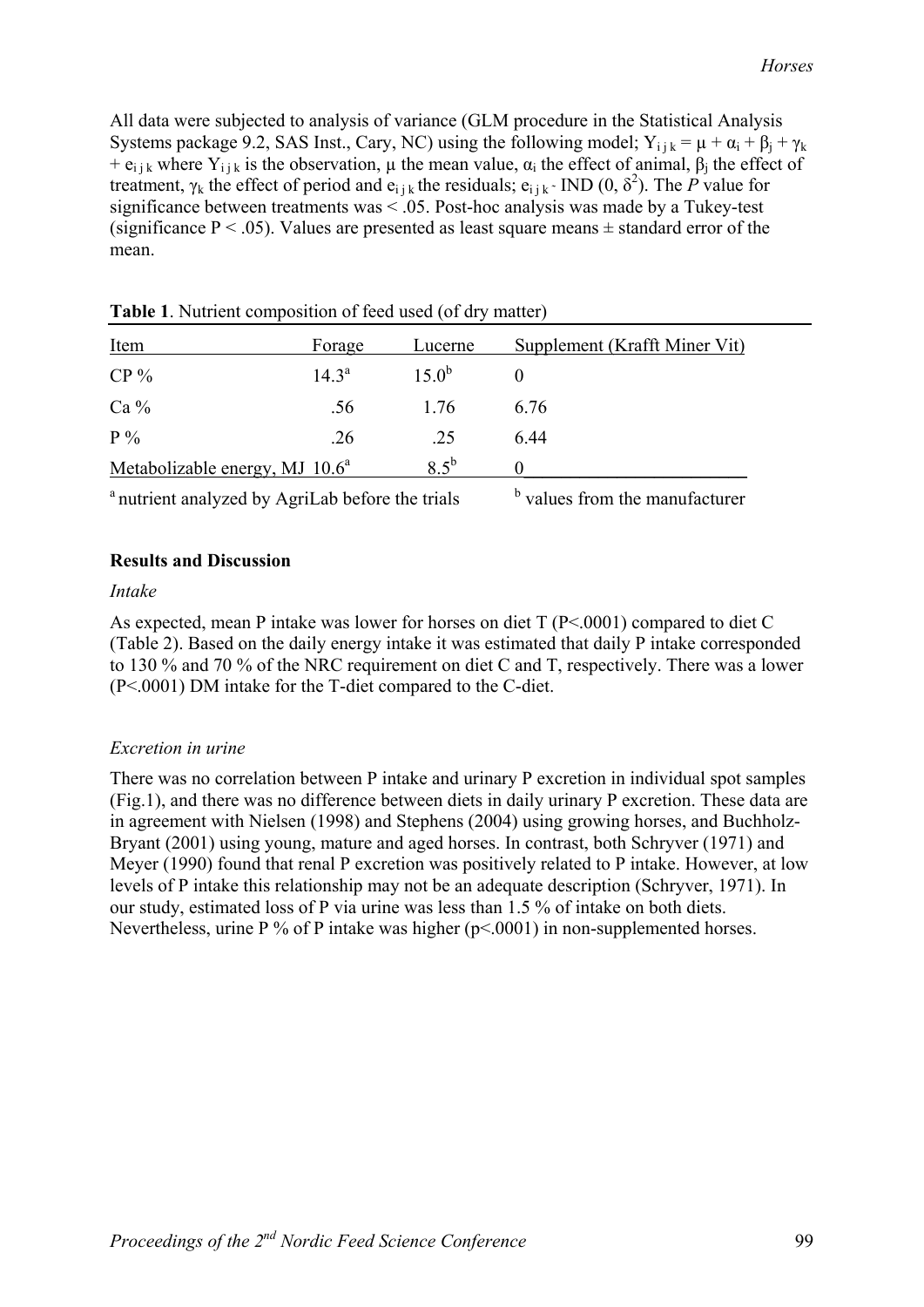All data were subjected to analysis of variance (GLM procedure in the Statistical Analysis Systems package 9.2, SAS Inst., Cary, NC) using the following model; $Y_{ijk} = \mu + \alpha_i + \beta_j + \gamma_k + e_{ijk}$ where $Y_{ijk}$ is the observation, $\mu$ the mean value, $\alpha_i$ the effect of animal, $\beta_j$ the effect of treatment, $\gamma_k$ the effect of period and $e_{ijk}$ the residuals; $e_{ijk}$ ~ IND $(0, \delta^2)$. The *P* value for significance between treatments was < .05. Post-hoc analysis was made by a Tukey-test (significance P < .05). Values are presented as least square means ± standard error of the mean.

**Table 1**. Nutrient composition of feed used (of dry matter)

| Item | Forage | Lucerne | Supplement (Krafft Miner Vit) |
|---|---|---|---|
| CP % | 14.3[a] | 15.0[b] | 0 |
| Ca % | .56 | 1.76 | 6.76 |
| P % | .26 | .25 | 6.44 |
| Metabolizable energy, MJ | 10.6[a] | 8.5[b] | 0 |

[a] nutrient analyzed by AgriLab before the trials [b] values from the manufacturer

**Results and Discussion**

*Intake*

As expected, mean P intake was lower for horses on diet T (P<.0001) compared to diet C (Table 2). Based on the daily energy intake it was estimated that daily P intake corresponded to 130 % and 70 % of the NRC requirement on diet C and T, respectively. There was a lower (P<.0001) DM intake for the T-diet compared to the C-diet.

*Excretion in urine*

There was no correlation between P intake and urinary P excretion in individual spot samples (Fig.1), and there was no difference between diets in daily urinary P excretion. These data are in agreement with Nielsen (1998) and Stephens (2004) using growing horses, and Buchholz-Bryant (2001) using young, mature and aged horses. In contrast, both Schryver (1971) and Meyer (1990) found that renal P excretion was positively related to P intake. However, at low levels of P intake this relationship may not be an adequate description (Schryver, 1971). In our study, estimated loss of P via urine was less than 1.5 % of intake on both diets. Nevertheless, urine P % of P intake was higher (p<.0001) in non-supplemented horses.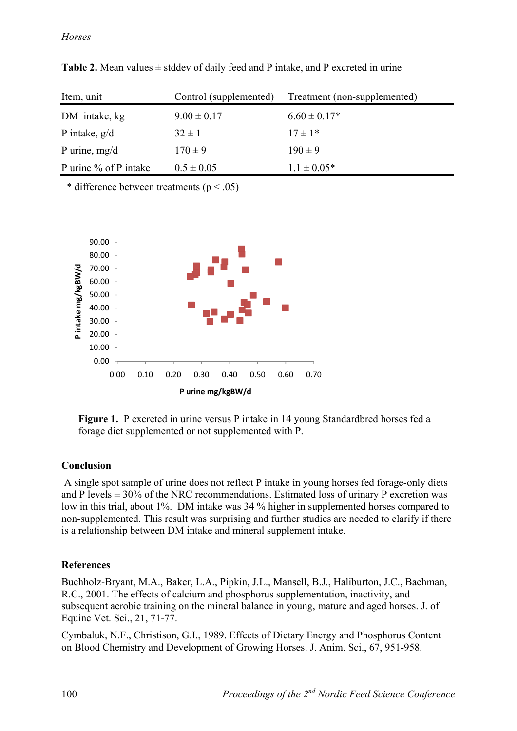**Table 2.** Mean values ± stddev of daily feed and P intake, and P excreted in urine

| Item, unit | Control (supplemented) | Treatment (non-supplemented) |
|---|---|---|
| DM intake, kg | 9.00 ± 0.17 | 6.60 ± 0.17* |
| P intake, g/d | 32 ± 1 | 17 ± 1* |
| P urine, mg/d | 170 ± 9 | 190 ± 9 |
| P urine % of P intake | 0.5 ± 0.05 | 1.1 ± 0.05* |

\* difference between treatments ($p < .05$)

**Figure 1.** P excreted in urine versus P intake in 14 young Standardbred horses fed a forage diet supplemented or not supplemented with P.

### Conclusion

A single spot sample of urine does not reflect P intake in young horses fed forage-only diets and P levels ± 30% of the NRC recommendations. Estimated loss of urinary P excretion was low in this trial, about 1%. DM intake was 34 % higher in supplemented horses compared to non-supplemented. This result was surprising and further studies are needed to clarify if there is a relationship between DM intake and mineral supplement intake.

### References

Buchholz-Bryant, M.A., Baker, L.A., Pipkin, J.L., Mansell, B.J., Haliburton, J.C., Bachman, R.C., 2001. The effects of calcium and phosphorus supplementation, inactivity, and subsequent aerobic training on the mineral balance in young, mature and aged horses. J. of Equine Vet. Sci., 21, 71-77.

Cymbaluk, N.F., Christison, G.I., 1989. Effects of Dietary Energy and Phosphorus Content on Blood Chemistry and Development of Growing Horses. J. Anim. Sci., 67, 951-958.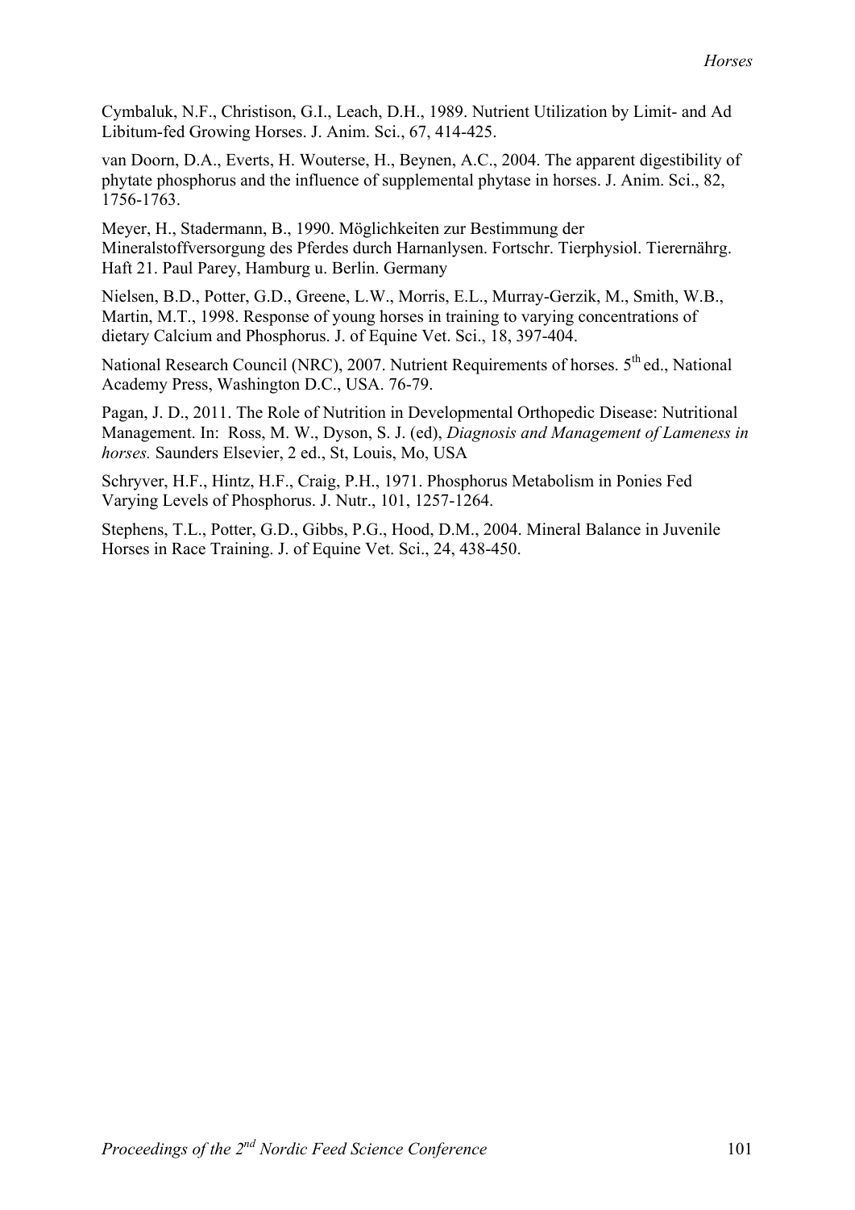Cymbaluk, N.F., Christison, G.I., Leach, D.H., 1989. Nutrient Utilization by Limit- and Ad Libitum-fed Growing Horses. J. Anim. Sci., 67, 414-425.

van Doorn, D.A., Everts, H. Wouterse, H., Beynen, A.C., 2004. The apparent digestibility of phytate phosphorus and the influence of supplemental phytase in horses. J. Anim. Sci., 82, 1756-1763.

Meyer, H., Stadermann, B., 1990. Möglichkeiten zur Bestimmung der Mineralstoffversorgung des Pferdes durch Harnanlysen. Fortschr. Tierphysiol. Tierernährg. Haft 21. Paul Parey, Hamburg u. Berlin. Germany

Nielsen, B.D., Potter, G.D., Greene, L.W., Morris, E.L., Murray-Gerzik, M., Smith, W.B., Martin, M.T., 1998. Response of young horses in training to varying concentrations of dietary Calcium and Phosphorus. J. of Equine Vet. Sci., 18, 397-404.

National Research Council (NRC), 2007. Nutrient Requirements of horses. 5th ed., National Academy Press, Washington D.C., USA. 76-79.

Pagan, J. D., 2011. The Role of Nutrition in Developmental Orthopedic Disease: Nutritional Management. In: Ross, M. W., Dyson, S. J. (ed), *Diagnosis and Management of Lameness in horses.* Saunders Elsevier, 2 ed., St, Louis, Mo, USA

Schryver, H.F., Hintz, H.F., Craig, P.H., 1971. Phosphorus Metabolism in Ponies Fed Varying Levels of Phosphorus. J. Nutr., 101, 1257-1264.

Stephens, T.L., Potter, G.D., Gibbs, P.G., Hood, D.M., 2004. Mineral Balance in Juvenile Horses in Race Training. J. of Equine Vet. Sci., 24, 438-450.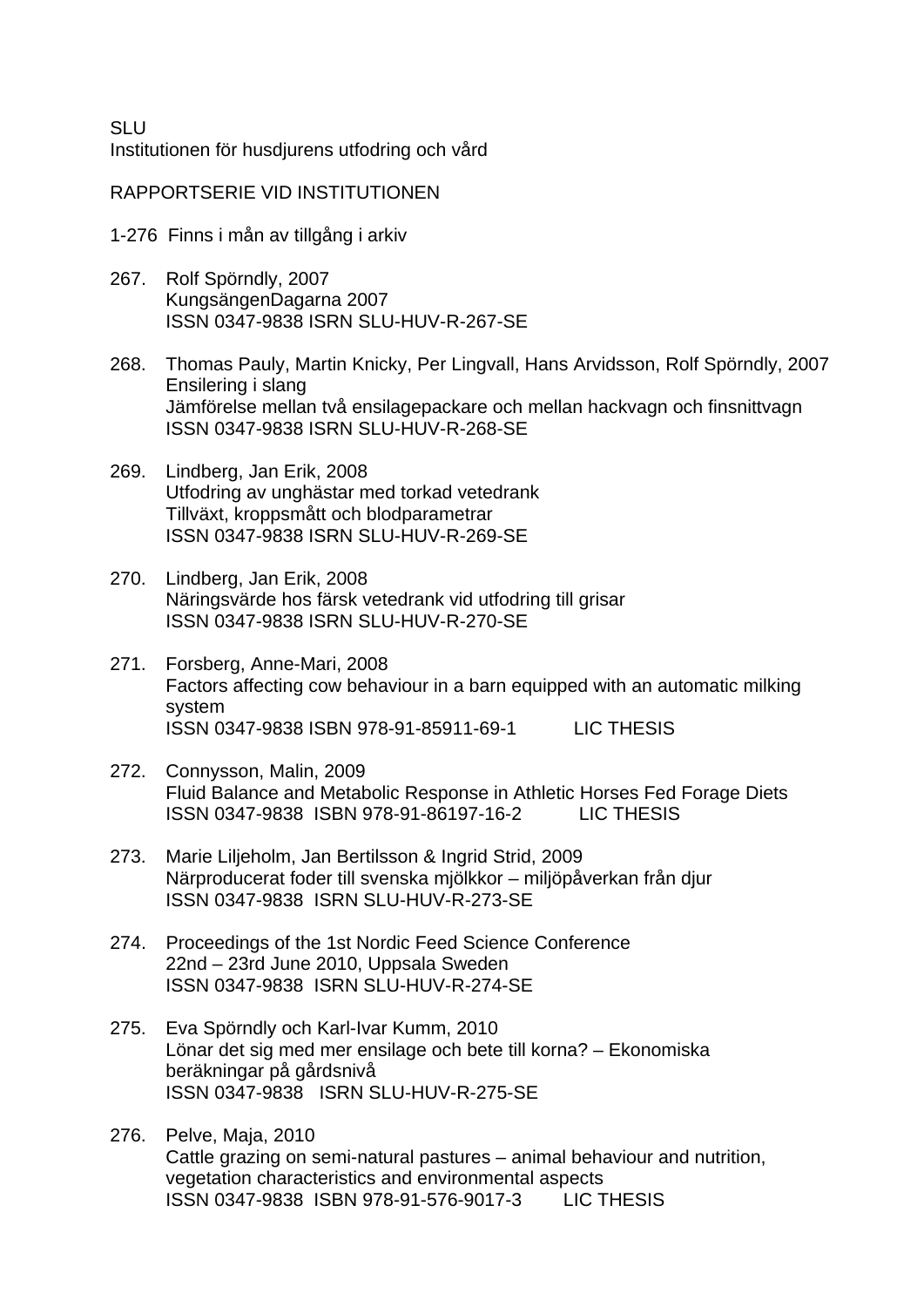SLU
Institutionen för husdjurens utfodring och vård

RAPPORTSERIE VID INSTITUTIONEN

1-276 Finns i mån av tillgång i arkiv

267. Rolf Spörndly, 2007
KungsängenDagarna 2007
ISSN 0347-9838 ISRN SLU-HUV-R-267-SE

268. Thomas Pauly, Martin Knicky, Per Lingvall, Hans Arvidsson, Rolf Spörndly, 2007
Ensilering i slang
Jämförelse mellan två ensilagepackare och mellan hackvagn och finsnittvagn
ISSN 0347-9838 ISRN SLU-HUV-R-268-SE

269. Lindberg, Jan Erik, 2008
Utfodring av unghästar med torkad vetedrank
Tillväxt, kroppsmått och blodparametrar
ISSN 0347-9838 ISRN SLU-HUV-R-269-SE

270. Lindberg, Jan Erik, 2008
Näringsvärde hos färsk vetedrank vid utfodring till grisar
ISSN 0347-9838 ISRN SLU-HUV-R-270-SE

271. Forsberg, Anne-Mari, 2008
Factors affecting cow behaviour in a barn equipped with an automatic milking system
ISSN 0347-9838 ISBN 978-91-85911-69-1 LIC THESIS

272. Connysson, Malin, 2009
Fluid Balance and Metabolic Response in Athletic Horses Fed Forage Diets
ISSN 0347-9838 ISBN 978-91-86197-16-2 LIC THESIS

273. Marie Liljeholm, Jan Bertilsson & Ingrid Strid, 2009
Närproducerat foder till svenska mjölkkor – miljöpåverkan från djur
ISSN 0347-9838 ISRN SLU-HUV-R-273-SE

274. Proceedings of the 1st Nordic Feed Science Conference
22nd – 23rd June 2010, Uppsala Sweden
ISSN 0347-9838 ISRN SLU-HUV-R-274-SE

275. Eva Spörndly och Karl-Ivar Kumm, 2010
Lönar det sig med mer ensilage och bete till korna? – Ekonomiska beräkningar på gårdsnivå
ISSN 0347-9838 ISRN SLU-HUV-R-275-SE

276. Pelve, Maja, 2010
Cattle grazing on semi-natural pastures – animal behaviour and nutrition, vegetation characteristics and environmental aspects
ISSN 0347-9838 ISBN 978-91-576-9017-3 LIC THESIS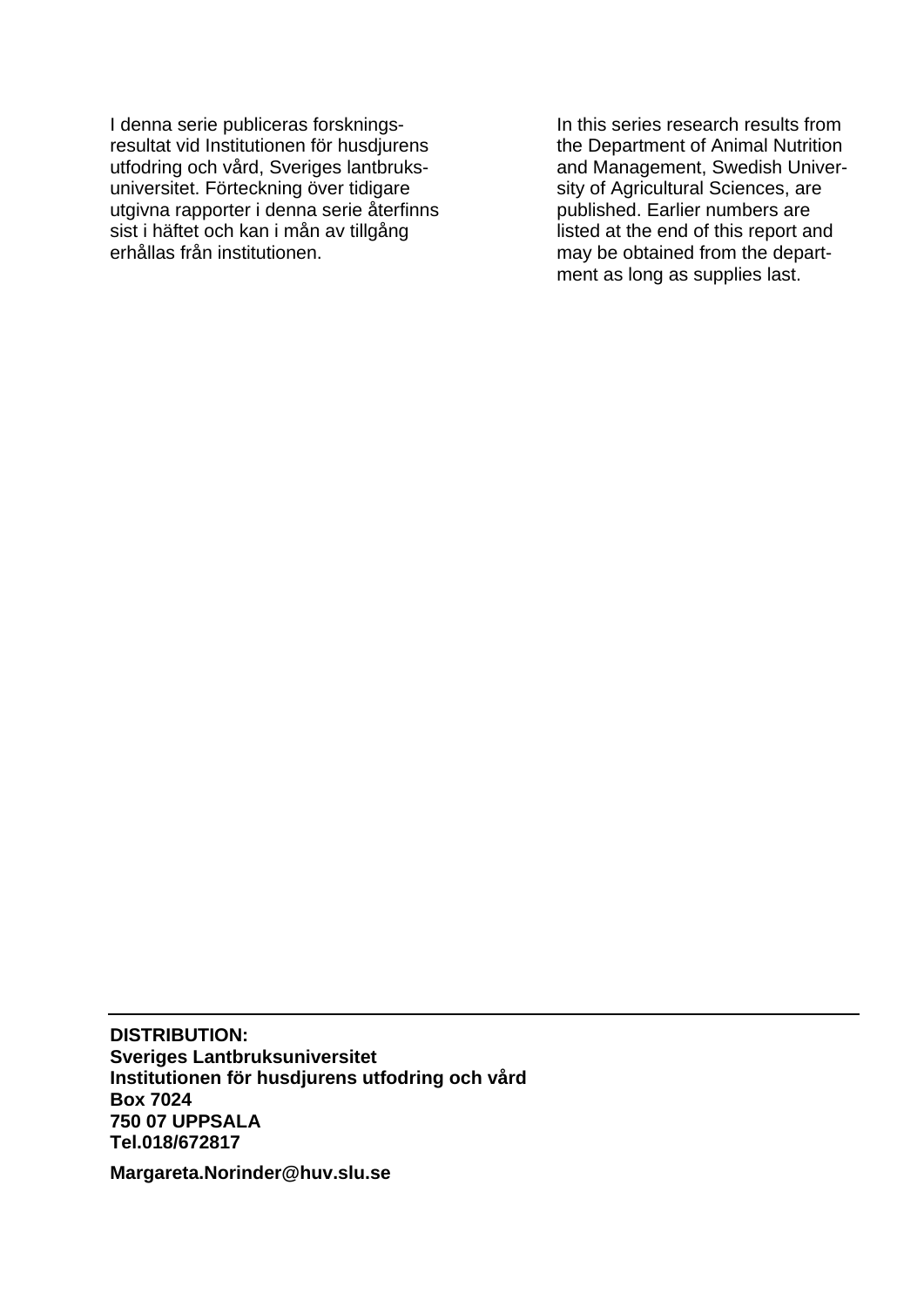I denna serie publiceras forskningsresultat vid Institutionen för husdjurens utfodring och vård, Sveriges lantbruksuniversitet. Förteckning över tidigare utgivna rapporter i denna serie återfinns sist i häftet och kan i mån av tillgång erhållas från institutionen.

In this series research results from the Department of Animal Nutrition and Management, Swedish University of Agricultural Sciences, are published. Earlier numbers are listed at the end of this report and may be obtained from the department as long as supplies last.

---

**DISTRIBUTION:**
**Sveriges Lantbruksuniversitet**
**Institutionen för husdjurens utfodring och vård**
**Box 7024**
**750 07 UPPSALA**
**Tel.018/672817**

**Margareta.Norinder@huv.slu.se**